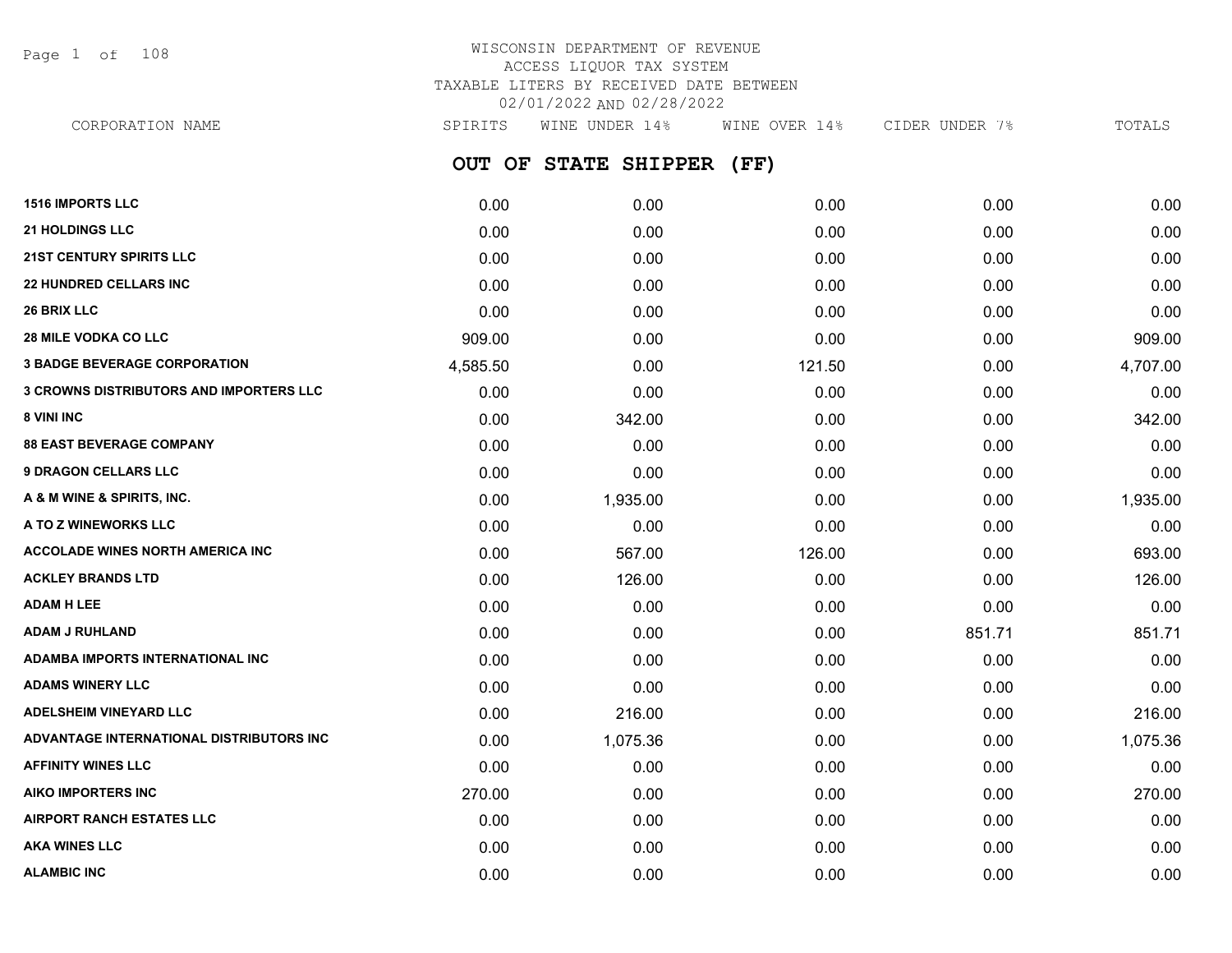# WISCONSIN DEPARTMENT OF REVENUE
ACCESS LIQUOR TAX SYSTEM
TAXABLE LITERS BY RECEIVED DATE BETWEEN
02/01/2022 AND 02/28/2022

## OUT OF STATE SHIPPER (FF)

| CORPORATION NAME | SPIRITS | WINE UNDER 14% | WINE OVER 14% | CIDER UNDER 7% | TOTALS |
|---|---|---|---|---|---|
| 1516 IMPORTS LLC | 0.00 | 0.00 | 0.00 | 0.00 | 0.00 |
| 21 HOLDINGS LLC | 0.00 | 0.00 | 0.00 | 0.00 | 0.00 |
| 21ST CENTURY SPIRITS LLC | 0.00 | 0.00 | 0.00 | 0.00 | 0.00 |
| 22 HUNDRED CELLARS INC | 0.00 | 0.00 | 0.00 | 0.00 | 0.00 |
| 26 BRIX LLC | 0.00 | 0.00 | 0.00 | 0.00 | 0.00 |
| 28 MILE VODKA CO LLC | 909.00 | 0.00 | 0.00 | 0.00 | 909.00 |
| 3 BADGE BEVERAGE CORPORATION | 4,585.50 | 0.00 | 121.50 | 0.00 | 4,707.00 |
| 3 CROWNS DISTRIBUTORS AND IMPORTERS LLC | 0.00 | 0.00 | 0.00 | 0.00 | 0.00 |
| 8 VINI INC | 0.00 | 342.00 | 0.00 | 0.00 | 342.00 |
| 88 EAST BEVERAGE COMPANY | 0.00 | 0.00 | 0.00 | 0.00 | 0.00 |
| 9 DRAGON CELLARS LLC | 0.00 | 0.00 | 0.00 | 0.00 | 0.00 |
| A & M WINE & SPIRITS, INC. | 0.00 | 1,935.00 | 0.00 | 0.00 | 1,935.00 |
| A TO Z WINEWORKS LLC | 0.00 | 0.00 | 0.00 | 0.00 | 0.00 |
| ACCOLADE WINES NORTH AMERICA INC | 0.00 | 567.00 | 126.00 | 0.00 | 693.00 |
| ACKLEY BRANDS LTD | 0.00 | 126.00 | 0.00 | 0.00 | 126.00 |
| ADAM H LEE | 0.00 | 0.00 | 0.00 | 0.00 | 0.00 |
| ADAM J RUHLAND | 0.00 | 0.00 | 0.00 | 851.71 | 851.71 |
| ADAMBA IMPORTS INTERNATIONAL INC | 0.00 | 0.00 | 0.00 | 0.00 | 0.00 |
| ADAMS WINERY LLC | 0.00 | 0.00 | 0.00 | 0.00 | 0.00 |
| ADELSHEIM VINEYARD LLC | 0.00 | 216.00 | 0.00 | 0.00 | 216.00 |
| ADVANTAGE INTERNATIONAL DISTRIBUTORS INC | 0.00 | 1,075.36 | 0.00 | 0.00 | 1,075.36 |
| AFFINITY WINES LLC | 0.00 | 0.00 | 0.00 | 0.00 | 0.00 |
| AIKO IMPORTERS INC | 270.00 | 0.00 | 0.00 | 0.00 | 270.00 |
| AIRPORT RANCH ESTATES LLC | 0.00 | 0.00 | 0.00 | 0.00 | 0.00 |
| AKA WINES LLC | 0.00 | 0.00 | 0.00 | 0.00 | 0.00 |
| ALAMBIC INC | 0.00 | 0.00 | 0.00 | 0.00 | 0.00 |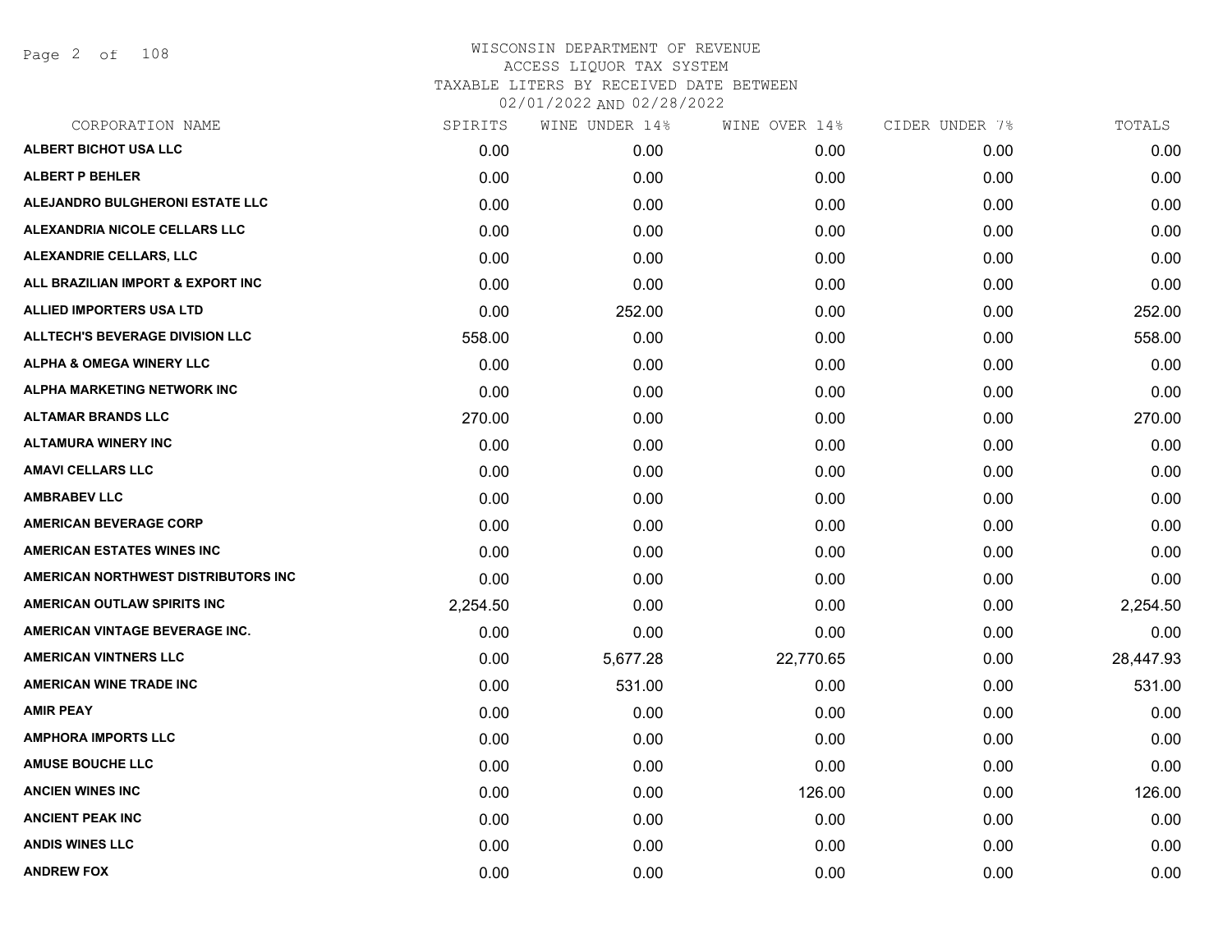WISCONSIN DEPARTMENT OF REVENUE
ACCESS LIQUOR TAX SYSTEM
TAXABLE LITERS BY RECEIVED DATE BETWEEN
02/01/2022 AND 02/28/2022

| CORPORATION NAME | SPIRITS | WINE UNDER 14% | WINE OVER 14% | CIDER UNDER 7% | TOTALS |
|---|---|---|---|---|---|
| ALBERT BICHOT USA LLC | 0.00 | 0.00 | 0.00 | 0.00 | 0.00 |
| ALBERT P BEHLER | 0.00 | 0.00 | 0.00 | 0.00 | 0.00 |
| ALEJANDRO BULGHERONI ESTATE LLC | 0.00 | 0.00 | 0.00 | 0.00 | 0.00 |
| ALEXANDRIA NICOLE CELLARS LLC | 0.00 | 0.00 | 0.00 | 0.00 | 0.00 |
| ALEXANDRIE CELLARS, LLC | 0.00 | 0.00 | 0.00 | 0.00 | 0.00 |
| ALL BRAZILIAN IMPORT & EXPORT INC | 0.00 | 0.00 | 0.00 | 0.00 | 0.00 |
| ALLIED IMPORTERS USA LTD | 0.00 | 252.00 | 0.00 | 0.00 | 252.00 |
| ALLTECH'S BEVERAGE DIVISION LLC | 558.00 | 0.00 | 0.00 | 0.00 | 558.00 |
| ALPHA & OMEGA WINERY LLC | 0.00 | 0.00 | 0.00 | 0.00 | 0.00 |
| ALPHA MARKETING NETWORK INC | 0.00 | 0.00 | 0.00 | 0.00 | 0.00 |
| ALTAMAR BRANDS LLC | 270.00 | 0.00 | 0.00 | 0.00 | 270.00 |
| ALTAMURA WINERY INC | 0.00 | 0.00 | 0.00 | 0.00 | 0.00 |
| AMAVI CELLARS LLC | 0.00 | 0.00 | 0.00 | 0.00 | 0.00 |
| AMBRABEV LLC | 0.00 | 0.00 | 0.00 | 0.00 | 0.00 |
| AMERICAN BEVERAGE CORP | 0.00 | 0.00 | 0.00 | 0.00 | 0.00 |
| AMERICAN ESTATES WINES INC | 0.00 | 0.00 | 0.00 | 0.00 | 0.00 |
| AMERICAN NORTHWEST DISTRIBUTORS INC | 0.00 | 0.00 | 0.00 | 0.00 | 0.00 |
| AMERICAN OUTLAW SPIRITS INC | 2,254.50 | 0.00 | 0.00 | 0.00 | 2,254.50 |
| AMERICAN VINTAGE BEVERAGE INC. | 0.00 | 0.00 | 0.00 | 0.00 | 0.00 |
| AMERICAN VINTNERS LLC | 0.00 | 5,677.28 | 22,770.65 | 0.00 | 28,447.93 |
| AMERICAN WINE TRADE INC | 0.00 | 531.00 | 0.00 | 0.00 | 531.00 |
| AMIR PEAY | 0.00 | 0.00 | 0.00 | 0.00 | 0.00 |
| AMPHORA IMPORTS LLC | 0.00 | 0.00 | 0.00 | 0.00 | 0.00 |
| AMUSE BOUCHE LLC | 0.00 | 0.00 | 0.00 | 0.00 | 0.00 |
| ANCIEN WINES INC | 0.00 | 0.00 | 126.00 | 0.00 | 126.00 |
| ANCIENT PEAK INC | 0.00 | 0.00 | 0.00 | 0.00 | 0.00 |
| ANDIS WINES LLC | 0.00 | 0.00 | 0.00 | 0.00 | 0.00 |
| ANDREW FOX | 0.00 | 0.00 | 0.00 | 0.00 | 0.00 |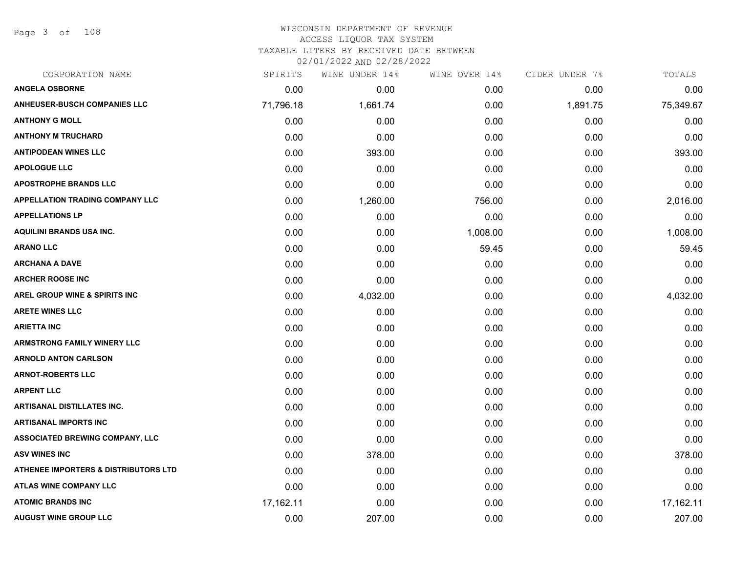WISCONSIN DEPARTMENT OF REVENUE
ACCESS LIQUOR TAX SYSTEM
TAXABLE LITERS BY RECEIVED DATE BETWEEN
02/01/2022 AND 02/28/2022

| CORPORATION NAME | SPIRITS | WINE UNDER 14% | WINE OVER 14% | CIDER UNDER 7% | TOTALS |
|---|---|---|---|---|---|
| ANGELA OSBORNE | 0.00 | 0.00 | 0.00 | 0.00 | 0.00 |
| ANHEUSER-BUSCH COMPANIES LLC | 71,796.18 | 1,661.74 | 0.00 | 1,891.75 | 75,349.67 |
| ANTHONY G MOLL | 0.00 | 0.00 | 0.00 | 0.00 | 0.00 |
| ANTHONY M TRUCHARD | 0.00 | 0.00 | 0.00 | 0.00 | 0.00 |
| ANTIPODEAN WINES LLC | 0.00 | 393.00 | 0.00 | 0.00 | 393.00 |
| APOLOGUE LLC | 0.00 | 0.00 | 0.00 | 0.00 | 0.00 |
| APOSTROPHE BRANDS LLC | 0.00 | 0.00 | 0.00 | 0.00 | 0.00 |
| APPELLATION TRADING COMPANY LLC | 0.00 | 1,260.00 | 756.00 | 0.00 | 2,016.00 |
| APPELLATIONS LP | 0.00 | 0.00 | 0.00 | 0.00 | 0.00 |
| AQUILINI BRANDS USA INC. | 0.00 | 0.00 | 1,008.00 | 0.00 | 1,008.00 |
| ARANO LLC | 0.00 | 0.00 | 59.45 | 0.00 | 59.45 |
| ARCHANA A DAVE | 0.00 | 0.00 | 0.00 | 0.00 | 0.00 |
| ARCHER ROOSE INC | 0.00 | 0.00 | 0.00 | 0.00 | 0.00 |
| AREL GROUP WINE & SPIRITS INC | 0.00 | 4,032.00 | 0.00 | 0.00 | 4,032.00 |
| ARETE WINES LLC | 0.00 | 0.00 | 0.00 | 0.00 | 0.00 |
| ARIETTA INC | 0.00 | 0.00 | 0.00 | 0.00 | 0.00 |
| ARMSTRONG FAMILY WINERY LLC | 0.00 | 0.00 | 0.00 | 0.00 | 0.00 |
| ARNOLD ANTON CARLSON | 0.00 | 0.00 | 0.00 | 0.00 | 0.00 |
| ARNOT-ROBERTS LLC | 0.00 | 0.00 | 0.00 | 0.00 | 0.00 |
| ARPENT LLC | 0.00 | 0.00 | 0.00 | 0.00 | 0.00 |
| ARTISANAL DISTILLATES INC. | 0.00 | 0.00 | 0.00 | 0.00 | 0.00 |
| ARTISANAL IMPORTS INC | 0.00 | 0.00 | 0.00 | 0.00 | 0.00 |
| ASSOCIATED BREWING COMPANY, LLC | 0.00 | 0.00 | 0.00 | 0.00 | 0.00 |
| ASV WINES INC | 0.00 | 378.00 | 0.00 | 0.00 | 378.00 |
| ATHENEE IMPORTERS & DISTRIBUTORS LTD | 0.00 | 0.00 | 0.00 | 0.00 | 0.00 |
| ATLAS WINE COMPANY LLC | 0.00 | 0.00 | 0.00 | 0.00 | 0.00 |
| ATOMIC BRANDS INC | 17,162.11 | 0.00 | 0.00 | 0.00 | 17,162.11 |
| AUGUST WINE GROUP LLC | 0.00 | 207.00 | 0.00 | 0.00 | 207.00 |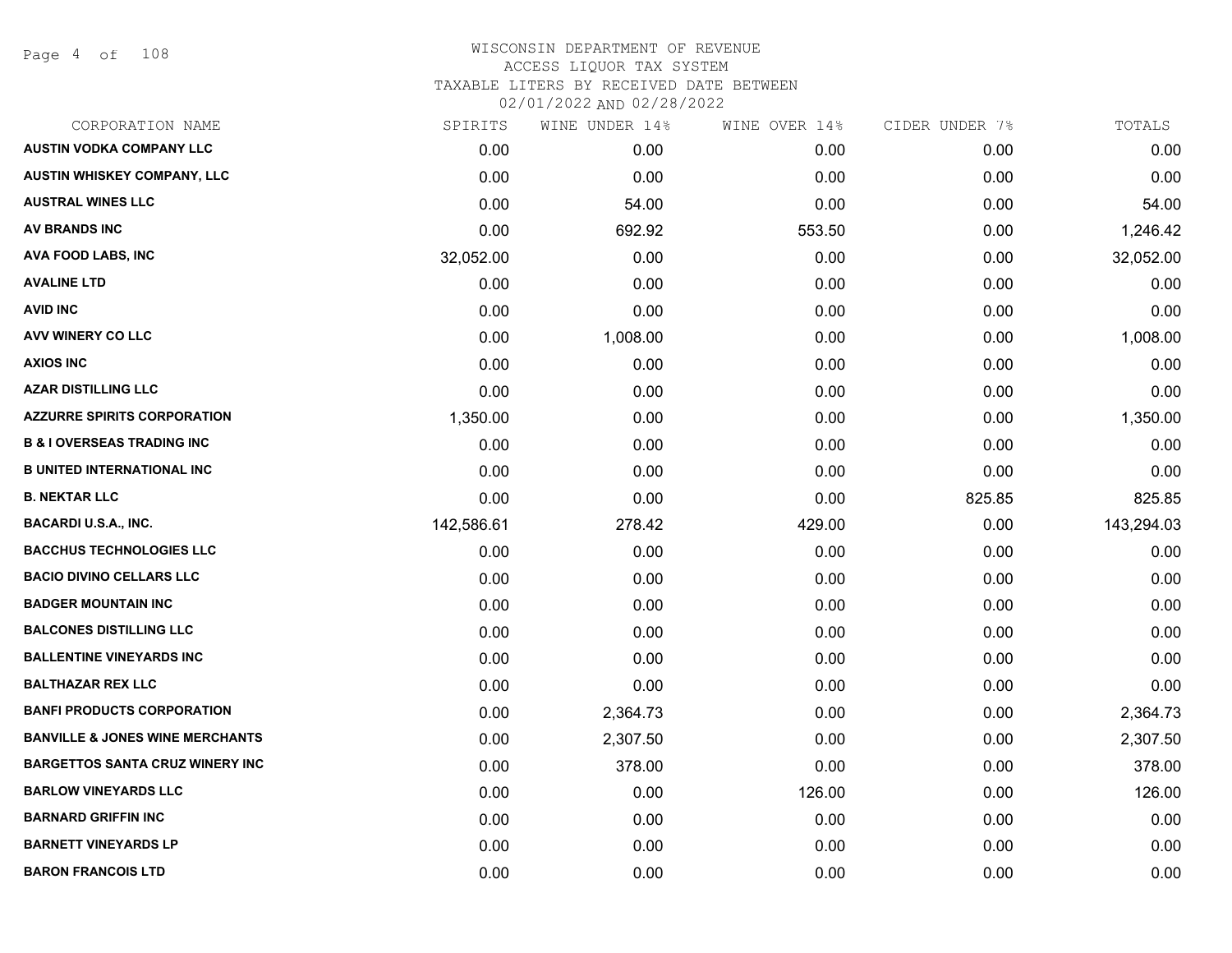WISCONSIN DEPARTMENT OF REVENUE
ACCESS LIQUOR TAX SYSTEM
TAXABLE LITERS BY RECEIVED DATE BETWEEN
02/01/2022 AND 02/28/2022

| CORPORATION NAME | SPIRITS | WINE UNDER 14% | WINE OVER 14% | CIDER UNDER 7% | TOTALS |
|---|---|---|---|---|---|
| AUSTIN VODKA COMPANY LLC | 0.00 | 0.00 | 0.00 | 0.00 | 0.00 |
| AUSTIN WHISKEY COMPANY, LLC | 0.00 | 0.00 | 0.00 | 0.00 | 0.00 |
| AUSTRAL WINES LLC | 0.00 | 54.00 | 0.00 | 0.00 | 54.00 |
| AV BRANDS INC | 0.00 | 692.92 | 553.50 | 0.00 | 1,246.42 |
| AVA FOOD LABS, INC | 32,052.00 | 0.00 | 0.00 | 0.00 | 32,052.00 |
| AVALINE LTD | 0.00 | 0.00 | 0.00 | 0.00 | 0.00 |
| AVID INC | 0.00 | 0.00 | 0.00 | 0.00 | 0.00 |
| AVV WINERY CO LLC | 0.00 | 1,008.00 | 0.00 | 0.00 | 1,008.00 |
| AXIOS INC | 0.00 | 0.00 | 0.00 | 0.00 | 0.00 |
| AZAR DISTILLING LLC | 0.00 | 0.00 | 0.00 | 0.00 | 0.00 |
| AZZURRE SPIRITS CORPORATION | 1,350.00 | 0.00 | 0.00 | 0.00 | 1,350.00 |
| B & I OVERSEAS TRADING INC | 0.00 | 0.00 | 0.00 | 0.00 | 0.00 |
| B UNITED INTERNATIONAL INC | 0.00 | 0.00 | 0.00 | 0.00 | 0.00 |
| B. NEKTAR LLC | 0.00 | 0.00 | 0.00 | 825.85 | 825.85 |
| BACARDI U.S.A., INC. | 142,586.61 | 278.42 | 429.00 | 0.00 | 143,294.03 |
| BACCHUS TECHNOLOGIES LLC | 0.00 | 0.00 | 0.00 | 0.00 | 0.00 |
| BACIO DIVINO CELLARS LLC | 0.00 | 0.00 | 0.00 | 0.00 | 0.00 |
| BADGER MOUNTAIN INC | 0.00 | 0.00 | 0.00 | 0.00 | 0.00 |
| BALCONES DISTILLING LLC | 0.00 | 0.00 | 0.00 | 0.00 | 0.00 |
| BALLENTINE VINEYARDS INC | 0.00 | 0.00 | 0.00 | 0.00 | 0.00 |
| BALTHAZAR REX LLC | 0.00 | 0.00 | 0.00 | 0.00 | 0.00 |
| BANFI PRODUCTS CORPORATION | 0.00 | 2,364.73 | 0.00 | 0.00 | 2,364.73 |
| BANVILLE & JONES WINE MERCHANTS | 0.00 | 2,307.50 | 0.00 | 0.00 | 2,307.50 |
| BARGETTOS SANTA CRUZ WINERY INC | 0.00 | 378.00 | 0.00 | 0.00 | 378.00 |
| BARLOW VINEYARDS LLC | 0.00 | 0.00 | 126.00 | 0.00 | 126.00 |
| BARNARD GRIFFIN INC | 0.00 | 0.00 | 0.00 | 0.00 | 0.00 |
| BARNETT VINEYARDS LP | 0.00 | 0.00 | 0.00 | 0.00 | 0.00 |
| BARON FRANCOIS LTD | 0.00 | 0.00 | 0.00 | 0.00 | 0.00 |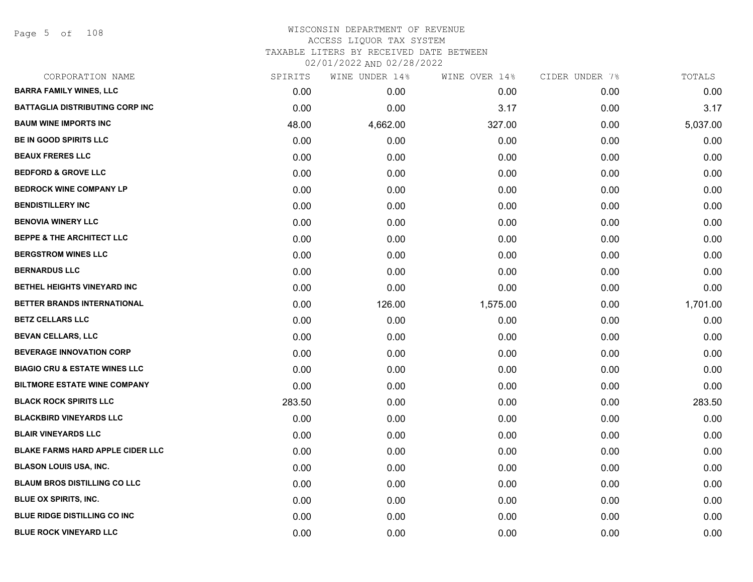WISCONSIN DEPARTMENT OF REVENUE
ACCESS LIQUOR TAX SYSTEM
TAXABLE LITERS BY RECEIVED DATE BETWEEN
02/01/2022 AND 02/28/2022

| CORPORATION NAME | SPIRITS | WINE UNDER 14% | WINE OVER 14% | CIDER UNDER 7% | TOTALS |
|---|---|---|---|---|---|
| BARRA FAMILY WINES, LLC | 0.00 | 0.00 | 0.00 | 0.00 | 0.00 |
| BATTAGLIA DISTRIBUTING CORP INC | 0.00 | 0.00 | 3.17 | 0.00 | 3.17 |
| BAUM WINE IMPORTS INC | 48.00 | 4,662.00 | 327.00 | 0.00 | 5,037.00 |
| BE IN GOOD SPIRITS LLC | 0.00 | 0.00 | 0.00 | 0.00 | 0.00 |
| BEAUX FRERES LLC | 0.00 | 0.00 | 0.00 | 0.00 | 0.00 |
| BEDFORD & GROVE LLC | 0.00 | 0.00 | 0.00 | 0.00 | 0.00 |
| BEDROCK WINE COMPANY LP | 0.00 | 0.00 | 0.00 | 0.00 | 0.00 |
| BENDISTILLERY INC | 0.00 | 0.00 | 0.00 | 0.00 | 0.00 |
| BENOVIA WINERY LLC | 0.00 | 0.00 | 0.00 | 0.00 | 0.00 |
| BEPPE & THE ARCHITECT LLC | 0.00 | 0.00 | 0.00 | 0.00 | 0.00 |
| BERGSTROM WINES LLC | 0.00 | 0.00 | 0.00 | 0.00 | 0.00 |
| BERNARDUS LLC | 0.00 | 0.00 | 0.00 | 0.00 | 0.00 |
| BETHEL HEIGHTS VINEYARD INC | 0.00 | 0.00 | 0.00 | 0.00 | 0.00 |
| BETTER BRANDS INTERNATIONAL | 0.00 | 126.00 | 1,575.00 | 0.00 | 1,701.00 |
| BETZ CELLARS LLC | 0.00 | 0.00 | 0.00 | 0.00 | 0.00 |
| BEVAN CELLARS, LLC | 0.00 | 0.00 | 0.00 | 0.00 | 0.00 |
| BEVERAGE INNOVATION CORP | 0.00 | 0.00 | 0.00 | 0.00 | 0.00 |
| BIAGIO CRU & ESTATE WINES LLC | 0.00 | 0.00 | 0.00 | 0.00 | 0.00 |
| BILTMORE ESTATE WINE COMPANY | 0.00 | 0.00 | 0.00 | 0.00 | 0.00 |
| BLACK ROCK SPIRITS LLC | 283.50 | 0.00 | 0.00 | 0.00 | 283.50 |
| BLACKBIRD VINEYARDS LLC | 0.00 | 0.00 | 0.00 | 0.00 | 0.00 |
| BLAIR VINEYARDS LLC | 0.00 | 0.00 | 0.00 | 0.00 | 0.00 |
| BLAKE FARMS HARD APPLE CIDER LLC | 0.00 | 0.00 | 0.00 | 0.00 | 0.00 |
| BLASON LOUIS USA, INC. | 0.00 | 0.00 | 0.00 | 0.00 | 0.00 |
| BLAUM BROS DISTILLING CO LLC | 0.00 | 0.00 | 0.00 | 0.00 | 0.00 |
| BLUE OX SPIRITS, INC. | 0.00 | 0.00 | 0.00 | 0.00 | 0.00 |
| BLUE RIDGE DISTILLING CO INC | 0.00 | 0.00 | 0.00 | 0.00 | 0.00 |
| BLUE ROCK VINEYARD LLC | 0.00 | 0.00 | 0.00 | 0.00 | 0.00 |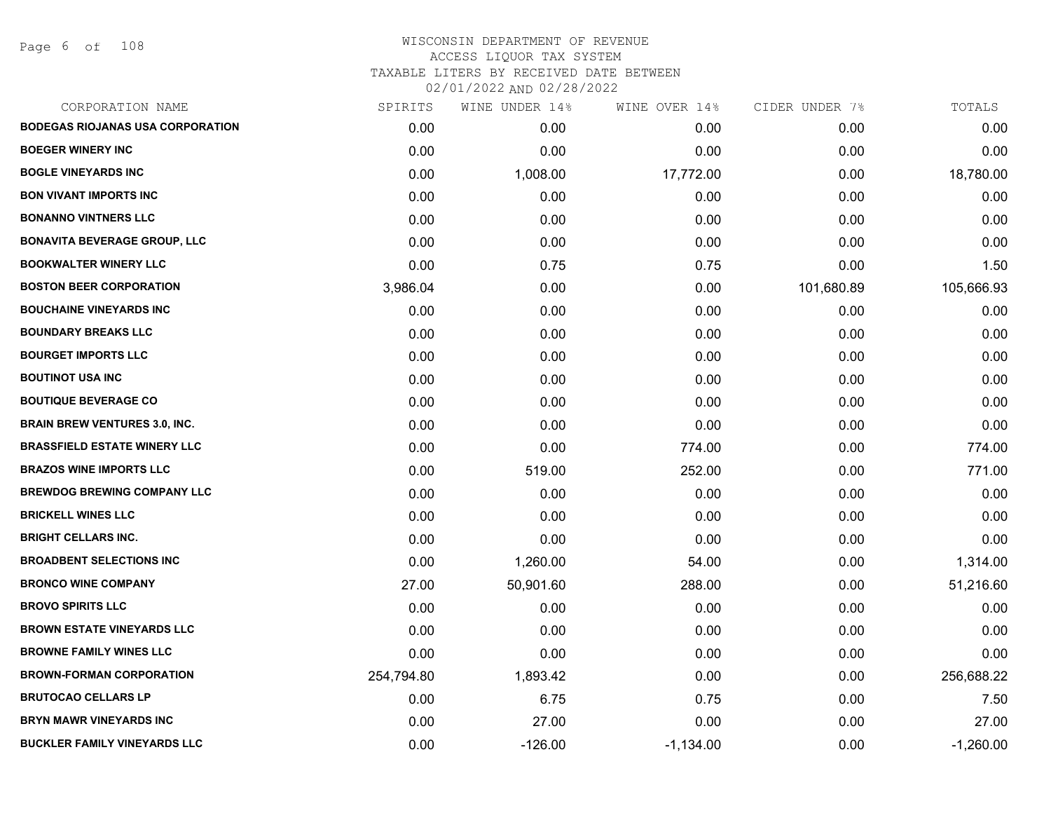WISCONSIN DEPARTMENT OF REVENUE
ACCESS LIQUOR TAX SYSTEM
TAXABLE LITERS BY RECEIVED DATE BETWEEN
02/01/2022 AND 02/28/2022

| CORPORATION NAME | SPIRITS | WINE UNDER 14% | WINE OVER 14% | CIDER UNDER 7% | TOTALS |
|---|---|---|---|---|---|
| BODEGAS RIOJANAS USA CORPORATION | 0.00 | 0.00 | 0.00 | 0.00 | 0.00 |
| BOEGER WINERY INC | 0.00 | 0.00 | 0.00 | 0.00 | 0.00 |
| BOGLE VINEYARDS INC | 0.00 | 1,008.00 | 17,772.00 | 0.00 | 18,780.00 |
| BON VIVANT IMPORTS INC | 0.00 | 0.00 | 0.00 | 0.00 | 0.00 |
| BONANNO VINTNERS LLC | 0.00 | 0.00 | 0.00 | 0.00 | 0.00 |
| BONAVITA BEVERAGE GROUP, LLC | 0.00 | 0.00 | 0.00 | 0.00 | 0.00 |
| BOOKWALTER WINERY LLC | 0.00 | 0.75 | 0.75 | 0.00 | 1.50 |
| BOSTON BEER CORPORATION | 3,986.04 | 0.00 | 0.00 | 101,680.89 | 105,666.93 |
| BOUCHAINE VINEYARDS INC | 0.00 | 0.00 | 0.00 | 0.00 | 0.00 |
| BOUNDARY BREAKS LLC | 0.00 | 0.00 | 0.00 | 0.00 | 0.00 |
| BOURGET IMPORTS LLC | 0.00 | 0.00 | 0.00 | 0.00 | 0.00 |
| BOUTINOT USA INC | 0.00 | 0.00 | 0.00 | 0.00 | 0.00 |
| BOUTIQUE BEVERAGE CO | 0.00 | 0.00 | 0.00 | 0.00 | 0.00 |
| BRAIN BREW VENTURES 3.0, INC. | 0.00 | 0.00 | 0.00 | 0.00 | 0.00 |
| BRASSFIELD ESTATE WINERY LLC | 0.00 | 0.00 | 774.00 | 0.00 | 774.00 |
| BRAZOS WINE IMPORTS LLC | 0.00 | 519.00 | 252.00 | 0.00 | 771.00 |
| BREWDOG BREWING COMPANY LLC | 0.00 | 0.00 | 0.00 | 0.00 | 0.00 |
| BRICKELL WINES LLC | 0.00 | 0.00 | 0.00 | 0.00 | 0.00 |
| BRIGHT CELLARS INC. | 0.00 | 0.00 | 0.00 | 0.00 | 0.00 |
| BROADBENT SELECTIONS INC | 0.00 | 1,260.00 | 54.00 | 0.00 | 1,314.00 |
| BRONCO WINE COMPANY | 27.00 | 50,901.60 | 288.00 | 0.00 | 51,216.60 |
| BROVO SPIRITS LLC | 0.00 | 0.00 | 0.00 | 0.00 | 0.00 |
| BROWN ESTATE VINEYARDS LLC | 0.00 | 0.00 | 0.00 | 0.00 | 0.00 |
| BROWNE FAMILY WINES LLC | 0.00 | 0.00 | 0.00 | 0.00 | 0.00 |
| BROWN-FORMAN CORPORATION | 254,794.80 | 1,893.42 | 0.00 | 0.00 | 256,688.22 |
| BRUTOCAO CELLARS LP | 0.00 | 6.75 | 0.75 | 0.00 | 7.50 |
| BRYN MAWR VINEYARDS INC | 0.00 | 27.00 | 0.00 | 0.00 | 27.00 |
| BUCKLER FAMILY VINEYARDS LLC | 0.00 | -126.00 | -1,134.00 | 0.00 | -1,260.00 |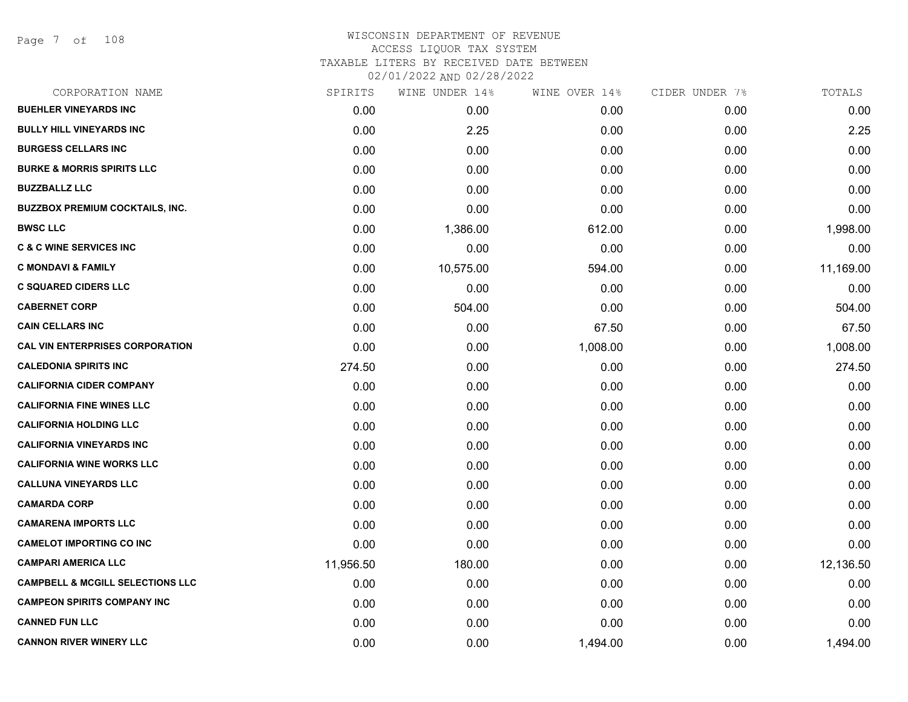WISCONSIN DEPARTMENT OF REVENUE
ACCESS LIQUOR TAX SYSTEM
TAXABLE LITERS BY RECEIVED DATE BETWEEN
02/01/2022 AND 02/28/2022

| CORPORATION NAME | SPIRITS | WINE UNDER 14% | WINE OVER 14% | CIDER UNDER 7% | TOTALS |
|---|---|---|---|---|---|
| BUEHLER VINEYARDS INC | 0.00 | 0.00 | 0.00 | 0.00 | 0.00 |
| BULLY HILL VINEYARDS INC | 0.00 | 2.25 | 0.00 | 0.00 | 2.25 |
| BURGESS CELLARS INC | 0.00 | 0.00 | 0.00 | 0.00 | 0.00 |
| BURKE & MORRIS SPIRITS LLC | 0.00 | 0.00 | 0.00 | 0.00 | 0.00 |
| BUZZBALLZ LLC | 0.00 | 0.00 | 0.00 | 0.00 | 0.00 |
| BUZZBOX PREMIUM COCKTAILS, INC. | 0.00 | 0.00 | 0.00 | 0.00 | 0.00 |
| BWSC LLC | 0.00 | 1,386.00 | 612.00 | 0.00 | 1,998.00 |
| C & C WINE SERVICES INC | 0.00 | 0.00 | 0.00 | 0.00 | 0.00 |
| C MONDAVI & FAMILY | 0.00 | 10,575.00 | 594.00 | 0.00 | 11,169.00 |
| C SQUARED CIDERS LLC | 0.00 | 0.00 | 0.00 | 0.00 | 0.00 |
| CABERNET CORP | 0.00 | 504.00 | 0.00 | 0.00 | 504.00 |
| CAIN CELLARS INC | 0.00 | 0.00 | 67.50 | 0.00 | 67.50 |
| CAL VIN ENTERPRISES CORPORATION | 0.00 | 0.00 | 1,008.00 | 0.00 | 1,008.00 |
| CALEDONIA SPIRITS INC | 274.50 | 0.00 | 0.00 | 0.00 | 274.50 |
| CALIFORNIA CIDER COMPANY | 0.00 | 0.00 | 0.00 | 0.00 | 0.00 |
| CALIFORNIA FINE WINES LLC | 0.00 | 0.00 | 0.00 | 0.00 | 0.00 |
| CALIFORNIA HOLDING LLC | 0.00 | 0.00 | 0.00 | 0.00 | 0.00 |
| CALIFORNIA VINEYARDS INC | 0.00 | 0.00 | 0.00 | 0.00 | 0.00 |
| CALIFORNIA WINE WORKS LLC | 0.00 | 0.00 | 0.00 | 0.00 | 0.00 |
| CALLUNA VINEYARDS LLC | 0.00 | 0.00 | 0.00 | 0.00 | 0.00 |
| CAMARDA CORP | 0.00 | 0.00 | 0.00 | 0.00 | 0.00 |
| CAMARENA IMPORTS LLC | 0.00 | 0.00 | 0.00 | 0.00 | 0.00 |
| CAMELOT IMPORTING CO INC | 0.00 | 0.00 | 0.00 | 0.00 | 0.00 |
| CAMPARI AMERICA LLC | 11,956.50 | 180.00 | 0.00 | 0.00 | 12,136.50 |
| CAMPBELL & MCGILL SELECTIONS LLC | 0.00 | 0.00 | 0.00 | 0.00 | 0.00 |
| CAMPEON SPIRITS COMPANY INC | 0.00 | 0.00 | 0.00 | 0.00 | 0.00 |
| CANNED FUN LLC | 0.00 | 0.00 | 0.00 | 0.00 | 0.00 |
| CANNON RIVER WINERY LLC | 0.00 | 0.00 | 1,494.00 | 0.00 | 1,494.00 |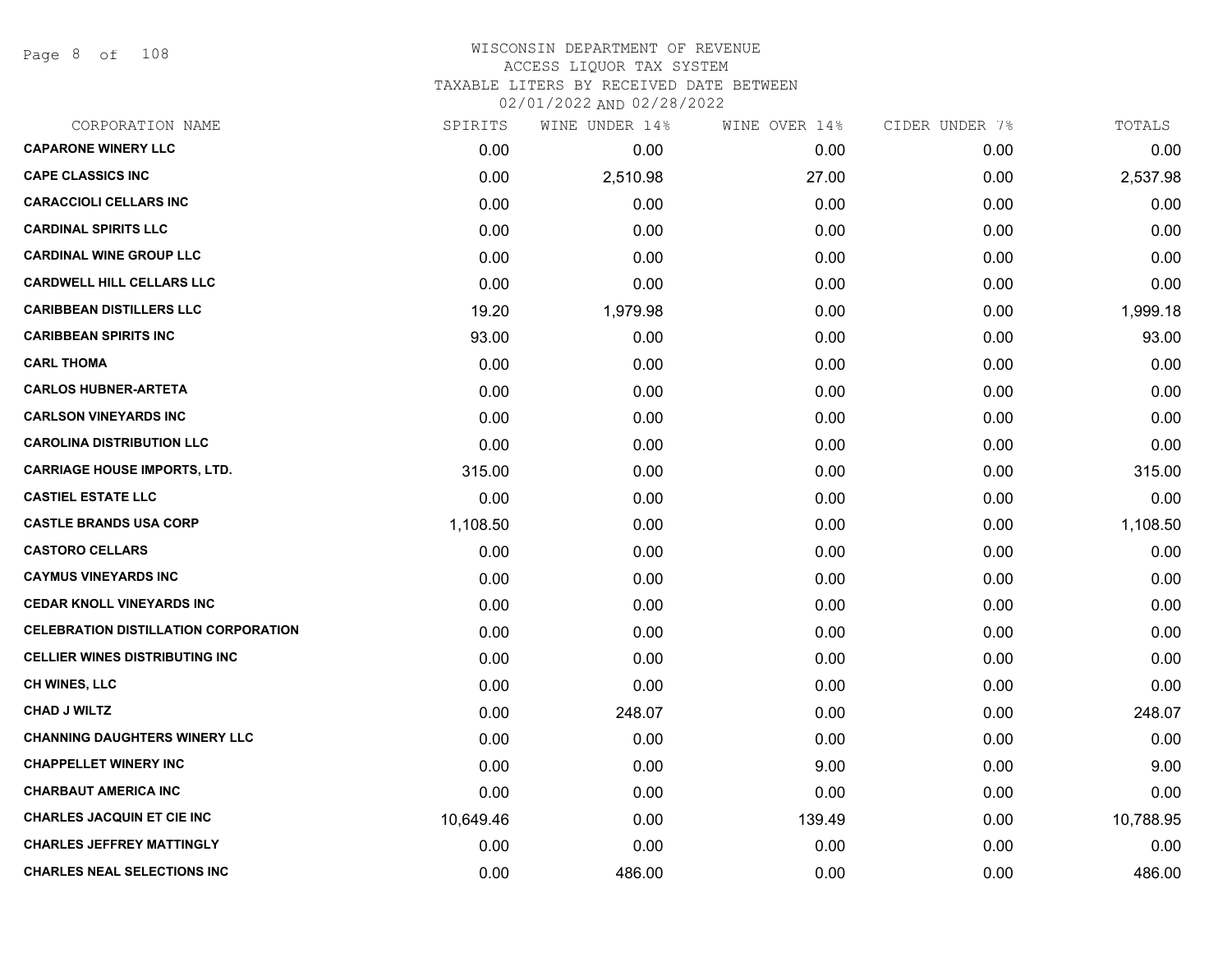WISCONSIN DEPARTMENT OF REVENUE
ACCESS LIQUOR TAX SYSTEM
TAXABLE LITERS BY RECEIVED DATE BETWEEN
02/01/2022 AND 02/28/2022

| CORPORATION NAME | SPIRITS | WINE UNDER 14% | WINE OVER 14% | CIDER UNDER 7% | TOTALS |
|---|---|---|---|---|---|
| **CAPARONE WINERY LLC** | 0.00 | 0.00 | 0.00 | 0.00 | 0.00 |
| **CAPE CLASSICS INC** | 0.00 | 2,510.98 | 27.00 | 0.00 | 2,537.98 |
| **CARACCIOLI CELLARS INC** | 0.00 | 0.00 | 0.00 | 0.00 | 0.00 |
| **CARDINAL SPIRITS LLC** | 0.00 | 0.00 | 0.00 | 0.00 | 0.00 |
| **CARDINAL WINE GROUP LLC** | 0.00 | 0.00 | 0.00 | 0.00 | 0.00 |
| **CARDWELL HILL CELLARS LLC** | 0.00 | 0.00 | 0.00 | 0.00 | 0.00 |
| **CARIBBEAN DISTILLERS LLC** | 19.20 | 1,979.98 | 0.00 | 0.00 | 1,999.18 |
| **CARIBBEAN SPIRITS INC** | 93.00 | 0.00 | 0.00 | 0.00 | 93.00 |
| **CARL THOMA** | 0.00 | 0.00 | 0.00 | 0.00 | 0.00 |
| **CARLOS HUBNER-ARTETA** | 0.00 | 0.00 | 0.00 | 0.00 | 0.00 |
| **CARLSON VINEYARDS INC** | 0.00 | 0.00 | 0.00 | 0.00 | 0.00 |
| **CAROLINA DISTRIBUTION LLC** | 0.00 | 0.00 | 0.00 | 0.00 | 0.00 |
| **CARRIAGE HOUSE IMPORTS, LTD.** | 315.00 | 0.00 | 0.00 | 0.00 | 315.00 |
| **CASTIEL ESTATE LLC** | 0.00 | 0.00 | 0.00 | 0.00 | 0.00 |
| **CASTLE BRANDS USA CORP** | 1,108.50 | 0.00 | 0.00 | 0.00 | 1,108.50 |
| **CASTORO CELLARS** | 0.00 | 0.00 | 0.00 | 0.00 | 0.00 |
| **CAYMUS VINEYARDS INC** | 0.00 | 0.00 | 0.00 | 0.00 | 0.00 |
| **CEDAR KNOLL VINEYARDS INC** | 0.00 | 0.00 | 0.00 | 0.00 | 0.00 |
| **CELEBRATION DISTILLATION CORPORATION** | 0.00 | 0.00 | 0.00 | 0.00 | 0.00 |
| **CELLIER WINES DISTRIBUTING INC** | 0.00 | 0.00 | 0.00 | 0.00 | 0.00 |
| **CH WINES, LLC** | 0.00 | 0.00 | 0.00 | 0.00 | 0.00 |
| **CHAD J WILTZ** | 0.00 | 248.07 | 0.00 | 0.00 | 248.07 |
| **CHANNING DAUGHTERS WINERY LLC** | 0.00 | 0.00 | 0.00 | 0.00 | 0.00 |
| **CHAPPELLET WINERY INC** | 0.00 | 0.00 | 9.00 | 0.00 | 9.00 |
| **CHARBAUT AMERICA INC** | 0.00 | 0.00 | 0.00 | 0.00 | 0.00 |
| **CHARLES JACQUIN ET CIE INC** | 10,649.46 | 0.00 | 139.49 | 0.00 | 10,788.95 |
| **CHARLES JEFFREY MATTINGLY** | 0.00 | 0.00 | 0.00 | 0.00 | 0.00 |
| **CHARLES NEAL SELECTIONS INC** | 0.00 | 486.00 | 0.00 | 0.00 | 486.00 |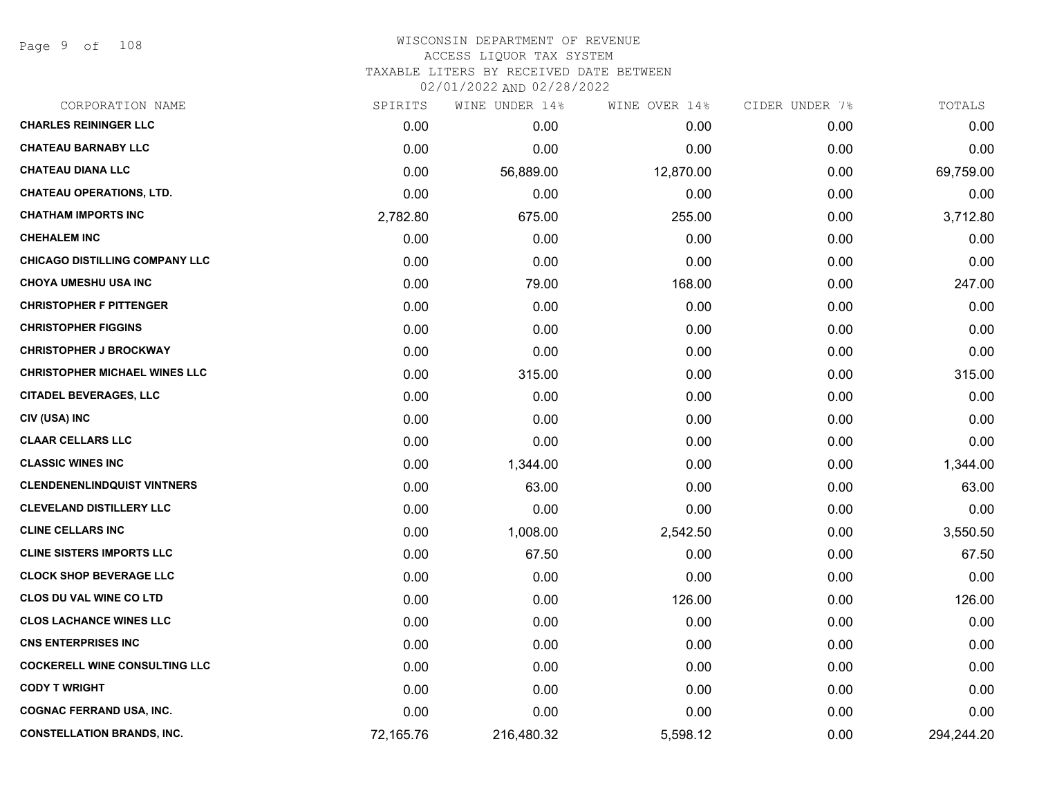WISCONSIN DEPARTMENT OF REVENUE
ACCESS LIQUOR TAX SYSTEM
TAXABLE LITERS BY RECEIVED DATE BETWEEN
02/01/2022 AND 02/28/2022

| CORPORATION NAME | SPIRITS | WINE UNDER 14% | WINE OVER 14% | CIDER UNDER 7% | TOTALS |
|---|---|---|---|---|---|
| **CHARLES REININGER LLC** | 0.00 | 0.00 | 0.00 | 0.00 | 0.00 |
| **CHATEAU BARNABY LLC** | 0.00 | 0.00 | 0.00 | 0.00 | 0.00 |
| **CHATEAU DIANA LLC** | 0.00 | 56,889.00 | 12,870.00 | 0.00 | 69,759.00 |
| **CHATEAU OPERATIONS, LTD.** | 0.00 | 0.00 | 0.00 | 0.00 | 0.00 |
| **CHATHAM IMPORTS INC** | 2,782.80 | 675.00 | 255.00 | 0.00 | 3,712.80 |
| **CHEHALEM INC** | 0.00 | 0.00 | 0.00 | 0.00 | 0.00 |
| **CHICAGO DISTILLING COMPANY LLC** | 0.00 | 0.00 | 0.00 | 0.00 | 0.00 |
| **CHOYA UMESHU USA INC** | 0.00 | 79.00 | 168.00 | 0.00 | 247.00 |
| **CHRISTOPHER F PITTENGER** | 0.00 | 0.00 | 0.00 | 0.00 | 0.00 |
| **CHRISTOPHER FIGGINS** | 0.00 | 0.00 | 0.00 | 0.00 | 0.00 |
| **CHRISTOPHER J BROCKWAY** | 0.00 | 0.00 | 0.00 | 0.00 | 0.00 |
| **CHRISTOPHER MICHAEL WINES LLC** | 0.00 | 315.00 | 0.00 | 0.00 | 315.00 |
| **CITADEL BEVERAGES, LLC** | 0.00 | 0.00 | 0.00 | 0.00 | 0.00 |
| **CIV (USA) INC** | 0.00 | 0.00 | 0.00 | 0.00 | 0.00 |
| **CLAAR CELLARS LLC** | 0.00 | 0.00 | 0.00 | 0.00 | 0.00 |
| **CLASSIC WINES INC** | 0.00 | 1,344.00 | 0.00 | 0.00 | 1,344.00 |
| **CLENDENENLINDQUIST VINTNERS** | 0.00 | 63.00 | 0.00 | 0.00 | 63.00 |
| **CLEVELAND DISTILLERY LLC** | 0.00 | 0.00 | 0.00 | 0.00 | 0.00 |
| **CLINE CELLARS INC** | 0.00 | 1,008.00 | 2,542.50 | 0.00 | 3,550.50 |
| **CLINE SISTERS IMPORTS LLC** | 0.00 | 67.50 | 0.00 | 0.00 | 67.50 |
| **CLOCK SHOP BEVERAGE LLC** | 0.00 | 0.00 | 0.00 | 0.00 | 0.00 |
| **CLOS DU VAL WINE CO LTD** | 0.00 | 0.00 | 126.00 | 0.00 | 126.00 |
| **CLOS LACHANCE WINES LLC** | 0.00 | 0.00 | 0.00 | 0.00 | 0.00 |
| **CNS ENTERPRISES INC** | 0.00 | 0.00 | 0.00 | 0.00 | 0.00 |
| **COCKERELL WINE CONSULTING LLC** | 0.00 | 0.00 | 0.00 | 0.00 | 0.00 |
| **CODY T WRIGHT** | 0.00 | 0.00 | 0.00 | 0.00 | 0.00 |
| **COGNAC FERRAND USA, INC.** | 0.00 | 0.00 | 0.00 | 0.00 | 0.00 |
| **CONSTELLATION BRANDS, INC.** | 72,165.76 | 216,480.32 | 5,598.12 | 0.00 | 294,244.20 |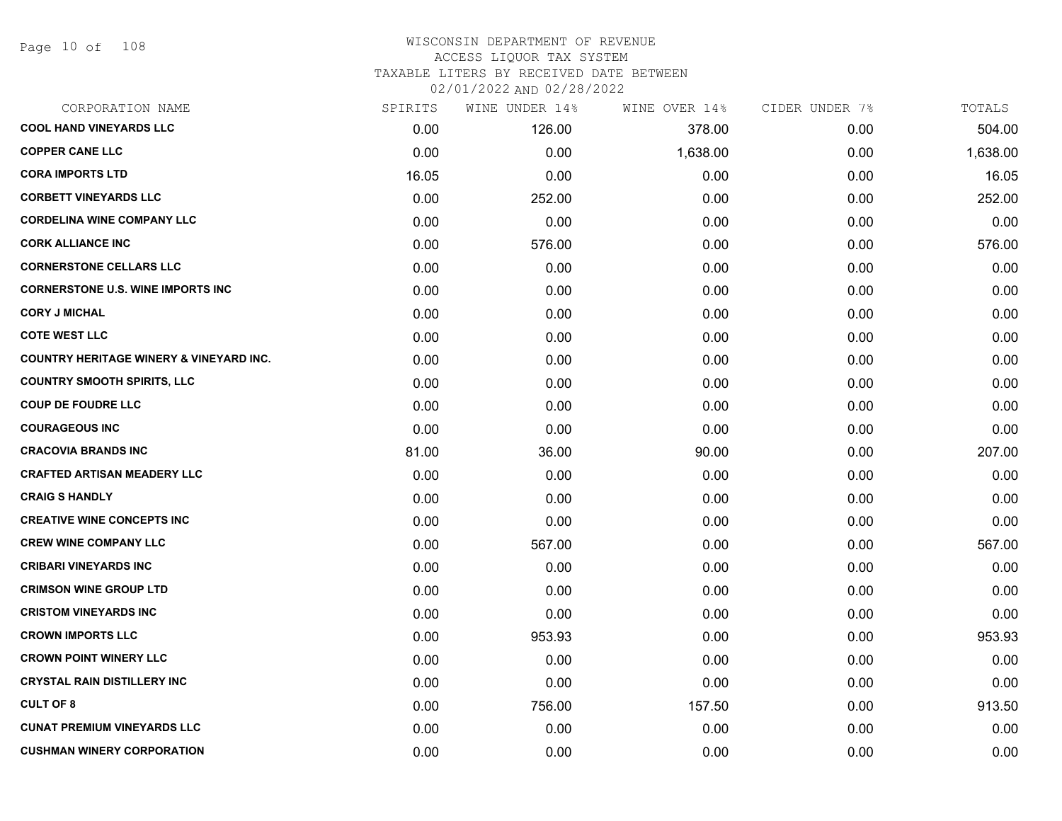WISCONSIN DEPARTMENT OF REVENUE
ACCESS LIQUOR TAX SYSTEM
TAXABLE LITERS BY RECEIVED DATE BETWEEN
02/01/2022 AND 02/28/2022

| CORPORATION NAME | SPIRITS | WINE UNDER 14% | WINE OVER 14% | CIDER UNDER 7% | TOTALS |
|---|---|---|---|---|---|
| COOL HAND VINEYARDS LLC | 0.00 | 126.00 | 378.00 | 0.00 | 504.00 |
| COPPER CANE LLC | 0.00 | 0.00 | 1,638.00 | 0.00 | 1,638.00 |
| CORA IMPORTS LTD | 16.05 | 0.00 | 0.00 | 0.00 | 16.05 |
| CORBETT VINEYARDS LLC | 0.00 | 252.00 | 0.00 | 0.00 | 252.00 |
| CORDELINA WINE COMPANY LLC | 0.00 | 0.00 | 0.00 | 0.00 | 0.00 |
| CORK ALLIANCE INC | 0.00 | 576.00 | 0.00 | 0.00 | 576.00 |
| CORNERSTONE CELLARS LLC | 0.00 | 0.00 | 0.00 | 0.00 | 0.00 |
| CORNERSTONE U.S. WINE IMPORTS INC | 0.00 | 0.00 | 0.00 | 0.00 | 0.00 |
| CORY J MICHAL | 0.00 | 0.00 | 0.00 | 0.00 | 0.00 |
| COTE WEST LLC | 0.00 | 0.00 | 0.00 | 0.00 | 0.00 |
| COUNTRY HERITAGE WINERY & VINEYARD INC. | 0.00 | 0.00 | 0.00 | 0.00 | 0.00 |
| COUNTRY SMOOTH SPIRITS, LLC | 0.00 | 0.00 | 0.00 | 0.00 | 0.00 |
| COUP DE FOUDRE LLC | 0.00 | 0.00 | 0.00 | 0.00 | 0.00 |
| COURAGEOUS INC | 0.00 | 0.00 | 0.00 | 0.00 | 0.00 |
| CRACOVIA BRANDS INC | 81.00 | 36.00 | 90.00 | 0.00 | 207.00 |
| CRAFTED ARTISAN MEADERY LLC | 0.00 | 0.00 | 0.00 | 0.00 | 0.00 |
| CRAIG S HANDLY | 0.00 | 0.00 | 0.00 | 0.00 | 0.00 |
| CREATIVE WINE CONCEPTS INC | 0.00 | 0.00 | 0.00 | 0.00 | 0.00 |
| CREW WINE COMPANY LLC | 0.00 | 567.00 | 0.00 | 0.00 | 567.00 |
| CRIBARI VINEYARDS INC | 0.00 | 0.00 | 0.00 | 0.00 | 0.00 |
| CRIMSON WINE GROUP LTD | 0.00 | 0.00 | 0.00 | 0.00 | 0.00 |
| CRISTOM VINEYARDS INC | 0.00 | 0.00 | 0.00 | 0.00 | 0.00 |
| CROWN IMPORTS LLC | 0.00 | 953.93 | 0.00 | 0.00 | 953.93 |
| CROWN POINT WINERY LLC | 0.00 | 0.00 | 0.00 | 0.00 | 0.00 |
| CRYSTAL RAIN DISTILLERY INC | 0.00 | 0.00 | 0.00 | 0.00 | 0.00 |
| CULT OF 8 | 0.00 | 756.00 | 157.50 | 0.00 | 913.50 |
| CUNAT PREMIUM VINEYARDS LLC | 0.00 | 0.00 | 0.00 | 0.00 | 0.00 |
| CUSHMAN WINERY CORPORATION | 0.00 | 0.00 | 0.00 | 0.00 | 0.00 |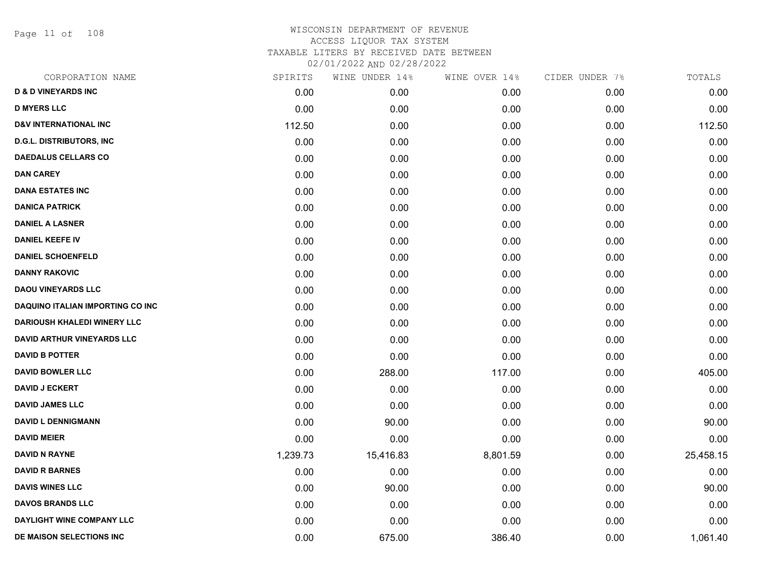# WISCONSIN DEPARTMENT OF REVENUE
## ACCESS LIQUOR TAX SYSTEM
## TAXABLE LITERS BY RECEIVED DATE BETWEEN
## 02/01/2022 AND 02/28/2022

| CORPORATION NAME | SPIRITS | WINE UNDER 14% | WINE OVER 14% | CIDER UNDER 7% | TOTALS |
|---|---|---|---|---|---|
| **D & D VINEYARDS INC** | 0.00 | 0.00 | 0.00 | 0.00 | 0.00 |
| **D MYERS LLC** | 0.00 | 0.00 | 0.00 | 0.00 | 0.00 |
| **D&V INTERNATIONAL INC** | 112.50 | 0.00 | 0.00 | 0.00 | 112.50 |
| **D.G.L. DISTRIBUTORS, INC** | 0.00 | 0.00 | 0.00 | 0.00 | 0.00 |
| **DAEDALUS CELLARS CO** | 0.00 | 0.00 | 0.00 | 0.00 | 0.00 |
| **DAN CAREY** | 0.00 | 0.00 | 0.00 | 0.00 | 0.00 |
| **DANA ESTATES INC** | 0.00 | 0.00 | 0.00 | 0.00 | 0.00 |
| **DANICA PATRICK** | 0.00 | 0.00 | 0.00 | 0.00 | 0.00 |
| **DANIEL A LASNER** | 0.00 | 0.00 | 0.00 | 0.00 | 0.00 |
| **DANIEL KEEFE IV** | 0.00 | 0.00 | 0.00 | 0.00 | 0.00 |
| **DANIEL SCHOENFELD** | 0.00 | 0.00 | 0.00 | 0.00 | 0.00 |
| **DANNY RAKOVIC** | 0.00 | 0.00 | 0.00 | 0.00 | 0.00 |
| **DAOU VINEYARDS LLC** | 0.00 | 0.00 | 0.00 | 0.00 | 0.00 |
| **DAQUINO ITALIAN IMPORTING CO INC** | 0.00 | 0.00 | 0.00 | 0.00 | 0.00 |
| **DARIOUSH KHALEDI WINERY LLC** | 0.00 | 0.00 | 0.00 | 0.00 | 0.00 |
| **DAVID ARTHUR VINEYARDS LLC** | 0.00 | 0.00 | 0.00 | 0.00 | 0.00 |
| **DAVID B POTTER** | 0.00 | 0.00 | 0.00 | 0.00 | 0.00 |
| **DAVID BOWLER LLC** | 0.00 | 288.00 | 117.00 | 0.00 | 405.00 |
| **DAVID J ECKERT** | 0.00 | 0.00 | 0.00 | 0.00 | 0.00 |
| **DAVID JAMES LLC** | 0.00 | 0.00 | 0.00 | 0.00 | 0.00 |
| **DAVID L DENNIGMANN** | 0.00 | 90.00 | 0.00 | 0.00 | 90.00 |
| **DAVID MEIER** | 0.00 | 0.00 | 0.00 | 0.00 | 0.00 |
| **DAVID N RAYNE** | 1,239.73 | 15,416.83 | 8,801.59 | 0.00 | 25,458.15 |
| **DAVID R BARNES** | 0.00 | 0.00 | 0.00 | 0.00 | 0.00 |
| **DAVIS WINES LLC** | 0.00 | 90.00 | 0.00 | 0.00 | 90.00 |
| **DAVOS BRANDS LLC** | 0.00 | 0.00 | 0.00 | 0.00 | 0.00 |
| **DAYLIGHT WINE COMPANY LLC** | 0.00 | 0.00 | 0.00 | 0.00 | 0.00 |
| **DE MAISON SELECTIONS INC** | 0.00 | 675.00 | 386.40 | 0.00 | 1,061.40 |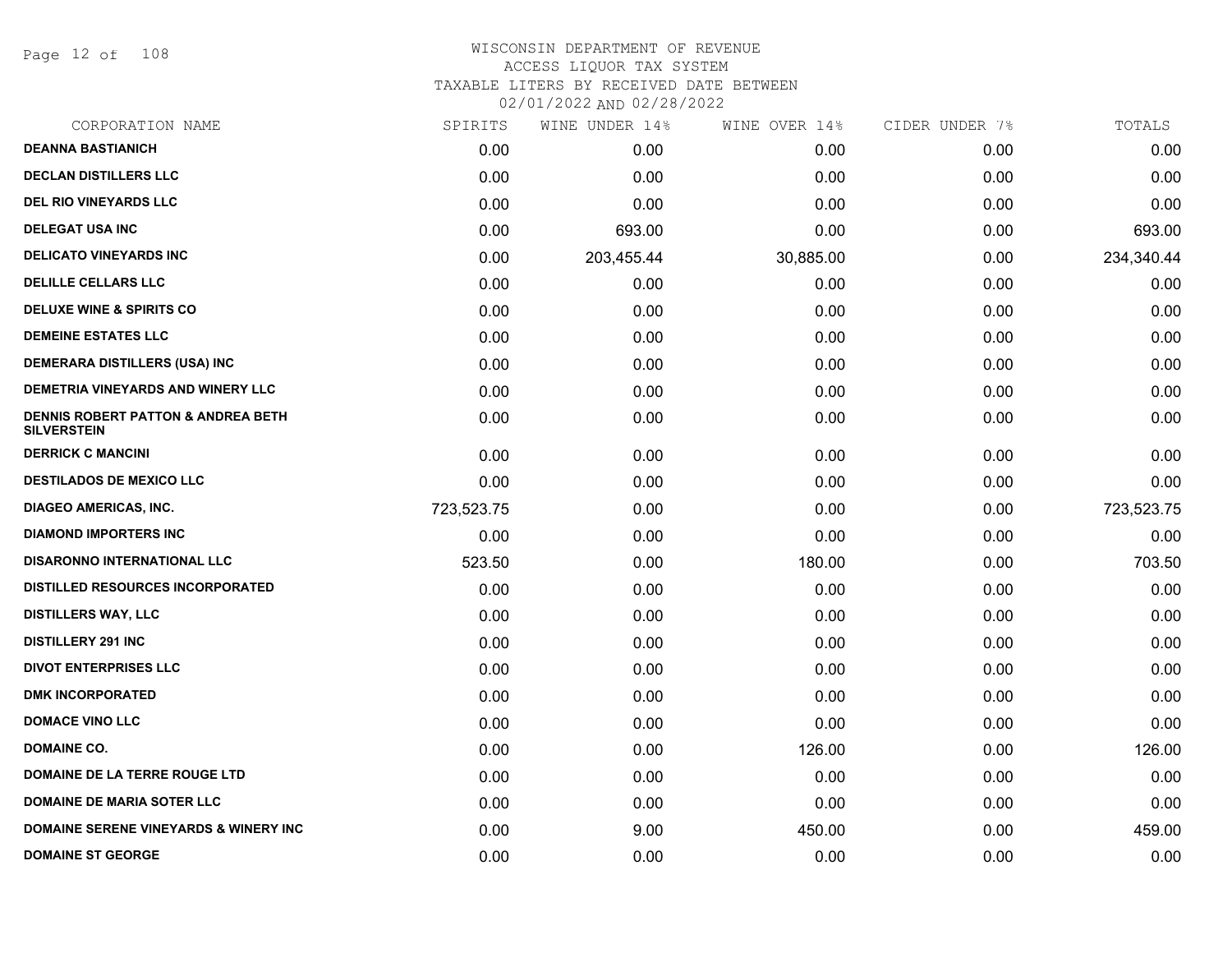# WISCONSIN DEPARTMENT OF REVENUE
ACCESS LIQUOR TAX SYSTEM
TAXABLE LITERS BY RECEIVED DATE BETWEEN
02/01/2022 AND 02/28/2022

| CORPORATION NAME | SPIRITS | WINE UNDER 14% | WINE OVER 14% | CIDER UNDER 7% | TOTALS |
|---|---|---|---|---|---|
| DEANNA BASTIANICH | 0.00 | 0.00 | 0.00 | 0.00 | 0.00 |
| DECLAN DISTILLERS LLC | 0.00 | 0.00 | 0.00 | 0.00 | 0.00 |
| DEL RIO VINEYARDS LLC | 0.00 | 0.00 | 0.00 | 0.00 | 0.00 |
| DELEGAT USA INC | 0.00 | 693.00 | 0.00 | 0.00 | 693.00 |
| DELICATO VINEYARDS INC | 0.00 | 203,455.44 | 30,885.00 | 0.00 | 234,340.44 |
| DELILLE CELLARS LLC | 0.00 | 0.00 | 0.00 | 0.00 | 0.00 |
| DELUXE WINE & SPIRITS CO | 0.00 | 0.00 | 0.00 | 0.00 | 0.00 |
| DEMEINE ESTATES LLC | 0.00 | 0.00 | 0.00 | 0.00 | 0.00 |
| DEMERARA DISTILLERS (USA) INC | 0.00 | 0.00 | 0.00 | 0.00 | 0.00 |
| DEMETRIA VINEYARDS AND WINERY LLC | 0.00 | 0.00 | 0.00 | 0.00 | 0.00 |
| DENNIS ROBERT PATTON & ANDREA BETH SILVERSTEIN | 0.00 | 0.00 | 0.00 | 0.00 | 0.00 |
| DERRICK C MANCINI | 0.00 | 0.00 | 0.00 | 0.00 | 0.00 |
| DESTILADOS DE MEXICO LLC | 0.00 | 0.00 | 0.00 | 0.00 | 0.00 |
| DIAGEO AMERICAS, INC. | 723,523.75 | 0.00 | 0.00 | 0.00 | 723,523.75 |
| DIAMOND IMPORTERS INC | 0.00 | 0.00 | 0.00 | 0.00 | 0.00 |
| DISARONNO INTERNATIONAL LLC | 523.50 | 0.00 | 180.00 | 0.00 | 703.50 |
| DISTILLED RESOURCES INCORPORATED | 0.00 | 0.00 | 0.00 | 0.00 | 0.00 |
| DISTILLERS WAY, LLC | 0.00 | 0.00 | 0.00 | 0.00 | 0.00 |
| DISTILLERY 291 INC | 0.00 | 0.00 | 0.00 | 0.00 | 0.00 |
| DIVOT ENTERPRISES LLC | 0.00 | 0.00 | 0.00 | 0.00 | 0.00 |
| DMK INCORPORATED | 0.00 | 0.00 | 0.00 | 0.00 | 0.00 |
| DOMACE VINO LLC | 0.00 | 0.00 | 0.00 | 0.00 | 0.00 |
| DOMAINE CO. | 0.00 | 0.00 | 126.00 | 0.00 | 126.00 |
| DOMAINE DE LA TERRE ROUGE LTD | 0.00 | 0.00 | 0.00 | 0.00 | 0.00 |
| DOMAINE DE MARIA SOTER LLC | 0.00 | 0.00 | 0.00 | 0.00 | 0.00 |
| DOMAINE SERENE VINEYARDS & WINERY INC | 0.00 | 9.00 | 450.00 | 0.00 | 459.00 |
| DOMAINE ST GEORGE | 0.00 | 0.00 | 0.00 | 0.00 | 0.00 |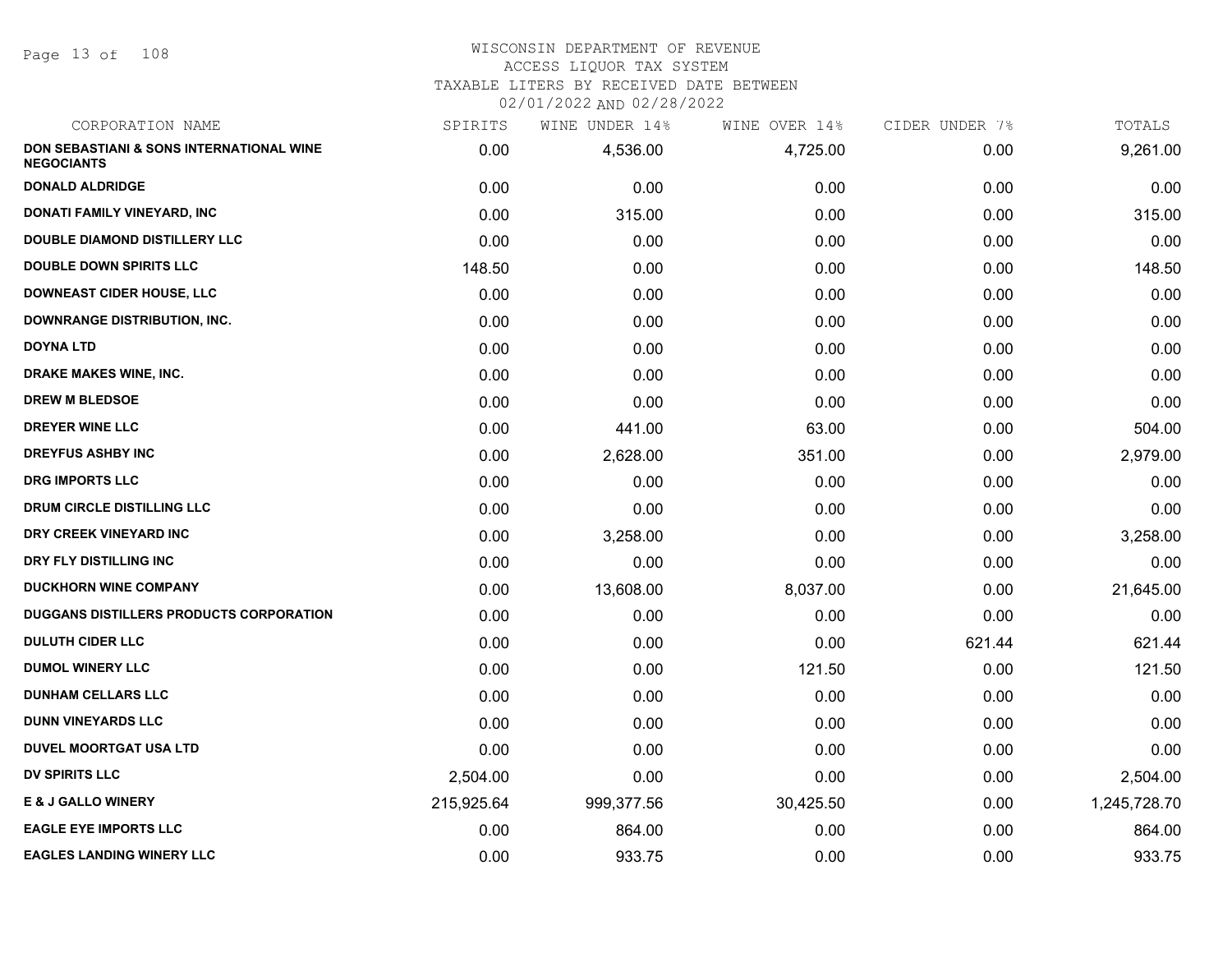WISCONSIN DEPARTMENT OF REVENUE
ACCESS LIQUOR TAX SYSTEM
TAXABLE LITERS BY RECEIVED DATE BETWEEN
02/01/2022 AND 02/28/2022

| CORPORATION NAME | SPIRITS | WINE UNDER 14% | WINE OVER 14% | CIDER UNDER 7% | TOTALS |
|---|---|---|---|---|---|
| DON SEBASTIANI & SONS INTERNATIONAL WINE NEGOCIANTS | 0.00 | 4,536.00 | 4,725.00 | 0.00 | 9,261.00 |
| DONALD ALDRIDGE | 0.00 | 0.00 | 0.00 | 0.00 | 0.00 |
| DONATI FAMILY VINEYARD, INC | 0.00 | 315.00 | 0.00 | 0.00 | 315.00 |
| DOUBLE DIAMOND DISTILLERY LLC | 0.00 | 0.00 | 0.00 | 0.00 | 0.00 |
| DOUBLE DOWN SPIRITS LLC | 148.50 | 0.00 | 0.00 | 0.00 | 148.50 |
| DOWNEAST CIDER HOUSE, LLC | 0.00 | 0.00 | 0.00 | 0.00 | 0.00 |
| DOWNRANGE DISTRIBUTION, INC. | 0.00 | 0.00 | 0.00 | 0.00 | 0.00 |
| DOYNA LTD | 0.00 | 0.00 | 0.00 | 0.00 | 0.00 |
| DRAKE MAKES WINE, INC. | 0.00 | 0.00 | 0.00 | 0.00 | 0.00 |
| DREW M BLEDSOE | 0.00 | 0.00 | 0.00 | 0.00 | 0.00 |
| DREYER WINE LLC | 0.00 | 441.00 | 63.00 | 0.00 | 504.00 |
| DREYFUS ASHBY INC | 0.00 | 2,628.00 | 351.00 | 0.00 | 2,979.00 |
| DRG IMPORTS LLC | 0.00 | 0.00 | 0.00 | 0.00 | 0.00 |
| DRUM CIRCLE DISTILLING LLC | 0.00 | 0.00 | 0.00 | 0.00 | 0.00 |
| DRY CREEK VINEYARD INC | 0.00 | 3,258.00 | 0.00 | 0.00 | 3,258.00 |
| DRY FLY DISTILLING INC | 0.00 | 0.00 | 0.00 | 0.00 | 0.00 |
| DUCKHORN WINE COMPANY | 0.00 | 13,608.00 | 8,037.00 | 0.00 | 21,645.00 |
| DUGGANS DISTILLERS PRODUCTS CORPORATION | 0.00 | 0.00 | 0.00 | 0.00 | 0.00 |
| DULUTH CIDER LLC | 0.00 | 0.00 | 0.00 | 621.44 | 621.44 |
| DUMOL WINERY LLC | 0.00 | 0.00 | 121.50 | 0.00 | 121.50 |
| DUNHAM CELLARS LLC | 0.00 | 0.00 | 0.00 | 0.00 | 0.00 |
| DUNN VINEYARDS LLC | 0.00 | 0.00 | 0.00 | 0.00 | 0.00 |
| DUVEL MOORTGAT USA LTD | 0.00 | 0.00 | 0.00 | 0.00 | 0.00 |
| DV SPIRITS LLC | 2,504.00 | 0.00 | 0.00 | 0.00 | 2,504.00 |
| E & J GALLO WINERY | 215,925.64 | 999,377.56 | 30,425.50 | 0.00 | 1,245,728.70 |
| EAGLE EYE IMPORTS LLC | 0.00 | 864.00 | 0.00 | 0.00 | 864.00 |
| EAGLES LANDING WINERY LLC | 0.00 | 933.75 | 0.00 | 0.00 | 933.75 |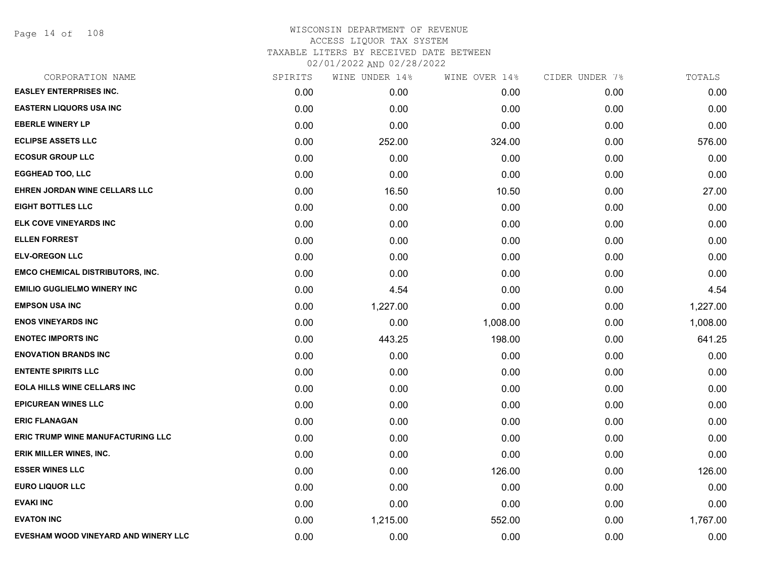WISCONSIN DEPARTMENT OF REVENUE
ACCESS LIQUOR TAX SYSTEM
TAXABLE LITERS BY RECEIVED DATE BETWEEN
02/01/2022 AND 02/28/2022

| CORPORATION NAME | SPIRITS | WINE UNDER 14% | WINE OVER 14% | CIDER UNDER 7% | TOTALS |
|---|---|---|---|---|---|
| EASLEY ENTERPRISES INC. | 0.00 | 0.00 | 0.00 | 0.00 | 0.00 |
| EASTERN LIQUORS USA INC | 0.00 | 0.00 | 0.00 | 0.00 | 0.00 |
| EBERLE WINERY LP | 0.00 | 0.00 | 0.00 | 0.00 | 0.00 |
| ECLIPSE ASSETS LLC | 0.00 | 252.00 | 324.00 | 0.00 | 576.00 |
| ECOSUR GROUP LLC | 0.00 | 0.00 | 0.00 | 0.00 | 0.00 |
| EGGHEAD TOO, LLC | 0.00 | 0.00 | 0.00 | 0.00 | 0.00 |
| EHREN JORDAN WINE CELLARS LLC | 0.00 | 16.50 | 10.50 | 0.00 | 27.00 |
| EIGHT BOTTLES LLC | 0.00 | 0.00 | 0.00 | 0.00 | 0.00 |
| ELK COVE VINEYARDS INC | 0.00 | 0.00 | 0.00 | 0.00 | 0.00 |
| ELLEN FORREST | 0.00 | 0.00 | 0.00 | 0.00 | 0.00 |
| ELV-OREGON LLC | 0.00 | 0.00 | 0.00 | 0.00 | 0.00 |
| EMCO CHEMICAL DISTRIBUTORS, INC. | 0.00 | 0.00 | 0.00 | 0.00 | 0.00 |
| EMILIO GUGLIELMO WINERY INC | 0.00 | 4.54 | 0.00 | 0.00 | 4.54 |
| EMPSON USA INC | 0.00 | 1,227.00 | 0.00 | 0.00 | 1,227.00 |
| ENOS VINEYARDS INC | 0.00 | 0.00 | 1,008.00 | 0.00 | 1,008.00 |
| ENOTEC IMPORTS INC | 0.00 | 443.25 | 198.00 | 0.00 | 641.25 |
| ENOVATION BRANDS INC | 0.00 | 0.00 | 0.00 | 0.00 | 0.00 |
| ENTENTE SPIRITS LLC | 0.00 | 0.00 | 0.00 | 0.00 | 0.00 |
| EOLA HILLS WINE CELLARS INC | 0.00 | 0.00 | 0.00 | 0.00 | 0.00 |
| EPICUREAN WINES LLC | 0.00 | 0.00 | 0.00 | 0.00 | 0.00 |
| ERIC FLANAGAN | 0.00 | 0.00 | 0.00 | 0.00 | 0.00 |
| ERIC TRUMP WINE MANUFACTURING LLC | 0.00 | 0.00 | 0.00 | 0.00 | 0.00 |
| ERIK MILLER WINES, INC. | 0.00 | 0.00 | 0.00 | 0.00 | 0.00 |
| ESSER WINES LLC | 0.00 | 0.00 | 126.00 | 0.00 | 126.00 |
| EURO LIQUOR LLC | 0.00 | 0.00 | 0.00 | 0.00 | 0.00 |
| EVAKI INC | 0.00 | 0.00 | 0.00 | 0.00 | 0.00 |
| EVATON INC | 0.00 | 1,215.00 | 552.00 | 0.00 | 1,767.00 |
| EVESHAM WOOD VINEYARD AND WINERY LLC | 0.00 | 0.00 | 0.00 | 0.00 | 0.00 |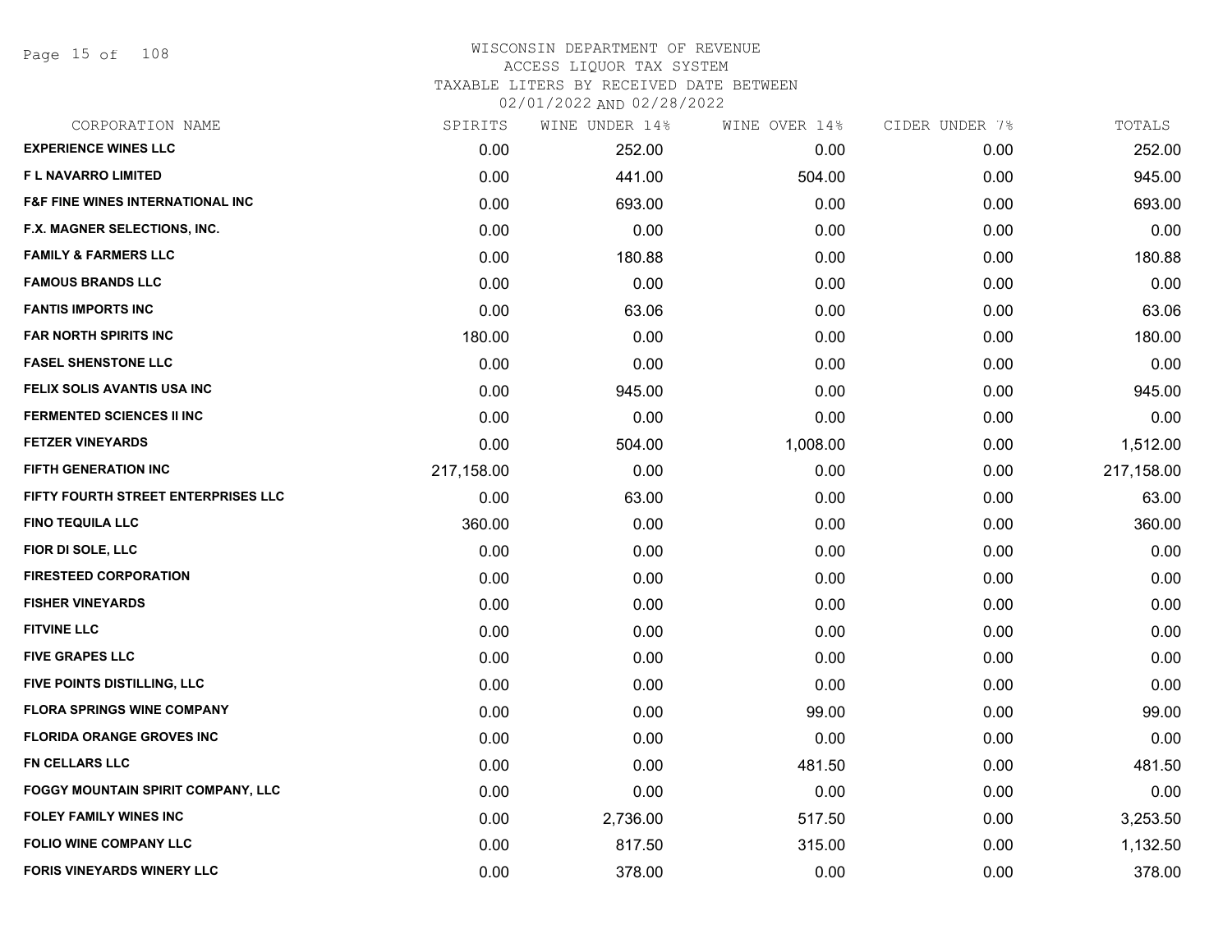# WISCONSIN DEPARTMENT OF REVENUE
ACCESS LIQUOR TAX SYSTEM
TAXABLE LITERS BY RECEIVED DATE BETWEEN
02/01/2022 AND 02/28/2022

| CORPORATION NAME | SPIRITS | WINE UNDER 14% | WINE OVER 14% | CIDER UNDER 7% | TOTALS |
|---|---|---|---|---|---|
| EXPERIENCE WINES LLC | 0.00 | 252.00 | 0.00 | 0.00 | 252.00 |
| F L NAVARRO LIMITED | 0.00 | 441.00 | 504.00 | 0.00 | 945.00 |
| F&F FINE WINES INTERNATIONAL INC | 0.00 | 693.00 | 0.00 | 0.00 | 693.00 |
| F.X. MAGNER SELECTIONS, INC. | 0.00 | 0.00 | 0.00 | 0.00 | 0.00 |
| FAMILY & FARMERS LLC | 0.00 | 180.88 | 0.00 | 0.00 | 180.88 |
| FAMOUS BRANDS LLC | 0.00 | 0.00 | 0.00 | 0.00 | 0.00 |
| FANTIS IMPORTS INC | 0.00 | 63.06 | 0.00 | 0.00 | 63.06 |
| FAR NORTH SPIRITS INC | 180.00 | 0.00 | 0.00 | 0.00 | 180.00 |
| FASEL SHENSTONE LLC | 0.00 | 0.00 | 0.00 | 0.00 | 0.00 |
| FELIX SOLIS AVANTIS USA INC | 0.00 | 945.00 | 0.00 | 0.00 | 945.00 |
| FERMENTED SCIENCES II INC | 0.00 | 0.00 | 0.00 | 0.00 | 0.00 |
| FETZER VINEYARDS | 0.00 | 504.00 | 1,008.00 | 0.00 | 1,512.00 |
| FIFTH GENERATION INC | 217,158.00 | 0.00 | 0.00 | 0.00 | 217,158.00 |
| FIFTY FOURTH STREET ENTERPRISES LLC | 0.00 | 63.00 | 0.00 | 0.00 | 63.00 |
| FINO TEQUILA LLC | 360.00 | 0.00 | 0.00 | 0.00 | 360.00 |
| FIOR DI SOLE, LLC | 0.00 | 0.00 | 0.00 | 0.00 | 0.00 |
| FIRESTEED CORPORATION | 0.00 | 0.00 | 0.00 | 0.00 | 0.00 |
| FISHER VINEYARDS | 0.00 | 0.00 | 0.00 | 0.00 | 0.00 |
| FITVINE LLC | 0.00 | 0.00 | 0.00 | 0.00 | 0.00 |
| FIVE GRAPES LLC | 0.00 | 0.00 | 0.00 | 0.00 | 0.00 |
| FIVE POINTS DISTILLING, LLC | 0.00 | 0.00 | 0.00 | 0.00 | 0.00 |
| FLORA SPRINGS WINE COMPANY | 0.00 | 0.00 | 99.00 | 0.00 | 99.00 |
| FLORIDA ORANGE GROVES INC | 0.00 | 0.00 | 0.00 | 0.00 | 0.00 |
| FN CELLARS LLC | 0.00 | 0.00 | 481.50 | 0.00 | 481.50 |
| FOGGY MOUNTAIN SPIRIT COMPANY, LLC | 0.00 | 0.00 | 0.00 | 0.00 | 0.00 |
| FOLEY FAMILY WINES INC | 0.00 | 2,736.00 | 517.50 | 0.00 | 3,253.50 |
| FOLIO WINE COMPANY LLC | 0.00 | 817.50 | 315.00 | 0.00 | 1,132.50 |
| FORIS VINEYARDS WINERY LLC | 0.00 | 378.00 | 0.00 | 0.00 | 378.00 |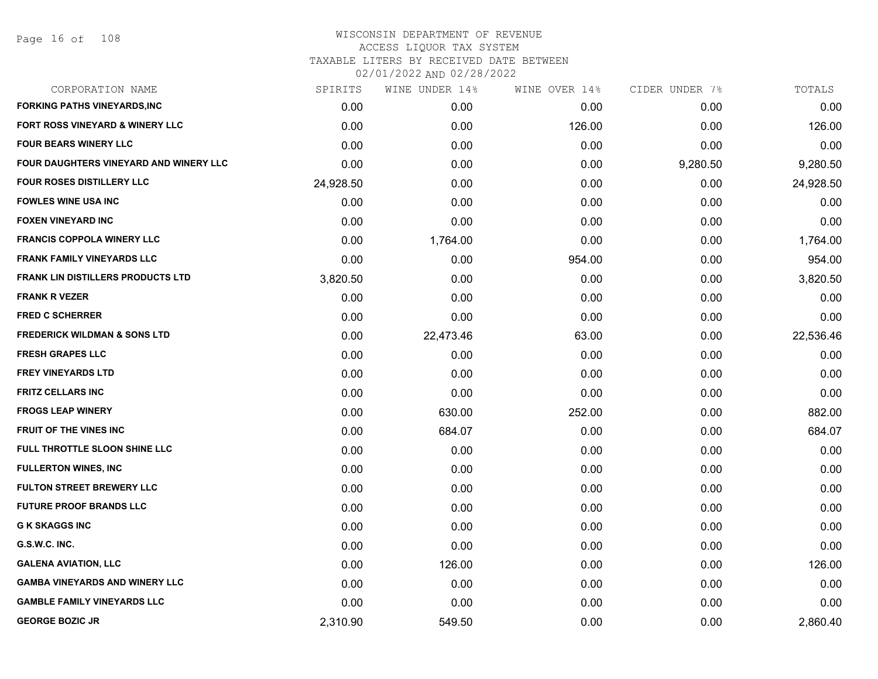WISCONSIN DEPARTMENT OF REVENUE
ACCESS LIQUOR TAX SYSTEM
TAXABLE LITERS BY RECEIVED DATE BETWEEN
02/01/2022 AND 02/28/2022

| CORPORATION NAME | SPIRITS | WINE UNDER 14% | WINE OVER 14% | CIDER UNDER 7% | TOTALS |
|---|---|---|---|---|---|
| FORKING PATHS VINEYARDS,INC | 0.00 | 0.00 | 0.00 | 0.00 | 0.00 |
| FORT ROSS VINEYARD & WINERY LLC | 0.00 | 0.00 | 126.00 | 0.00 | 126.00 |
| FOUR BEARS WINERY LLC | 0.00 | 0.00 | 0.00 | 0.00 | 0.00 |
| FOUR DAUGHTERS VINEYARD AND WINERY LLC | 0.00 | 0.00 | 0.00 | 9,280.50 | 9,280.50 |
| FOUR ROSES DISTILLERY LLC | 24,928.50 | 0.00 | 0.00 | 0.00 | 24,928.50 |
| FOWLES WINE USA INC | 0.00 | 0.00 | 0.00 | 0.00 | 0.00 |
| FOXEN VINEYARD INC | 0.00 | 0.00 | 0.00 | 0.00 | 0.00 |
| FRANCIS COPPOLA WINERY LLC | 0.00 | 1,764.00 | 0.00 | 0.00 | 1,764.00 |
| FRANK FAMILY VINEYARDS LLC | 0.00 | 0.00 | 954.00 | 0.00 | 954.00 |
| FRANK LIN DISTILLERS PRODUCTS LTD | 3,820.50 | 0.00 | 0.00 | 0.00 | 3,820.50 |
| FRANK R VEZER | 0.00 | 0.00 | 0.00 | 0.00 | 0.00 |
| FRED C SCHERRER | 0.00 | 0.00 | 0.00 | 0.00 | 0.00 |
| FREDERICK WILDMAN & SONS LTD | 0.00 | 22,473.46 | 63.00 | 0.00 | 22,536.46 |
| FRESH GRAPES LLC | 0.00 | 0.00 | 0.00 | 0.00 | 0.00 |
| FREY VINEYARDS LTD | 0.00 | 0.00 | 0.00 | 0.00 | 0.00 |
| FRITZ CELLARS INC | 0.00 | 0.00 | 0.00 | 0.00 | 0.00 |
| FROGS LEAP WINERY | 0.00 | 630.00 | 252.00 | 0.00 | 882.00 |
| FRUIT OF THE VINES INC | 0.00 | 684.07 | 0.00 | 0.00 | 684.07 |
| FULL THROTTLE SLOON SHINE LLC | 0.00 | 0.00 | 0.00 | 0.00 | 0.00 |
| FULLERTON WINES, INC | 0.00 | 0.00 | 0.00 | 0.00 | 0.00 |
| FULTON STREET BREWERY LLC | 0.00 | 0.00 | 0.00 | 0.00 | 0.00 |
| FUTURE PROOF BRANDS LLC | 0.00 | 0.00 | 0.00 | 0.00 | 0.00 |
| G K SKAGGS INC | 0.00 | 0.00 | 0.00 | 0.00 | 0.00 |
| G.S.W.C. INC. | 0.00 | 0.00 | 0.00 | 0.00 | 0.00 |
| GALENA AVIATION, LLC | 0.00 | 126.00 | 0.00 | 0.00 | 126.00 |
| GAMBA VINEYARDS AND WINERY LLC | 0.00 | 0.00 | 0.00 | 0.00 | 0.00 |
| GAMBLE FAMILY VINEYARDS LLC | 0.00 | 0.00 | 0.00 | 0.00 | 0.00 |
| GEORGE BOZIC JR | 2,310.90 | 549.50 | 0.00 | 0.00 | 2,860.40 |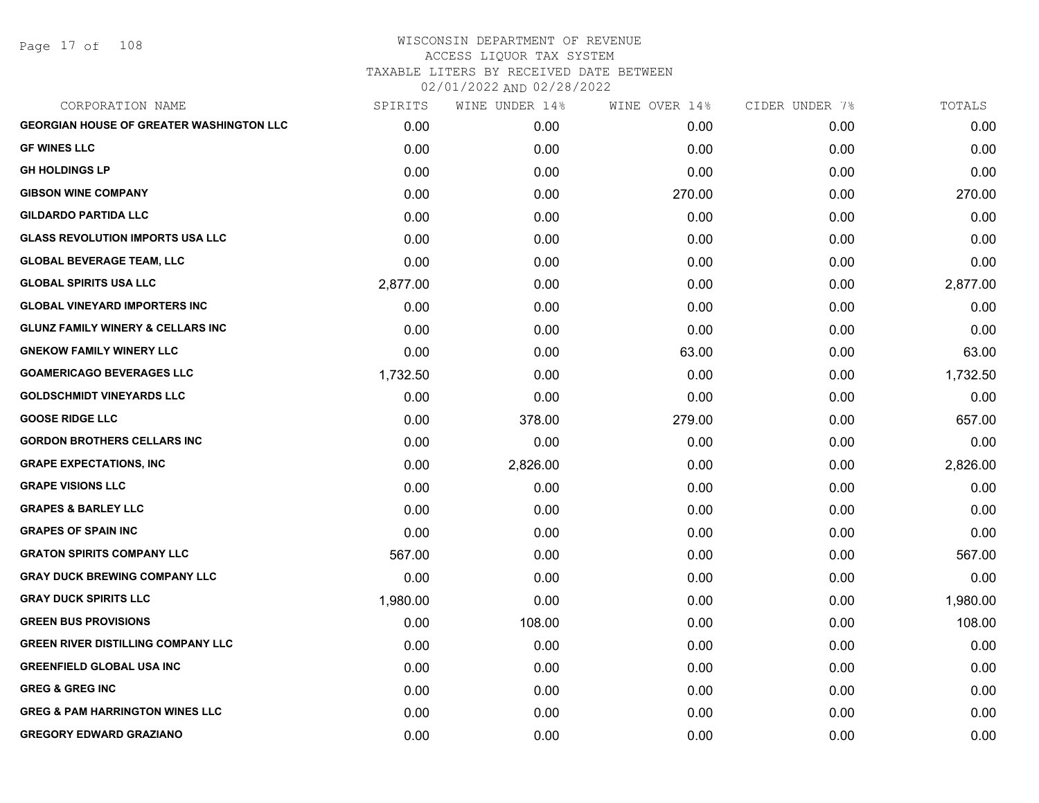# WISCONSIN DEPARTMENT OF REVENUE
## ACCESS LIQUOR TAX SYSTEM
### TAXABLE LITERS BY RECEIVED DATE BETWEEN 02/01/2022 AND 02/28/2022

| CORPORATION NAME | SPIRITS | WINE UNDER 14% | WINE OVER 14% | CIDER UNDER 7% | TOTALS |
|---|---|---|---|---|---|
| GEORGIAN HOUSE OF GREATER WASHINGTON LLC | 0.00 | 0.00 | 0.00 | 0.00 | 0.00 |
| GF WINES LLC | 0.00 | 0.00 | 0.00 | 0.00 | 0.00 |
| GH HOLDINGS LP | 0.00 | 0.00 | 0.00 | 0.00 | 0.00 |
| GIBSON WINE COMPANY | 0.00 | 0.00 | 270.00 | 0.00 | 270.00 |
| GILDARDO PARTIDA LLC | 0.00 | 0.00 | 0.00 | 0.00 | 0.00 |
| GLASS REVOLUTION IMPORTS USA LLC | 0.00 | 0.00 | 0.00 | 0.00 | 0.00 |
| GLOBAL BEVERAGE TEAM, LLC | 0.00 | 0.00 | 0.00 | 0.00 | 0.00 |
| GLOBAL SPIRITS USA LLC | 2,877.00 | 0.00 | 0.00 | 0.00 | 2,877.00 |
| GLOBAL VINEYARD IMPORTERS INC | 0.00 | 0.00 | 0.00 | 0.00 | 0.00 |
| GLUNZ FAMILY WINERY & CELLARS INC | 0.00 | 0.00 | 0.00 | 0.00 | 0.00 |
| GNEKOW FAMILY WINERY LLC | 0.00 | 0.00 | 63.00 | 0.00 | 63.00 |
| GOAMERICAGO BEVERAGES LLC | 1,732.50 | 0.00 | 0.00 | 0.00 | 1,732.50 |
| GOLDSCHMIDT VINEYARDS LLC | 0.00 | 0.00 | 0.00 | 0.00 | 0.00 |
| GOOSE RIDGE LLC | 0.00 | 378.00 | 279.00 | 0.00 | 657.00 |
| GORDON BROTHERS CELLARS INC | 0.00 | 0.00 | 0.00 | 0.00 | 0.00 |
| GRAPE EXPECTATIONS, INC | 0.00 | 2,826.00 | 0.00 | 0.00 | 2,826.00 |
| GRAPE VISIONS LLC | 0.00 | 0.00 | 0.00 | 0.00 | 0.00 |
| GRAPES & BARLEY LLC | 0.00 | 0.00 | 0.00 | 0.00 | 0.00 |
| GRAPES OF SPAIN INC | 0.00 | 0.00 | 0.00 | 0.00 | 0.00 |
| GRATON SPIRITS COMPANY LLC | 567.00 | 0.00 | 0.00 | 0.00 | 567.00 |
| GRAY DUCK BREWING COMPANY LLC | 0.00 | 0.00 | 0.00 | 0.00 | 0.00 |
| GRAY DUCK SPIRITS LLC | 1,980.00 | 0.00 | 0.00 | 0.00 | 1,980.00 |
| GREEN BUS PROVISIONS | 0.00 | 108.00 | 0.00 | 0.00 | 108.00 |
| GREEN RIVER DISTILLING COMPANY LLC | 0.00 | 0.00 | 0.00 | 0.00 | 0.00 |
| GREENFIELD GLOBAL USA INC | 0.00 | 0.00 | 0.00 | 0.00 | 0.00 |
| GREG & GREG INC | 0.00 | 0.00 | 0.00 | 0.00 | 0.00 |
| GREG & PAM HARRINGTON WINES LLC | 0.00 | 0.00 | 0.00 | 0.00 | 0.00 |
| GREGORY EDWARD GRAZIANO | 0.00 | 0.00 | 0.00 | 0.00 | 0.00 |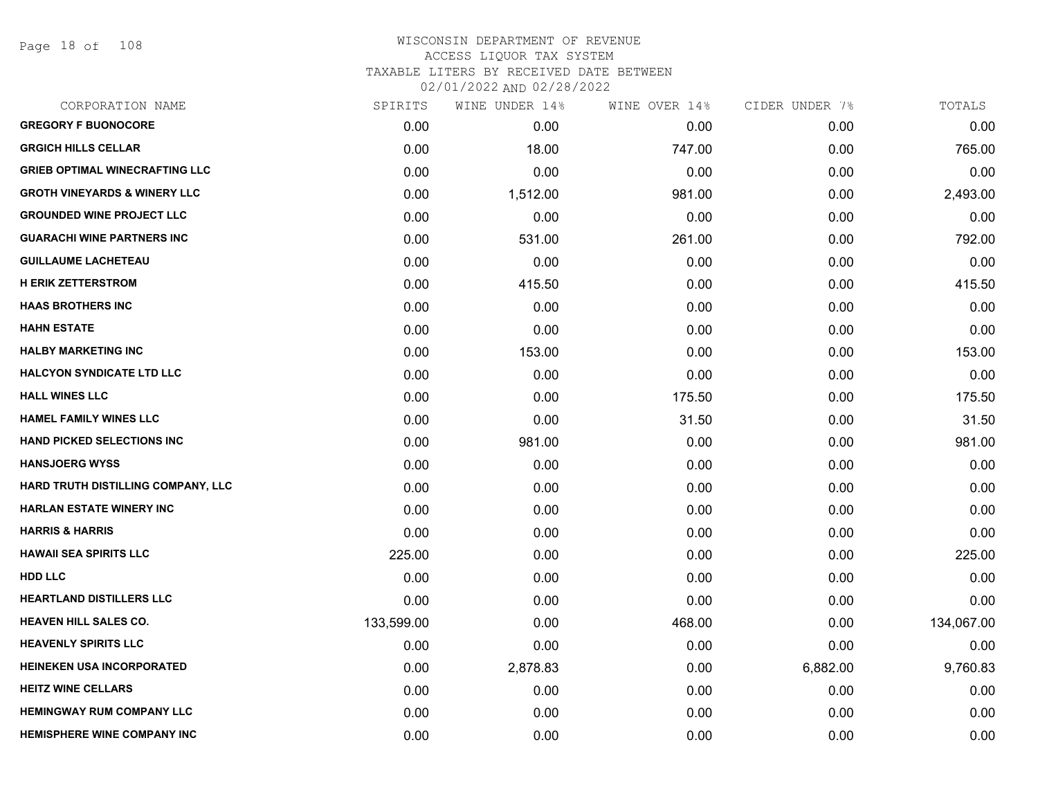# WISCONSIN DEPARTMENT OF REVENUE
ACCESS LIQUOR TAX SYSTEM
TAXABLE LITERS BY RECEIVED DATE BETWEEN
02/01/2022 AND 02/28/2022

| CORPORATION NAME | SPIRITS | WINE UNDER 14% | WINE OVER 14% | CIDER UNDER 7% | TOTALS |
|---|---|---|---|---|---|
| GREGORY F BUONOCORE | 0.00 | 0.00 | 0.00 | 0.00 | 0.00 |
| GRGICH HILLS CELLAR | 0.00 | 18.00 | 747.00 | 0.00 | 765.00 |
| GRIEB OPTIMAL WINECRAFTING LLC | 0.00 | 0.00 | 0.00 | 0.00 | 0.00 |
| GROTH VINEYARDS & WINERY LLC | 0.00 | 1,512.00 | 981.00 | 0.00 | 2,493.00 |
| GROUNDED WINE PROJECT LLC | 0.00 | 0.00 | 0.00 | 0.00 | 0.00 |
| GUARACHI WINE PARTNERS INC | 0.00 | 531.00 | 261.00 | 0.00 | 792.00 |
| GUILLAUME LACHETEAU | 0.00 | 0.00 | 0.00 | 0.00 | 0.00 |
| H ERIK ZETTERSTROM | 0.00 | 415.50 | 0.00 | 0.00 | 415.50 |
| HAAS BROTHERS INC | 0.00 | 0.00 | 0.00 | 0.00 | 0.00 |
| HAHN ESTATE | 0.00 | 0.00 | 0.00 | 0.00 | 0.00 |
| HALBY MARKETING INC | 0.00 | 153.00 | 0.00 | 0.00 | 153.00 |
| HALCYON SYNDICATE LTD LLC | 0.00 | 0.00 | 0.00 | 0.00 | 0.00 |
| HALL WINES LLC | 0.00 | 0.00 | 175.50 | 0.00 | 175.50 |
| HAMEL FAMILY WINES LLC | 0.00 | 0.00 | 31.50 | 0.00 | 31.50 |
| HAND PICKED SELECTIONS INC | 0.00 | 981.00 | 0.00 | 0.00 | 981.00 |
| HANSJOERG WYSS | 0.00 | 0.00 | 0.00 | 0.00 | 0.00 |
| HARD TRUTH DISTILLING COMPANY, LLC | 0.00 | 0.00 | 0.00 | 0.00 | 0.00 |
| HARLAN ESTATE WINERY INC | 0.00 | 0.00 | 0.00 | 0.00 | 0.00 |
| HARRIS & HARRIS | 0.00 | 0.00 | 0.00 | 0.00 | 0.00 |
| HAWAII SEA SPIRITS LLC | 225.00 | 0.00 | 0.00 | 0.00 | 225.00 |
| HDD LLC | 0.00 | 0.00 | 0.00 | 0.00 | 0.00 |
| HEARTLAND DISTILLERS LLC | 0.00 | 0.00 | 0.00 | 0.00 | 0.00 |
| HEAVEN HILL SALES CO. | 133,599.00 | 0.00 | 468.00 | 0.00 | 134,067.00 |
| HEAVENLY SPIRITS LLC | 0.00 | 0.00 | 0.00 | 0.00 | 0.00 |
| HEINEKEN USA INCORPORATED | 0.00 | 2,878.83 | 0.00 | 6,882.00 | 9,760.83 |
| HEITZ WINE CELLARS | 0.00 | 0.00 | 0.00 | 0.00 | 0.00 |
| HEMINGWAY RUM COMPANY LLC | 0.00 | 0.00 | 0.00 | 0.00 | 0.00 |
| HEMISPHERE WINE COMPANY INC | 0.00 | 0.00 | 0.00 | 0.00 | 0.00 |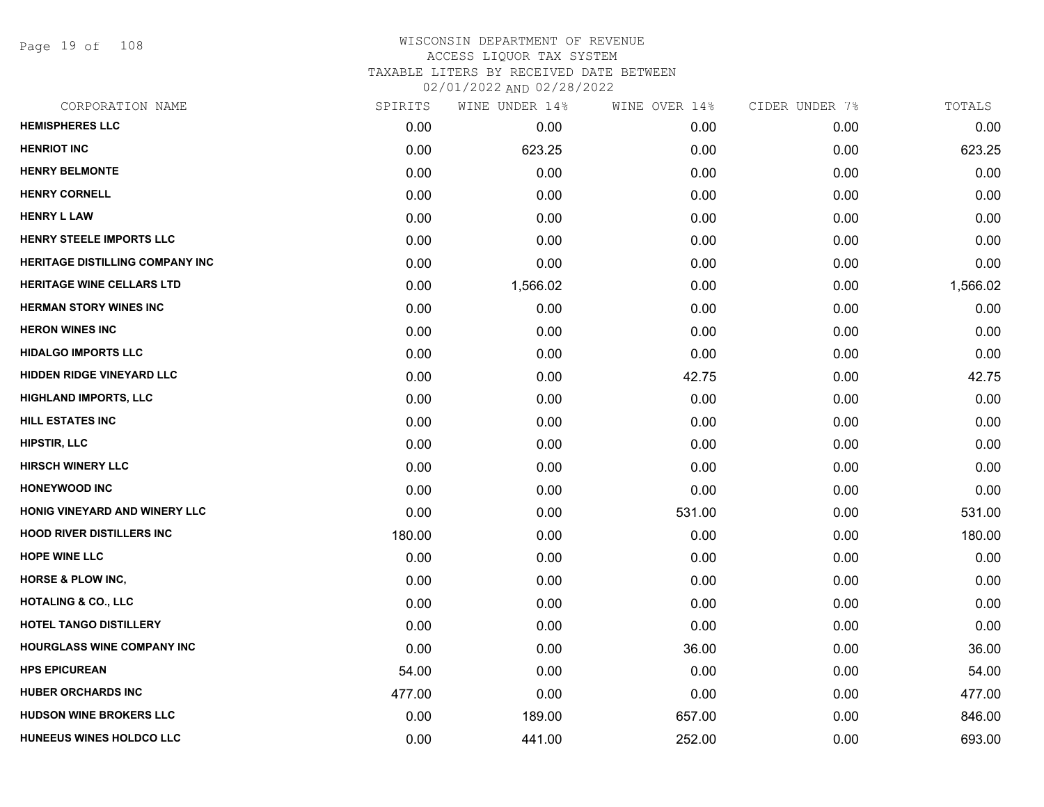# WISCONSIN DEPARTMENT OF REVENUE
ACCESS LIQUOR TAX SYSTEM
TAXABLE LITERS BY RECEIVED DATE BETWEEN
02/01/2022 AND 02/28/2022

| CORPORATION NAME | SPIRITS | WINE UNDER 14% | WINE OVER 14% | CIDER UNDER 7% | TOTALS |
|---|---|---|---|---|---|
| **HEMISPHERES LLC** | 0.00 | 0.00 | 0.00 | 0.00 | 0.00 |
| **HENRIOT INC** | 0.00 | 623.25 | 0.00 | 0.00 | 623.25 |
| **HENRY BELMONTE** | 0.00 | 0.00 | 0.00 | 0.00 | 0.00 |
| **HENRY CORNELL** | 0.00 | 0.00 | 0.00 | 0.00 | 0.00 |
| **HENRY L LAW** | 0.00 | 0.00 | 0.00 | 0.00 | 0.00 |
| **HENRY STEELE IMPORTS LLC** | 0.00 | 0.00 | 0.00 | 0.00 | 0.00 |
| **HERITAGE DISTILLING COMPANY INC** | 0.00 | 0.00 | 0.00 | 0.00 | 0.00 |
| **HERITAGE WINE CELLARS LTD** | 0.00 | 1,566.02 | 0.00 | 0.00 | 1,566.02 |
| **HERMAN STORY WINES INC** | 0.00 | 0.00 | 0.00 | 0.00 | 0.00 |
| **HERON WINES INC** | 0.00 | 0.00 | 0.00 | 0.00 | 0.00 |
| **HIDALGO IMPORTS LLC** | 0.00 | 0.00 | 0.00 | 0.00 | 0.00 |
| **HIDDEN RIDGE VINEYARD LLC** | 0.00 | 0.00 | 42.75 | 0.00 | 42.75 |
| **HIGHLAND IMPORTS, LLC** | 0.00 | 0.00 | 0.00 | 0.00 | 0.00 |
| **HILL ESTATES INC** | 0.00 | 0.00 | 0.00 | 0.00 | 0.00 |
| **HIPSTIR, LLC** | 0.00 | 0.00 | 0.00 | 0.00 | 0.00 |
| **HIRSCH WINERY LLC** | 0.00 | 0.00 | 0.00 | 0.00 | 0.00 |
| **HONEYWOOD INC** | 0.00 | 0.00 | 0.00 | 0.00 | 0.00 |
| **HONIG VINEYARD AND WINERY LLC** | 0.00 | 0.00 | 531.00 | 0.00 | 531.00 |
| **HOOD RIVER DISTILLERS INC** | 180.00 | 0.00 | 0.00 | 0.00 | 180.00 |
| **HOPE WINE LLC** | 0.00 | 0.00 | 0.00 | 0.00 | 0.00 |
| **HORSE & PLOW INC,** | 0.00 | 0.00 | 0.00 | 0.00 | 0.00 |
| **HOTALING & CO., LLC** | 0.00 | 0.00 | 0.00 | 0.00 | 0.00 |
| **HOTEL TANGO DISTILLERY** | 0.00 | 0.00 | 0.00 | 0.00 | 0.00 |
| **HOURGLASS WINE COMPANY INC** | 0.00 | 0.00 | 36.00 | 0.00 | 36.00 |
| **HPS EPICUREAN** | 54.00 | 0.00 | 0.00 | 0.00 | 54.00 |
| **HUBER ORCHARDS INC** | 477.00 | 0.00 | 0.00 | 0.00 | 477.00 |
| **HUDSON WINE BROKERS LLC** | 0.00 | 189.00 | 657.00 | 0.00 | 846.00 |
| **HUNEEUS WINES HOLDCO LLC** | 0.00 | 441.00 | 252.00 | 0.00 | 693.00 |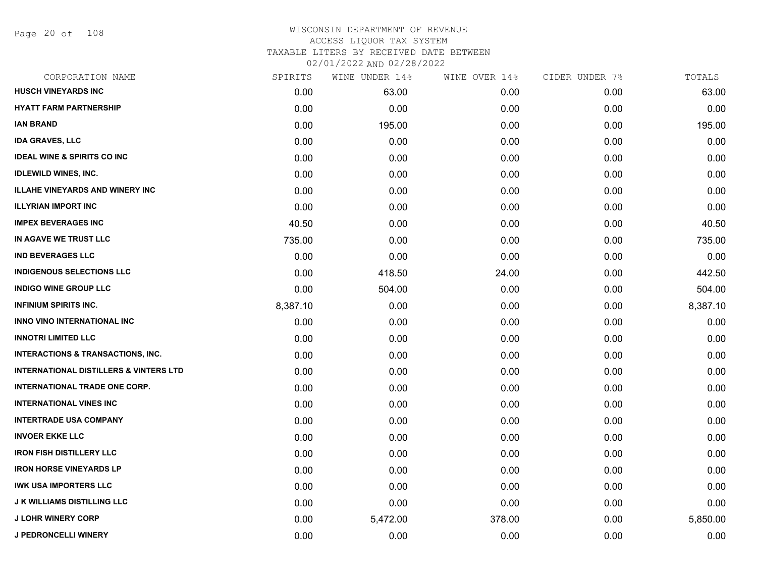# WISCONSIN DEPARTMENT OF REVENUE
## ACCESS LIQUOR TAX SYSTEM
### TAXABLE LITERS BY RECEIVED DATE BETWEEN 02/01/2022 AND 02/28/2022

| CORPORATION NAME | SPIRITS | WINE UNDER 14% | WINE OVER 14% | CIDER UNDER 7% | TOTALS |
|---|---|---|---|---|---|
| HUSCH VINEYARDS INC | 0.00 | 63.00 | 0.00 | 0.00 | 63.00 |
| HYATT FARM PARTNERSHIP | 0.00 | 0.00 | 0.00 | 0.00 | 0.00 |
| IAN BRAND | 0.00 | 195.00 | 0.00 | 0.00 | 195.00 |
| IDA GRAVES, LLC | 0.00 | 0.00 | 0.00 | 0.00 | 0.00 |
| IDEAL WINE & SPIRITS CO INC | 0.00 | 0.00 | 0.00 | 0.00 | 0.00 |
| IDLEWILD WINES, INC. | 0.00 | 0.00 | 0.00 | 0.00 | 0.00 |
| ILLAHE VINEYARDS AND WINERY INC | 0.00 | 0.00 | 0.00 | 0.00 | 0.00 |
| ILLYRIAN IMPORT INC | 0.00 | 0.00 | 0.00 | 0.00 | 0.00 |
| IMPEX BEVERAGES INC | 40.50 | 0.00 | 0.00 | 0.00 | 40.50 |
| IN AGAVE WE TRUST LLC | 735.00 | 0.00 | 0.00 | 0.00 | 735.00 |
| IND BEVERAGES LLC | 0.00 | 0.00 | 0.00 | 0.00 | 0.00 |
| INDIGENOUS SELECTIONS LLC | 0.00 | 418.50 | 24.00 | 0.00 | 442.50 |
| INDIGO WINE GROUP LLC | 0.00 | 504.00 | 0.00 | 0.00 | 504.00 |
| INFINIUM SPIRITS INC. | 8,387.10 | 0.00 | 0.00 | 0.00 | 8,387.10 |
| INNO VINO INTERNATIONAL INC | 0.00 | 0.00 | 0.00 | 0.00 | 0.00 |
| INNOTRI LIMITED LLC | 0.00 | 0.00 | 0.00 | 0.00 | 0.00 |
| INTERACTIONS & TRANSACTIONS, INC. | 0.00 | 0.00 | 0.00 | 0.00 | 0.00 |
| INTERNATIONAL DISTILLERS & VINTERS LTD | 0.00 | 0.00 | 0.00 | 0.00 | 0.00 |
| INTERNATIONAL TRADE ONE CORP. | 0.00 | 0.00 | 0.00 | 0.00 | 0.00 |
| INTERNATIONAL VINES INC | 0.00 | 0.00 | 0.00 | 0.00 | 0.00 |
| INTERTRADE USA COMPANY | 0.00 | 0.00 | 0.00 | 0.00 | 0.00 |
| INVOER EKKE LLC | 0.00 | 0.00 | 0.00 | 0.00 | 0.00 |
| IRON FISH DISTILLERY LLC | 0.00 | 0.00 | 0.00 | 0.00 | 0.00 |
| IRON HORSE VINEYARDS LP | 0.00 | 0.00 | 0.00 | 0.00 | 0.00 |
| IWK USA IMPORTERS LLC | 0.00 | 0.00 | 0.00 | 0.00 | 0.00 |
| J K WILLIAMS DISTILLING LLC | 0.00 | 0.00 | 0.00 | 0.00 | 0.00 |
| J LOHR WINERY CORP | 0.00 | 5,472.00 | 378.00 | 0.00 | 5,850.00 |
| J PEDRONCELLI WINERY | 0.00 | 0.00 | 0.00 | 0.00 | 0.00 |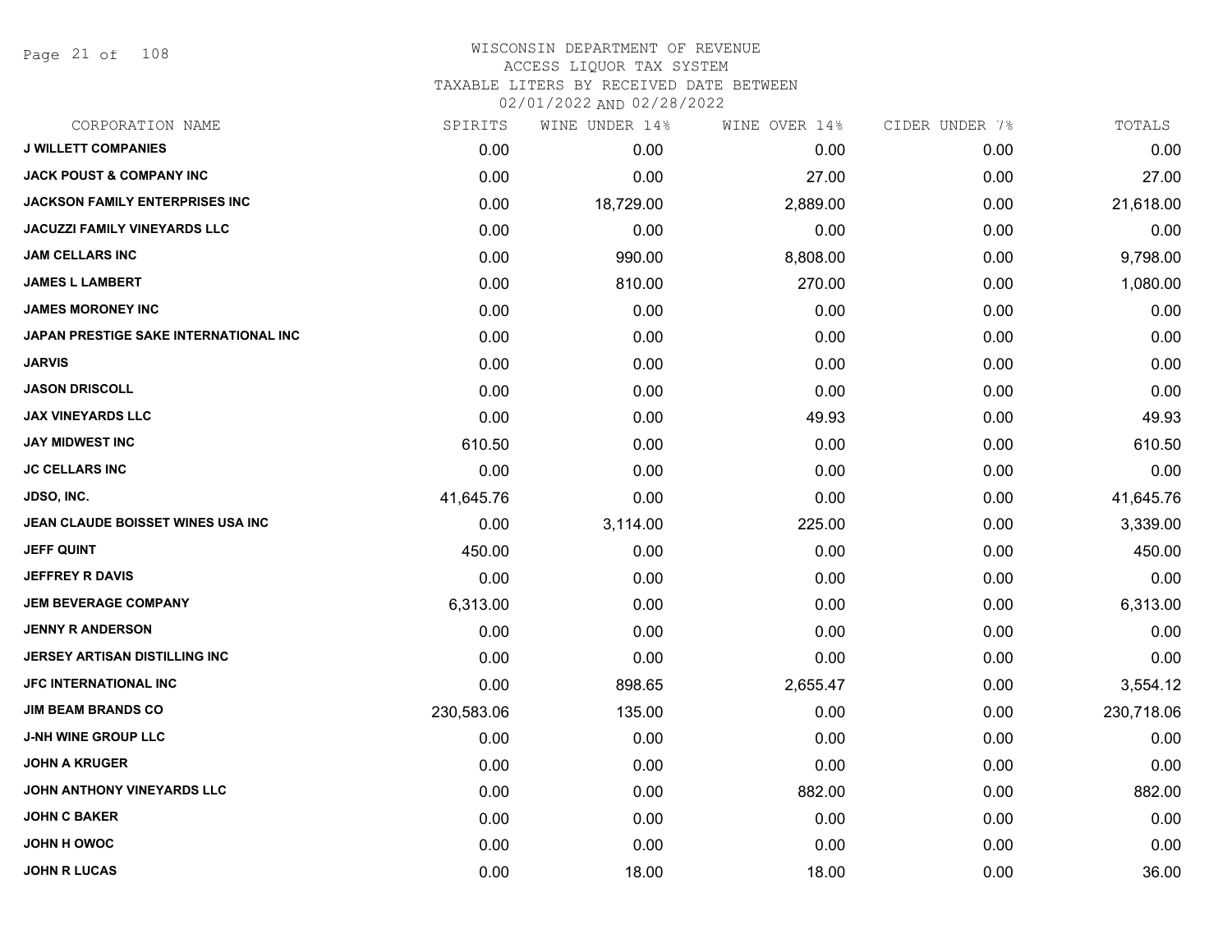WISCONSIN DEPARTMENT OF REVENUE
ACCESS LIQUOR TAX SYSTEM
TAXABLE LITERS BY RECEIVED DATE BETWEEN
02/01/2022 AND 02/28/2022

| CORPORATION NAME | SPIRITS | WINE UNDER 14% | WINE OVER 14% | CIDER UNDER 7% | TOTALS |
|---|---|---|---|---|---|
| J WILLETT COMPANIES | 0.00 | 0.00 | 0.00 | 0.00 | 0.00 |
| JACK POUST & COMPANY INC | 0.00 | 0.00 | 27.00 | 0.00 | 27.00 |
| JACKSON FAMILY ENTERPRISES INC | 0.00 | 18,729.00 | 2,889.00 | 0.00 | 21,618.00 |
| JACUZZI FAMILY VINEYARDS LLC | 0.00 | 0.00 | 0.00 | 0.00 | 0.00 |
| JAM CELLARS INC | 0.00 | 990.00 | 8,808.00 | 0.00 | 9,798.00 |
| JAMES L LAMBERT | 0.00 | 810.00 | 270.00 | 0.00 | 1,080.00 |
| JAMES MORONEY INC | 0.00 | 0.00 | 0.00 | 0.00 | 0.00 |
| JAPAN PRESTIGE SAKE INTERNATIONAL INC | 0.00 | 0.00 | 0.00 | 0.00 | 0.00 |
| JARVIS | 0.00 | 0.00 | 0.00 | 0.00 | 0.00 |
| JASON DRISCOLL | 0.00 | 0.00 | 0.00 | 0.00 | 0.00 |
| JAX VINEYARDS LLC | 0.00 | 0.00 | 49.93 | 0.00 | 49.93 |
| JAY MIDWEST INC | 610.50 | 0.00 | 0.00 | 0.00 | 610.50 |
| JC CELLARS INC | 0.00 | 0.00 | 0.00 | 0.00 | 0.00 |
| JDSO, INC. | 41,645.76 | 0.00 | 0.00 | 0.00 | 41,645.76 |
| JEAN CLAUDE BOISSET WINES USA INC | 0.00 | 3,114.00 | 225.00 | 0.00 | 3,339.00 |
| JEFF QUINT | 450.00 | 0.00 | 0.00 | 0.00 | 450.00 |
| JEFFREY R DAVIS | 0.00 | 0.00 | 0.00 | 0.00 | 0.00 |
| JEM BEVERAGE COMPANY | 6,313.00 | 0.00 | 0.00 | 0.00 | 6,313.00 |
| JENNY R ANDERSON | 0.00 | 0.00 | 0.00 | 0.00 | 0.00 |
| JERSEY ARTISAN DISTILLING INC | 0.00 | 0.00 | 0.00 | 0.00 | 0.00 |
| JFC INTERNATIONAL INC | 0.00 | 898.65 | 2,655.47 | 0.00 | 3,554.12 |
| JIM BEAM BRANDS CO | 230,583.06 | 135.00 | 0.00 | 0.00 | 230,718.06 |
| J-NH WINE GROUP LLC | 0.00 | 0.00 | 0.00 | 0.00 | 0.00 |
| JOHN A KRUGER | 0.00 | 0.00 | 0.00 | 0.00 | 0.00 |
| JOHN ANTHONY VINEYARDS LLC | 0.00 | 0.00 | 882.00 | 0.00 | 882.00 |
| JOHN C BAKER | 0.00 | 0.00 | 0.00 | 0.00 | 0.00 |
| JOHN H OWOC | 0.00 | 0.00 | 0.00 | 0.00 | 0.00 |
| JOHN R LUCAS | 0.00 | 18.00 | 18.00 | 0.00 | 36.00 |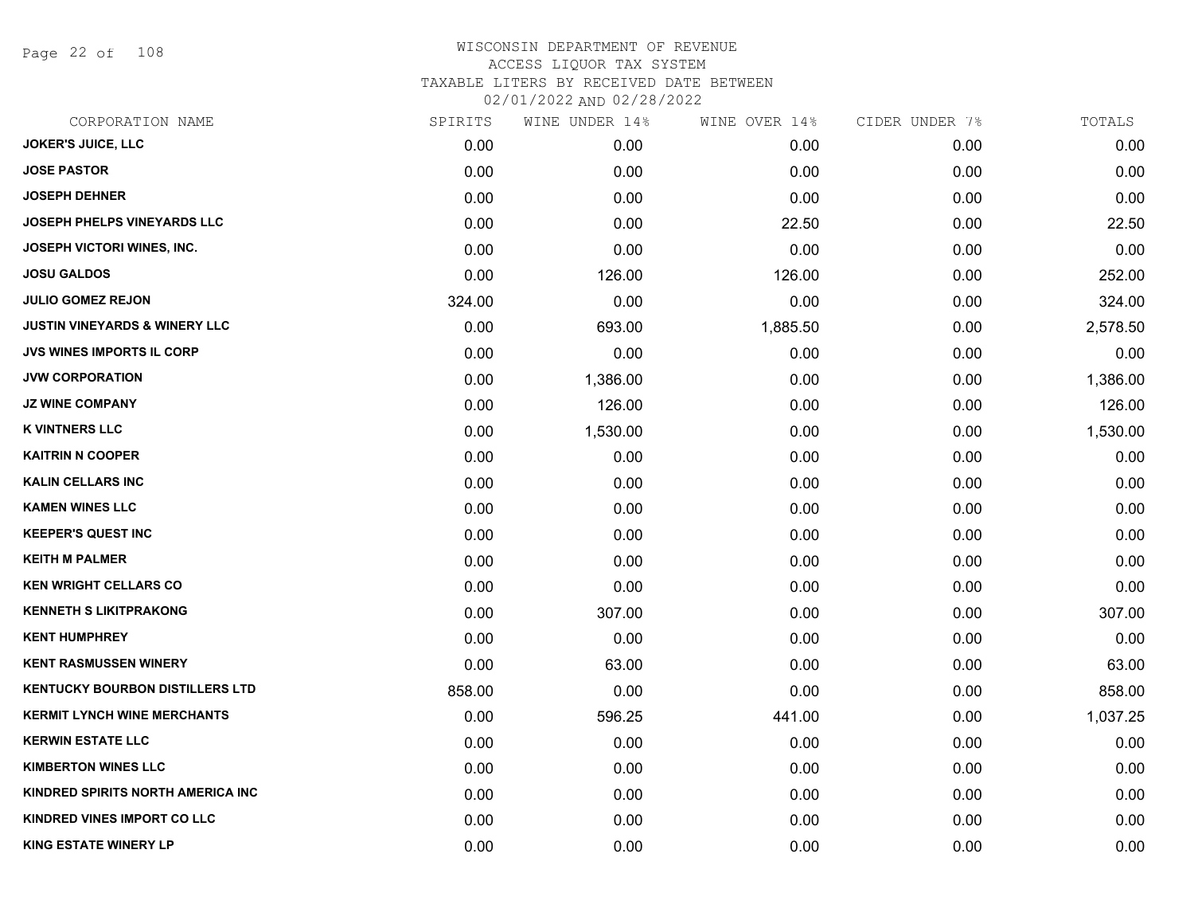# WISCONSIN DEPARTMENT OF REVENUE
ACCESS LIQUOR TAX SYSTEM
TAXABLE LITERS BY RECEIVED DATE BETWEEN
02/01/2022 AND 02/28/2022

| CORPORATION NAME | SPIRITS | WINE UNDER 14% | WINE OVER 14% | CIDER UNDER 7% | TOTALS |
|---|---|---|---|---|---|
| JOKER'S JUICE, LLC | 0.00 | 0.00 | 0.00 | 0.00 | 0.00 |
| JOSE PASTOR | 0.00 | 0.00 | 0.00 | 0.00 | 0.00 |
| JOSEPH DEHNER | 0.00 | 0.00 | 0.00 | 0.00 | 0.00 |
| JOSEPH PHELPS VINEYARDS LLC | 0.00 | 0.00 | 22.50 | 0.00 | 22.50 |
| JOSEPH VICTORI WINES, INC. | 0.00 | 0.00 | 0.00 | 0.00 | 0.00 |
| JOSU GALDOS | 0.00 | 126.00 | 126.00 | 0.00 | 252.00 |
| JULIO GOMEZ REJON | 324.00 | 0.00 | 0.00 | 0.00 | 324.00 |
| JUSTIN VINEYARDS & WINERY LLC | 0.00 | 693.00 | 1,885.50 | 0.00 | 2,578.50 |
| JVS WINES IMPORTS IL CORP | 0.00 | 0.00 | 0.00 | 0.00 | 0.00 |
| JVW CORPORATION | 0.00 | 1,386.00 | 0.00 | 0.00 | 1,386.00 |
| JZ WINE COMPANY | 0.00 | 126.00 | 0.00 | 0.00 | 126.00 |
| K VINTNERS LLC | 0.00 | 1,530.00 | 0.00 | 0.00 | 1,530.00 |
| KAITRIN N COOPER | 0.00 | 0.00 | 0.00 | 0.00 | 0.00 |
| KALIN CELLARS INC | 0.00 | 0.00 | 0.00 | 0.00 | 0.00 |
| KAMEN WINES LLC | 0.00 | 0.00 | 0.00 | 0.00 | 0.00 |
| KEEPER'S QUEST INC | 0.00 | 0.00 | 0.00 | 0.00 | 0.00 |
| KEITH M PALMER | 0.00 | 0.00 | 0.00 | 0.00 | 0.00 |
| KEN WRIGHT CELLARS CO | 0.00 | 0.00 | 0.00 | 0.00 | 0.00 |
| KENNETH S LIKITPRAKONG | 0.00 | 307.00 | 0.00 | 0.00 | 307.00 |
| KENT HUMPHREY | 0.00 | 0.00 | 0.00 | 0.00 | 0.00 |
| KENT RASMUSSEN WINERY | 0.00 | 63.00 | 0.00 | 0.00 | 63.00 |
| KENTUCKY BOURBON DISTILLERS LTD | 858.00 | 0.00 | 0.00 | 0.00 | 858.00 |
| KERMIT LYNCH WINE MERCHANTS | 0.00 | 596.25 | 441.00 | 0.00 | 1,037.25 |
| KERWIN ESTATE LLC | 0.00 | 0.00 | 0.00 | 0.00 | 0.00 |
| KIMBERTON WINES LLC | 0.00 | 0.00 | 0.00 | 0.00 | 0.00 |
| KINDRED SPIRITS NORTH AMERICA INC | 0.00 | 0.00 | 0.00 | 0.00 | 0.00 |
| KINDRED VINES IMPORT CO LLC | 0.00 | 0.00 | 0.00 | 0.00 | 0.00 |
| KING ESTATE WINERY LP | 0.00 | 0.00 | 0.00 | 0.00 | 0.00 |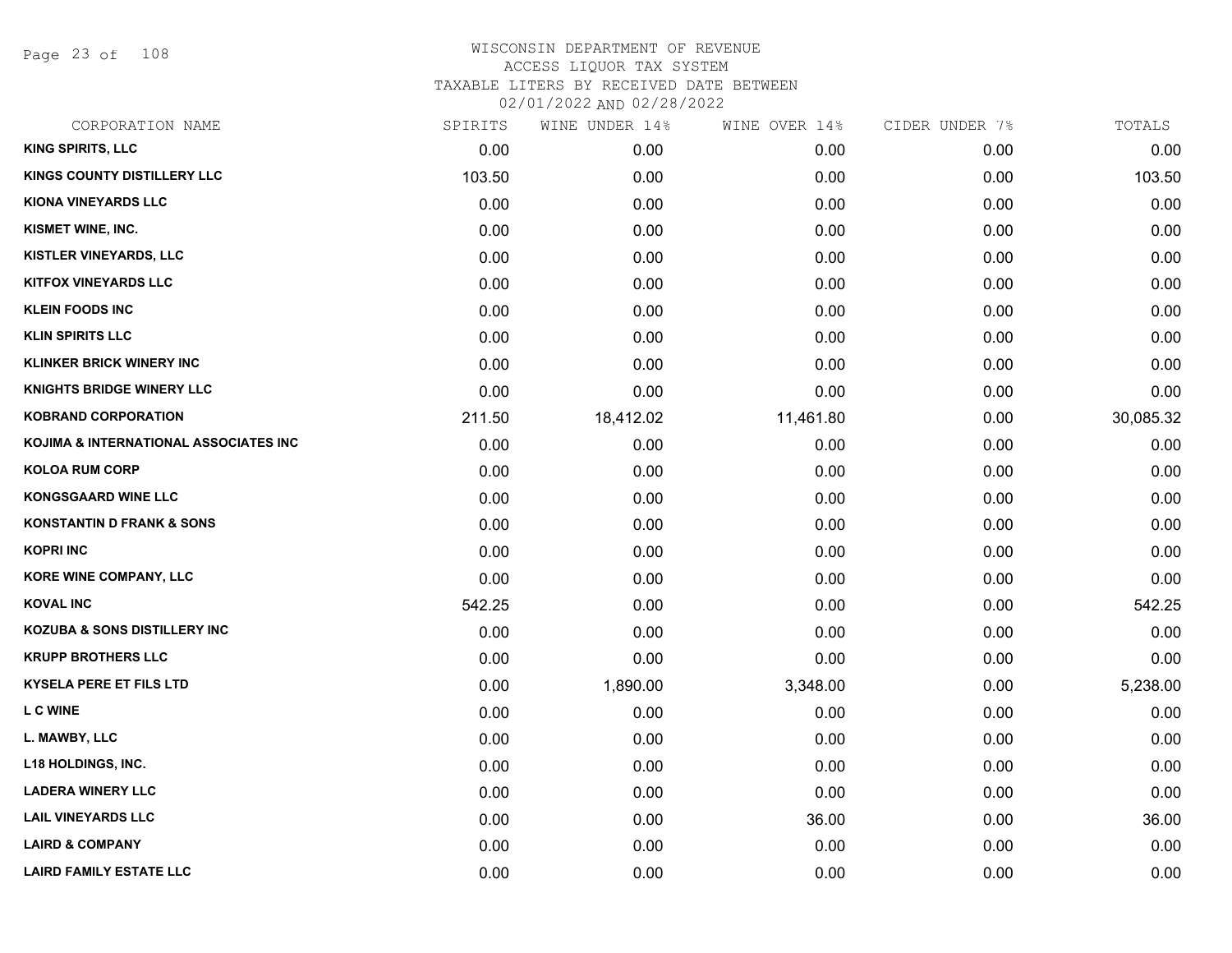WISCONSIN DEPARTMENT OF REVENUE
ACCESS LIQUOR TAX SYSTEM
TAXABLE LITERS BY RECEIVED DATE BETWEEN
02/01/2022 AND 02/28/2022

| CORPORATION NAME | SPIRITS | WINE UNDER 14% | WINE OVER 14% | CIDER UNDER 7% | TOTALS |
|---|---|---|---|---|---|
| KING SPIRITS, LLC | 0.00 | 0.00 | 0.00 | 0.00 | 0.00 |
| KINGS COUNTY DISTILLERY LLC | 103.50 | 0.00 | 0.00 | 0.00 | 103.50 |
| KIONA VINEYARDS LLC | 0.00 | 0.00 | 0.00 | 0.00 | 0.00 |
| KISMET WINE, INC. | 0.00 | 0.00 | 0.00 | 0.00 | 0.00 |
| KISTLER VINEYARDS, LLC | 0.00 | 0.00 | 0.00 | 0.00 | 0.00 |
| KITFOX VINEYARDS LLC | 0.00 | 0.00 | 0.00 | 0.00 | 0.00 |
| KLEIN FOODS INC | 0.00 | 0.00 | 0.00 | 0.00 | 0.00 |
| KLIN SPIRITS LLC | 0.00 | 0.00 | 0.00 | 0.00 | 0.00 |
| KLINKER BRICK WINERY INC | 0.00 | 0.00 | 0.00 | 0.00 | 0.00 |
| KNIGHTS BRIDGE WINERY LLC | 0.00 | 0.00 | 0.00 | 0.00 | 0.00 |
| KOBRAND CORPORATION | 211.50 | 18,412.02 | 11,461.80 | 0.00 | 30,085.32 |
| KOJIMA & INTERNATIONAL ASSOCIATES INC | 0.00 | 0.00 | 0.00 | 0.00 | 0.00 |
| KOLOA RUM CORP | 0.00 | 0.00 | 0.00 | 0.00 | 0.00 |
| KONGSGAARD WINE LLC | 0.00 | 0.00 | 0.00 | 0.00 | 0.00 |
| KONSTANTIN D FRANK & SONS | 0.00 | 0.00 | 0.00 | 0.00 | 0.00 |
| KOPRI INC | 0.00 | 0.00 | 0.00 | 0.00 | 0.00 |
| KORE WINE COMPANY, LLC | 0.00 | 0.00 | 0.00 | 0.00 | 0.00 |
| KOVAL INC | 542.25 | 0.00 | 0.00 | 0.00 | 542.25 |
| KOZUBA & SONS DISTILLERY INC | 0.00 | 0.00 | 0.00 | 0.00 | 0.00 |
| KRUPP BROTHERS LLC | 0.00 | 0.00 | 0.00 | 0.00 | 0.00 |
| KYSELA PERE ET FILS LTD | 0.00 | 1,890.00 | 3,348.00 | 0.00 | 5,238.00 |
| L C WINE | 0.00 | 0.00 | 0.00 | 0.00 | 0.00 |
| L. MAWBY, LLC | 0.00 | 0.00 | 0.00 | 0.00 | 0.00 |
| L18 HOLDINGS, INC. | 0.00 | 0.00 | 0.00 | 0.00 | 0.00 |
| LADERA WINERY LLC | 0.00 | 0.00 | 0.00 | 0.00 | 0.00 |
| LAIL VINEYARDS LLC | 0.00 | 0.00 | 36.00 | 0.00 | 36.00 |
| LAIRD & COMPANY | 0.00 | 0.00 | 0.00 | 0.00 | 0.00 |
| LAIRD FAMILY ESTATE LLC | 0.00 | 0.00 | 0.00 | 0.00 | 0.00 |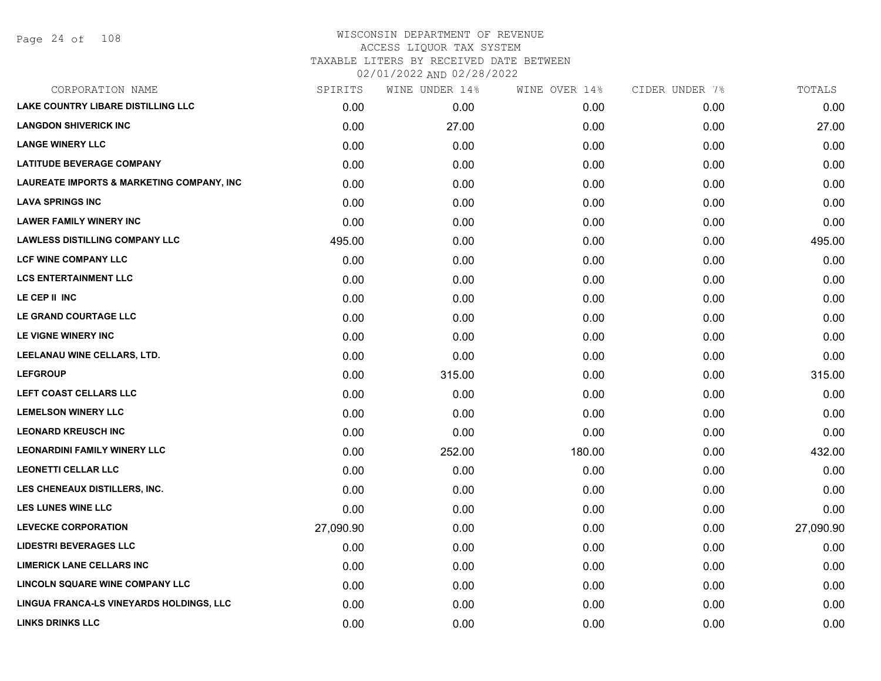# WISCONSIN DEPARTMENT OF REVENUE
ACCESS LIQUOR TAX SYSTEM
TAXABLE LITERS BY RECEIVED DATE BETWEEN
02/01/2022 AND 02/28/2022

| CORPORATION NAME | SPIRITS | WINE UNDER 14% | WINE OVER 14% | CIDER UNDER 7% | TOTALS |
|---|---|---|---|---|---|
| LAKE COUNTRY LIBARE DISTILLING LLC | 0.00 | 0.00 | 0.00 | 0.00 | 0.00 |
| LANGDON SHIVERICK INC | 0.00 | 27.00 | 0.00 | 0.00 | 27.00 |
| LANGE WINERY LLC | 0.00 | 0.00 | 0.00 | 0.00 | 0.00 |
| LATITUDE BEVERAGE COMPANY | 0.00 | 0.00 | 0.00 | 0.00 | 0.00 |
| LAUREATE IMPORTS & MARKETING COMPANY, INC | 0.00 | 0.00 | 0.00 | 0.00 | 0.00 |
| LAVA SPRINGS INC | 0.00 | 0.00 | 0.00 | 0.00 | 0.00 |
| LAWER FAMILY WINERY INC | 0.00 | 0.00 | 0.00 | 0.00 | 0.00 |
| LAWLESS DISTILLING COMPANY LLC | 495.00 | 0.00 | 0.00 | 0.00 | 495.00 |
| LCF WINE COMPANY LLC | 0.00 | 0.00 | 0.00 | 0.00 | 0.00 |
| LCS ENTERTAINMENT LLC | 0.00 | 0.00 | 0.00 | 0.00 | 0.00 |
| LE CEP II INC | 0.00 | 0.00 | 0.00 | 0.00 | 0.00 |
| LE GRAND COURTAGE LLC | 0.00 | 0.00 | 0.00 | 0.00 | 0.00 |
| LE VIGNE WINERY INC | 0.00 | 0.00 | 0.00 | 0.00 | 0.00 |
| LEELANAU WINE CELLARS, LTD. | 0.00 | 0.00 | 0.00 | 0.00 | 0.00 |
| LEFGROUP | 0.00 | 315.00 | 0.00 | 0.00 | 315.00 |
| LEFT COAST CELLARS LLC | 0.00 | 0.00 | 0.00 | 0.00 | 0.00 |
| LEMELSON WINERY LLC | 0.00 | 0.00 | 0.00 | 0.00 | 0.00 |
| LEONARD KREUSCH INC | 0.00 | 0.00 | 0.00 | 0.00 | 0.00 |
| LEONARDINI FAMILY WINERY LLC | 0.00 | 252.00 | 180.00 | 0.00 | 432.00 |
| LEONETTI CELLAR LLC | 0.00 | 0.00 | 0.00 | 0.00 | 0.00 |
| LES CHENEAUX DISTILLERS, INC. | 0.00 | 0.00 | 0.00 | 0.00 | 0.00 |
| LES LUNES WINE LLC | 0.00 | 0.00 | 0.00 | 0.00 | 0.00 |
| LEVECKE CORPORATION | 27,090.90 | 0.00 | 0.00 | 0.00 | 27,090.90 |
| LIDESTRI BEVERAGES LLC | 0.00 | 0.00 | 0.00 | 0.00 | 0.00 |
| LIMERICK LANE CELLARS INC | 0.00 | 0.00 | 0.00 | 0.00 | 0.00 |
| LINCOLN SQUARE WINE COMPANY LLC | 0.00 | 0.00 | 0.00 | 0.00 | 0.00 |
| LINGUA FRANCA-LS VINEYARDS HOLDINGS, LLC | 0.00 | 0.00 | 0.00 | 0.00 | 0.00 |
| LINKS DRINKS LLC | 0.00 | 0.00 | 0.00 | 0.00 | 0.00 |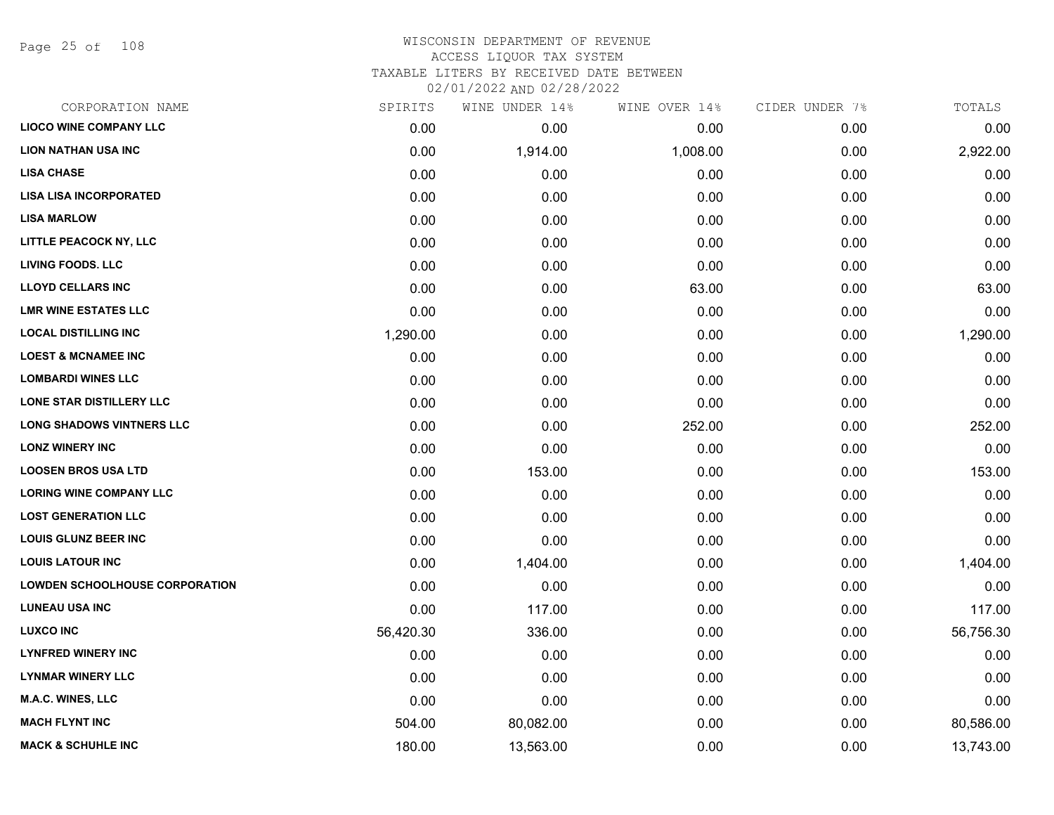# WISCONSIN DEPARTMENT OF REVENUE
## ACCESS LIQUOR TAX SYSTEM
### TAXABLE LITERS BY RECEIVED DATE BETWEEN 02/01/2022 AND 02/28/2022

| CORPORATION NAME | SPIRITS | WINE UNDER 14% | WINE OVER 14% | CIDER UNDER 7% | TOTALS |
|---|---|---|---|---|---|
| LIOCO WINE COMPANY LLC | 0.00 | 0.00 | 0.00 | 0.00 | 0.00 |
| LION NATHAN USA INC | 0.00 | 1,914.00 | 1,008.00 | 0.00 | 2,922.00 |
| LISA CHASE | 0.00 | 0.00 | 0.00 | 0.00 | 0.00 |
| LISA LISA INCORPORATED | 0.00 | 0.00 | 0.00 | 0.00 | 0.00 |
| LISA MARLOW | 0.00 | 0.00 | 0.00 | 0.00 | 0.00 |
| LITTLE PEACOCK NY, LLC | 0.00 | 0.00 | 0.00 | 0.00 | 0.00 |
| LIVING FOODS. LLC | 0.00 | 0.00 | 0.00 | 0.00 | 0.00 |
| LLOYD CELLARS INC | 0.00 | 0.00 | 63.00 | 0.00 | 63.00 |
| LMR WINE ESTATES LLC | 0.00 | 0.00 | 0.00 | 0.00 | 0.00 |
| LOCAL DISTILLING INC | 1,290.00 | 0.00 | 0.00 | 0.00 | 1,290.00 |
| LOEST & MCNAMEE INC | 0.00 | 0.00 | 0.00 | 0.00 | 0.00 |
| LOMBARDI WINES LLC | 0.00 | 0.00 | 0.00 | 0.00 | 0.00 |
| LONE STAR DISTILLERY LLC | 0.00 | 0.00 | 0.00 | 0.00 | 0.00 |
| LONG SHADOWS VINTNERS LLC | 0.00 | 0.00 | 252.00 | 0.00 | 252.00 |
| LONZ WINERY INC | 0.00 | 0.00 | 0.00 | 0.00 | 0.00 |
| LOOSEN BROS USA LTD | 0.00 | 153.00 | 0.00 | 0.00 | 153.00 |
| LORING WINE COMPANY LLC | 0.00 | 0.00 | 0.00 | 0.00 | 0.00 |
| LOST GENERATION LLC | 0.00 | 0.00 | 0.00 | 0.00 | 0.00 |
| LOUIS GLUNZ BEER INC | 0.00 | 0.00 | 0.00 | 0.00 | 0.00 |
| LOUIS LATOUR INC | 0.00 | 1,404.00 | 0.00 | 0.00 | 1,404.00 |
| LOWDEN SCHOOLHOUSE CORPORATION | 0.00 | 0.00 | 0.00 | 0.00 | 0.00 |
| LUNEAU USA INC | 0.00 | 117.00 | 0.00 | 0.00 | 117.00 |
| LUXCO INC | 56,420.30 | 336.00 | 0.00 | 0.00 | 56,756.30 |
| LYNFRED WINERY INC | 0.00 | 0.00 | 0.00 | 0.00 | 0.00 |
| LYNMAR WINERY LLC | 0.00 | 0.00 | 0.00 | 0.00 | 0.00 |
| M.A.C. WINES, LLC | 0.00 | 0.00 | 0.00 | 0.00 | 0.00 |
| MACH FLYNT INC | 504.00 | 80,082.00 | 0.00 | 0.00 | 80,586.00 |
| MACK & SCHUHLE INC | 180.00 | 13,563.00 | 0.00 | 0.00 | 13,743.00 |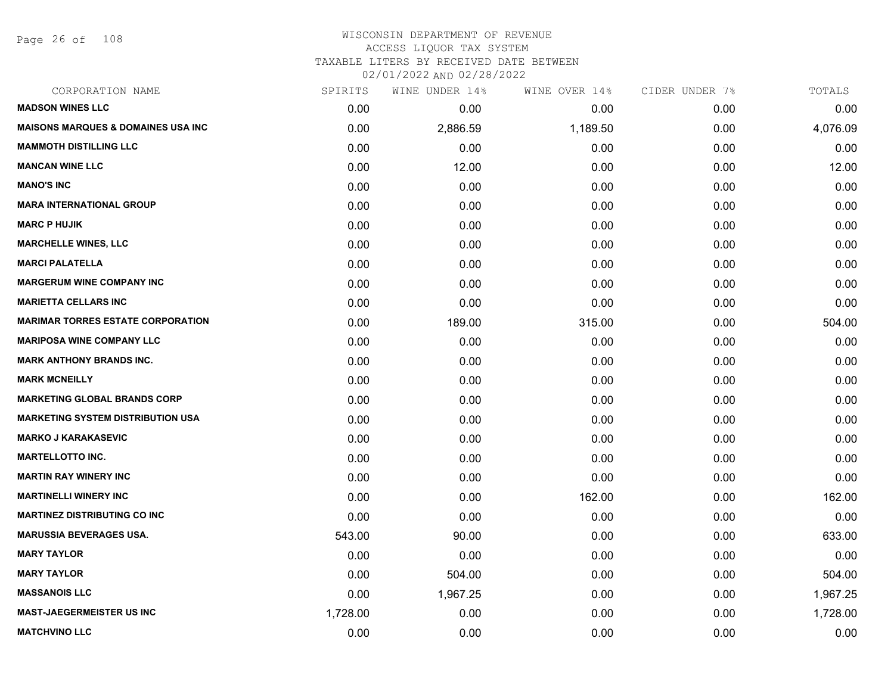# WISCONSIN DEPARTMENT OF REVENUE
ACCESS LIQUOR TAX SYSTEM
TAXABLE LITERS BY RECEIVED DATE BETWEEN
02/01/2022 AND 02/28/2022

| CORPORATION NAME | SPIRITS | WINE UNDER 14% | WINE OVER 14% | CIDER UNDER 7% | TOTALS |
|---|---|---|---|---|---|
| MADSON WINES LLC | 0.00 | 0.00 | 0.00 | 0.00 | 0.00 |
| MAISONS MARQUES & DOMAINES USA INC | 0.00 | 2,886.59 | 1,189.50 | 0.00 | 4,076.09 |
| MAMMOTH DISTILLING LLC | 0.00 | 0.00 | 0.00 | 0.00 | 0.00 |
| MANCAN WINE LLC | 0.00 | 12.00 | 0.00 | 0.00 | 12.00 |
| MANO'S INC | 0.00 | 0.00 | 0.00 | 0.00 | 0.00 |
| MARA INTERNATIONAL GROUP | 0.00 | 0.00 | 0.00 | 0.00 | 0.00 |
| MARC P HUJIK | 0.00 | 0.00 | 0.00 | 0.00 | 0.00 |
| MARCHELLE WINES, LLC | 0.00 | 0.00 | 0.00 | 0.00 | 0.00 |
| MARCI PALATELLA | 0.00 | 0.00 | 0.00 | 0.00 | 0.00 |
| MARGERUM WINE COMPANY INC | 0.00 | 0.00 | 0.00 | 0.00 | 0.00 |
| MARIETTA CELLARS INC | 0.00 | 0.00 | 0.00 | 0.00 | 0.00 |
| MARIMAR TORRES ESTATE CORPORATION | 0.00 | 189.00 | 315.00 | 0.00 | 504.00 |
| MARIPOSA WINE COMPANY LLC | 0.00 | 0.00 | 0.00 | 0.00 | 0.00 |
| MARK ANTHONY BRANDS INC. | 0.00 | 0.00 | 0.00 | 0.00 | 0.00 |
| MARK MCNEILLY | 0.00 | 0.00 | 0.00 | 0.00 | 0.00 |
| MARKETING GLOBAL BRANDS CORP | 0.00 | 0.00 | 0.00 | 0.00 | 0.00 |
| MARKETING SYSTEM DISTRIBUTION USA | 0.00 | 0.00 | 0.00 | 0.00 | 0.00 |
| MARKO J KARAKASEVIC | 0.00 | 0.00 | 0.00 | 0.00 | 0.00 |
| MARTELLOTTO INC. | 0.00 | 0.00 | 0.00 | 0.00 | 0.00 |
| MARTIN RAY WINERY INC | 0.00 | 0.00 | 0.00 | 0.00 | 0.00 |
| MARTINELLI WINERY INC | 0.00 | 0.00 | 162.00 | 0.00 | 162.00 |
| MARTINEZ DISTRIBUTING CO INC | 0.00 | 0.00 | 0.00 | 0.00 | 0.00 |
| MARUSSIA BEVERAGES USA. | 543.00 | 90.00 | 0.00 | 0.00 | 633.00 |
| MARY TAYLOR | 0.00 | 0.00 | 0.00 | 0.00 | 0.00 |
| MARY TAYLOR | 0.00 | 504.00 | 0.00 | 0.00 | 504.00 |
| MASSANOIS LLC | 0.00 | 1,967.25 | 0.00 | 0.00 | 1,967.25 |
| MAST-JAEGERMEISTER US INC | 1,728.00 | 0.00 | 0.00 | 0.00 | 1,728.00 |
| MATCHVINO LLC | 0.00 | 0.00 | 0.00 | 0.00 | 0.00 |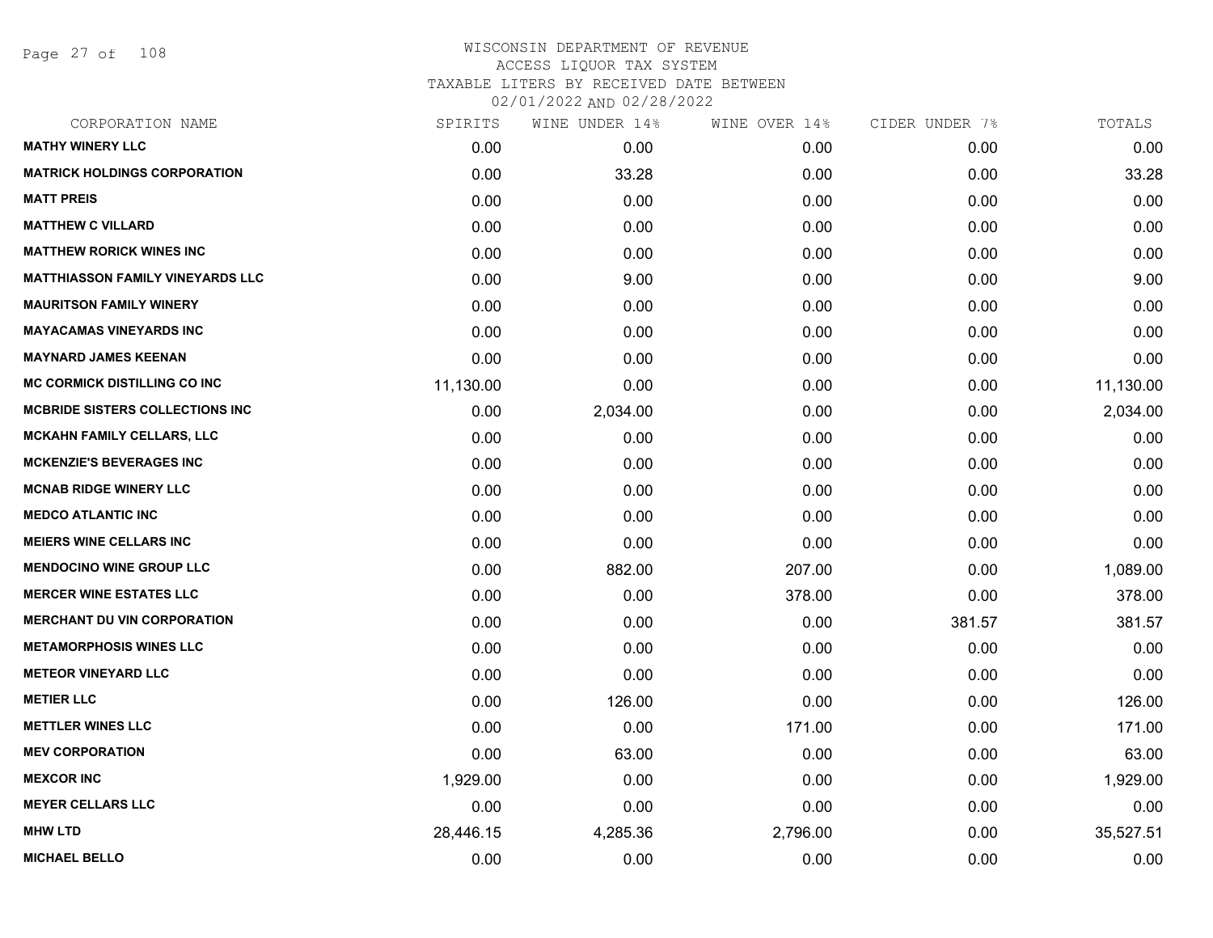# WISCONSIN DEPARTMENT OF REVENUE
## ACCESS LIQUOR TAX SYSTEM
## TAXABLE LITERS BY RECEIVED DATE BETWEEN 02/01/2022 AND 02/28/2022

| CORPORATION NAME | SPIRITS | WINE UNDER 14% | WINE OVER 14% | CIDER UNDER 7% | TOTALS |
|---|---|---|---|---|---|
| MATHY WINERY LLC | 0.00 | 0.00 | 0.00 | 0.00 | 0.00 |
| MATRICK HOLDINGS CORPORATION | 0.00 | 33.28 | 0.00 | 0.00 | 33.28 |
| MATT PREIS | 0.00 | 0.00 | 0.00 | 0.00 | 0.00 |
| MATTHEW C VILLARD | 0.00 | 0.00 | 0.00 | 0.00 | 0.00 |
| MATTHEW RORICK WINES INC | 0.00 | 0.00 | 0.00 | 0.00 | 0.00 |
| MATTHIASSON FAMILY VINEYARDS LLC | 0.00 | 9.00 | 0.00 | 0.00 | 9.00 |
| MAURITSON FAMILY WINERY | 0.00 | 0.00 | 0.00 | 0.00 | 0.00 |
| MAYACAMAS VINEYARDS INC | 0.00 | 0.00 | 0.00 | 0.00 | 0.00 |
| MAYNARD JAMES KEENAN | 0.00 | 0.00 | 0.00 | 0.00 | 0.00 |
| MC CORMICK DISTILLING CO INC | 11,130.00 | 0.00 | 0.00 | 0.00 | 11,130.00 |
| MCBRIDE SISTERS COLLECTIONS INC | 0.00 | 2,034.00 | 0.00 | 0.00 | 2,034.00 |
| MCKAHN FAMILY CELLARS, LLC | 0.00 | 0.00 | 0.00 | 0.00 | 0.00 |
| MCKENZIE'S BEVERAGES INC | 0.00 | 0.00 | 0.00 | 0.00 | 0.00 |
| MCNAB RIDGE WINERY LLC | 0.00 | 0.00 | 0.00 | 0.00 | 0.00 |
| MEDCO ATLANTIC INC | 0.00 | 0.00 | 0.00 | 0.00 | 0.00 |
| MEIERS WINE CELLARS INC | 0.00 | 0.00 | 0.00 | 0.00 | 0.00 |
| MENDOCINO WINE GROUP LLC | 0.00 | 882.00 | 207.00 | 0.00 | 1,089.00 |
| MERCER WINE ESTATES LLC | 0.00 | 0.00 | 378.00 | 0.00 | 378.00 |
| MERCHANT DU VIN CORPORATION | 0.00 | 0.00 | 0.00 | 381.57 | 381.57 |
| METAMORPHOSIS WINES LLC | 0.00 | 0.00 | 0.00 | 0.00 | 0.00 |
| METEOR VINEYARD LLC | 0.00 | 0.00 | 0.00 | 0.00 | 0.00 |
| METIER LLC | 0.00 | 126.00 | 0.00 | 0.00 | 126.00 |
| METTLER WINES LLC | 0.00 | 0.00 | 171.00 | 0.00 | 171.00 |
| MEV CORPORATION | 0.00 | 63.00 | 0.00 | 0.00 | 63.00 |
| MEXCOR INC | 1,929.00 | 0.00 | 0.00 | 0.00 | 1,929.00 |
| MEYER CELLARS LLC | 0.00 | 0.00 | 0.00 | 0.00 | 0.00 |
| MHW LTD | 28,446.15 | 4,285.36 | 2,796.00 | 0.00 | 35,527.51 |
| MICHAEL BELLO | 0.00 | 0.00 | 0.00 | 0.00 | 0.00 |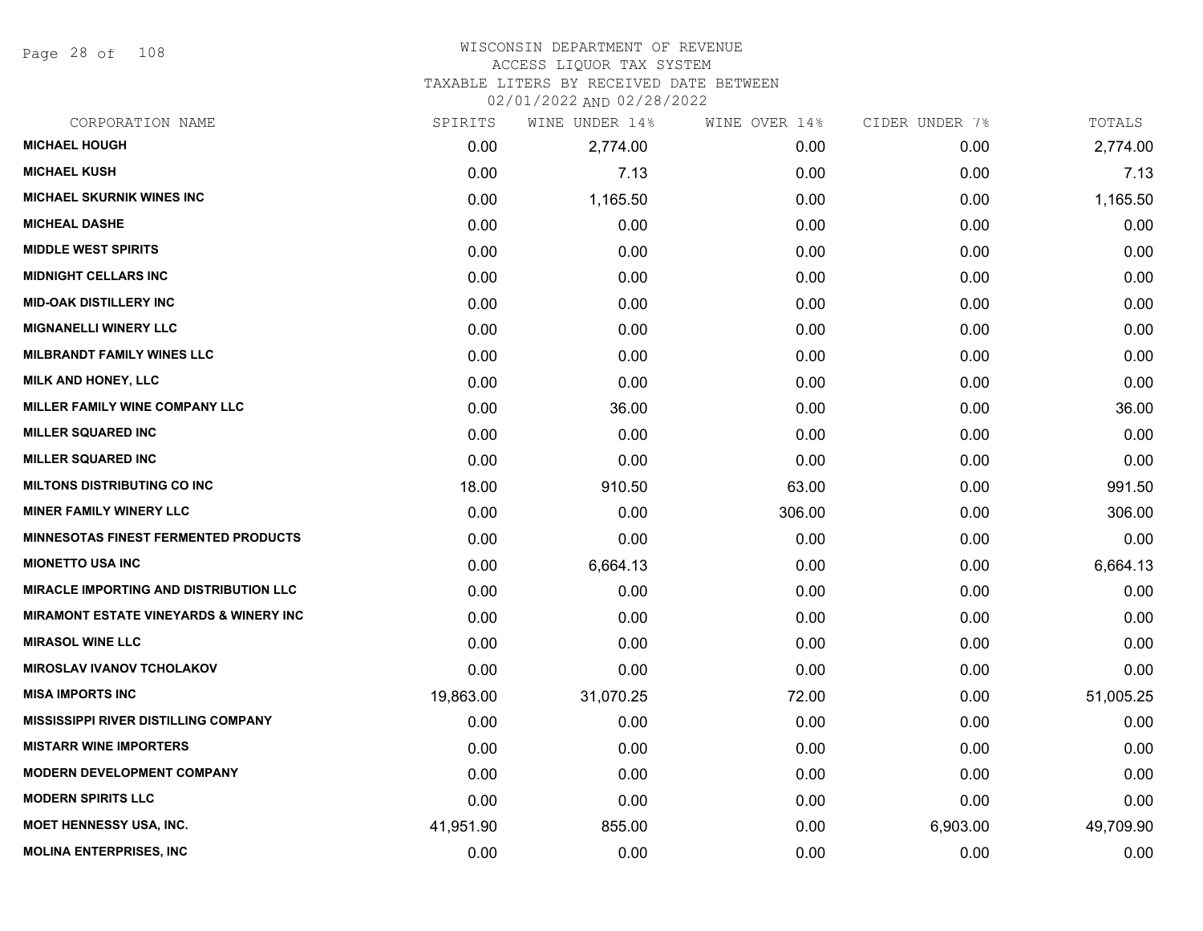# WISCONSIN DEPARTMENT OF REVENUE
ACCESS LIQUOR TAX SYSTEM
TAXABLE LITERS BY RECEIVED DATE BETWEEN
02/01/2022 AND 02/28/2022

| CORPORATION NAME | SPIRITS | WINE UNDER 14% | WINE OVER 14% | CIDER UNDER 7% | TOTALS |
|---|---|---|---|---|---|
| MICHAEL HOUGH | 0.00 | 2,774.00 | 0.00 | 0.00 | 2,774.00 |
| MICHAEL KUSH | 0.00 | 7.13 | 0.00 | 0.00 | 7.13 |
| MICHAEL SKURNIK WINES INC | 0.00 | 1,165.50 | 0.00 | 0.00 | 1,165.50 |
| MICHEAL DASHE | 0.00 | 0.00 | 0.00 | 0.00 | 0.00 |
| MIDDLE WEST SPIRITS | 0.00 | 0.00 | 0.00 | 0.00 | 0.00 |
| MIDNIGHT CELLARS INC | 0.00 | 0.00 | 0.00 | 0.00 | 0.00 |
| MID-OAK DISTILLERY INC | 0.00 | 0.00 | 0.00 | 0.00 | 0.00 |
| MIGNANELLI WINERY LLC | 0.00 | 0.00 | 0.00 | 0.00 | 0.00 |
| MILBRANDT FAMILY WINES LLC | 0.00 | 0.00 | 0.00 | 0.00 | 0.00 |
| MILK AND HONEY, LLC | 0.00 | 0.00 | 0.00 | 0.00 | 0.00 |
| MILLER FAMILY WINE COMPANY LLC | 0.00 | 36.00 | 0.00 | 0.00 | 36.00 |
| MILLER SQUARED INC | 0.00 | 0.00 | 0.00 | 0.00 | 0.00 |
| MILLER SQUARED INC | 0.00 | 0.00 | 0.00 | 0.00 | 0.00 |
| MILTONS DISTRIBUTING CO INC | 18.00 | 910.50 | 63.00 | 0.00 | 991.50 |
| MINER FAMILY WINERY LLC | 0.00 | 0.00 | 306.00 | 0.00 | 306.00 |
| MINNESOTAS FINEST FERMENTED PRODUCTS | 0.00 | 0.00 | 0.00 | 0.00 | 0.00 |
| MIONETTO USA INC | 0.00 | 6,664.13 | 0.00 | 0.00 | 6,664.13 |
| MIRACLE IMPORTING AND DISTRIBUTION LLC | 0.00 | 0.00 | 0.00 | 0.00 | 0.00 |
| MIRAMONT ESTATE VINEYARDS & WINERY INC | 0.00 | 0.00 | 0.00 | 0.00 | 0.00 |
| MIRASOL WINE LLC | 0.00 | 0.00 | 0.00 | 0.00 | 0.00 |
| MIROSLAV IVANOV TCHOLAKOV | 0.00 | 0.00 | 0.00 | 0.00 | 0.00 |
| MISA IMPORTS INC | 19,863.00 | 31,070.25 | 72.00 | 0.00 | 51,005.25 |
| MISSISSIPPI RIVER DISTILLING COMPANY | 0.00 | 0.00 | 0.00 | 0.00 | 0.00 |
| MISTARR WINE IMPORTERS | 0.00 | 0.00 | 0.00 | 0.00 | 0.00 |
| MODERN DEVELOPMENT COMPANY | 0.00 | 0.00 | 0.00 | 0.00 | 0.00 |
| MODERN SPIRITS LLC | 0.00 | 0.00 | 0.00 | 0.00 | 0.00 |
| MOET HENNESSY USA, INC. | 41,951.90 | 855.00 | 0.00 | 6,903.00 | 49,709.90 |
| MOLINA ENTERPRISES, INC | 0.00 | 0.00 | 0.00 | 0.00 | 0.00 |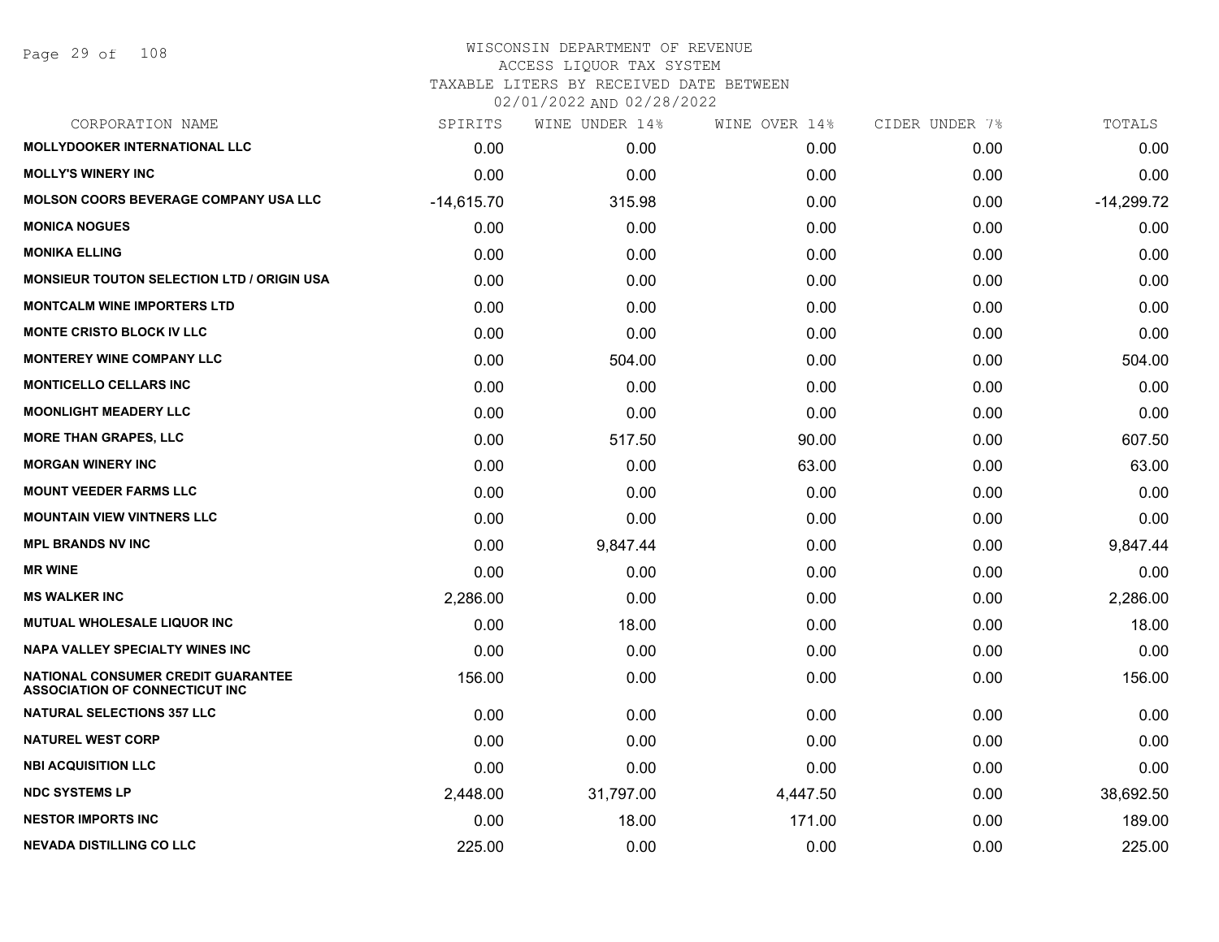WISCONSIN DEPARTMENT OF REVENUE
ACCESS LIQUOR TAX SYSTEM
TAXABLE LITERS BY RECEIVED DATE BETWEEN
02/01/2022 AND 02/28/2022

| CORPORATION NAME | SPIRITS | WINE UNDER 14% | WINE OVER 14% | CIDER UNDER 7% | TOTALS |
|---|---|---|---|---|---|
| **MOLLYDOOKER INTERNATIONAL LLC** | 0.00 | 0.00 | 0.00 | 0.00 | 0.00 |
| **MOLLY'S WINERY INC** | 0.00 | 0.00 | 0.00 | 0.00 | 0.00 |
| **MOLSON COORS BEVERAGE COMPANY USA LLC** | -14,615.70 | 315.98 | 0.00 | 0.00 | -14,299.72 |
| **MONICA NOGUES** | 0.00 | 0.00 | 0.00 | 0.00 | 0.00 |
| **MONIKA ELLING** | 0.00 | 0.00 | 0.00 | 0.00 | 0.00 |
| **MONSIEUR TOUTON SELECTION LTD / ORIGIN USA** | 0.00 | 0.00 | 0.00 | 0.00 | 0.00 |
| **MONTCALM WINE IMPORTERS LTD** | 0.00 | 0.00 | 0.00 | 0.00 | 0.00 |
| **MONTE CRISTO BLOCK IV LLC** | 0.00 | 0.00 | 0.00 | 0.00 | 0.00 |
| **MONTEREY WINE COMPANY LLC** | 0.00 | 504.00 | 0.00 | 0.00 | 504.00 |
| **MONTICELLO CELLARS INC** | 0.00 | 0.00 | 0.00 | 0.00 | 0.00 |
| **MOONLIGHT MEADERY LLC** | 0.00 | 0.00 | 0.00 | 0.00 | 0.00 |
| **MORE THAN GRAPES, LLC** | 0.00 | 517.50 | 90.00 | 0.00 | 607.50 |
| **MORGAN WINERY INC** | 0.00 | 0.00 | 63.00 | 0.00 | 63.00 |
| **MOUNT VEEDER FARMS LLC** | 0.00 | 0.00 | 0.00 | 0.00 | 0.00 |
| **MOUNTAIN VIEW VINTNERS LLC** | 0.00 | 0.00 | 0.00 | 0.00 | 0.00 |
| **MPL BRANDS NV INC** | 0.00 | 9,847.44 | 0.00 | 0.00 | 9,847.44 |
| **MR WINE** | 0.00 | 0.00 | 0.00 | 0.00 | 0.00 |
| **MS WALKER INC** | 2,286.00 | 0.00 | 0.00 | 0.00 | 2,286.00 |
| **MUTUAL WHOLESALE LIQUOR INC** | 0.00 | 18.00 | 0.00 | 0.00 | 18.00 |
| **NAPA VALLEY SPECIALTY WINES INC** | 0.00 | 0.00 | 0.00 | 0.00 | 0.00 |
| **NATIONAL CONSUMER CREDIT GUARANTEE ASSOCIATION OF CONNECTICUT INC** | 156.00 | 0.00 | 0.00 | 0.00 | 156.00 |
| **NATURAL SELECTIONS 357 LLC** | 0.00 | 0.00 | 0.00 | 0.00 | 0.00 |
| **NATUREL WEST CORP** | 0.00 | 0.00 | 0.00 | 0.00 | 0.00 |
| **NBI ACQUISITION LLC** | 0.00 | 0.00 | 0.00 | 0.00 | 0.00 |
| **NDC SYSTEMS LP** | 2,448.00 | 31,797.00 | 4,447.50 | 0.00 | 38,692.50 |
| **NESTOR IMPORTS INC** | 0.00 | 18.00 | 171.00 | 0.00 | 189.00 |
| **NEVADA DISTILLING CO LLC** | 225.00 | 0.00 | 0.00 | 0.00 | 225.00 |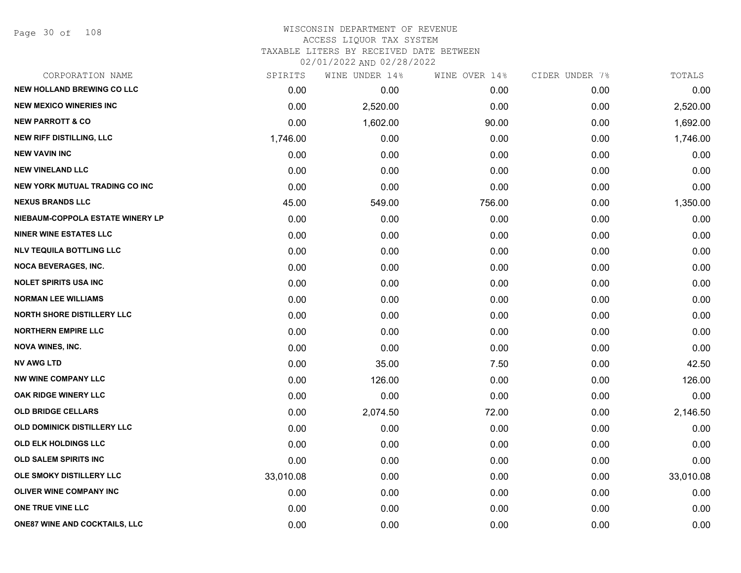WISCONSIN DEPARTMENT OF REVENUE
ACCESS LIQUOR TAX SYSTEM
TAXABLE LITERS BY RECEIVED DATE BETWEEN
02/01/2022 AND 02/28/2022

| CORPORATION NAME | SPIRITS | WINE UNDER 14% | WINE OVER 14% | CIDER UNDER 7% | TOTALS |
|---|---|---|---|---|---|
| NEW HOLLAND BREWING CO LLC | 0.00 | 0.00 | 0.00 | 0.00 | 0.00 |
| NEW MEXICO WINERIES INC | 0.00 | 2,520.00 | 0.00 | 0.00 | 2,520.00 |
| NEW PARROTT & CO | 0.00 | 1,602.00 | 90.00 | 0.00 | 1,692.00 |
| NEW RIFF DISTILLING, LLC | 1,746.00 | 0.00 | 0.00 | 0.00 | 1,746.00 |
| NEW VAVIN INC | 0.00 | 0.00 | 0.00 | 0.00 | 0.00 |
| NEW VINELAND LLC | 0.00 | 0.00 | 0.00 | 0.00 | 0.00 |
| NEW YORK MUTUAL TRADING CO INC | 0.00 | 0.00 | 0.00 | 0.00 | 0.00 |
| NEXUS BRANDS LLC | 45.00 | 549.00 | 756.00 | 0.00 | 1,350.00 |
| NIEBAUM-COPPOLA ESTATE WINERY LP | 0.00 | 0.00 | 0.00 | 0.00 | 0.00 |
| NINER WINE ESTATES LLC | 0.00 | 0.00 | 0.00 | 0.00 | 0.00 |
| NLV TEQUILA BOTTLING LLC | 0.00 | 0.00 | 0.00 | 0.00 | 0.00 |
| NOCA BEVERAGES, INC. | 0.00 | 0.00 | 0.00 | 0.00 | 0.00 |
| NOLET SPIRITS USA INC | 0.00 | 0.00 | 0.00 | 0.00 | 0.00 |
| NORMAN LEE WILLIAMS | 0.00 | 0.00 | 0.00 | 0.00 | 0.00 |
| NORTH SHORE DISTILLERY LLC | 0.00 | 0.00 | 0.00 | 0.00 | 0.00 |
| NORTHERN EMPIRE LLC | 0.00 | 0.00 | 0.00 | 0.00 | 0.00 |
| NOVA WINES, INC. | 0.00 | 0.00 | 0.00 | 0.00 | 0.00 |
| NV AWG LTD | 0.00 | 35.00 | 7.50 | 0.00 | 42.50 |
| NW WINE COMPANY LLC | 0.00 | 126.00 | 0.00 | 0.00 | 126.00 |
| OAK RIDGE WINERY LLC | 0.00 | 0.00 | 0.00 | 0.00 | 0.00 |
| OLD BRIDGE CELLARS | 0.00 | 2,074.50 | 72.00 | 0.00 | 2,146.50 |
| OLD DOMINICK DISTILLERY LLC | 0.00 | 0.00 | 0.00 | 0.00 | 0.00 |
| OLD ELK HOLDINGS LLC | 0.00 | 0.00 | 0.00 | 0.00 | 0.00 |
| OLD SALEM SPIRITS INC | 0.00 | 0.00 | 0.00 | 0.00 | 0.00 |
| OLE SMOKY DISTILLERY LLC | 33,010.08 | 0.00 | 0.00 | 0.00 | 33,010.08 |
| OLIVER WINE COMPANY INC | 0.00 | 0.00 | 0.00 | 0.00 | 0.00 |
| ONE TRUE VINE LLC | 0.00 | 0.00 | 0.00 | 0.00 | 0.00 |
| ONE87 WINE AND COCKTAILS, LLC | 0.00 | 0.00 | 0.00 | 0.00 | 0.00 |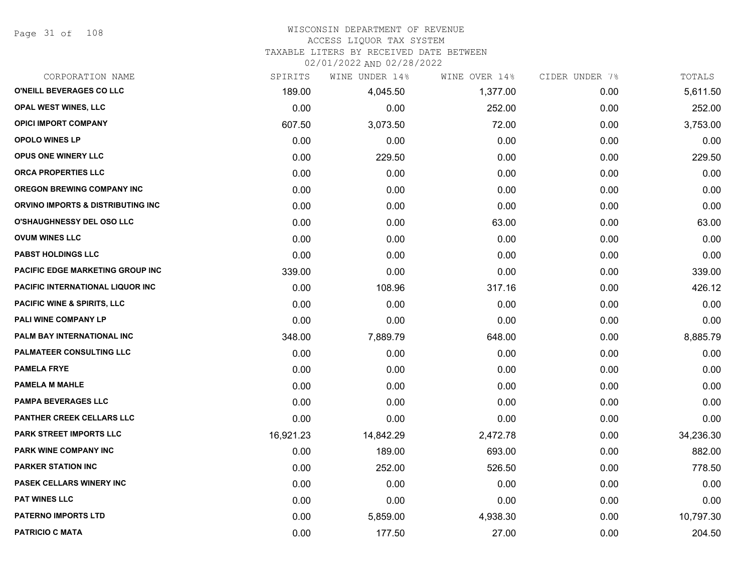# WISCONSIN DEPARTMENT OF REVENUE
ACCESS LIQUOR TAX SYSTEM
TAXABLE LITERS BY RECEIVED DATE BETWEEN
02/01/2022 AND 02/28/2022

| CORPORATION NAME | SPIRITS | WINE UNDER 14% | WINE OVER 14% | CIDER UNDER 7% | TOTALS |
|---|---|---|---|---|---|
| O'NEILL BEVERAGES CO LLC | 189.00 | 4,045.50 | 1,377.00 | 0.00 | 5,611.50 |
| OPAL WEST WINES, LLC | 0.00 | 0.00 | 252.00 | 0.00 | 252.00 |
| OPICI IMPORT COMPANY | 607.50 | 3,073.50 | 72.00 | 0.00 | 3,753.00 |
| OPOLO WINES LP | 0.00 | 0.00 | 0.00 | 0.00 | 0.00 |
| OPUS ONE WINERY LLC | 0.00 | 229.50 | 0.00 | 0.00 | 229.50 |
| ORCA PROPERTIES LLC | 0.00 | 0.00 | 0.00 | 0.00 | 0.00 |
| OREGON BREWING COMPANY INC | 0.00 | 0.00 | 0.00 | 0.00 | 0.00 |
| ORVINO IMPORTS & DISTRIBUTING INC | 0.00 | 0.00 | 0.00 | 0.00 | 0.00 |
| O'SHAUGHNESSY DEL OSO LLC | 0.00 | 0.00 | 63.00 | 0.00 | 63.00 |
| OVUM WINES LLC | 0.00 | 0.00 | 0.00 | 0.00 | 0.00 |
| PABST HOLDINGS LLC | 0.00 | 0.00 | 0.00 | 0.00 | 0.00 |
| PACIFIC EDGE MARKETING GROUP INC | 339.00 | 0.00 | 0.00 | 0.00 | 339.00 |
| PACIFIC INTERNATIONAL LIQUOR INC | 0.00 | 108.96 | 317.16 | 0.00 | 426.12 |
| PACIFIC WINE & SPIRITS, LLC | 0.00 | 0.00 | 0.00 | 0.00 | 0.00 |
| PALI WINE COMPANY LP | 0.00 | 0.00 | 0.00 | 0.00 | 0.00 |
| PALM BAY INTERNATIONAL INC | 348.00 | 7,889.79 | 648.00 | 0.00 | 8,885.79 |
| PALMATEER CONSULTING LLC | 0.00 | 0.00 | 0.00 | 0.00 | 0.00 |
| PAMELA FRYE | 0.00 | 0.00 | 0.00 | 0.00 | 0.00 |
| PAMELA M MAHLE | 0.00 | 0.00 | 0.00 | 0.00 | 0.00 |
| PAMPA BEVERAGES LLC | 0.00 | 0.00 | 0.00 | 0.00 | 0.00 |
| PANTHER CREEK CELLARS LLC | 0.00 | 0.00 | 0.00 | 0.00 | 0.00 |
| PARK STREET IMPORTS LLC | 16,921.23 | 14,842.29 | 2,472.78 | 0.00 | 34,236.30 |
| PARK WINE COMPANY INC | 0.00 | 189.00 | 693.00 | 0.00 | 882.00 |
| PARKER STATION INC | 0.00 | 252.00 | 526.50 | 0.00 | 778.50 |
| PASEK CELLARS WINERY INC | 0.00 | 0.00 | 0.00 | 0.00 | 0.00 |
| PAT WINES LLC | 0.00 | 0.00 | 0.00 | 0.00 | 0.00 |
| PATERNO IMPORTS LTD | 0.00 | 5,859.00 | 4,938.30 | 0.00 | 10,797.30 |
| PATRICIO C MATA | 0.00 | 177.50 | 27.00 | 0.00 | 204.50 |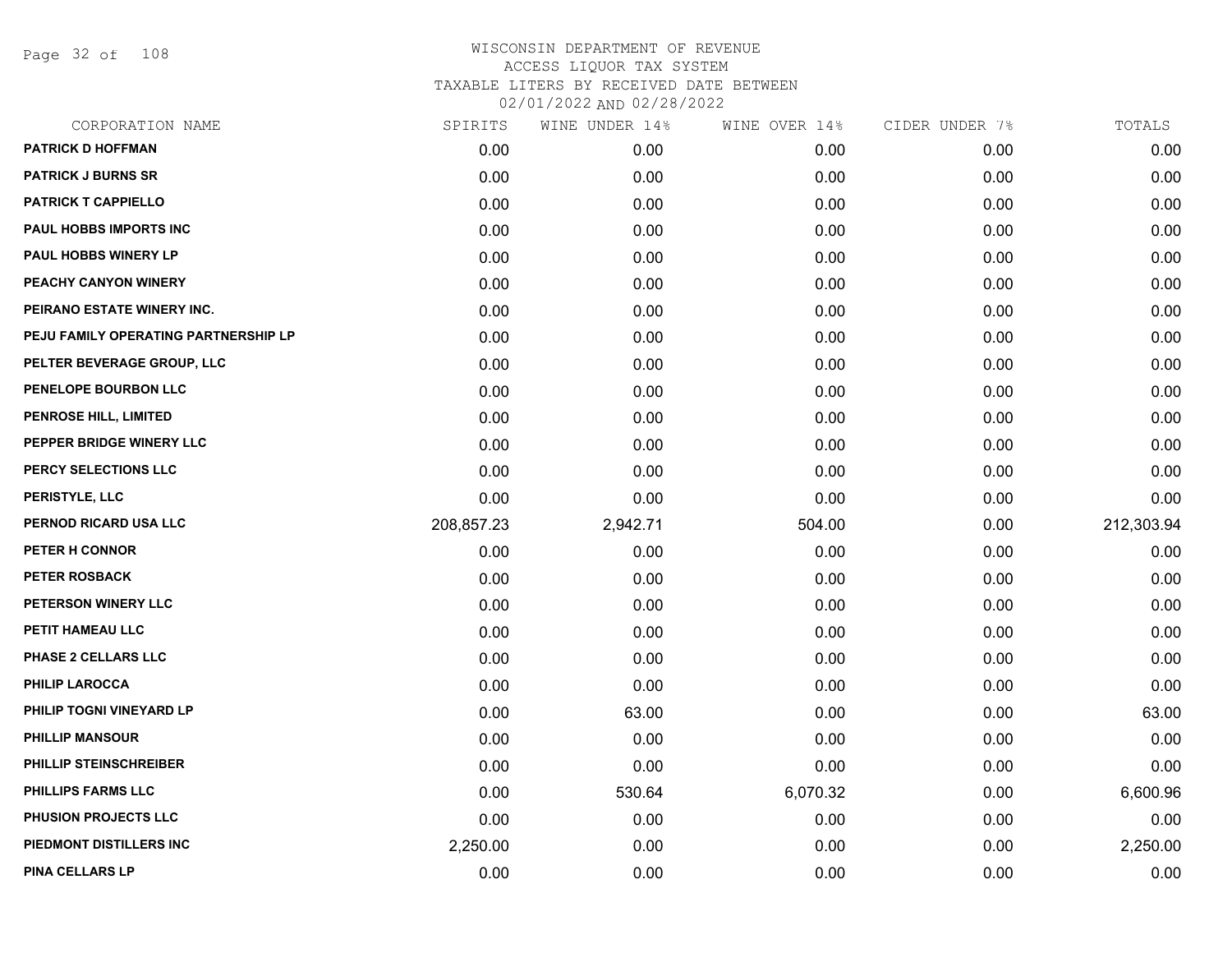# WISCONSIN DEPARTMENT OF REVENUE
## ACCESS LIQUOR TAX SYSTEM
### TAXABLE LITERS BY RECEIVED DATE BETWEEN 02/01/2022 AND 02/28/2022

| CORPORATION NAME | SPIRITS | WINE UNDER 14% | WINE OVER 14% | CIDER UNDER 7% | TOTALS |
|---|---|---|---|---|---|
| PATRICK D HOFFMAN | 0.00 | 0.00 | 0.00 | 0.00 | 0.00 |
| PATRICK J BURNS SR | 0.00 | 0.00 | 0.00 | 0.00 | 0.00 |
| PATRICK T CAPPIELLO | 0.00 | 0.00 | 0.00 | 0.00 | 0.00 |
| PAUL HOBBS IMPORTS INC | 0.00 | 0.00 | 0.00 | 0.00 | 0.00 |
| PAUL HOBBS WINERY LP | 0.00 | 0.00 | 0.00 | 0.00 | 0.00 |
| PEACHY CANYON WINERY | 0.00 | 0.00 | 0.00 | 0.00 | 0.00 |
| PEIRANO ESTATE WINERY INC. | 0.00 | 0.00 | 0.00 | 0.00 | 0.00 |
| PEJU FAMILY OPERATING PARTNERSHIP LP | 0.00 | 0.00 | 0.00 | 0.00 | 0.00 |
| PELTER BEVERAGE GROUP, LLC | 0.00 | 0.00 | 0.00 | 0.00 | 0.00 |
| PENELOPE BOURBON LLC | 0.00 | 0.00 | 0.00 | 0.00 | 0.00 |
| PENROSE HILL, LIMITED | 0.00 | 0.00 | 0.00 | 0.00 | 0.00 |
| PEPPER BRIDGE WINERY LLC | 0.00 | 0.00 | 0.00 | 0.00 | 0.00 |
| PERCY SELECTIONS LLC | 0.00 | 0.00 | 0.00 | 0.00 | 0.00 |
| PERISTYLE, LLC | 0.00 | 0.00 | 0.00 | 0.00 | 0.00 |
| PERNOD RICARD USA LLC | 208,857.23 | 2,942.71 | 504.00 | 0.00 | 212,303.94 |
| PETER H CONNOR | 0.00 | 0.00 | 0.00 | 0.00 | 0.00 |
| PETER ROSBACK | 0.00 | 0.00 | 0.00 | 0.00 | 0.00 |
| PETERSON WINERY LLC | 0.00 | 0.00 | 0.00 | 0.00 | 0.00 |
| PETIT HAMEAU LLC | 0.00 | 0.00 | 0.00 | 0.00 | 0.00 |
| PHASE 2 CELLARS LLC | 0.00 | 0.00 | 0.00 | 0.00 | 0.00 |
| PHILIP LAROCCA | 0.00 | 0.00 | 0.00 | 0.00 | 0.00 |
| PHILIP TOGNI VINEYARD LP | 0.00 | 63.00 | 0.00 | 0.00 | 63.00 |
| PHILLIP MANSOUR | 0.00 | 0.00 | 0.00 | 0.00 | 0.00 |
| PHILLIP STEINSCHREIBER | 0.00 | 0.00 | 0.00 | 0.00 | 0.00 |
| PHILLIPS FARMS LLC | 0.00 | 530.64 | 6,070.32 | 0.00 | 6,600.96 |
| PHUSION PROJECTS LLC | 0.00 | 0.00 | 0.00 | 0.00 | 0.00 |
| PIEDMONT DISTILLERS INC | 2,250.00 | 0.00 | 0.00 | 0.00 | 2,250.00 |
| PINA CELLARS LP | 0.00 | 0.00 | 0.00 | 0.00 | 0.00 |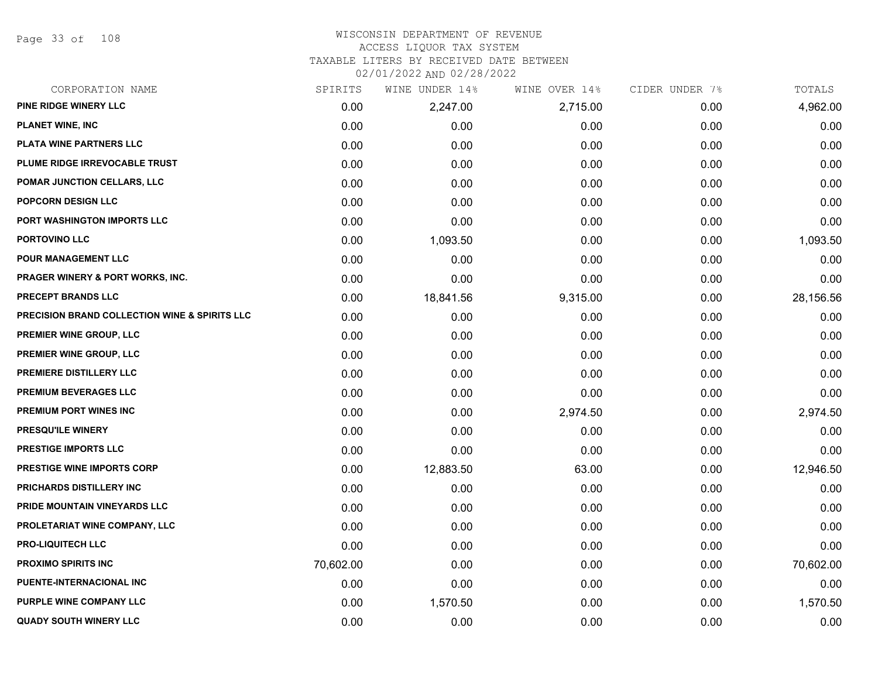WISCONSIN DEPARTMENT OF REVENUE
ACCESS LIQUOR TAX SYSTEM
TAXABLE LITERS BY RECEIVED DATE BETWEEN
02/01/2022 AND 02/28/2022

| CORPORATION NAME | SPIRITS | WINE UNDER 14% | WINE OVER 14% | CIDER UNDER 7% | TOTALS |
|---|---|---|---|---|---|
| PINE RIDGE WINERY LLC | 0.00 | 2,247.00 | 2,715.00 | 0.00 | 4,962.00 |
| PLANET WINE, INC | 0.00 | 0.00 | 0.00 | 0.00 | 0.00 |
| PLATA WINE PARTNERS LLC | 0.00 | 0.00 | 0.00 | 0.00 | 0.00 |
| PLUME RIDGE IRREVOCABLE TRUST | 0.00 | 0.00 | 0.00 | 0.00 | 0.00 |
| POMAR JUNCTION CELLARS, LLC | 0.00 | 0.00 | 0.00 | 0.00 | 0.00 |
| POPCORN DESIGN LLC | 0.00 | 0.00 | 0.00 | 0.00 | 0.00 |
| PORT WASHINGTON IMPORTS LLC | 0.00 | 0.00 | 0.00 | 0.00 | 0.00 |
| PORTOVINO LLC | 0.00 | 1,093.50 | 0.00 | 0.00 | 1,093.50 |
| POUR MANAGEMENT LLC | 0.00 | 0.00 | 0.00 | 0.00 | 0.00 |
| PRAGER WINERY & PORT WORKS, INC. | 0.00 | 0.00 | 0.00 | 0.00 | 0.00 |
| PRECEPT BRANDS LLC | 0.00 | 18,841.56 | 9,315.00 | 0.00 | 28,156.56 |
| PRECISION BRAND COLLECTION WINE & SPIRITS LLC | 0.00 | 0.00 | 0.00 | 0.00 | 0.00 |
| PREMIER WINE GROUP, LLC | 0.00 | 0.00 | 0.00 | 0.00 | 0.00 |
| PREMIER WINE GROUP, LLC | 0.00 | 0.00 | 0.00 | 0.00 | 0.00 |
| PREMIERE DISTILLERY LLC | 0.00 | 0.00 | 0.00 | 0.00 | 0.00 |
| PREMIUM BEVERAGES LLC | 0.00 | 0.00 | 0.00 | 0.00 | 0.00 |
| PREMIUM PORT WINES INC | 0.00 | 0.00 | 2,974.50 | 0.00 | 2,974.50 |
| PRESQU'ILE WINERY | 0.00 | 0.00 | 0.00 | 0.00 | 0.00 |
| PRESTIGE IMPORTS LLC | 0.00 | 0.00 | 0.00 | 0.00 | 0.00 |
| PRESTIGE WINE IMPORTS CORP | 0.00 | 12,883.50 | 63.00 | 0.00 | 12,946.50 |
| PRICHARDS DISTILLERY INC | 0.00 | 0.00 | 0.00 | 0.00 | 0.00 |
| PRIDE MOUNTAIN VINEYARDS LLC | 0.00 | 0.00 | 0.00 | 0.00 | 0.00 |
| PROLETARIAT WINE COMPANY, LLC | 0.00 | 0.00 | 0.00 | 0.00 | 0.00 |
| PRO-LIQUITECH LLC | 0.00 | 0.00 | 0.00 | 0.00 | 0.00 |
| PROXIMO SPIRITS INC | 70,602.00 | 0.00 | 0.00 | 0.00 | 70,602.00 |
| PUENTE-INTERNACIONAL INC | 0.00 | 0.00 | 0.00 | 0.00 | 0.00 |
| PURPLE WINE COMPANY LLC | 0.00 | 1,570.50 | 0.00 | 0.00 | 1,570.50 |
| QUADY SOUTH WINERY LLC | 0.00 | 0.00 | 0.00 | 0.00 | 0.00 |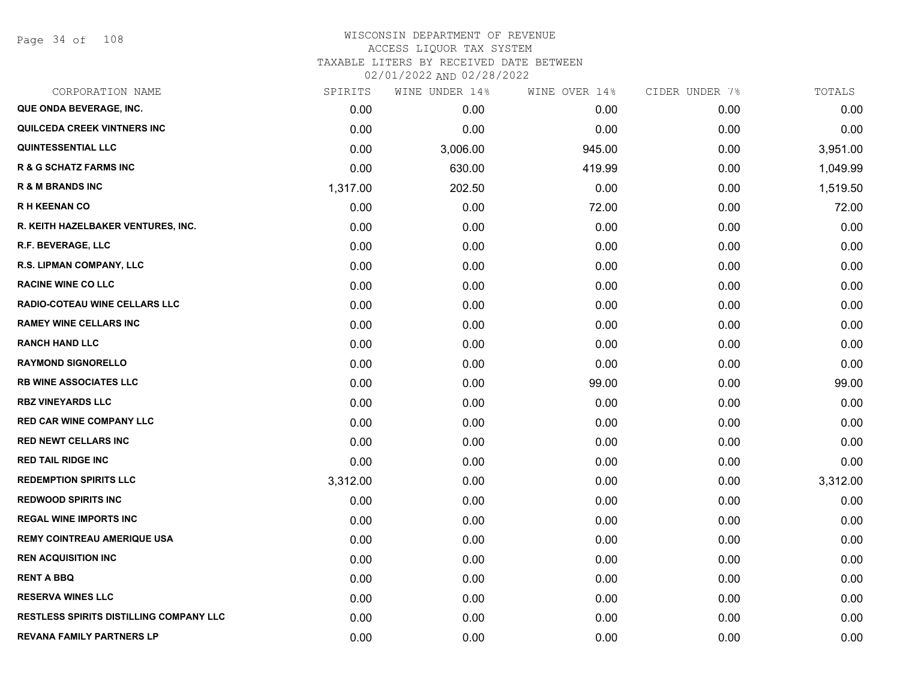WISCONSIN DEPARTMENT OF REVENUE
ACCESS LIQUOR TAX SYSTEM
TAXABLE LITERS BY RECEIVED DATE BETWEEN
02/01/2022 AND 02/28/2022

| CORPORATION NAME | SPIRITS | WINE UNDER 14% | WINE OVER 14% | CIDER UNDER 7% | TOTALS |
|---|---|---|---|---|---|
| QUE ONDA BEVERAGE, INC. | 0.00 | 0.00 | 0.00 | 0.00 | 0.00 |
| QUILCEDA CREEK VINTNERS INC | 0.00 | 0.00 | 0.00 | 0.00 | 0.00 |
| QUINTESSENTIAL LLC | 0.00 | 3,006.00 | 945.00 | 0.00 | 3,951.00 |
| R & G SCHATZ FARMS INC | 0.00 | 630.00 | 419.99 | 0.00 | 1,049.99 |
| R & M BRANDS INC | 1,317.00 | 202.50 | 0.00 | 0.00 | 1,519.50 |
| R H KEENAN CO | 0.00 | 0.00 | 72.00 | 0.00 | 72.00 |
| R. KEITH HAZELBAKER VENTURES, INC. | 0.00 | 0.00 | 0.00 | 0.00 | 0.00 |
| R.F. BEVERAGE, LLC | 0.00 | 0.00 | 0.00 | 0.00 | 0.00 |
| R.S. LIPMAN COMPANY, LLC | 0.00 | 0.00 | 0.00 | 0.00 | 0.00 |
| RACINE WINE CO LLC | 0.00 | 0.00 | 0.00 | 0.00 | 0.00 |
| RADIO-COTEAU WINE CELLARS LLC | 0.00 | 0.00 | 0.00 | 0.00 | 0.00 |
| RAMEY WINE CELLARS INC | 0.00 | 0.00 | 0.00 | 0.00 | 0.00 |
| RANCH HAND LLC | 0.00 | 0.00 | 0.00 | 0.00 | 0.00 |
| RAYMOND SIGNORELLO | 0.00 | 0.00 | 0.00 | 0.00 | 0.00 |
| RB WINE ASSOCIATES LLC | 0.00 | 0.00 | 99.00 | 0.00 | 99.00 |
| RBZ VINEYARDS LLC | 0.00 | 0.00 | 0.00 | 0.00 | 0.00 |
| RED CAR WINE COMPANY LLC | 0.00 | 0.00 | 0.00 | 0.00 | 0.00 |
| RED NEWT CELLARS INC | 0.00 | 0.00 | 0.00 | 0.00 | 0.00 |
| RED TAIL RIDGE INC | 0.00 | 0.00 | 0.00 | 0.00 | 0.00 |
| REDEMPTION SPIRITS LLC | 3,312.00 | 0.00 | 0.00 | 0.00 | 3,312.00 |
| REDWOOD SPIRITS INC | 0.00 | 0.00 | 0.00 | 0.00 | 0.00 |
| REGAL WINE IMPORTS INC | 0.00 | 0.00 | 0.00 | 0.00 | 0.00 |
| REMY COINTREAU AMERIQUE USA | 0.00 | 0.00 | 0.00 | 0.00 | 0.00 |
| REN ACQUISITION INC | 0.00 | 0.00 | 0.00 | 0.00 | 0.00 |
| RENT A BBQ | 0.00 | 0.00 | 0.00 | 0.00 | 0.00 |
| RESERVA WINES LLC | 0.00 | 0.00 | 0.00 | 0.00 | 0.00 |
| RESTLESS SPIRITS DISTILLING COMPANY LLC | 0.00 | 0.00 | 0.00 | 0.00 | 0.00 |
| REVANA FAMILY PARTNERS LP | 0.00 | 0.00 | 0.00 | 0.00 | 0.00 |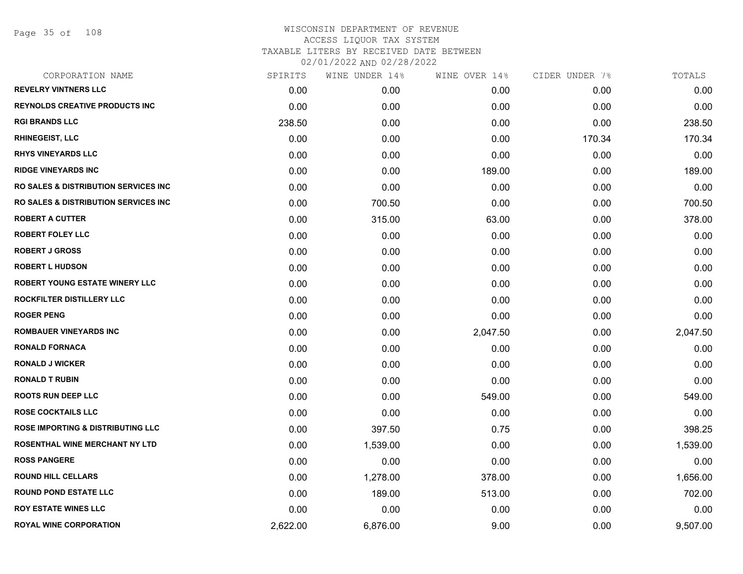# WISCONSIN DEPARTMENT OF REVENUE
## ACCESS LIQUOR TAX SYSTEM
### TAXABLE LITERS BY RECEIVED DATE BETWEEN 02/01/2022 AND 02/28/2022

| CORPORATION NAME | SPIRITS | WINE UNDER 14% | WINE OVER 14% | CIDER UNDER 7% | TOTALS |
|---|---|---|---|---|---|
| REVELRY VINTNERS LLC | 0.00 | 0.00 | 0.00 | 0.00 | 0.00 |
| REYNOLDS CREATIVE PRODUCTS INC | 0.00 | 0.00 | 0.00 | 0.00 | 0.00 |
| RGI BRANDS LLC | 238.50 | 0.00 | 0.00 | 0.00 | 238.50 |
| RHINEGEIST, LLC | 0.00 | 0.00 | 0.00 | 170.34 | 170.34 |
| RHYS VINEYARDS LLC | 0.00 | 0.00 | 0.00 | 0.00 | 0.00 |
| RIDGE VINEYARDS INC | 0.00 | 0.00 | 189.00 | 0.00 | 189.00 |
| RO SALES & DISTRIBUTION SERVICES INC | 0.00 | 0.00 | 0.00 | 0.00 | 0.00 |
| RO SALES & DISTRIBUTION SERVICES INC | 0.00 | 700.50 | 0.00 | 0.00 | 700.50 |
| ROBERT A CUTTER | 0.00 | 315.00 | 63.00 | 0.00 | 378.00 |
| ROBERT FOLEY LLC | 0.00 | 0.00 | 0.00 | 0.00 | 0.00 |
| ROBERT J GROSS | 0.00 | 0.00 | 0.00 | 0.00 | 0.00 |
| ROBERT L HUDSON | 0.00 | 0.00 | 0.00 | 0.00 | 0.00 |
| ROBERT YOUNG ESTATE WINERY LLC | 0.00 | 0.00 | 0.00 | 0.00 | 0.00 |
| ROCKFILTER DISTILLERY LLC | 0.00 | 0.00 | 0.00 | 0.00 | 0.00 |
| ROGER PENG | 0.00 | 0.00 | 0.00 | 0.00 | 0.00 |
| ROMBAUER VINEYARDS INC | 0.00 | 0.00 | 2,047.50 | 0.00 | 2,047.50 |
| RONALD FORNACA | 0.00 | 0.00 | 0.00 | 0.00 | 0.00 |
| RONALD J WICKER | 0.00 | 0.00 | 0.00 | 0.00 | 0.00 |
| RONALD T RUBIN | 0.00 | 0.00 | 0.00 | 0.00 | 0.00 |
| ROOTS RUN DEEP LLC | 0.00 | 0.00 | 549.00 | 0.00 | 549.00 |
| ROSE COCKTAILS LLC | 0.00 | 0.00 | 0.00 | 0.00 | 0.00 |
| ROSE IMPORTING & DISTRIBUTING LLC | 0.00 | 397.50 | 0.75 | 0.00 | 398.25 |
| ROSENTHAL WINE MERCHANT NY LTD | 0.00 | 1,539.00 | 0.00 | 0.00 | 1,539.00 |
| ROSS PANGERE | 0.00 | 0.00 | 0.00 | 0.00 | 0.00 |
| ROUND HILL CELLARS | 0.00 | 1,278.00 | 378.00 | 0.00 | 1,656.00 |
| ROUND POND ESTATE LLC | 0.00 | 189.00 | 513.00 | 0.00 | 702.00 |
| ROY ESTATE WINES LLC | 0.00 | 0.00 | 0.00 | 0.00 | 0.00 |
| ROYAL WINE CORPORATION | 2,622.00 | 6,876.00 | 9.00 | 0.00 | 9,507.00 |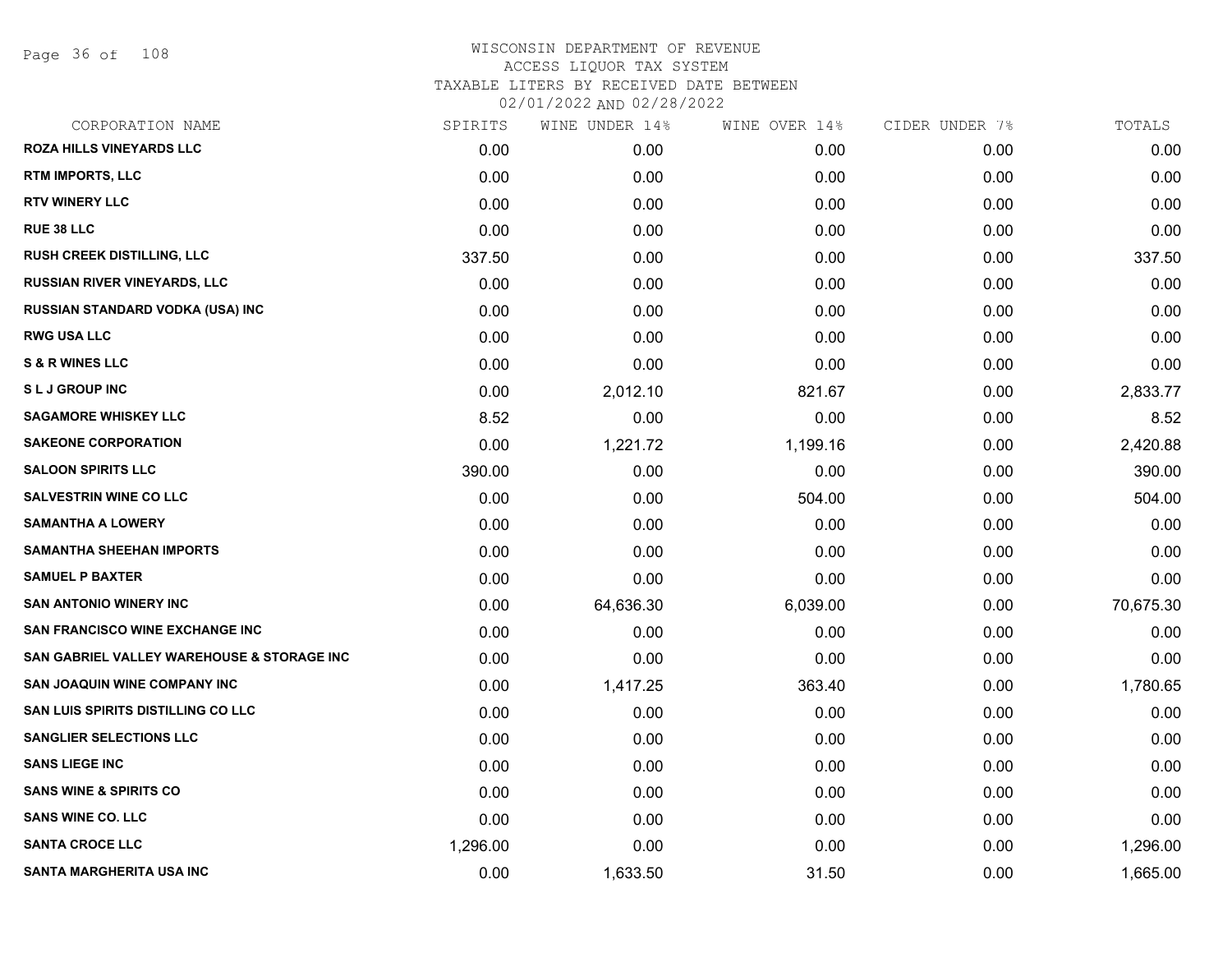# WISCONSIN DEPARTMENT OF REVENUE
## ACCESS LIQUOR TAX SYSTEM
### TAXABLE LITERS BY RECEIVED DATE BETWEEN 02/01/2022 AND 02/28/2022

| CORPORATION NAME | SPIRITS | WINE UNDER 14% | WINE OVER 14% | CIDER UNDER 7% | TOTALS |
|---|---|---|---|---|---|
| ROZA HILLS VINEYARDS LLC | 0.00 | 0.00 | 0.00 | 0.00 | 0.00 |
| RTM IMPORTS, LLC | 0.00 | 0.00 | 0.00 | 0.00 | 0.00 |
| RTV WINERY LLC | 0.00 | 0.00 | 0.00 | 0.00 | 0.00 |
| RUE 38 LLC | 0.00 | 0.00 | 0.00 | 0.00 | 0.00 |
| RUSH CREEK DISTILLING, LLC | 337.50 | 0.00 | 0.00 | 0.00 | 337.50 |
| RUSSIAN RIVER VINEYARDS, LLC | 0.00 | 0.00 | 0.00 | 0.00 | 0.00 |
| RUSSIAN STANDARD VODKA (USA) INC | 0.00 | 0.00 | 0.00 | 0.00 | 0.00 |
| RWG USA LLC | 0.00 | 0.00 | 0.00 | 0.00 | 0.00 |
| S & R WINES LLC | 0.00 | 0.00 | 0.00 | 0.00 | 0.00 |
| S L J GROUP INC | 0.00 | 2,012.10 | 821.67 | 0.00 | 2,833.77 |
| SAGAMORE WHISKEY LLC | 8.52 | 0.00 | 0.00 | 0.00 | 8.52 |
| SAKEONE CORPORATION | 0.00 | 1,221.72 | 1,199.16 | 0.00 | 2,420.88 |
| SALOON SPIRITS LLC | 390.00 | 0.00 | 0.00 | 0.00 | 390.00 |
| SALVESTRIN WINE CO LLC | 0.00 | 0.00 | 504.00 | 0.00 | 504.00 |
| SAMANTHA A LOWERY | 0.00 | 0.00 | 0.00 | 0.00 | 0.00 |
| SAMANTHA SHEEHAN IMPORTS | 0.00 | 0.00 | 0.00 | 0.00 | 0.00 |
| SAMUEL P BAXTER | 0.00 | 0.00 | 0.00 | 0.00 | 0.00 |
| SAN ANTONIO WINERY INC | 0.00 | 64,636.30 | 6,039.00 | 0.00 | 70,675.30 |
| SAN FRANCISCO WINE EXCHANGE INC | 0.00 | 0.00 | 0.00 | 0.00 | 0.00 |
| SAN GABRIEL VALLEY WAREHOUSE & STORAGE INC | 0.00 | 0.00 | 0.00 | 0.00 | 0.00 |
| SAN JOAQUIN WINE COMPANY INC | 0.00 | 1,417.25 | 363.40 | 0.00 | 1,780.65 |
| SAN LUIS SPIRITS DISTILLING CO LLC | 0.00 | 0.00 | 0.00 | 0.00 | 0.00 |
| SANGLIER SELECTIONS LLC | 0.00 | 0.00 | 0.00 | 0.00 | 0.00 |
| SANS LIEGE INC | 0.00 | 0.00 | 0.00 | 0.00 | 0.00 |
| SANS WINE & SPIRITS CO | 0.00 | 0.00 | 0.00 | 0.00 | 0.00 |
| SANS WINE CO. LLC | 0.00 | 0.00 | 0.00 | 0.00 | 0.00 |
| SANTA CROCE LLC | 1,296.00 | 0.00 | 0.00 | 0.00 | 1,296.00 |
| SANTA MARGHERITA USA INC | 0.00 | 1,633.50 | 31.50 | 0.00 | 1,665.00 |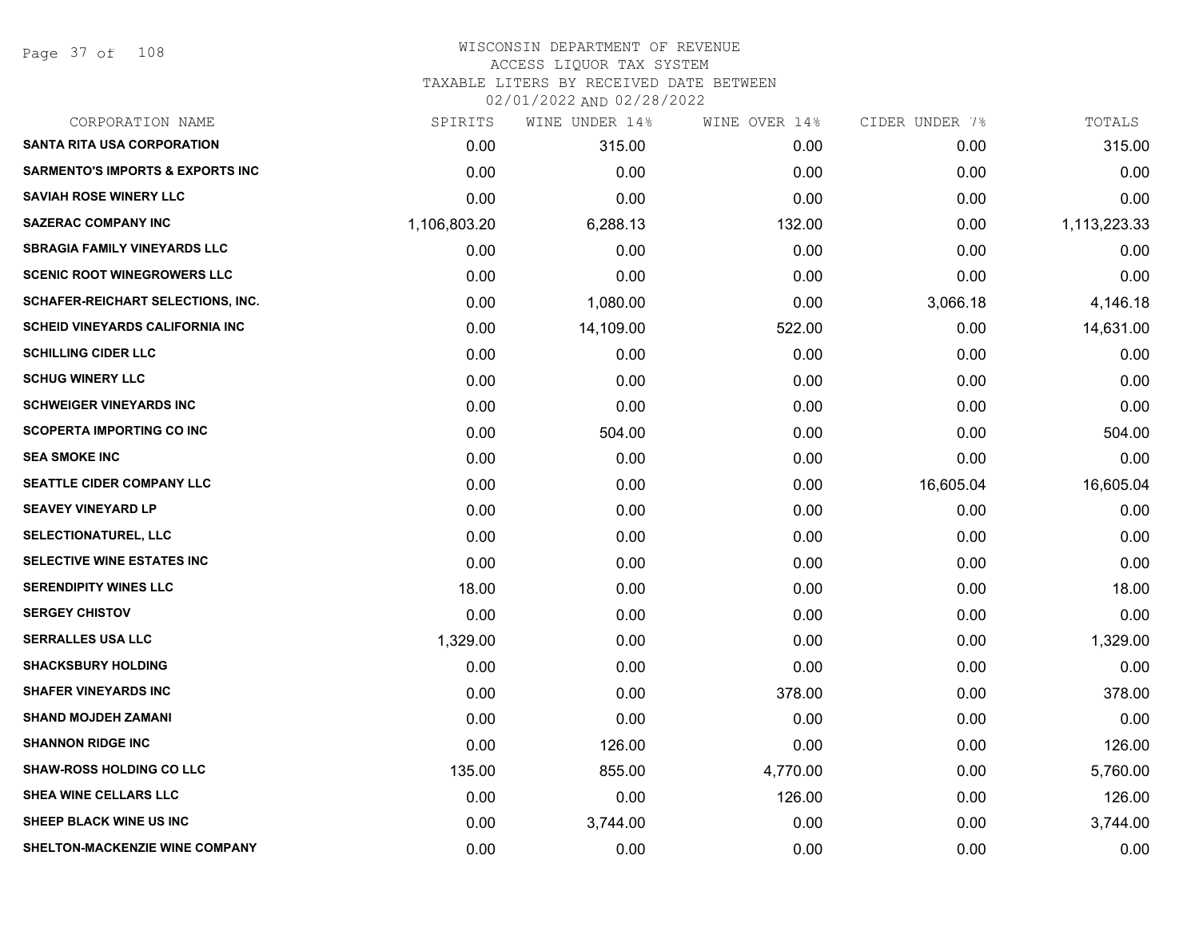WISCONSIN DEPARTMENT OF REVENUE
ACCESS LIQUOR TAX SYSTEM
TAXABLE LITERS BY RECEIVED DATE BETWEEN
02/01/2022 AND 02/28/2022

| CORPORATION NAME | SPIRITS | WINE UNDER 14% | WINE OVER 14% | CIDER UNDER 7% | TOTALS |
|---|---|---|---|---|---|
| SANTA RITA USA CORPORATION | 0.00 | 315.00 | 0.00 | 0.00 | 315.00 |
| SARMENTO'S IMPORTS & EXPORTS INC | 0.00 | 0.00 | 0.00 | 0.00 | 0.00 |
| SAVIAH ROSE WINERY LLC | 0.00 | 0.00 | 0.00 | 0.00 | 0.00 |
| SAZERAC COMPANY INC | 1,106,803.20 | 6,288.13 | 132.00 | 0.00 | 1,113,223.33 |
| SBRAGIA FAMILY VINEYARDS LLC | 0.00 | 0.00 | 0.00 | 0.00 | 0.00 |
| SCENIC ROOT WINEGROWERS LLC | 0.00 | 0.00 | 0.00 | 0.00 | 0.00 |
| SCHAFER-REICHART SELECTIONS, INC. | 0.00 | 1,080.00 | 0.00 | 3,066.18 | 4,146.18 |
| SCHEID VINEYARDS CALIFORNIA INC | 0.00 | 14,109.00 | 522.00 | 0.00 | 14,631.00 |
| SCHILLING CIDER LLC | 0.00 | 0.00 | 0.00 | 0.00 | 0.00 |
| SCHUG WINERY LLC | 0.00 | 0.00 | 0.00 | 0.00 | 0.00 |
| SCHWEIGER VINEYARDS INC | 0.00 | 0.00 | 0.00 | 0.00 | 0.00 |
| SCOPERTA IMPORTING CO INC | 0.00 | 504.00 | 0.00 | 0.00 | 504.00 |
| SEA SMOKE INC | 0.00 | 0.00 | 0.00 | 0.00 | 0.00 |
| SEATTLE CIDER COMPANY LLC | 0.00 | 0.00 | 0.00 | 16,605.04 | 16,605.04 |
| SEAVEY VINEYARD LP | 0.00 | 0.00 | 0.00 | 0.00 | 0.00 |
| SELECTIONATUREL, LLC | 0.00 | 0.00 | 0.00 | 0.00 | 0.00 |
| SELECTIVE WINE ESTATES INC | 0.00 | 0.00 | 0.00 | 0.00 | 0.00 |
| SERENDIPITY WINES LLC | 18.00 | 0.00 | 0.00 | 0.00 | 18.00 |
| SERGEY CHISTOV | 0.00 | 0.00 | 0.00 | 0.00 | 0.00 |
| SERRALLES USA LLC | 1,329.00 | 0.00 | 0.00 | 0.00 | 1,329.00 |
| SHACKSBURY HOLDING | 0.00 | 0.00 | 0.00 | 0.00 | 0.00 |
| SHAFER VINEYARDS INC | 0.00 | 0.00 | 378.00 | 0.00 | 378.00 |
| SHAND MOJDEH ZAMANI | 0.00 | 0.00 | 0.00 | 0.00 | 0.00 |
| SHANNON RIDGE INC | 0.00 | 126.00 | 0.00 | 0.00 | 126.00 |
| SHAW-ROSS HOLDING CO LLC | 135.00 | 855.00 | 4,770.00 | 0.00 | 5,760.00 |
| SHEA WINE CELLARS LLC | 0.00 | 0.00 | 126.00 | 0.00 | 126.00 |
| SHEEP BLACK WINE US INC | 0.00 | 3,744.00 | 0.00 | 0.00 | 3,744.00 |
| SHELTON-MACKENZIE WINE COMPANY | 0.00 | 0.00 | 0.00 | 0.00 | 0.00 |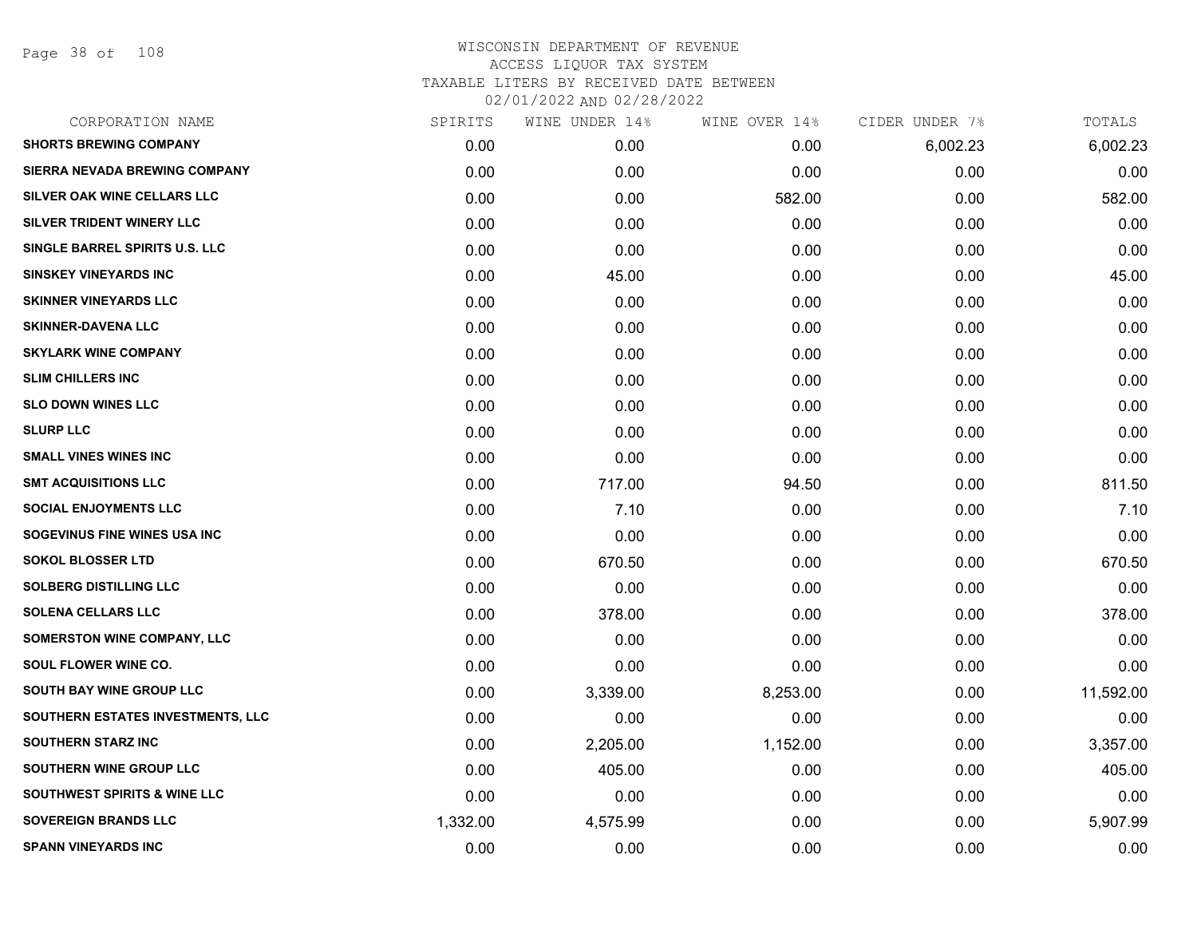WISCONSIN DEPARTMENT OF REVENUE
ACCESS LIQUOR TAX SYSTEM
TAXABLE LITERS BY RECEIVED DATE BETWEEN
02/01/2022 AND 02/28/2022

| CORPORATION NAME | SPIRITS | WINE UNDER 14% | WINE OVER 14% | CIDER UNDER 7% | TOTALS |
|---|---|---|---|---|---|
| SHORTS BREWING COMPANY | 0.00 | 0.00 | 0.00 | 6,002.23 | 6,002.23 |
| SIERRA NEVADA BREWING COMPANY | 0.00 | 0.00 | 0.00 | 0.00 | 0.00 |
| SILVER OAK WINE CELLARS LLC | 0.00 | 0.00 | 582.00 | 0.00 | 582.00 |
| SILVER TRIDENT WINERY LLC | 0.00 | 0.00 | 0.00 | 0.00 | 0.00 |
| SINGLE BARREL SPIRITS U.S. LLC | 0.00 | 0.00 | 0.00 | 0.00 | 0.00 |
| SINSKEY VINEYARDS INC | 0.00 | 45.00 | 0.00 | 0.00 | 45.00 |
| SKINNER VINEYARDS LLC | 0.00 | 0.00 | 0.00 | 0.00 | 0.00 |
| SKINNER-DAVENA LLC | 0.00 | 0.00 | 0.00 | 0.00 | 0.00 |
| SKYLARK WINE COMPANY | 0.00 | 0.00 | 0.00 | 0.00 | 0.00 |
| SLIM CHILLERS INC | 0.00 | 0.00 | 0.00 | 0.00 | 0.00 |
| SLO DOWN WINES LLC | 0.00 | 0.00 | 0.00 | 0.00 | 0.00 |
| SLURP LLC | 0.00 | 0.00 | 0.00 | 0.00 | 0.00 |
| SMALL VINES WINES INC | 0.00 | 0.00 | 0.00 | 0.00 | 0.00 |
| SMT ACQUISITIONS LLC | 0.00 | 717.00 | 94.50 | 0.00 | 811.50 |
| SOCIAL ENJOYMENTS LLC | 0.00 | 7.10 | 0.00 | 0.00 | 7.10 |
| SOGEVINUS FINE WINES USA INC | 0.00 | 0.00 | 0.00 | 0.00 | 0.00 |
| SOKOL BLOSSER LTD | 0.00 | 670.50 | 0.00 | 0.00 | 670.50 |
| SOLBERG DISTILLING LLC | 0.00 | 0.00 | 0.00 | 0.00 | 0.00 |
| SOLENA CELLARS LLC | 0.00 | 378.00 | 0.00 | 0.00 | 378.00 |
| SOMERSTON WINE COMPANY, LLC | 0.00 | 0.00 | 0.00 | 0.00 | 0.00 |
| SOUL FLOWER WINE CO. | 0.00 | 0.00 | 0.00 | 0.00 | 0.00 |
| SOUTH BAY WINE GROUP LLC | 0.00 | 3,339.00 | 8,253.00 | 0.00 | 11,592.00 |
| SOUTHERN ESTATES INVESTMENTS, LLC | 0.00 | 0.00 | 0.00 | 0.00 | 0.00 |
| SOUTHERN STARZ INC | 0.00 | 2,205.00 | 1,152.00 | 0.00 | 3,357.00 |
| SOUTHERN WINE GROUP LLC | 0.00 | 405.00 | 0.00 | 0.00 | 405.00 |
| SOUTHWEST SPIRITS & WINE LLC | 0.00 | 0.00 | 0.00 | 0.00 | 0.00 |
| SOVEREIGN BRANDS LLC | 1,332.00 | 4,575.99 | 0.00 | 0.00 | 5,907.99 |
| SPANN VINEYARDS INC | 0.00 | 0.00 | 0.00 | 0.00 | 0.00 |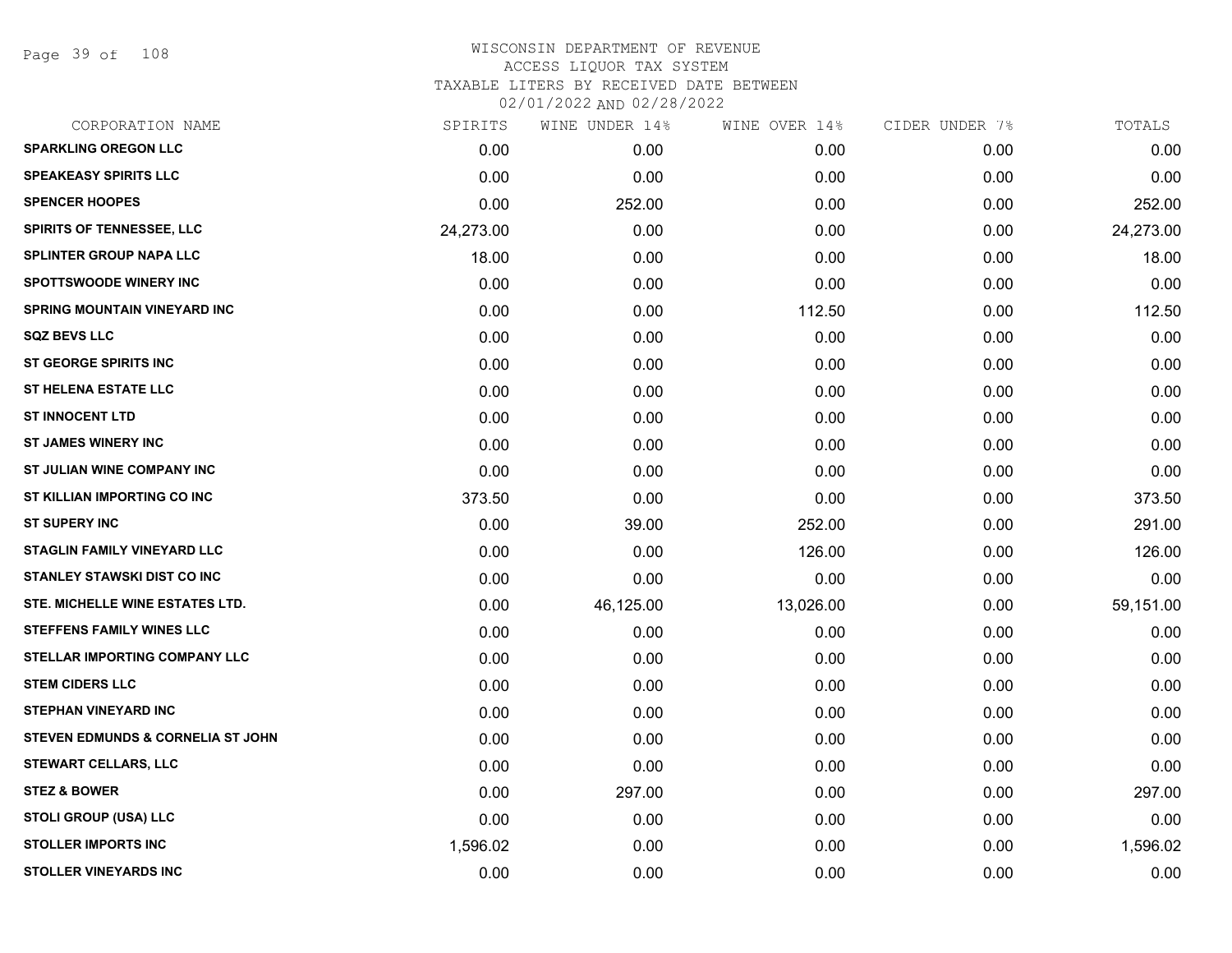# WISCONSIN DEPARTMENT OF REVENUE
ACCESS LIQUOR TAX SYSTEM
TAXABLE LITERS BY RECEIVED DATE BETWEEN
02/01/2022 AND 02/28/2022

| CORPORATION NAME | SPIRITS | WINE UNDER 14% | WINE OVER 14% | CIDER UNDER 7% | TOTALS |
|---|---|---|---|---|---|
| SPARKLING OREGON LLC | 0.00 | 0.00 | 0.00 | 0.00 | 0.00 |
| SPEAKEASY SPIRITS LLC | 0.00 | 0.00 | 0.00 | 0.00 | 0.00 |
| SPENCER HOOPES | 0.00 | 252.00 | 0.00 | 0.00 | 252.00 |
| SPIRITS OF TENNESSEE, LLC | 24,273.00 | 0.00 | 0.00 | 0.00 | 24,273.00 |
| SPLINTER GROUP NAPA LLC | 18.00 | 0.00 | 0.00 | 0.00 | 18.00 |
| SPOTTSWOODE WINERY INC | 0.00 | 0.00 | 0.00 | 0.00 | 0.00 |
| SPRING MOUNTAIN VINEYARD INC | 0.00 | 0.00 | 112.50 | 0.00 | 112.50 |
| SQZ BEVS LLC | 0.00 | 0.00 | 0.00 | 0.00 | 0.00 |
| ST GEORGE SPIRITS INC | 0.00 | 0.00 | 0.00 | 0.00 | 0.00 |
| ST HELENA ESTATE LLC | 0.00 | 0.00 | 0.00 | 0.00 | 0.00 |
| ST INNOCENT LTD | 0.00 | 0.00 | 0.00 | 0.00 | 0.00 |
| ST JAMES WINERY INC | 0.00 | 0.00 | 0.00 | 0.00 | 0.00 |
| ST JULIAN WINE COMPANY INC | 0.00 | 0.00 | 0.00 | 0.00 | 0.00 |
| ST KILLIAN IMPORTING CO INC | 373.50 | 0.00 | 0.00 | 0.00 | 373.50 |
| ST SUPERY INC | 0.00 | 39.00 | 252.00 | 0.00 | 291.00 |
| STAGLIN FAMILY VINEYARD LLC | 0.00 | 0.00 | 126.00 | 0.00 | 126.00 |
| STANLEY STAWSKI DIST CO INC | 0.00 | 0.00 | 0.00 | 0.00 | 0.00 |
| STE. MICHELLE WINE ESTATES LTD. | 0.00 | 46,125.00 | 13,026.00 | 0.00 | 59,151.00 |
| STEFFENS FAMILY WINES LLC | 0.00 | 0.00 | 0.00 | 0.00 | 0.00 |
| STELLAR IMPORTING COMPANY LLC | 0.00 | 0.00 | 0.00 | 0.00 | 0.00 |
| STEM CIDERS LLC | 0.00 | 0.00 | 0.00 | 0.00 | 0.00 |
| STEPHAN VINEYARD INC | 0.00 | 0.00 | 0.00 | 0.00 | 0.00 |
| STEVEN EDMUNDS & CORNELIA ST JOHN | 0.00 | 0.00 | 0.00 | 0.00 | 0.00 |
| STEWART CELLARS, LLC | 0.00 | 0.00 | 0.00 | 0.00 | 0.00 |
| STEZ & BOWER | 0.00 | 297.00 | 0.00 | 0.00 | 297.00 |
| STOLI GROUP (USA) LLC | 0.00 | 0.00 | 0.00 | 0.00 | 0.00 |
| STOLLER IMPORTS INC | 1,596.02 | 0.00 | 0.00 | 0.00 | 1,596.02 |
| STOLLER VINEYARDS INC | 0.00 | 0.00 | 0.00 | 0.00 | 0.00 |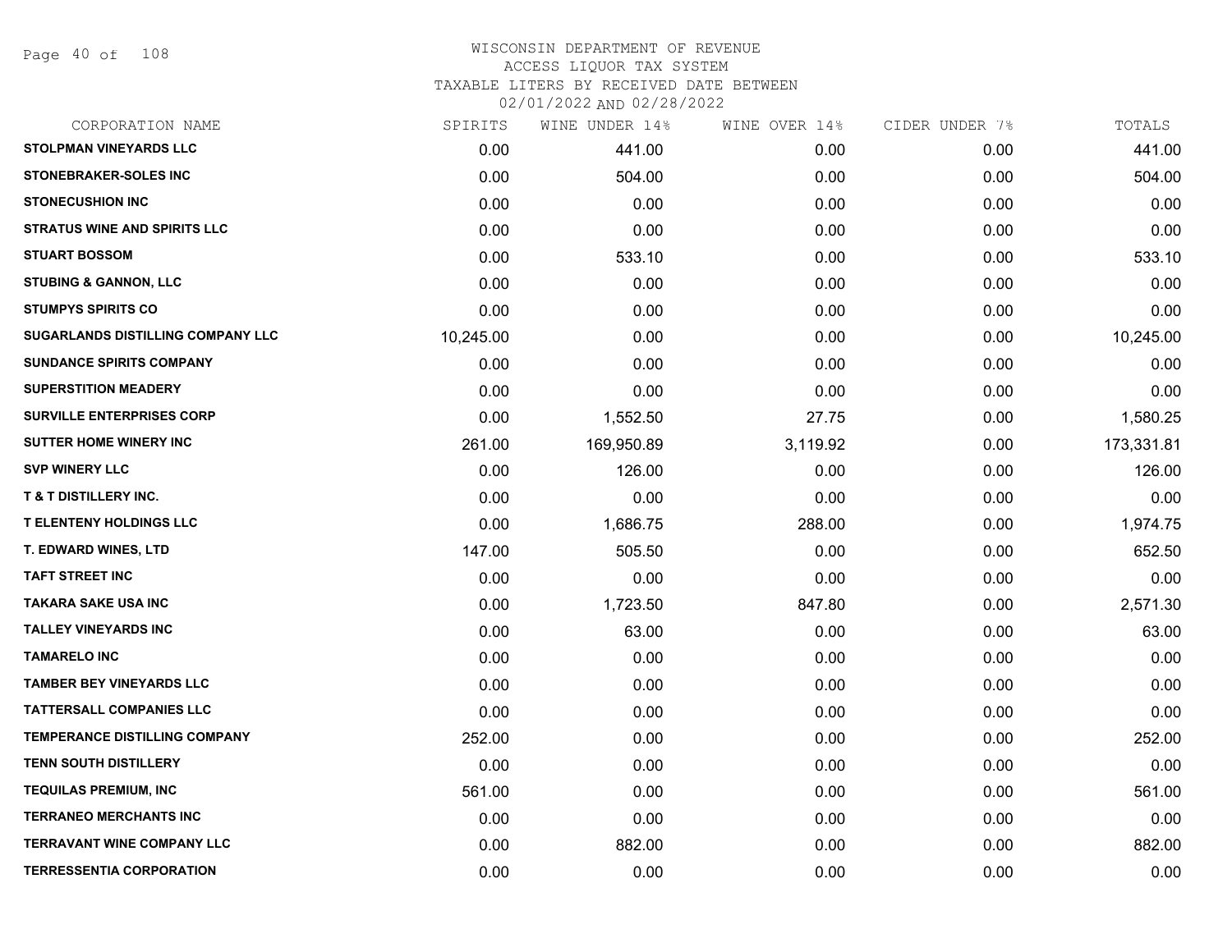# WISCONSIN DEPARTMENT OF REVENUE
## ACCESS LIQUOR TAX SYSTEM
### TAXABLE LITERS BY RECEIVED DATE BETWEEN 02/01/2022 AND 02/28/2022

| CORPORATION NAME | SPIRITS | WINE UNDER 14% | WINE OVER 14% | CIDER UNDER 7% | TOTALS |
|---|---|---|---|---|---|
| STOLPMAN VINEYARDS LLC | 0.00 | 441.00 | 0.00 | 0.00 | 441.00 |
| STONEBRAKER-SOLES INC | 0.00 | 504.00 | 0.00 | 0.00 | 504.00 |
| STONECUSHION INC | 0.00 | 0.00 | 0.00 | 0.00 | 0.00 |
| STRATUS WINE AND SPIRITS LLC | 0.00 | 0.00 | 0.00 | 0.00 | 0.00 |
| STUART BOSSOM | 0.00 | 533.10 | 0.00 | 0.00 | 533.10 |
| STUBING & GANNON, LLC | 0.00 | 0.00 | 0.00 | 0.00 | 0.00 |
| STUMPYS SPIRITS CO | 0.00 | 0.00 | 0.00 | 0.00 | 0.00 |
| SUGARLANDS DISTILLING COMPANY LLC | 10,245.00 | 0.00 | 0.00 | 0.00 | 10,245.00 |
| SUNDANCE SPIRITS COMPANY | 0.00 | 0.00 | 0.00 | 0.00 | 0.00 |
| SUPERSTITION MEADERY | 0.00 | 0.00 | 0.00 | 0.00 | 0.00 |
| SURVILLE ENTERPRISES CORP | 0.00 | 1,552.50 | 27.75 | 0.00 | 1,580.25 |
| SUTTER HOME WINERY INC | 261.00 | 169,950.89 | 3,119.92 | 0.00 | 173,331.81 |
| SVP WINERY LLC | 0.00 | 126.00 | 0.00 | 0.00 | 126.00 |
| T & T DISTILLERY INC. | 0.00 | 0.00 | 0.00 | 0.00 | 0.00 |
| T ELENTENY HOLDINGS LLC | 0.00 | 1,686.75 | 288.00 | 0.00 | 1,974.75 |
| T. EDWARD WINES, LTD | 147.00 | 505.50 | 0.00 | 0.00 | 652.50 |
| TAFT STREET INC | 0.00 | 0.00 | 0.00 | 0.00 | 0.00 |
| TAKARA SAKE USA INC | 0.00 | 1,723.50 | 847.80 | 0.00 | 2,571.30 |
| TALLEY VINEYARDS INC | 0.00 | 63.00 | 0.00 | 0.00 | 63.00 |
| TAMARELO INC | 0.00 | 0.00 | 0.00 | 0.00 | 0.00 |
| TAMBER BEY VINEYARDS LLC | 0.00 | 0.00 | 0.00 | 0.00 | 0.00 |
| TATTERSALL COMPANIES LLC | 0.00 | 0.00 | 0.00 | 0.00 | 0.00 |
| TEMPERANCE DISTILLING COMPANY | 252.00 | 0.00 | 0.00 | 0.00 | 252.00 |
| TENN SOUTH DISTILLERY | 0.00 | 0.00 | 0.00 | 0.00 | 0.00 |
| TEQUILAS PREMIUM, INC | 561.00 | 0.00 | 0.00 | 0.00 | 561.00 |
| TERRANEO MERCHANTS INC | 0.00 | 0.00 | 0.00 | 0.00 | 0.00 |
| TERRAVANT WINE COMPANY LLC | 0.00 | 882.00 | 0.00 | 0.00 | 882.00 |
| TERRESSENTIA CORPORATION | 0.00 | 0.00 | 0.00 | 0.00 | 0.00 |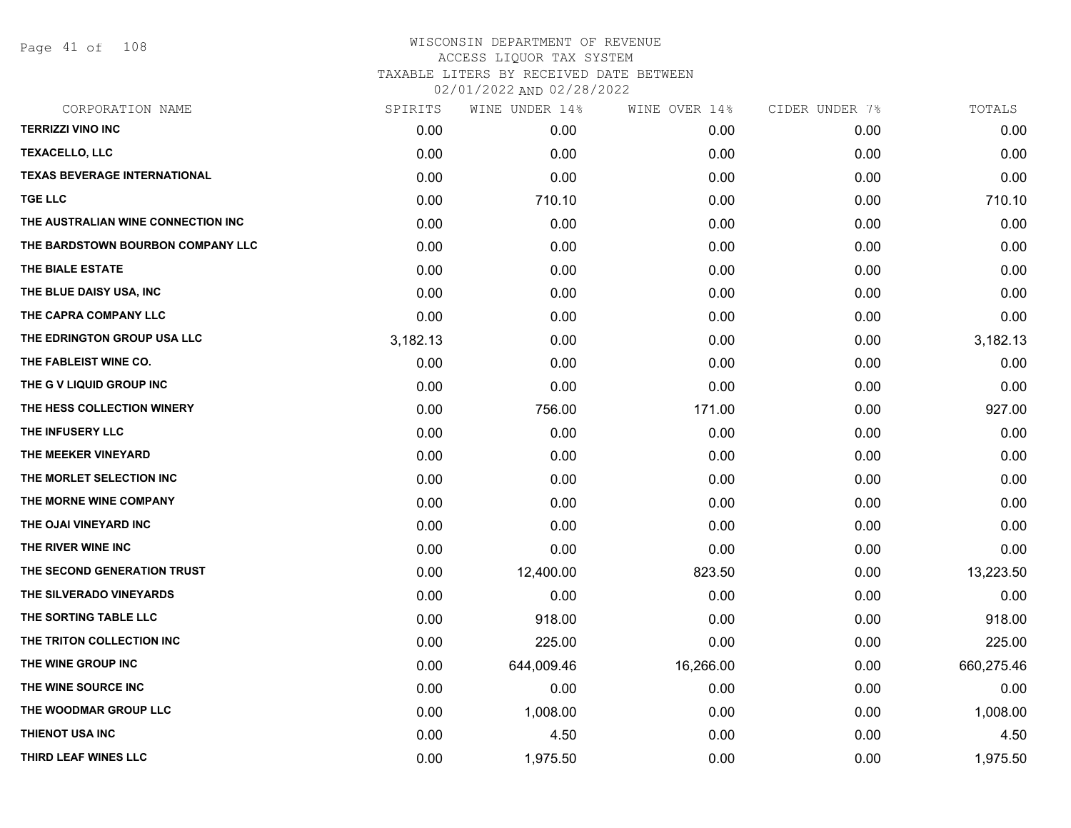# WISCONSIN DEPARTMENT OF REVENUE
ACCESS LIQUOR TAX SYSTEM
TAXABLE LITERS BY RECEIVED DATE BETWEEN
02/01/2022 AND 02/28/2022

| CORPORATION NAME | SPIRITS | WINE UNDER 14% | WINE OVER 14% | CIDER UNDER 7% | TOTALS |
|---|---|---|---|---|---|
| TERRIZZI VINO INC | 0.00 | 0.00 | 0.00 | 0.00 | 0.00 |
| TEXACELLO, LLC | 0.00 | 0.00 | 0.00 | 0.00 | 0.00 |
| TEXAS BEVERAGE INTERNATIONAL | 0.00 | 0.00 | 0.00 | 0.00 | 0.00 |
| TGE LLC | 0.00 | 710.10 | 0.00 | 0.00 | 710.10 |
| THE AUSTRALIAN WINE CONNECTION INC | 0.00 | 0.00 | 0.00 | 0.00 | 0.00 |
| THE BARDSTOWN BOURBON COMPANY LLC | 0.00 | 0.00 | 0.00 | 0.00 | 0.00 |
| THE BIALE ESTATE | 0.00 | 0.00 | 0.00 | 0.00 | 0.00 |
| THE BLUE DAISY USA, INC | 0.00 | 0.00 | 0.00 | 0.00 | 0.00 |
| THE CAPRA COMPANY LLC | 0.00 | 0.00 | 0.00 | 0.00 | 0.00 |
| THE EDRINGTON GROUP USA LLC | 3,182.13 | 0.00 | 0.00 | 0.00 | 3,182.13 |
| THE FABLEIST WINE CO. | 0.00 | 0.00 | 0.00 | 0.00 | 0.00 |
| THE G V LIQUID GROUP INC | 0.00 | 0.00 | 0.00 | 0.00 | 0.00 |
| THE HESS COLLECTION WINERY | 0.00 | 756.00 | 171.00 | 0.00 | 927.00 |
| THE INFUSERY LLC | 0.00 | 0.00 | 0.00 | 0.00 | 0.00 |
| THE MEEKER VINEYARD | 0.00 | 0.00 | 0.00 | 0.00 | 0.00 |
| THE MORLET SELECTION INC | 0.00 | 0.00 | 0.00 | 0.00 | 0.00 |
| THE MORNE WINE COMPANY | 0.00 | 0.00 | 0.00 | 0.00 | 0.00 |
| THE OJAI VINEYARD INC | 0.00 | 0.00 | 0.00 | 0.00 | 0.00 |
| THE RIVER WINE INC | 0.00 | 0.00 | 0.00 | 0.00 | 0.00 |
| THE SECOND GENERATION TRUST | 0.00 | 12,400.00 | 823.50 | 0.00 | 13,223.50 |
| THE SILVERADO VINEYARDS | 0.00 | 0.00 | 0.00 | 0.00 | 0.00 |
| THE SORTING TABLE LLC | 0.00 | 918.00 | 0.00 | 0.00 | 918.00 |
| THE TRITON COLLECTION INC | 0.00 | 225.00 | 0.00 | 0.00 | 225.00 |
| THE WINE GROUP INC | 0.00 | 644,009.46 | 16,266.00 | 0.00 | 660,275.46 |
| THE WINE SOURCE INC | 0.00 | 0.00 | 0.00 | 0.00 | 0.00 |
| THE WOODMAR GROUP LLC | 0.00 | 1,008.00 | 0.00 | 0.00 | 1,008.00 |
| THIENOT USA INC | 0.00 | 4.50 | 0.00 | 0.00 | 4.50 |
| THIRD LEAF WINES LLC | 0.00 | 1,975.50 | 0.00 | 0.00 | 1,975.50 |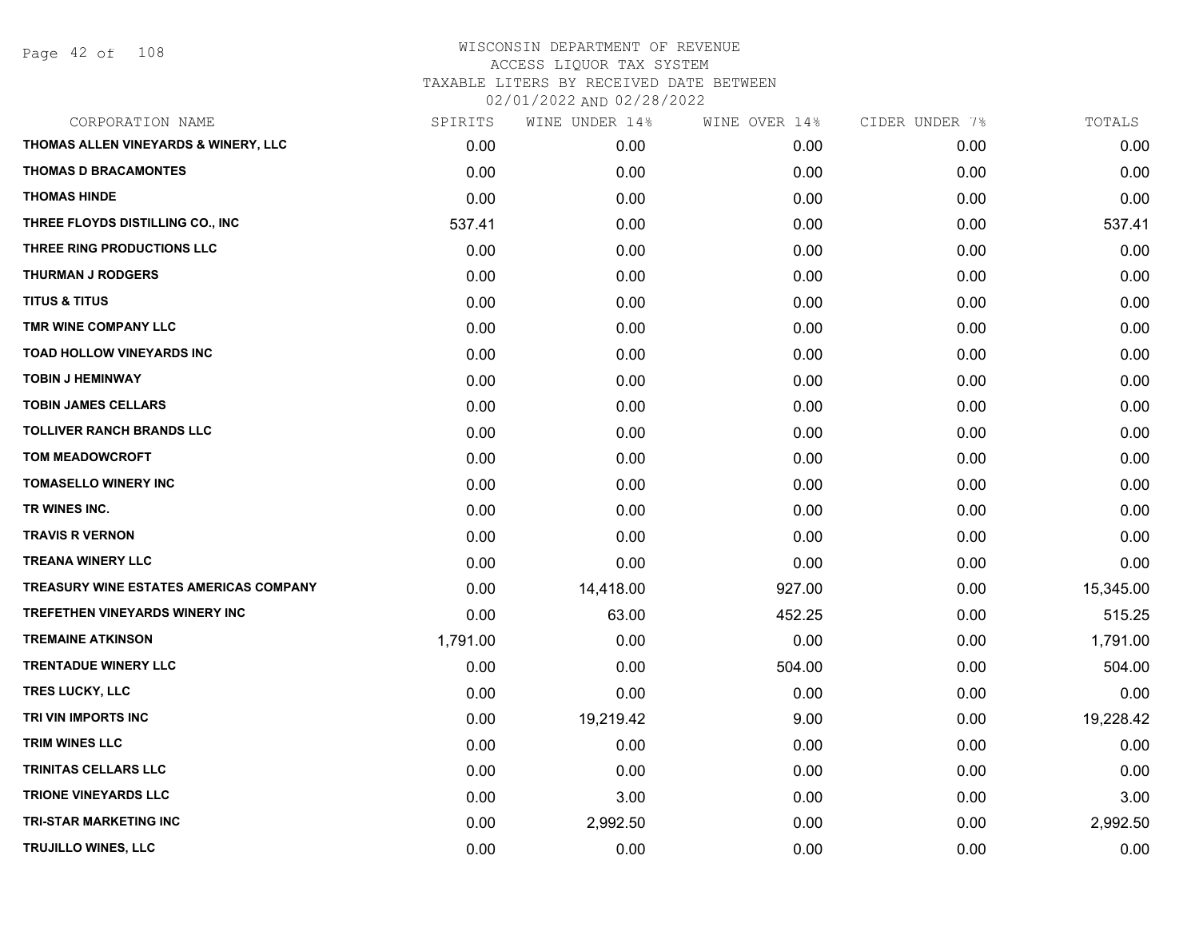# WISCONSIN DEPARTMENT OF REVENUE

ACCESS LIQUOR TAX SYSTEM

TAXABLE LITERS BY RECEIVED DATE BETWEEN

02/01/2022 AND 02/28/2022

| CORPORATION NAME | SPIRITS | WINE UNDER 14% | WINE OVER 14% | CIDER UNDER 7% | TOTALS |
|---|---|---|---|---|---|
| THOMAS ALLEN VINEYARDS & WINERY, LLC | 0.00 | 0.00 | 0.00 | 0.00 | 0.00 |
| THOMAS D BRACAMONTES | 0.00 | 0.00 | 0.00 | 0.00 | 0.00 |
| THOMAS HINDE | 0.00 | 0.00 | 0.00 | 0.00 | 0.00 |
| THREE FLOYDS DISTILLING CO., INC | 537.41 | 0.00 | 0.00 | 0.00 | 537.41 |
| THREE RING PRODUCTIONS LLC | 0.00 | 0.00 | 0.00 | 0.00 | 0.00 |
| THURMAN J RODGERS | 0.00 | 0.00 | 0.00 | 0.00 | 0.00 |
| TITUS & TITUS | 0.00 | 0.00 | 0.00 | 0.00 | 0.00 |
| TMR WINE COMPANY LLC | 0.00 | 0.00 | 0.00 | 0.00 | 0.00 |
| TOAD HOLLOW VINEYARDS INC | 0.00 | 0.00 | 0.00 | 0.00 | 0.00 |
| TOBIN J HEMINWAY | 0.00 | 0.00 | 0.00 | 0.00 | 0.00 |
| TOBIN JAMES CELLARS | 0.00 | 0.00 | 0.00 | 0.00 | 0.00 |
| TOLLIVER RANCH BRANDS LLC | 0.00 | 0.00 | 0.00 | 0.00 | 0.00 |
| TOM MEADOWCROFT | 0.00 | 0.00 | 0.00 | 0.00 | 0.00 |
| TOMASELLO WINERY INC | 0.00 | 0.00 | 0.00 | 0.00 | 0.00 |
| TR WINES INC. | 0.00 | 0.00 | 0.00 | 0.00 | 0.00 |
| TRAVIS R VERNON | 0.00 | 0.00 | 0.00 | 0.00 | 0.00 |
| TREANA WINERY LLC | 0.00 | 0.00 | 0.00 | 0.00 | 0.00 |
| TREASURY WINE ESTATES AMERICAS COMPANY | 0.00 | 14,418.00 | 927.00 | 0.00 | 15,345.00 |
| TREFETHEN VINEYARDS WINERY INC | 0.00 | 63.00 | 452.25 | 0.00 | 515.25 |
| TREMAINE ATKINSON | 1,791.00 | 0.00 | 0.00 | 0.00 | 1,791.00 |
| TRENTADUE WINERY LLC | 0.00 | 0.00 | 504.00 | 0.00 | 504.00 |
| TRES LUCKY, LLC | 0.00 | 0.00 | 0.00 | 0.00 | 0.00 |
| TRI VIN IMPORTS INC | 0.00 | 19,219.42 | 9.00 | 0.00 | 19,228.42 |
| TRIM WINES LLC | 0.00 | 0.00 | 0.00 | 0.00 | 0.00 |
| TRINITAS CELLARS LLC | 0.00 | 0.00 | 0.00 | 0.00 | 0.00 |
| TRIONE VINEYARDS LLC | 0.00 | 3.00 | 0.00 | 0.00 | 3.00 |
| TRI-STAR MARKETING INC | 0.00 | 2,992.50 | 0.00 | 0.00 | 2,992.50 |
| TRUJILLO WINES, LLC | 0.00 | 0.00 | 0.00 | 0.00 | 0.00 |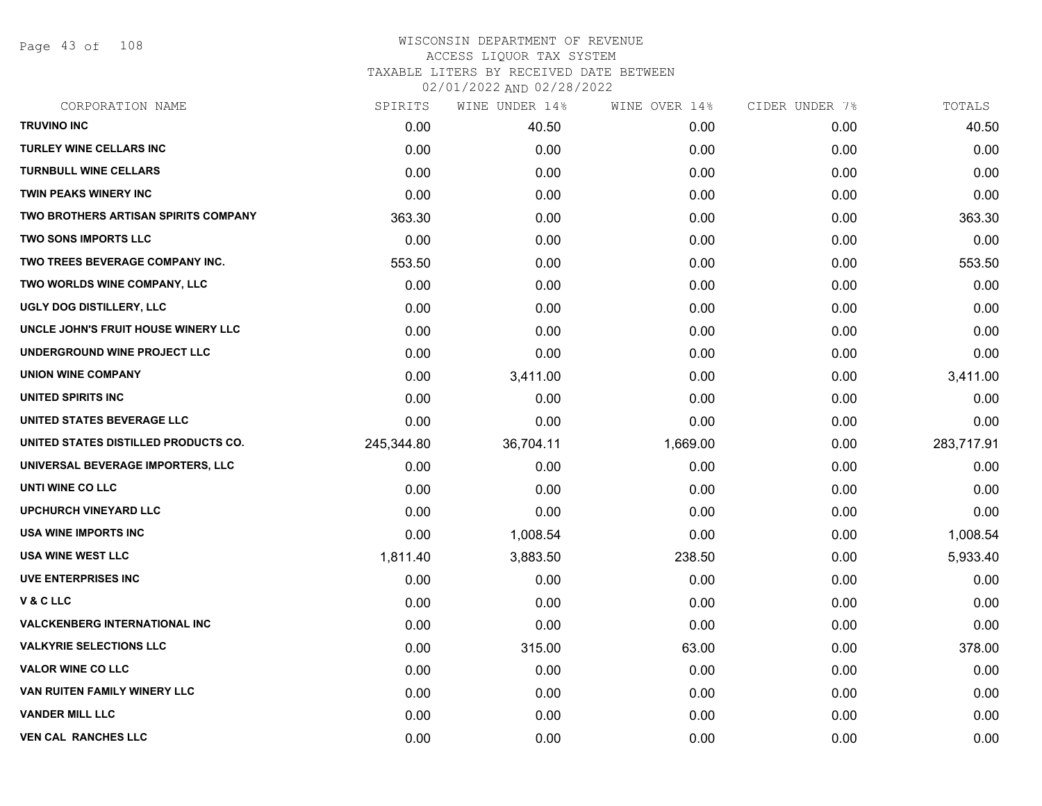WISCONSIN DEPARTMENT OF REVENUE
ACCESS LIQUOR TAX SYSTEM
TAXABLE LITERS BY RECEIVED DATE BETWEEN
02/01/2022 AND 02/28/2022

| CORPORATION NAME | SPIRITS | WINE UNDER 14% | WINE OVER 14% | CIDER UNDER 7% | TOTALS |
|---|---|---|---|---|---|
| TRUVINO INC | 0.00 | 40.50 | 0.00 | 0.00 | 40.50 |
| TURLEY WINE CELLARS INC | 0.00 | 0.00 | 0.00 | 0.00 | 0.00 |
| TURNBULL WINE CELLARS | 0.00 | 0.00 | 0.00 | 0.00 | 0.00 |
| TWIN PEAKS WINERY INC | 0.00 | 0.00 | 0.00 | 0.00 | 0.00 |
| TWO BROTHERS ARTISAN SPIRITS COMPANY | 363.30 | 0.00 | 0.00 | 0.00 | 363.30 |
| TWO SONS IMPORTS LLC | 0.00 | 0.00 | 0.00 | 0.00 | 0.00 |
| TWO TREES BEVERAGE COMPANY INC. | 553.50 | 0.00 | 0.00 | 0.00 | 553.50 |
| TWO WORLDS WINE COMPANY, LLC | 0.00 | 0.00 | 0.00 | 0.00 | 0.00 |
| UGLY DOG DISTILLERY, LLC | 0.00 | 0.00 | 0.00 | 0.00 | 0.00 |
| UNCLE JOHN'S FRUIT HOUSE WINERY LLC | 0.00 | 0.00 | 0.00 | 0.00 | 0.00 |
| UNDERGROUND WINE PROJECT LLC | 0.00 | 0.00 | 0.00 | 0.00 | 0.00 |
| UNION WINE COMPANY | 0.00 | 3,411.00 | 0.00 | 0.00 | 3,411.00 |
| UNITED SPIRITS INC | 0.00 | 0.00 | 0.00 | 0.00 | 0.00 |
| UNITED STATES BEVERAGE LLC | 0.00 | 0.00 | 0.00 | 0.00 | 0.00 |
| UNITED STATES DISTILLED PRODUCTS CO. | 245,344.80 | 36,704.11 | 1,669.00 | 0.00 | 283,717.91 |
| UNIVERSAL BEVERAGE IMPORTERS, LLC | 0.00 | 0.00 | 0.00 | 0.00 | 0.00 |
| UNTI WINE CO LLC | 0.00 | 0.00 | 0.00 | 0.00 | 0.00 |
| UPCHURCH VINEYARD LLC | 0.00 | 0.00 | 0.00 | 0.00 | 0.00 |
| USA WINE IMPORTS INC | 0.00 | 1,008.54 | 0.00 | 0.00 | 1,008.54 |
| USA WINE WEST LLC | 1,811.40 | 3,883.50 | 238.50 | 0.00 | 5,933.40 |
| UVE ENTERPRISES INC | 0.00 | 0.00 | 0.00 | 0.00 | 0.00 |
| V & C LLC | 0.00 | 0.00 | 0.00 | 0.00 | 0.00 |
| VALCKENBERG INTERNATIONAL INC | 0.00 | 0.00 | 0.00 | 0.00 | 0.00 |
| VALKYRIE SELECTIONS LLC | 0.00 | 315.00 | 63.00 | 0.00 | 378.00 |
| VALOR WINE CO LLC | 0.00 | 0.00 | 0.00 | 0.00 | 0.00 |
| VAN RUITEN FAMILY WINERY LLC | 0.00 | 0.00 | 0.00 | 0.00 | 0.00 |
| VANDER MILL LLC | 0.00 | 0.00 | 0.00 | 0.00 | 0.00 |
| VEN CAL RANCHES LLC | 0.00 | 0.00 | 0.00 | 0.00 | 0.00 |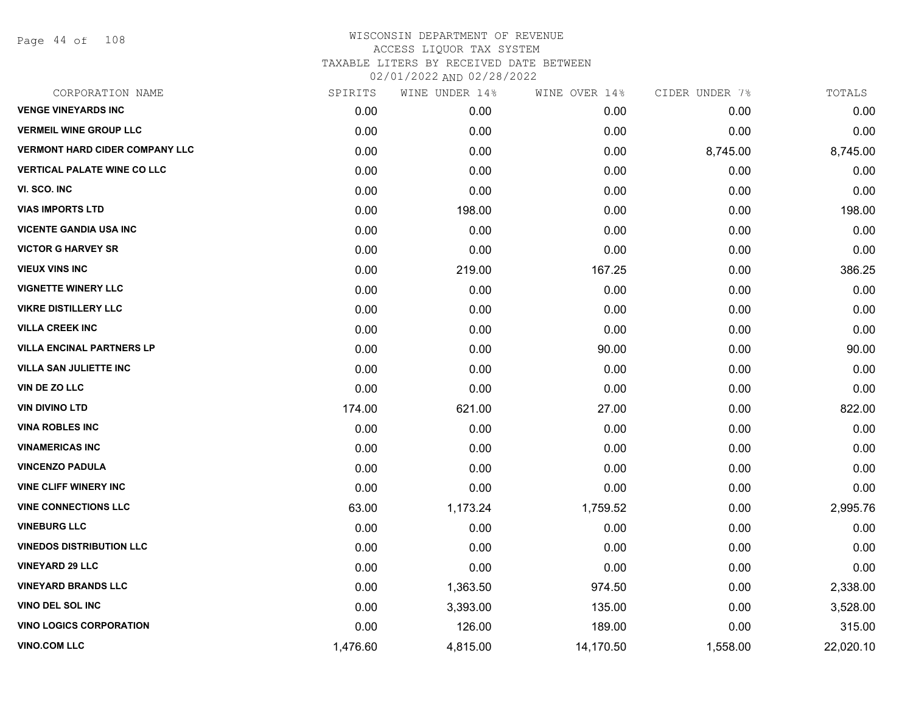WISCONSIN DEPARTMENT OF REVENUE
ACCESS LIQUOR TAX SYSTEM
TAXABLE LITERS BY RECEIVED DATE BETWEEN
02/01/2022 AND 02/28/2022

| CORPORATION NAME | SPIRITS | WINE UNDER 14% | WINE OVER 14% | CIDER UNDER 7% | TOTALS |
|---|---|---|---|---|---|
| VENGE VINEYARDS INC | 0.00 | 0.00 | 0.00 | 0.00 | 0.00 |
| VERMEIL WINE GROUP LLC | 0.00 | 0.00 | 0.00 | 0.00 | 0.00 |
| VERMONT HARD CIDER COMPANY LLC | 0.00 | 0.00 | 0.00 | 8,745.00 | 8,745.00 |
| VERTICAL PALATE WINE CO LLC | 0.00 | 0.00 | 0.00 | 0.00 | 0.00 |
| VI. SCO. INC | 0.00 | 0.00 | 0.00 | 0.00 | 0.00 |
| VIAS IMPORTS LTD | 0.00 | 198.00 | 0.00 | 0.00 | 198.00 |
| VICENTE GANDIA USA INC | 0.00 | 0.00 | 0.00 | 0.00 | 0.00 |
| VICTOR G HARVEY SR | 0.00 | 0.00 | 0.00 | 0.00 | 0.00 |
| VIEUX VINS INC | 0.00 | 219.00 | 167.25 | 0.00 | 386.25 |
| VIGNETTE WINERY LLC | 0.00 | 0.00 | 0.00 | 0.00 | 0.00 |
| VIKRE DISTILLERY LLC | 0.00 | 0.00 | 0.00 | 0.00 | 0.00 |
| VILLA CREEK INC | 0.00 | 0.00 | 0.00 | 0.00 | 0.00 |
| VILLA ENCINAL PARTNERS LP | 0.00 | 0.00 | 90.00 | 0.00 | 90.00 |
| VILLA SAN JULIETTE INC | 0.00 | 0.00 | 0.00 | 0.00 | 0.00 |
| VIN DE ZO LLC | 0.00 | 0.00 | 0.00 | 0.00 | 0.00 |
| VIN DIVINO LTD | 174.00 | 621.00 | 27.00 | 0.00 | 822.00 |
| VINA ROBLES INC | 0.00 | 0.00 | 0.00 | 0.00 | 0.00 |
| VINAMERICAS INC | 0.00 | 0.00 | 0.00 | 0.00 | 0.00 |
| VINCENZO PADULA | 0.00 | 0.00 | 0.00 | 0.00 | 0.00 |
| VINE CLIFF WINERY INC | 0.00 | 0.00 | 0.00 | 0.00 | 0.00 |
| VINE CONNECTIONS LLC | 63.00 | 1,173.24 | 1,759.52 | 0.00 | 2,995.76 |
| VINEBURG LLC | 0.00 | 0.00 | 0.00 | 0.00 | 0.00 |
| VINEDOS DISTRIBUTION LLC | 0.00 | 0.00 | 0.00 | 0.00 | 0.00 |
| VINEYARD 29 LLC | 0.00 | 0.00 | 0.00 | 0.00 | 0.00 |
| VINEYARD BRANDS LLC | 0.00 | 1,363.50 | 974.50 | 0.00 | 2,338.00 |
| VINO DEL SOL INC | 0.00 | 3,393.00 | 135.00 | 0.00 | 3,528.00 |
| VINO LOGICS CORPORATION | 0.00 | 126.00 | 189.00 | 0.00 | 315.00 |
| VINO.COM LLC | 1,476.60 | 4,815.00 | 14,170.50 | 1,558.00 | 22,020.10 |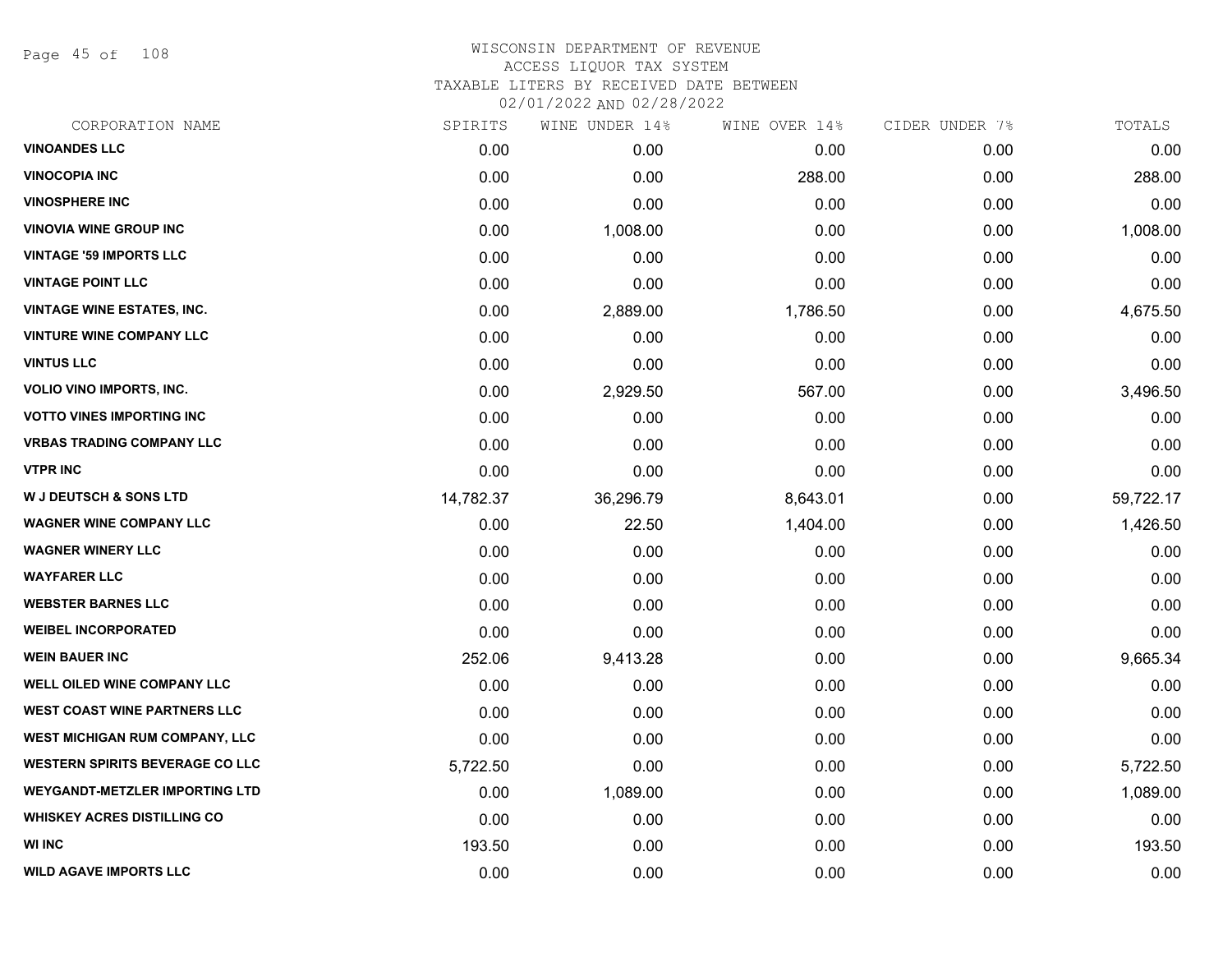# WISCONSIN DEPARTMENT OF REVENUE

ACCESS LIQUOR TAX SYSTEM

TAXABLE LITERS BY RECEIVED DATE BETWEEN

02/01/2022 AND 02/28/2022

| CORPORATION NAME | SPIRITS | WINE UNDER 14% | WINE OVER 14% | CIDER UNDER 7% | TOTALS |
|---|---|---|---|---|---|
| VINOANDES LLC | 0.00 | 0.00 | 0.00 | 0.00 | 0.00 |
| VINOCOPIA INC | 0.00 | 0.00 | 288.00 | 0.00 | 288.00 |
| VINOSPHERE INC | 0.00 | 0.00 | 0.00 | 0.00 | 0.00 |
| VINOVIA WINE GROUP INC | 0.00 | 1,008.00 | 0.00 | 0.00 | 1,008.00 |
| VINTAGE '59 IMPORTS LLC | 0.00 | 0.00 | 0.00 | 0.00 | 0.00 |
| VINTAGE POINT LLC | 0.00 | 0.00 | 0.00 | 0.00 | 0.00 |
| VINTAGE WINE ESTATES, INC. | 0.00 | 2,889.00 | 1,786.50 | 0.00 | 4,675.50 |
| VINTURE WINE COMPANY LLC | 0.00 | 0.00 | 0.00 | 0.00 | 0.00 |
| VINTUS LLC | 0.00 | 0.00 | 0.00 | 0.00 | 0.00 |
| VOLIO VINO IMPORTS, INC. | 0.00 | 2,929.50 | 567.00 | 0.00 | 3,496.50 |
| VOTTO VINES IMPORTING INC | 0.00 | 0.00 | 0.00 | 0.00 | 0.00 |
| VRBAS TRADING COMPANY LLC | 0.00 | 0.00 | 0.00 | 0.00 | 0.00 |
| VTPR INC | 0.00 | 0.00 | 0.00 | 0.00 | 0.00 |
| W J DEUTSCH & SONS LTD | 14,782.37 | 36,296.79 | 8,643.01 | 0.00 | 59,722.17 |
| WAGNER WINE COMPANY LLC | 0.00 | 22.50 | 1,404.00 | 0.00 | 1,426.50 |
| WAGNER WINERY LLC | 0.00 | 0.00 | 0.00 | 0.00 | 0.00 |
| WAYFARER LLC | 0.00 | 0.00 | 0.00 | 0.00 | 0.00 |
| WEBSTER BARNES LLC | 0.00 | 0.00 | 0.00 | 0.00 | 0.00 |
| WEIBEL INCORPORATED | 0.00 | 0.00 | 0.00 | 0.00 | 0.00 |
| WEIN BAUER INC | 252.06 | 9,413.28 | 0.00 | 0.00 | 9,665.34 |
| WELL OILED WINE COMPANY LLC | 0.00 | 0.00 | 0.00 | 0.00 | 0.00 |
| WEST COAST WINE PARTNERS LLC | 0.00 | 0.00 | 0.00 | 0.00 | 0.00 |
| WEST MICHIGAN RUM COMPANY, LLC | 0.00 | 0.00 | 0.00 | 0.00 | 0.00 |
| WESTERN SPIRITS BEVERAGE CO LLC | 5,722.50 | 0.00 | 0.00 | 0.00 | 5,722.50 |
| WEYGANDT-METZLER IMPORTING LTD | 0.00 | 1,089.00 | 0.00 | 0.00 | 1,089.00 |
| WHISKEY ACRES DISTILLING CO | 0.00 | 0.00 | 0.00 | 0.00 | 0.00 |
| WI INC | 193.50 | 0.00 | 0.00 | 0.00 | 193.50 |
| WILD AGAVE IMPORTS LLC | 0.00 | 0.00 | 0.00 | 0.00 | 0.00 |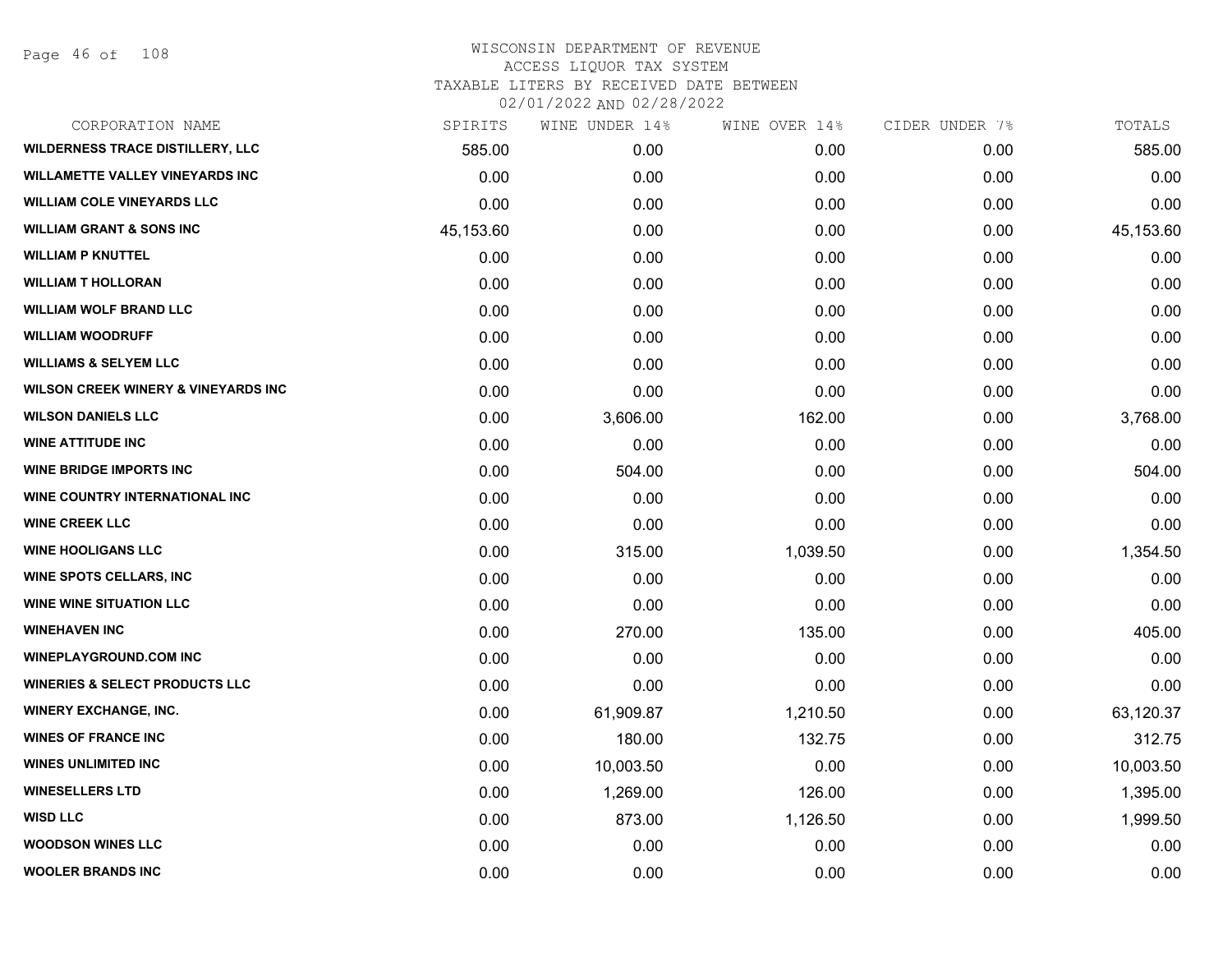WISCONSIN DEPARTMENT OF REVENUE
ACCESS LIQUOR TAX SYSTEM
TAXABLE LITERS BY RECEIVED DATE BETWEEN
02/01/2022 AND 02/28/2022

| CORPORATION NAME | SPIRITS | WINE UNDER 14% | WINE OVER 14% | CIDER UNDER 7% | TOTALS |
|---|---|---|---|---|---|
| WILDERNESS TRACE DISTILLERY, LLC | 585.00 | 0.00 | 0.00 | 0.00 | 585.00 |
| WILLAMETTE VALLEY VINEYARDS INC | 0.00 | 0.00 | 0.00 | 0.00 | 0.00 |
| WILLIAM COLE VINEYARDS LLC | 0.00 | 0.00 | 0.00 | 0.00 | 0.00 |
| WILLIAM GRANT & SONS INC | 45,153.60 | 0.00 | 0.00 | 0.00 | 45,153.60 |
| WILLIAM P KNUTTEL | 0.00 | 0.00 | 0.00 | 0.00 | 0.00 |
| WILLIAM T HOLLORAN | 0.00 | 0.00 | 0.00 | 0.00 | 0.00 |
| WILLIAM WOLF BRAND LLC | 0.00 | 0.00 | 0.00 | 0.00 | 0.00 |
| WILLIAM WOODRUFF | 0.00 | 0.00 | 0.00 | 0.00 | 0.00 |
| WILLIAMS & SELYEM LLC | 0.00 | 0.00 | 0.00 | 0.00 | 0.00 |
| WILSON CREEK WINERY & VINEYARDS INC | 0.00 | 0.00 | 0.00 | 0.00 | 0.00 |
| WILSON DANIELS LLC | 0.00 | 3,606.00 | 162.00 | 0.00 | 3,768.00 |
| WINE ATTITUDE INC | 0.00 | 0.00 | 0.00 | 0.00 | 0.00 |
| WINE BRIDGE IMPORTS INC | 0.00 | 504.00 | 0.00 | 0.00 | 504.00 |
| WINE COUNTRY INTERNATIONAL INC | 0.00 | 0.00 | 0.00 | 0.00 | 0.00 |
| WINE CREEK LLC | 0.00 | 0.00 | 0.00 | 0.00 | 0.00 |
| WINE HOOLIGANS LLC | 0.00 | 315.00 | 1,039.50 | 0.00 | 1,354.50 |
| WINE SPOTS CELLARS, INC | 0.00 | 0.00 | 0.00 | 0.00 | 0.00 |
| WINE WINE SITUATION LLC | 0.00 | 0.00 | 0.00 | 0.00 | 0.00 |
| WINEHAVEN INC | 0.00 | 270.00 | 135.00 | 0.00 | 405.00 |
| WINEPLAYGROUND.COM INC | 0.00 | 0.00 | 0.00 | 0.00 | 0.00 |
| WINERIES & SELECT PRODUCTS LLC | 0.00 | 0.00 | 0.00 | 0.00 | 0.00 |
| WINERY EXCHANGE, INC. | 0.00 | 61,909.87 | 1,210.50 | 0.00 | 63,120.37 |
| WINES OF FRANCE INC | 0.00 | 180.00 | 132.75 | 0.00 | 312.75 |
| WINES UNLIMITED INC | 0.00 | 10,003.50 | 0.00 | 0.00 | 10,003.50 |
| WINESELLERS LTD | 0.00 | 1,269.00 | 126.00 | 0.00 | 1,395.00 |
| WISD LLC | 0.00 | 873.00 | 1,126.50 | 0.00 | 1,999.50 |
| WOODSON WINES LLC | 0.00 | 0.00 | 0.00 | 0.00 | 0.00 |
| WOOLER BRANDS INC | 0.00 | 0.00 | 0.00 | 0.00 | 0.00 |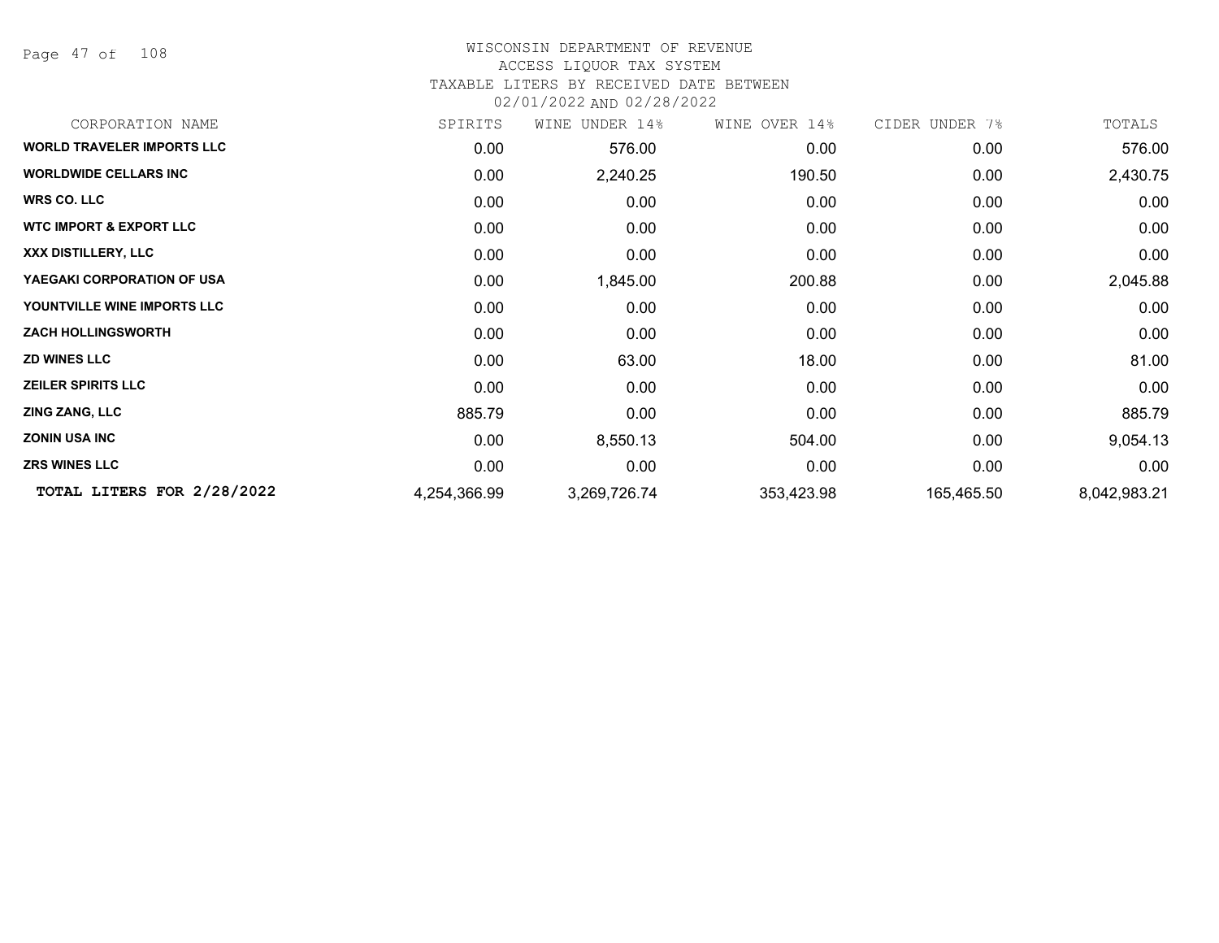# WISCONSIN DEPARTMENT OF REVENUE
## ACCESS LIQUOR TAX SYSTEM
### TAXABLE LITERS BY RECEIVED DATE BETWEEN 02/01/2022 AND 02/28/2022

| CORPORATION NAME | SPIRITS | WINE UNDER 14% | WINE OVER 14% | CIDER UNDER 7% | TOTALS |
|---|---|---|---|---|---|
| **WORLD TRAVELER IMPORTS LLC** | 0.00 | 576.00 | 0.00 | 0.00 | 576.00 |
| **WORLDWIDE CELLARS INC** | 0.00 | 2,240.25 | 190.50 | 0.00 | 2,430.75 |
| **WRS CO. LLC** | 0.00 | 0.00 | 0.00 | 0.00 | 0.00 |
| **WTC IMPORT & EXPORT LLC** | 0.00 | 0.00 | 0.00 | 0.00 | 0.00 |
| **XXX DISTILLERY, LLC** | 0.00 | 0.00 | 0.00 | 0.00 | 0.00 |
| **YAEGAKI CORPORATION OF USA** | 0.00 | 1,845.00 | 200.88 | 0.00 | 2,045.88 |
| **YOUNTVILLE WINE IMPORTS LLC** | 0.00 | 0.00 | 0.00 | 0.00 | 0.00 |
| **ZACH HOLLINGSWORTH** | 0.00 | 0.00 | 0.00 | 0.00 | 0.00 |
| **ZD WINES LLC** | 0.00 | 63.00 | 18.00 | 0.00 | 81.00 |
| **ZEILER SPIRITS LLC** | 0.00 | 0.00 | 0.00 | 0.00 | 0.00 |
| **ZING ZANG, LLC** | 885.79 | 0.00 | 0.00 | 0.00 | 885.79 |
| **ZONIN USA INC** | 0.00 | 8,550.13 | 504.00 | 0.00 | 9,054.13 |
| **ZRS WINES LLC** | 0.00 | 0.00 | 0.00 | 0.00 | 0.00 |
| **TOTAL LITERS FOR 2/28/2022** | 4,254,366.99 | 3,269,726.74 | 353,423.98 | 165,465.50 | 8,042,983.21 |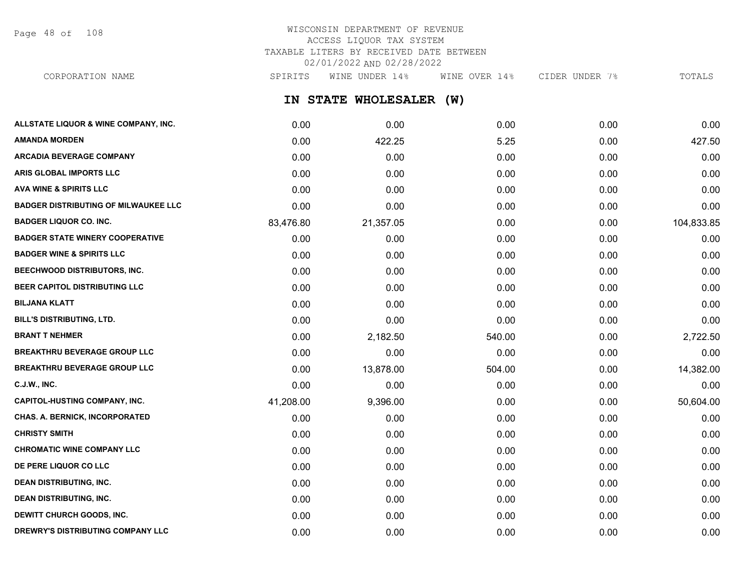WISCONSIN DEPARTMENT OF REVENUE
ACCESS LIQUOR TAX SYSTEM
TAXABLE LITERS BY RECEIVED DATE BETWEEN
02/01/2022 AND 02/28/2022

## IN STATE WHOLESALER (W)

| CORPORATION NAME | SPIRITS | WINE UNDER 14% | WINE OVER 14% | CIDER UNDER 7% | TOTALS |
|---|---|---|---|---|---|
| ALLSTATE LIQUOR & WINE COMPANY, INC. | 0.00 | 0.00 | 0.00 | 0.00 | 0.00 |
| AMANDA MORDEN | 0.00 | 422.25 | 5.25 | 0.00 | 427.50 |
| ARCADIA BEVERAGE COMPANY | 0.00 | 0.00 | 0.00 | 0.00 | 0.00 |
| ARIS GLOBAL IMPORTS LLC | 0.00 | 0.00 | 0.00 | 0.00 | 0.00 |
| AVA WINE & SPIRITS LLC | 0.00 | 0.00 | 0.00 | 0.00 | 0.00 |
| BADGER DISTRIBUTING OF MILWAUKEE LLC | 0.00 | 0.00 | 0.00 | 0.00 | 0.00 |
| BADGER LIQUOR CO. INC. | 83,476.80 | 21,357.05 | 0.00 | 0.00 | 104,833.85 |
| BADGER STATE WINERY COOPERATIVE | 0.00 | 0.00 | 0.00 | 0.00 | 0.00 |
| BADGER WINE & SPIRITS LLC | 0.00 | 0.00 | 0.00 | 0.00 | 0.00 |
| BEECHWOOD DISTRIBUTORS, INC. | 0.00 | 0.00 | 0.00 | 0.00 | 0.00 |
| BEER CAPITOL DISTRIBUTING LLC | 0.00 | 0.00 | 0.00 | 0.00 | 0.00 |
| BILJANA KLATT | 0.00 | 0.00 | 0.00 | 0.00 | 0.00 |
| BILL'S DISTRIBUTING, LTD. | 0.00 | 0.00 | 0.00 | 0.00 | 0.00 |
| BRANT T NEHMER | 0.00 | 2,182.50 | 540.00 | 0.00 | 2,722.50 |
| BREAKTHRU BEVERAGE GROUP LLC | 0.00 | 0.00 | 0.00 | 0.00 | 0.00 |
| BREAKTHRU BEVERAGE GROUP LLC | 0.00 | 13,878.00 | 504.00 | 0.00 | 14,382.00 |
| C.J.W., INC. | 0.00 | 0.00 | 0.00 | 0.00 | 0.00 |
| CAPITOL-HUSTING COMPANY, INC. | 41,208.00 | 9,396.00 | 0.00 | 0.00 | 50,604.00 |
| CHAS. A. BERNICK, INCORPORATED | 0.00 | 0.00 | 0.00 | 0.00 | 0.00 |
| CHRISTY SMITH | 0.00 | 0.00 | 0.00 | 0.00 | 0.00 |
| CHROMATIC WINE COMPANY LLC | 0.00 | 0.00 | 0.00 | 0.00 | 0.00 |
| DE PERE LIQUOR CO LLC | 0.00 | 0.00 | 0.00 | 0.00 | 0.00 |
| DEAN DISTRIBUTING, INC. | 0.00 | 0.00 | 0.00 | 0.00 | 0.00 |
| DEAN DISTRIBUTING, INC. | 0.00 | 0.00 | 0.00 | 0.00 | 0.00 |
| DEWITT CHURCH GOODS, INC. | 0.00 | 0.00 | 0.00 | 0.00 | 0.00 |
| DREWRY'S DISTRIBUTING COMPANY LLC | 0.00 | 0.00 | 0.00 | 0.00 | 0.00 |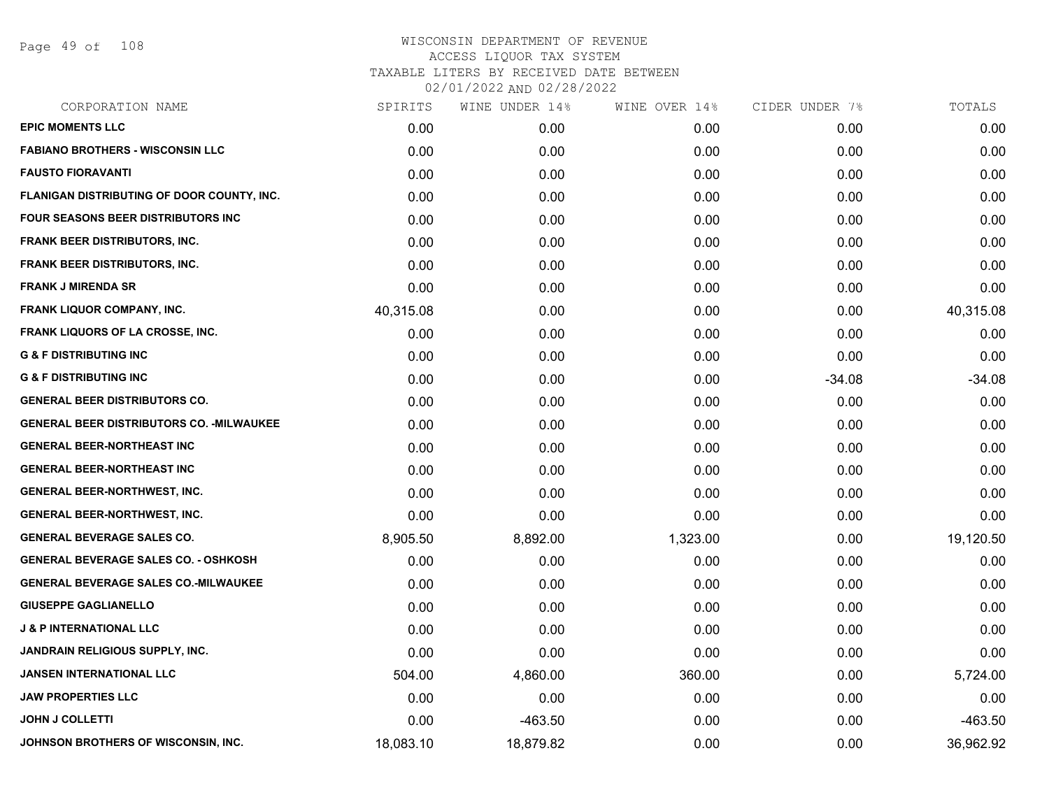# WISCONSIN DEPARTMENT OF REVENUE
## ACCESS LIQUOR TAX SYSTEM
### TAXABLE LITERS BY RECEIVED DATE BETWEEN 02/01/2022 AND 02/28/2022

| CORPORATION NAME | SPIRITS | WINE UNDER 14% | WINE OVER 14% | CIDER UNDER 7% | TOTALS |
|---|---|---|---|---|---|
| EPIC MOMENTS LLC | 0.00 | 0.00 | 0.00 | 0.00 | 0.00 |
| FABIANO BROTHERS - WISCONSIN LLC | 0.00 | 0.00 | 0.00 | 0.00 | 0.00 |
| FAUSTO FIORAVANTI | 0.00 | 0.00 | 0.00 | 0.00 | 0.00 |
| FLANIGAN DISTRIBUTING OF DOOR COUNTY, INC. | 0.00 | 0.00 | 0.00 | 0.00 | 0.00 |
| FOUR SEASONS BEER DISTRIBUTORS INC | 0.00 | 0.00 | 0.00 | 0.00 | 0.00 |
| FRANK BEER DISTRIBUTORS, INC. | 0.00 | 0.00 | 0.00 | 0.00 | 0.00 |
| FRANK BEER DISTRIBUTORS, INC. | 0.00 | 0.00 | 0.00 | 0.00 | 0.00 |
| FRANK J MIRENDA SR | 0.00 | 0.00 | 0.00 | 0.00 | 0.00 |
| FRANK LIQUOR COMPANY, INC. | 40,315.08 | 0.00 | 0.00 | 0.00 | 40,315.08 |
| FRANK LIQUORS OF LA CROSSE, INC. | 0.00 | 0.00 | 0.00 | 0.00 | 0.00 |
| G & F DISTRIBUTING INC | 0.00 | 0.00 | 0.00 | 0.00 | 0.00 |
| G & F DISTRIBUTING INC | 0.00 | 0.00 | 0.00 | -34.08 | -34.08 |
| GENERAL BEER DISTRIBUTORS CO. | 0.00 | 0.00 | 0.00 | 0.00 | 0.00 |
| GENERAL BEER DISTRIBUTORS CO. -MILWAUKEE | 0.00 | 0.00 | 0.00 | 0.00 | 0.00 |
| GENERAL BEER-NORTHEAST INC | 0.00 | 0.00 | 0.00 | 0.00 | 0.00 |
| GENERAL BEER-NORTHEAST INC | 0.00 | 0.00 | 0.00 | 0.00 | 0.00 |
| GENERAL BEER-NORTHWEST, INC. | 0.00 | 0.00 | 0.00 | 0.00 | 0.00 |
| GENERAL BEER-NORTHWEST, INC. | 0.00 | 0.00 | 0.00 | 0.00 | 0.00 |
| GENERAL BEVERAGE SALES CO. | 8,905.50 | 8,892.00 | 1,323.00 | 0.00 | 19,120.50 |
| GENERAL BEVERAGE SALES CO. - OSHKOSH | 0.00 | 0.00 | 0.00 | 0.00 | 0.00 |
| GENERAL BEVERAGE SALES CO.-MILWAUKEE | 0.00 | 0.00 | 0.00 | 0.00 | 0.00 |
| GIUSEPPE GAGLIANELLO | 0.00 | 0.00 | 0.00 | 0.00 | 0.00 |
| J & P INTERNATIONAL LLC | 0.00 | 0.00 | 0.00 | 0.00 | 0.00 |
| JANDRAIN RELIGIOUS SUPPLY, INC. | 0.00 | 0.00 | 0.00 | 0.00 | 0.00 |
| JANSEN INTERNATIONAL LLC | 504.00 | 4,860.00 | 360.00 | 0.00 | 5,724.00 |
| JAW PROPERTIES LLC | 0.00 | 0.00 | 0.00 | 0.00 | 0.00 |
| JOHN J COLLETTI | 0.00 | -463.50 | 0.00 | 0.00 | -463.50 |
| JOHNSON BROTHERS OF WISCONSIN, INC. | 18,083.10 | 18,879.82 | 0.00 | 0.00 | 36,962.92 |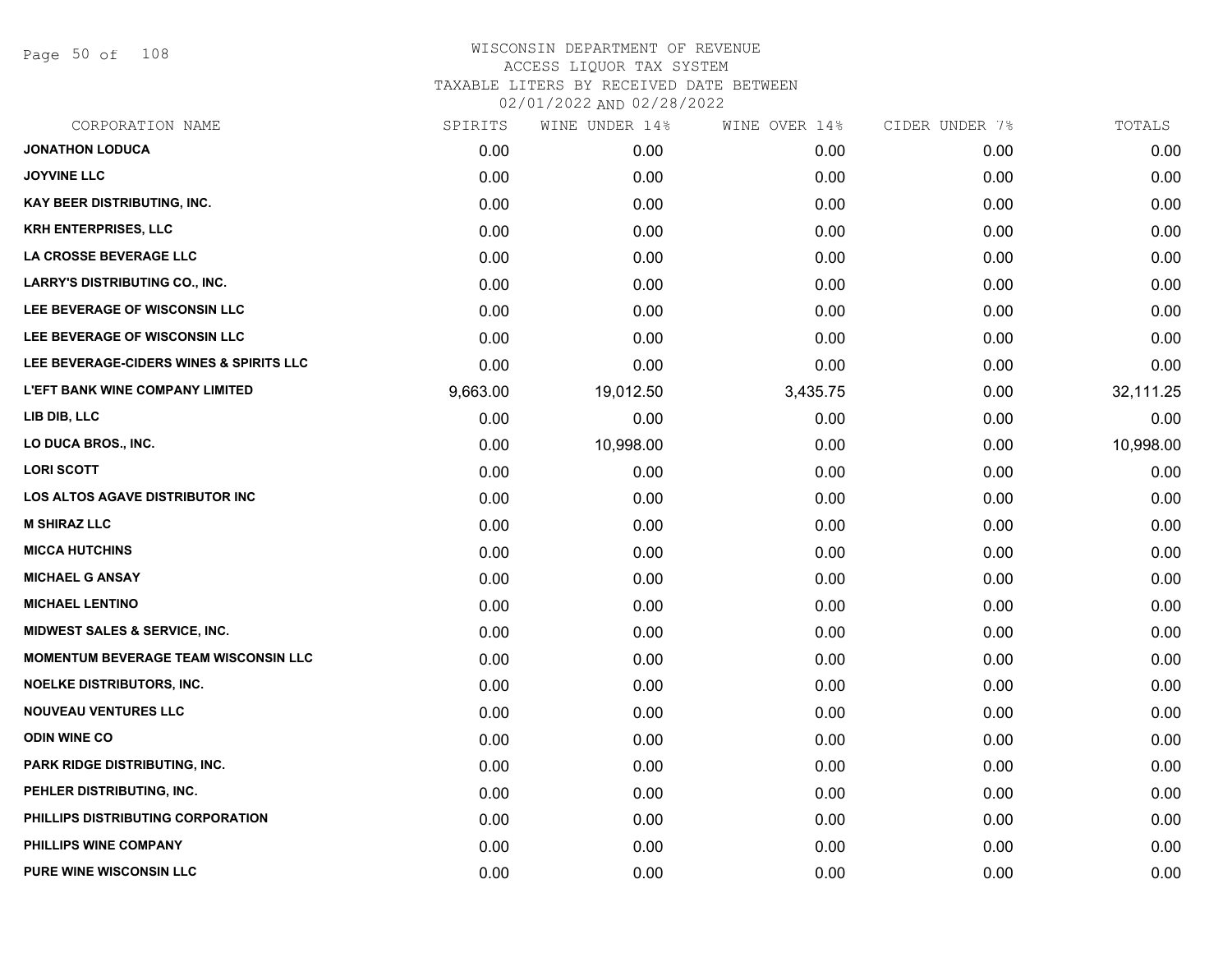# WISCONSIN DEPARTMENT OF REVENUE
## ACCESS LIQUOR TAX SYSTEM
### TAXABLE LITERS BY RECEIVED DATE BETWEEN 02/01/2022 AND 02/28/2022

| CORPORATION NAME | SPIRITS | WINE UNDER 14% | WINE OVER 14% | CIDER UNDER 7% | TOTALS |
|---|---|---|---|---|---|
| JONATHON LODUCA | 0.00 | 0.00 | 0.00 | 0.00 | 0.00 |
| JOYVINE LLC | 0.00 | 0.00 | 0.00 | 0.00 | 0.00 |
| KAY BEER DISTRIBUTING, INC. | 0.00 | 0.00 | 0.00 | 0.00 | 0.00 |
| KRH ENTERPRISES, LLC | 0.00 | 0.00 | 0.00 | 0.00 | 0.00 |
| LA CROSSE BEVERAGE LLC | 0.00 | 0.00 | 0.00 | 0.00 | 0.00 |
| LARRY'S DISTRIBUTING CO., INC. | 0.00 | 0.00 | 0.00 | 0.00 | 0.00 |
| LEE BEVERAGE OF WISCONSIN LLC | 0.00 | 0.00 | 0.00 | 0.00 | 0.00 |
| LEE BEVERAGE OF WISCONSIN LLC | 0.00 | 0.00 | 0.00 | 0.00 | 0.00 |
| LEE BEVERAGE-CIDERS WINES & SPIRITS LLC | 0.00 | 0.00 | 0.00 | 0.00 | 0.00 |
| L'EFT BANK WINE COMPANY LIMITED | 9,663.00 | 19,012.50 | 3,435.75 | 0.00 | 32,111.25 |
| LIB DIB, LLC | 0.00 | 0.00 | 0.00 | 0.00 | 0.00 |
| LO DUCA BROS., INC. | 0.00 | 10,998.00 | 0.00 | 0.00 | 10,998.00 |
| LORI SCOTT | 0.00 | 0.00 | 0.00 | 0.00 | 0.00 |
| LOS ALTOS AGAVE DISTRIBUTOR INC | 0.00 | 0.00 | 0.00 | 0.00 | 0.00 |
| M SHIRAZ LLC | 0.00 | 0.00 | 0.00 | 0.00 | 0.00 |
| MICCA HUTCHINS | 0.00 | 0.00 | 0.00 | 0.00 | 0.00 |
| MICHAEL G ANSAY | 0.00 | 0.00 | 0.00 | 0.00 | 0.00 |
| MICHAEL LENTINO | 0.00 | 0.00 | 0.00 | 0.00 | 0.00 |
| MIDWEST SALES & SERVICE, INC. | 0.00 | 0.00 | 0.00 | 0.00 | 0.00 |
| MOMENTUM BEVERAGE TEAM WISCONSIN LLC | 0.00 | 0.00 | 0.00 | 0.00 | 0.00 |
| NOELKE DISTRIBUTORS, INC. | 0.00 | 0.00 | 0.00 | 0.00 | 0.00 |
| NOUVEAU VENTURES LLC | 0.00 | 0.00 | 0.00 | 0.00 | 0.00 |
| ODIN WINE CO | 0.00 | 0.00 | 0.00 | 0.00 | 0.00 |
| PARK RIDGE DISTRIBUTING, INC. | 0.00 | 0.00 | 0.00 | 0.00 | 0.00 |
| PEHLER DISTRIBUTING, INC. | 0.00 | 0.00 | 0.00 | 0.00 | 0.00 |
| PHILLIPS DISTRIBUTING CORPORATION | 0.00 | 0.00 | 0.00 | 0.00 | 0.00 |
| PHILLIPS WINE COMPANY | 0.00 | 0.00 | 0.00 | 0.00 | 0.00 |
| PURE WINE WISCONSIN LLC | 0.00 | 0.00 | 0.00 | 0.00 | 0.00 |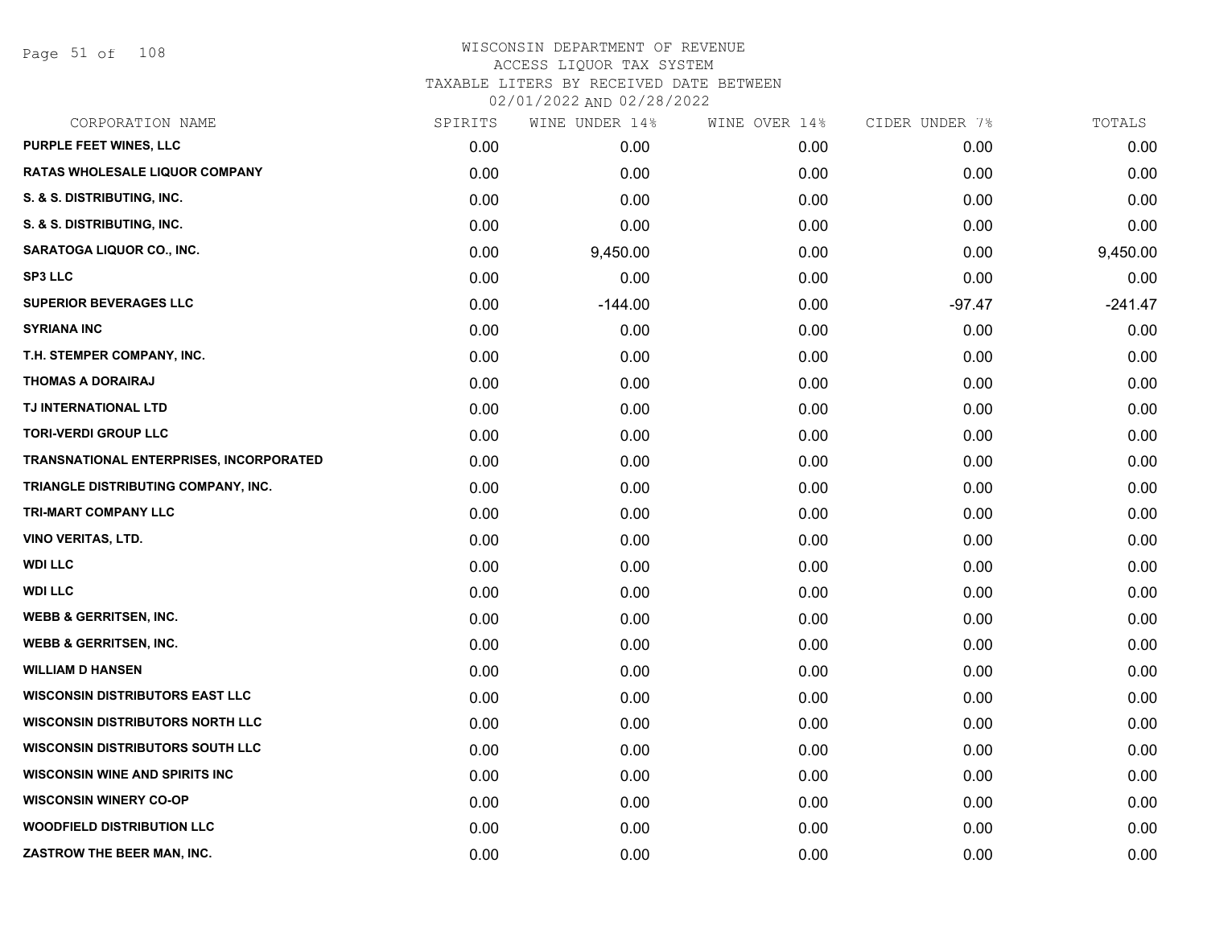# WISCONSIN DEPARTMENT OF REVENUE
## ACCESS LIQUOR TAX SYSTEM
### TAXABLE LITERS BY RECEIVED DATE BETWEEN 02/01/2022 AND 02/28/2022

| CORPORATION NAME | SPIRITS | WINE UNDER 14% | WINE OVER 14% | CIDER UNDER 7% | TOTALS |
|---|---|---|---|---|---|
| PURPLE FEET WINES, LLC | 0.00 | 0.00 | 0.00 | 0.00 | 0.00 |
| RATAS WHOLESALE LIQUOR COMPANY | 0.00 | 0.00 | 0.00 | 0.00 | 0.00 |
| S. & S. DISTRIBUTING, INC. | 0.00 | 0.00 | 0.00 | 0.00 | 0.00 |
| S. & S. DISTRIBUTING, INC. | 0.00 | 0.00 | 0.00 | 0.00 | 0.00 |
| SARATOGA LIQUOR CO., INC. | 0.00 | 9,450.00 | 0.00 | 0.00 | 9,450.00 |
| SP3 LLC | 0.00 | 0.00 | 0.00 | 0.00 | 0.00 |
| SUPERIOR BEVERAGES LLC | 0.00 | -144.00 | 0.00 | -97.47 | -241.47 |
| SYRIANA INC | 0.00 | 0.00 | 0.00 | 0.00 | 0.00 |
| T.H. STEMPER COMPANY, INC. | 0.00 | 0.00 | 0.00 | 0.00 | 0.00 |
| THOMAS A DORAIRAJ | 0.00 | 0.00 | 0.00 | 0.00 | 0.00 |
| TJ INTERNATIONAL LTD | 0.00 | 0.00 | 0.00 | 0.00 | 0.00 |
| TORI-VERDI GROUP LLC | 0.00 | 0.00 | 0.00 | 0.00 | 0.00 |
| TRANSNATIONAL ENTERPRISES, INCORPORATED | 0.00 | 0.00 | 0.00 | 0.00 | 0.00 |
| TRIANGLE DISTRIBUTING COMPANY, INC. | 0.00 | 0.00 | 0.00 | 0.00 | 0.00 |
| TRI-MART COMPANY LLC | 0.00 | 0.00 | 0.00 | 0.00 | 0.00 |
| VINO VERITAS, LTD. | 0.00 | 0.00 | 0.00 | 0.00 | 0.00 |
| WDI LLC | 0.00 | 0.00 | 0.00 | 0.00 | 0.00 |
| WDI LLC | 0.00 | 0.00 | 0.00 | 0.00 | 0.00 |
| WEBB & GERRITSEN, INC. | 0.00 | 0.00 | 0.00 | 0.00 | 0.00 |
| WEBB & GERRITSEN, INC. | 0.00 | 0.00 | 0.00 | 0.00 | 0.00 |
| WILLIAM D HANSEN | 0.00 | 0.00 | 0.00 | 0.00 | 0.00 |
| WISCONSIN DISTRIBUTORS EAST LLC | 0.00 | 0.00 | 0.00 | 0.00 | 0.00 |
| WISCONSIN DISTRIBUTORS NORTH LLC | 0.00 | 0.00 | 0.00 | 0.00 | 0.00 |
| WISCONSIN DISTRIBUTORS SOUTH LLC | 0.00 | 0.00 | 0.00 | 0.00 | 0.00 |
| WISCONSIN WINE AND SPIRITS INC | 0.00 | 0.00 | 0.00 | 0.00 | 0.00 |
| WISCONSIN WINERY CO-OP | 0.00 | 0.00 | 0.00 | 0.00 | 0.00 |
| WOODFIELD DISTRIBUTION LLC | 0.00 | 0.00 | 0.00 | 0.00 | 0.00 |
| ZASTROW THE BEER MAN, INC. | 0.00 | 0.00 | 0.00 | 0.00 | 0.00 |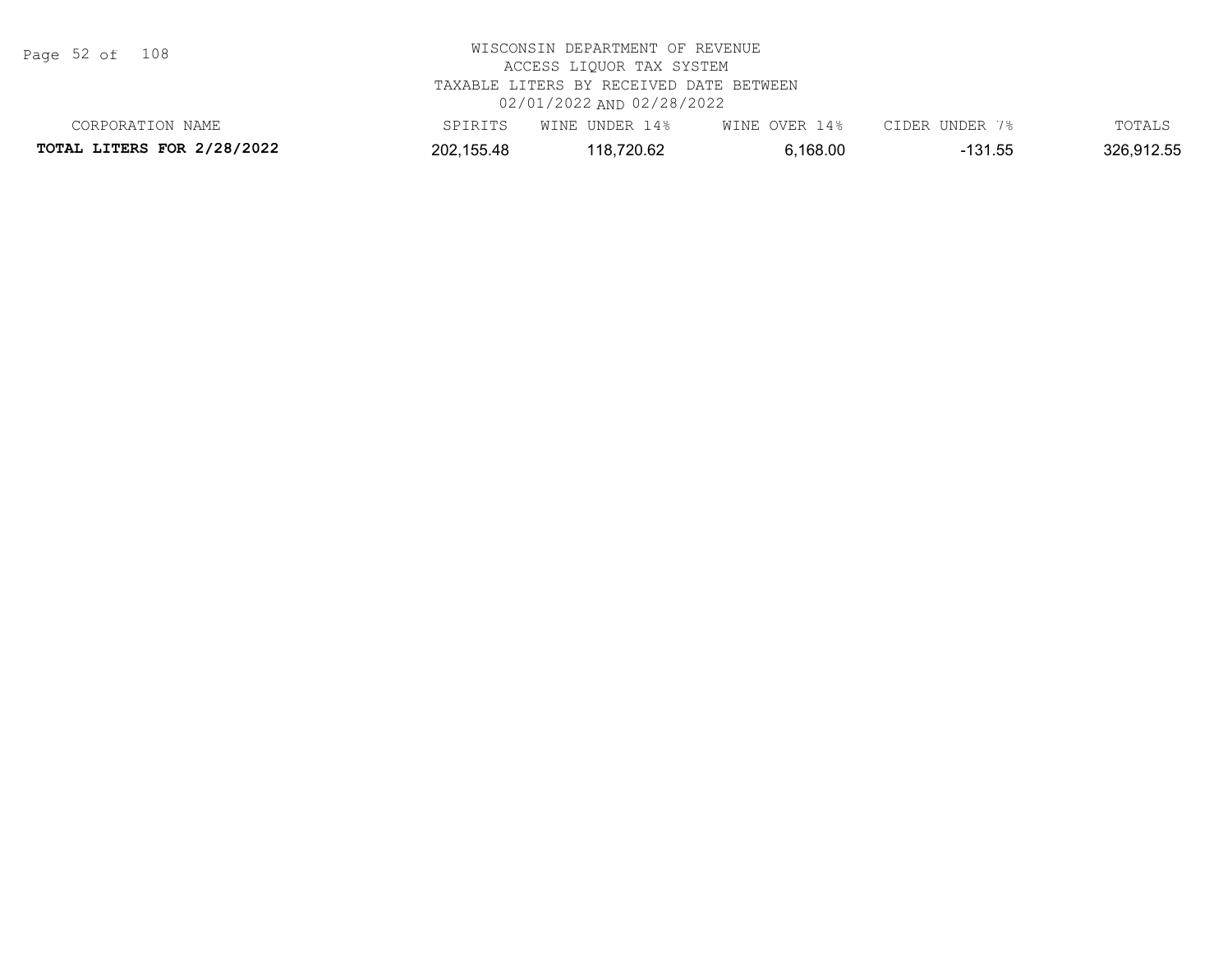WISCONSIN DEPARTMENT OF REVENUE
ACCESS LIQUOR TAX SYSTEM
TAXABLE LITERS BY RECEIVED DATE BETWEEN
02/01/2022 AND 02/28/2022

| CORPORATION NAME | SPIRITS | WINE UNDER 14% | WINE OVER 14% | CIDER UNDER 7% | TOTALS |
|---|---|---|---|---|---|
| **TOTAL LITERS FOR 2/28/2022** | 202,155.48 | 118,720.62 | 6,168.00 | -131.55 | 326,912.55 |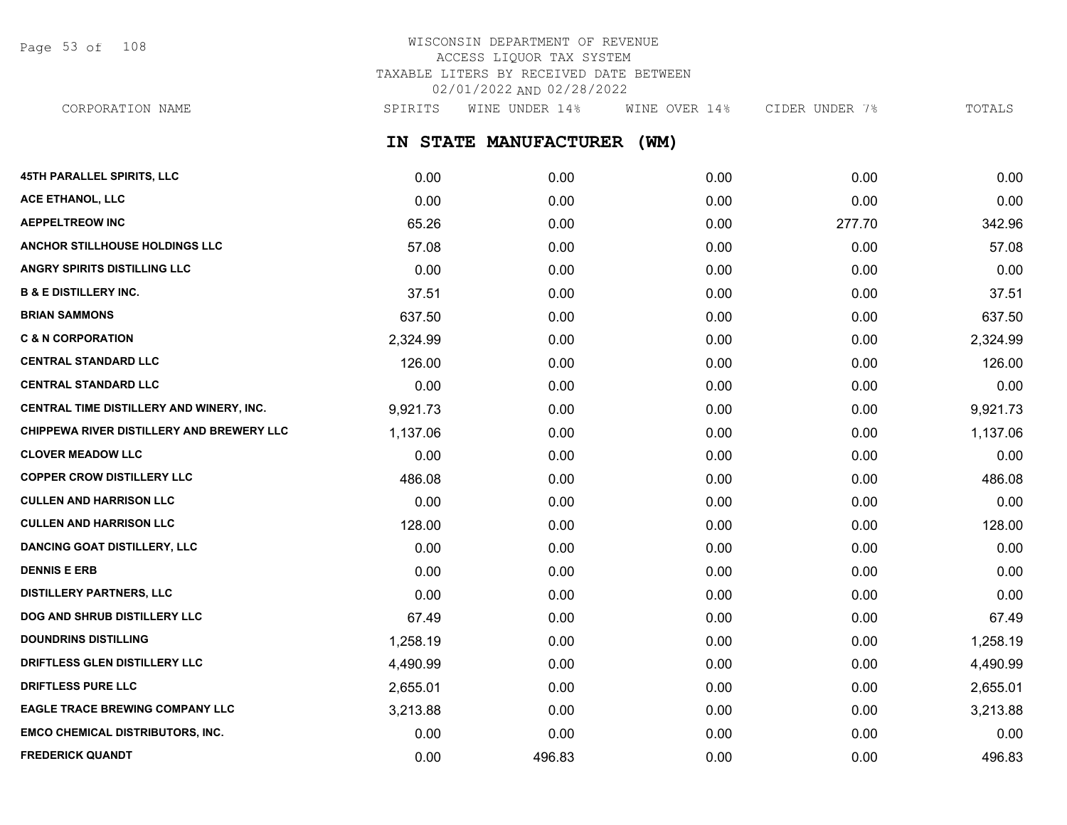# WISCONSIN DEPARTMENT OF REVENUE
ACCESS LIQUOR TAX SYSTEM
TAXABLE LITERS BY RECEIVED DATE BETWEEN
02/01/2022 AND 02/28/2022

## IN STATE MANUFACTURER (WM)

| CORPORATION NAME | SPIRITS | WINE UNDER 14% | WINE OVER 14% | CIDER UNDER 7% | TOTALS |
|---|---|---|---|---|---|
| 45TH PARALLEL SPIRITS, LLC | 0.00 | 0.00 | 0.00 | 0.00 | 0.00 |
| ACE ETHANOL, LLC | 0.00 | 0.00 | 0.00 | 0.00 | 0.00 |
| AEPPELTREOW INC | 65.26 | 0.00 | 0.00 | 277.70 | 342.96 |
| ANCHOR STILLHOUSE HOLDINGS LLC | 57.08 | 0.00 | 0.00 | 0.00 | 57.08 |
| ANGRY SPIRITS DISTILLING LLC | 0.00 | 0.00 | 0.00 | 0.00 | 0.00 |
| B & E DISTILLERY INC. | 37.51 | 0.00 | 0.00 | 0.00 | 37.51 |
| BRIAN SAMMONS | 637.50 | 0.00 | 0.00 | 0.00 | 637.50 |
| C & N CORPORATION | 2,324.99 | 0.00 | 0.00 | 0.00 | 2,324.99 |
| CENTRAL STANDARD LLC | 126.00 | 0.00 | 0.00 | 0.00 | 126.00 |
| CENTRAL STANDARD LLC | 0.00 | 0.00 | 0.00 | 0.00 | 0.00 |
| CENTRAL TIME DISTILLERY AND WINERY, INC. | 9,921.73 | 0.00 | 0.00 | 0.00 | 9,921.73 |
| CHIPPEWA RIVER DISTILLERY AND BREWERY LLC | 1,137.06 | 0.00 | 0.00 | 0.00 | 1,137.06 |
| CLOVER MEADOW LLC | 0.00 | 0.00 | 0.00 | 0.00 | 0.00 |
| COPPER CROW DISTILLERY LLC | 486.08 | 0.00 | 0.00 | 0.00 | 486.08 |
| CULLEN AND HARRISON LLC | 0.00 | 0.00 | 0.00 | 0.00 | 0.00 |
| CULLEN AND HARRISON LLC | 128.00 | 0.00 | 0.00 | 0.00 | 128.00 |
| DANCING GOAT DISTILLERY, LLC | 0.00 | 0.00 | 0.00 | 0.00 | 0.00 |
| DENNIS E ERB | 0.00 | 0.00 | 0.00 | 0.00 | 0.00 |
| DISTILLERY PARTNERS, LLC | 0.00 | 0.00 | 0.00 | 0.00 | 0.00 |
| DOG AND SHRUB DISTILLERY LLC | 67.49 | 0.00 | 0.00 | 0.00 | 67.49 |
| DOUNDRINS DISTILLING | 1,258.19 | 0.00 | 0.00 | 0.00 | 1,258.19 |
| DRIFTLESS GLEN DISTILLERY LLC | 4,490.99 | 0.00 | 0.00 | 0.00 | 4,490.99 |
| DRIFTLESS PURE LLC | 2,655.01 | 0.00 | 0.00 | 0.00 | 2,655.01 |
| EAGLE TRACE BREWING COMPANY LLC | 3,213.88 | 0.00 | 0.00 | 0.00 | 3,213.88 |
| EMCO CHEMICAL DISTRIBUTORS, INC. | 0.00 | 0.00 | 0.00 | 0.00 | 0.00 |
| FREDERICK QUANDT | 0.00 | 496.83 | 0.00 | 0.00 | 496.83 |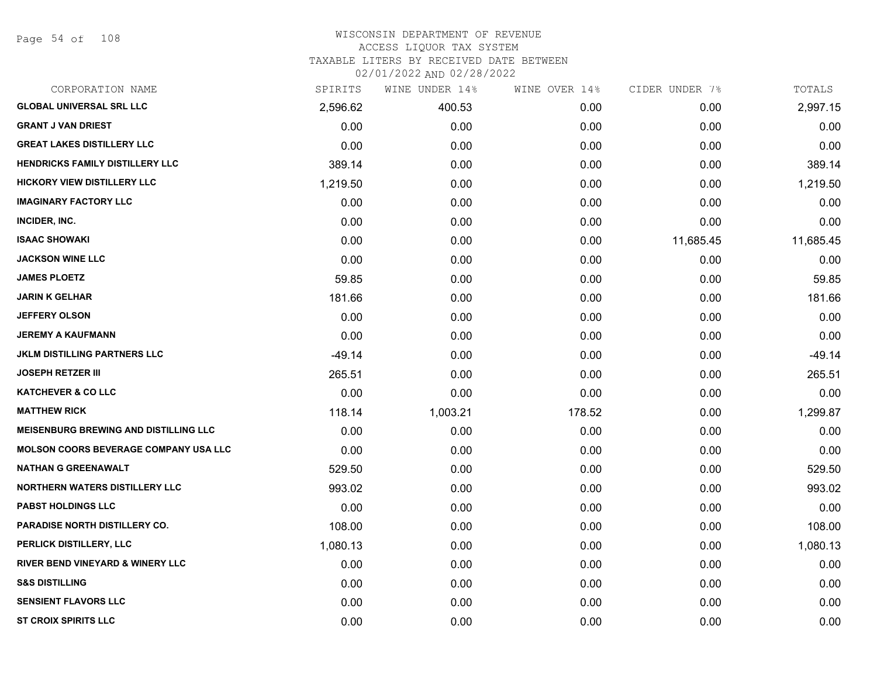# WISCONSIN DEPARTMENT OF REVENUE
## ACCESS LIQUOR TAX SYSTEM
### TAXABLE LITERS BY RECEIVED DATE BETWEEN 02/01/2022 AND 02/28/2022

| CORPORATION NAME | SPIRITS | WINE UNDER 14% | WINE OVER 14% | CIDER UNDER 7% | TOTALS |
|---|---|---|---|---|---|
| GLOBAL UNIVERSAL SRL LLC | 2,596.62 | 400.53 | 0.00 | 0.00 | 2,997.15 |
| GRANT J VAN DRIEST | 0.00 | 0.00 | 0.00 | 0.00 | 0.00 |
| GREAT LAKES DISTILLERY LLC | 0.00 | 0.00 | 0.00 | 0.00 | 0.00 |
| HENDRICKS FAMILY DISTILLERY LLC | 389.14 | 0.00 | 0.00 | 0.00 | 389.14 |
| HICKORY VIEW DISTILLERY LLC | 1,219.50 | 0.00 | 0.00 | 0.00 | 1,219.50 |
| IMAGINARY FACTORY LLC | 0.00 | 0.00 | 0.00 | 0.00 | 0.00 |
| INCIDER, INC. | 0.00 | 0.00 | 0.00 | 0.00 | 0.00 |
| ISAAC SHOWAKI | 0.00 | 0.00 | 0.00 | 11,685.45 | 11,685.45 |
| JACKSON WINE LLC | 0.00 | 0.00 | 0.00 | 0.00 | 0.00 |
| JAMES PLOETZ | 59.85 | 0.00 | 0.00 | 0.00 | 59.85 |
| JARIN K GELHAR | 181.66 | 0.00 | 0.00 | 0.00 | 181.66 |
| JEFFERY OLSON | 0.00 | 0.00 | 0.00 | 0.00 | 0.00 |
| JEREMY A KAUFMANN | 0.00 | 0.00 | 0.00 | 0.00 | 0.00 |
| JKLM DISTILLING PARTNERS LLC | -49.14 | 0.00 | 0.00 | 0.00 | -49.14 |
| JOSEPH RETZER III | 265.51 | 0.00 | 0.00 | 0.00 | 265.51 |
| KATCHEVER & CO LLC | 0.00 | 0.00 | 0.00 | 0.00 | 0.00 |
| MATTHEW RICK | 118.14 | 1,003.21 | 178.52 | 0.00 | 1,299.87 |
| MEISENBURG BREWING AND DISTILLING LLC | 0.00 | 0.00 | 0.00 | 0.00 | 0.00 |
| MOLSON COORS BEVERAGE COMPANY USA LLC | 0.00 | 0.00 | 0.00 | 0.00 | 0.00 |
| NATHAN G GREENAWALT | 529.50 | 0.00 | 0.00 | 0.00 | 529.50 |
| NORTHERN WATERS DISTILLERY LLC | 993.02 | 0.00 | 0.00 | 0.00 | 993.02 |
| PABST HOLDINGS LLC | 0.00 | 0.00 | 0.00 | 0.00 | 0.00 |
| PARADISE NORTH DISTILLERY CO. | 108.00 | 0.00 | 0.00 | 0.00 | 108.00 |
| PERLICK DISTILLERY, LLC | 1,080.13 | 0.00 | 0.00 | 0.00 | 1,080.13 |
| RIVER BEND VINEYARD & WINERY LLC | 0.00 | 0.00 | 0.00 | 0.00 | 0.00 |
| S&S DISTILLING | 0.00 | 0.00 | 0.00 | 0.00 | 0.00 |
| SENSIENT FLAVORS LLC | 0.00 | 0.00 | 0.00 | 0.00 | 0.00 |
| ST CROIX SPIRITS LLC | 0.00 | 0.00 | 0.00 | 0.00 | 0.00 |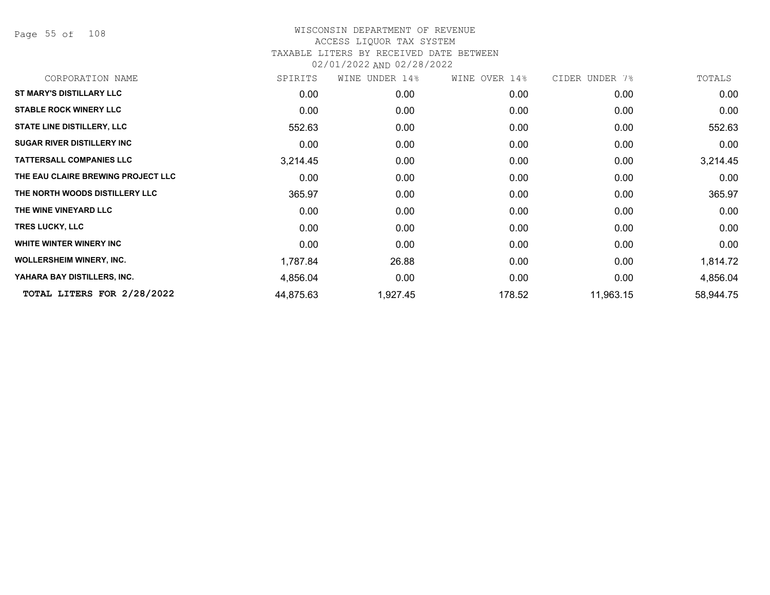WISCONSIN DEPARTMENT OF REVENUE
ACCESS LIQUOR TAX SYSTEM
TAXABLE LITERS BY RECEIVED DATE BETWEEN
02/01/2022 AND 02/28/2022

| CORPORATION NAME | SPIRITS | WINE UNDER 14% | WINE OVER 14% | CIDER UNDER 7% | TOTALS |
|---|---|---|---|---|---|
| **ST MARY'S DISTILLARY LLC** | 0.00 | 0.00 | 0.00 | 0.00 | 0.00 |
| **STABLE ROCK WINERY LLC** | 0.00 | 0.00 | 0.00 | 0.00 | 0.00 |
| **STATE LINE DISTILLERY, LLC** | 552.63 | 0.00 | 0.00 | 0.00 | 552.63 |
| **SUGAR RIVER DISTILLERY INC** | 0.00 | 0.00 | 0.00 | 0.00 | 0.00 |
| **TATTERSALL COMPANIES LLC** | 3,214.45 | 0.00 | 0.00 | 0.00 | 3,214.45 |
| **THE EAU CLAIRE BREWING PROJECT LLC** | 0.00 | 0.00 | 0.00 | 0.00 | 0.00 |
| **THE NORTH WOODS DISTILLERY LLC** | 365.97 | 0.00 | 0.00 | 0.00 | 365.97 |
| **THE WINE VINEYARD LLC** | 0.00 | 0.00 | 0.00 | 0.00 | 0.00 |
| **TRES LUCKY, LLC** | 0.00 | 0.00 | 0.00 | 0.00 | 0.00 |
| **WHITE WINTER WINERY INC** | 0.00 | 0.00 | 0.00 | 0.00 | 0.00 |
| **WOLLERSHEIM WINERY, INC.** | 1,787.84 | 26.88 | 0.00 | 0.00 | 1,814.72 |
| **YAHARA BAY DISTILLERS, INC.** | 4,856.04 | 0.00 | 0.00 | 0.00 | 4,856.04 |
| **TOTAL LITERS FOR 2/28/2022** | 44,875.63 | 1,927.45 | 178.52 | 11,963.15 | 58,944.75 |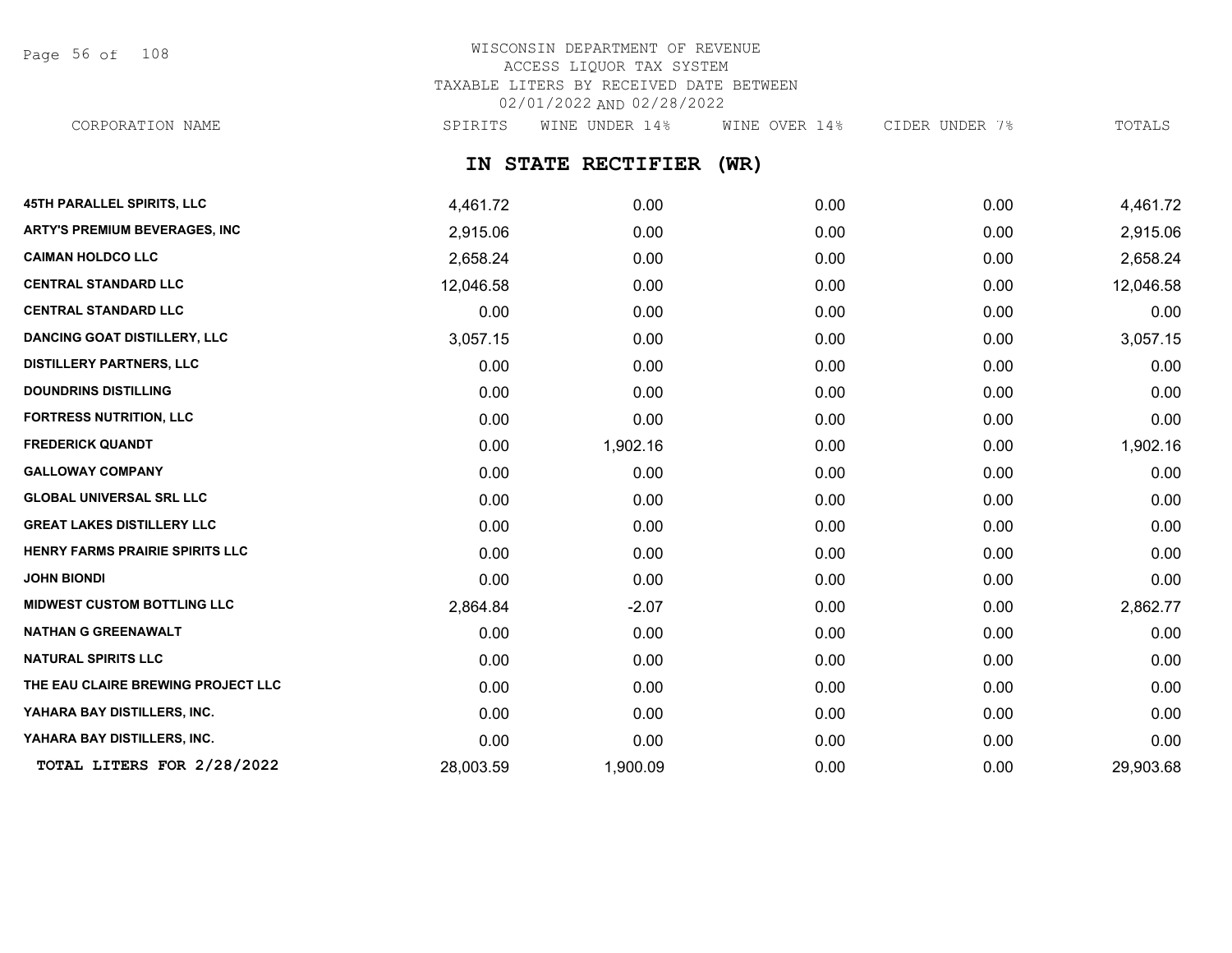WISCONSIN DEPARTMENT OF REVENUE
ACCESS LIQUOR TAX SYSTEM
TAXABLE LITERS BY RECEIVED DATE BETWEEN
02/01/2022 AND 02/28/2022

## IN STATE RECTIFIER (WR)

| CORPORATION NAME | SPIRITS | WINE UNDER 14% | WINE OVER 14% | CIDER UNDER 7% | TOTALS |
|---|---|---|---|---|---|
| 45TH PARALLEL SPIRITS, LLC | 4,461.72 | 0.00 | 0.00 | 0.00 | 4,461.72 |
| ARTY'S PREMIUM BEVERAGES, INC | 2,915.06 | 0.00 | 0.00 | 0.00 | 2,915.06 |
| CAIMAN HOLDCO LLC | 2,658.24 | 0.00 | 0.00 | 0.00 | 2,658.24 |
| CENTRAL STANDARD LLC | 12,046.58 | 0.00 | 0.00 | 0.00 | 12,046.58 |
| CENTRAL STANDARD LLC | 0.00 | 0.00 | 0.00 | 0.00 | 0.00 |
| DANCING GOAT DISTILLERY, LLC | 3,057.15 | 0.00 | 0.00 | 0.00 | 3,057.15 |
| DISTILLERY PARTNERS, LLC | 0.00 | 0.00 | 0.00 | 0.00 | 0.00 |
| DOUNDRINS DISTILLING | 0.00 | 0.00 | 0.00 | 0.00 | 0.00 |
| FORTRESS NUTRITION, LLC | 0.00 | 0.00 | 0.00 | 0.00 | 0.00 |
| FREDERICK QUANDT | 0.00 | 1,902.16 | 0.00 | 0.00 | 1,902.16 |
| GALLOWAY COMPANY | 0.00 | 0.00 | 0.00 | 0.00 | 0.00 |
| GLOBAL UNIVERSAL SRL LLC | 0.00 | 0.00 | 0.00 | 0.00 | 0.00 |
| GREAT LAKES DISTILLERY LLC | 0.00 | 0.00 | 0.00 | 0.00 | 0.00 |
| HENRY FARMS PRAIRIE SPIRITS LLC | 0.00 | 0.00 | 0.00 | 0.00 | 0.00 |
| JOHN BIONDI | 0.00 | 0.00 | 0.00 | 0.00 | 0.00 |
| MIDWEST CUSTOM BOTTLING LLC | 2,864.84 | -2.07 | 0.00 | 0.00 | 2,862.77 |
| NATHAN G GREENAWALT | 0.00 | 0.00 | 0.00 | 0.00 | 0.00 |
| NATURAL SPIRITS LLC | 0.00 | 0.00 | 0.00 | 0.00 | 0.00 |
| THE EAU CLAIRE BREWING PROJECT LLC | 0.00 | 0.00 | 0.00 | 0.00 | 0.00 |
| YAHARA BAY DISTILLERS, INC. | 0.00 | 0.00 | 0.00 | 0.00 | 0.00 |
| YAHARA BAY DISTILLERS, INC. | 0.00 | 0.00 | 0.00 | 0.00 | 0.00 |
| TOTAL LITERS FOR 2/28/2022 | 28,003.59 | 1,900.09 | 0.00 | 0.00 | 29,903.68 |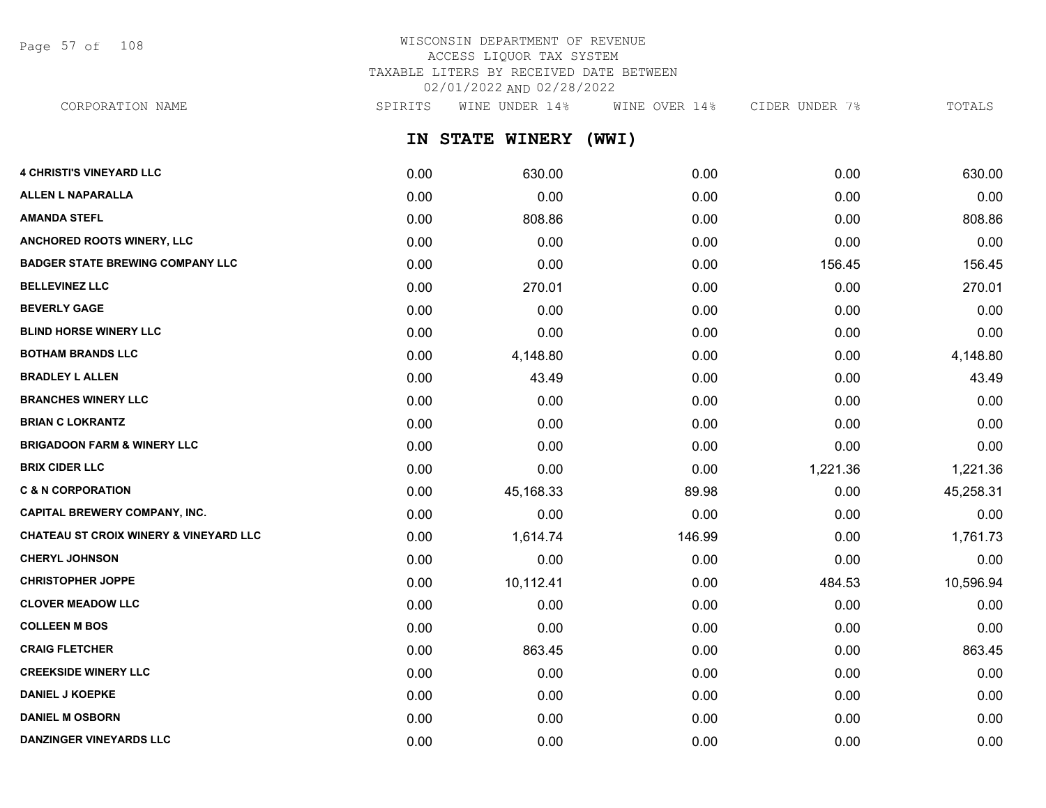WISCONSIN DEPARTMENT OF REVENUE
ACCESS LIQUOR TAX SYSTEM
TAXABLE LITERS BY RECEIVED DATE BETWEEN
02/01/2022 AND 02/28/2022

## IN STATE WINERY (WWI)

| CORPORATION NAME | SPIRITS | WINE UNDER 14% | WINE OVER 14% | CIDER UNDER 7% | TOTALS |
|---|---|---|---|---|---|
| 4 CHRISTI'S VINEYARD LLC | 0.00 | 630.00 | 0.00 | 0.00 | 630.00 |
| ALLEN L NAPARALLA | 0.00 | 0.00 | 0.00 | 0.00 | 0.00 |
| AMANDA STEFL | 0.00 | 808.86 | 0.00 | 0.00 | 808.86 |
| ANCHORED ROOTS WINERY, LLC | 0.00 | 0.00 | 0.00 | 0.00 | 0.00 |
| BADGER STATE BREWING COMPANY LLC | 0.00 | 0.00 | 0.00 | 156.45 | 156.45 |
| BELLEVINEZ LLC | 0.00 | 270.01 | 0.00 | 0.00 | 270.01 |
| BEVERLY GAGE | 0.00 | 0.00 | 0.00 | 0.00 | 0.00 |
| BLIND HORSE WINERY LLC | 0.00 | 0.00 | 0.00 | 0.00 | 0.00 |
| BOTHAM BRANDS LLC | 0.00 | 4,148.80 | 0.00 | 0.00 | 4,148.80 |
| BRADLEY L ALLEN | 0.00 | 43.49 | 0.00 | 0.00 | 43.49 |
| BRANCHES WINERY LLC | 0.00 | 0.00 | 0.00 | 0.00 | 0.00 |
| BRIAN C LOKRANTZ | 0.00 | 0.00 | 0.00 | 0.00 | 0.00 |
| BRIGADOON FARM & WINERY LLC | 0.00 | 0.00 | 0.00 | 0.00 | 0.00 |
| BRIX CIDER LLC | 0.00 | 0.00 | 0.00 | 1,221.36 | 1,221.36 |
| C & N CORPORATION | 0.00 | 45,168.33 | 89.98 | 0.00 | 45,258.31 |
| CAPITAL BREWERY COMPANY, INC. | 0.00 | 0.00 | 0.00 | 0.00 | 0.00 |
| CHATEAU ST CROIX WINERY & VINEYARD LLC | 0.00 | 1,614.74 | 146.99 | 0.00 | 1,761.73 |
| CHERYL JOHNSON | 0.00 | 0.00 | 0.00 | 0.00 | 0.00 |
| CHRISTOPHER JOPPE | 0.00 | 10,112.41 | 0.00 | 484.53 | 10,596.94 |
| CLOVER MEADOW LLC | 0.00 | 0.00 | 0.00 | 0.00 | 0.00 |
| COLLEEN M BOS | 0.00 | 0.00 | 0.00 | 0.00 | 0.00 |
| CRAIG FLETCHER | 0.00 | 863.45 | 0.00 | 0.00 | 863.45 |
| CREEKSIDE WINERY LLC | 0.00 | 0.00 | 0.00 | 0.00 | 0.00 |
| DANIEL J KOEPKE | 0.00 | 0.00 | 0.00 | 0.00 | 0.00 |
| DANIEL M OSBORN | 0.00 | 0.00 | 0.00 | 0.00 | 0.00 |
| DANZINGER VINEYARDS LLC | 0.00 | 0.00 | 0.00 | 0.00 | 0.00 |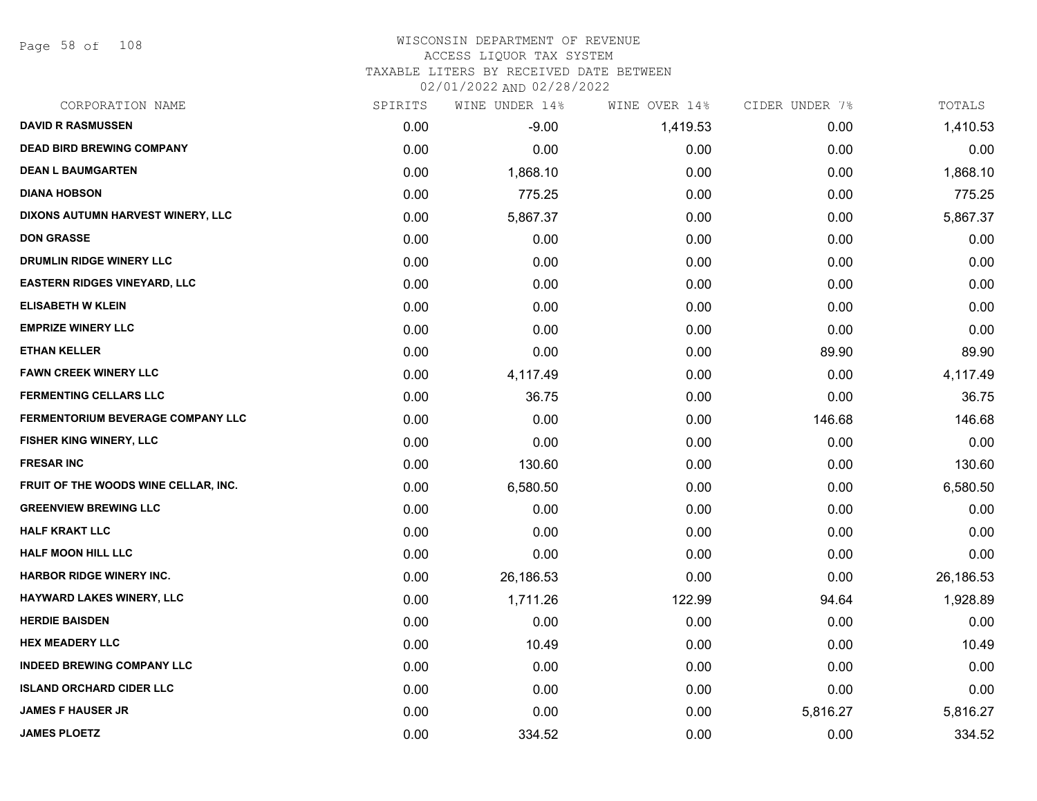# WISCONSIN DEPARTMENT OF REVENUE
## ACCESS LIQUOR TAX SYSTEM
### TAXABLE LITERS BY RECEIVED DATE BETWEEN 02/01/2022 AND 02/28/2022

| CORPORATION NAME | SPIRITS | WINE UNDER 14% | WINE OVER 14% | CIDER UNDER 7% | TOTALS |
|---|---|---|---|---|---|
| DAVID R RASMUSSEN | 0.00 | -9.00 | 1,419.53 | 0.00 | 1,410.53 |
| DEAD BIRD BREWING COMPANY | 0.00 | 0.00 | 0.00 | 0.00 | 0.00 |
| DEAN L BAUMGARTEN | 0.00 | 1,868.10 | 0.00 | 0.00 | 1,868.10 |
| DIANA HOBSON | 0.00 | 775.25 | 0.00 | 0.00 | 775.25 |
| DIXONS AUTUMN HARVEST WINERY, LLC | 0.00 | 5,867.37 | 0.00 | 0.00 | 5,867.37 |
| DON GRASSE | 0.00 | 0.00 | 0.00 | 0.00 | 0.00 |
| DRUMLIN RIDGE WINERY LLC | 0.00 | 0.00 | 0.00 | 0.00 | 0.00 |
| EASTERN RIDGES VINEYARD, LLC | 0.00 | 0.00 | 0.00 | 0.00 | 0.00 |
| ELISABETH W KLEIN | 0.00 | 0.00 | 0.00 | 0.00 | 0.00 |
| EMPRIZE WINERY LLC | 0.00 | 0.00 | 0.00 | 0.00 | 0.00 |
| ETHAN KELLER | 0.00 | 0.00 | 0.00 | 89.90 | 89.90 |
| FAWN CREEK WINERY LLC | 0.00 | 4,117.49 | 0.00 | 0.00 | 4,117.49 |
| FERMENTING CELLARS LLC | 0.00 | 36.75 | 0.00 | 0.00 | 36.75 |
| FERMENTORIUM BEVERAGE COMPANY LLC | 0.00 | 0.00 | 0.00 | 146.68 | 146.68 |
| FISHER KING WINERY, LLC | 0.00 | 0.00 | 0.00 | 0.00 | 0.00 |
| FRESAR INC | 0.00 | 130.60 | 0.00 | 0.00 | 130.60 |
| FRUIT OF THE WOODS WINE CELLAR, INC. | 0.00 | 6,580.50 | 0.00 | 0.00 | 6,580.50 |
| GREENVIEW BREWING LLC | 0.00 | 0.00 | 0.00 | 0.00 | 0.00 |
| HALF KRAKT LLC | 0.00 | 0.00 | 0.00 | 0.00 | 0.00 |
| HALF MOON HILL LLC | 0.00 | 0.00 | 0.00 | 0.00 | 0.00 |
| HARBOR RIDGE WINERY INC. | 0.00 | 26,186.53 | 0.00 | 0.00 | 26,186.53 |
| HAYWARD LAKES WINERY, LLC | 0.00 | 1,711.26 | 122.99 | 94.64 | 1,928.89 |
| HERDIE BAISDEN | 0.00 | 0.00 | 0.00 | 0.00 | 0.00 |
| HEX MEADERY LLC | 0.00 | 10.49 | 0.00 | 0.00 | 10.49 |
| INDEED BREWING COMPANY LLC | 0.00 | 0.00 | 0.00 | 0.00 | 0.00 |
| ISLAND ORCHARD CIDER LLC | 0.00 | 0.00 | 0.00 | 0.00 | 0.00 |
| JAMES F HAUSER JR | 0.00 | 0.00 | 0.00 | 5,816.27 | 5,816.27 |
| JAMES PLOETZ | 0.00 | 334.52 | 0.00 | 0.00 | 334.52 |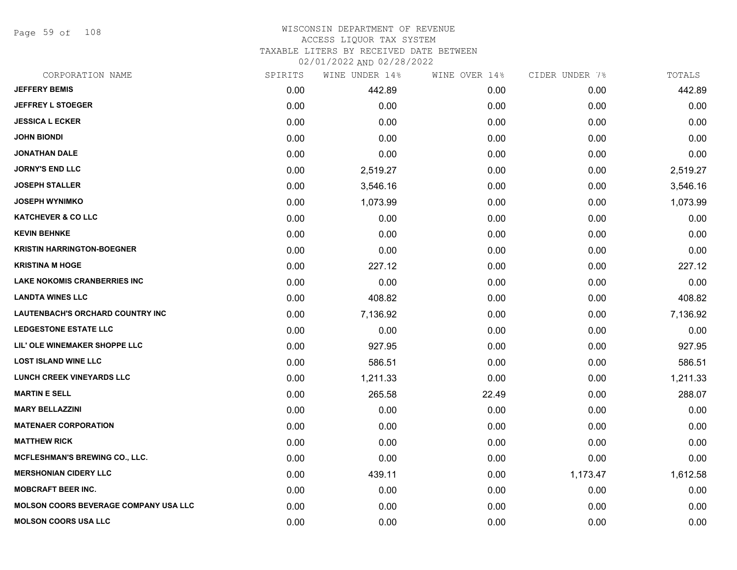# WISCONSIN DEPARTMENT OF REVENUE
## ACCESS LIQUOR TAX SYSTEM
### TAXABLE LITERS BY RECEIVED DATE BETWEEN 02/01/2022 AND 02/28/2022

| CORPORATION NAME | SPIRITS | WINE UNDER 14% | WINE OVER 14% | CIDER UNDER 7% | TOTALS |
|---|---|---|---|---|---|
| JEFFERY BEMIS | 0.00 | 442.89 | 0.00 | 0.00 | 442.89 |
| JEFFREY L STOEGER | 0.00 | 0.00 | 0.00 | 0.00 | 0.00 |
| JESSICA L ECKER | 0.00 | 0.00 | 0.00 | 0.00 | 0.00 |
| JOHN BIONDI | 0.00 | 0.00 | 0.00 | 0.00 | 0.00 |
| JONATHAN DALE | 0.00 | 0.00 | 0.00 | 0.00 | 0.00 |
| JORNY'S END LLC | 0.00 | 2,519.27 | 0.00 | 0.00 | 2,519.27 |
| JOSEPH STALLER | 0.00 | 3,546.16 | 0.00 | 0.00 | 3,546.16 |
| JOSEPH WYNIMKO | 0.00 | 1,073.99 | 0.00 | 0.00 | 1,073.99 |
| KATCHEVER & CO LLC | 0.00 | 0.00 | 0.00 | 0.00 | 0.00 |
| KEVIN BEHNKE | 0.00 | 0.00 | 0.00 | 0.00 | 0.00 |
| KRISTIN HARRINGTON-BOEGNER | 0.00 | 0.00 | 0.00 | 0.00 | 0.00 |
| KRISTINA M HOGE | 0.00 | 227.12 | 0.00 | 0.00 | 227.12 |
| LAKE NOKOMIS CRANBERRIES INC | 0.00 | 0.00 | 0.00 | 0.00 | 0.00 |
| LANDTA WINES LLC | 0.00 | 408.82 | 0.00 | 0.00 | 408.82 |
| LAUTENBACH'S ORCHARD COUNTRY INC | 0.00 | 7,136.92 | 0.00 | 0.00 | 7,136.92 |
| LEDGESTONE ESTATE LLC | 0.00 | 0.00 | 0.00 | 0.00 | 0.00 |
| LIL' OLE WINEMAKER SHOPPE LLC | 0.00 | 927.95 | 0.00 | 0.00 | 927.95 |
| LOST ISLAND WINE LLC | 0.00 | 586.51 | 0.00 | 0.00 | 586.51 |
| LUNCH CREEK VINEYARDS LLC | 0.00 | 1,211.33 | 0.00 | 0.00 | 1,211.33 |
| MARTIN E SELL | 0.00 | 265.58 | 22.49 | 0.00 | 288.07 |
| MARY BELLAZZINI | 0.00 | 0.00 | 0.00 | 0.00 | 0.00 |
| MATENAER CORPORATION | 0.00 | 0.00 | 0.00 | 0.00 | 0.00 |
| MATTHEW RICK | 0.00 | 0.00 | 0.00 | 0.00 | 0.00 |
| MCFLESHMAN'S BREWING CO., LLC. | 0.00 | 0.00 | 0.00 | 0.00 | 0.00 |
| MERSHONIAN CIDERY LLC | 0.00 | 439.11 | 0.00 | 1,173.47 | 1,612.58 |
| MOBCRAFT BEER INC. | 0.00 | 0.00 | 0.00 | 0.00 | 0.00 |
| MOLSON COORS BEVERAGE COMPANY USA LLC | 0.00 | 0.00 | 0.00 | 0.00 | 0.00 |
| MOLSON COORS USA LLC | 0.00 | 0.00 | 0.00 | 0.00 | 0.00 |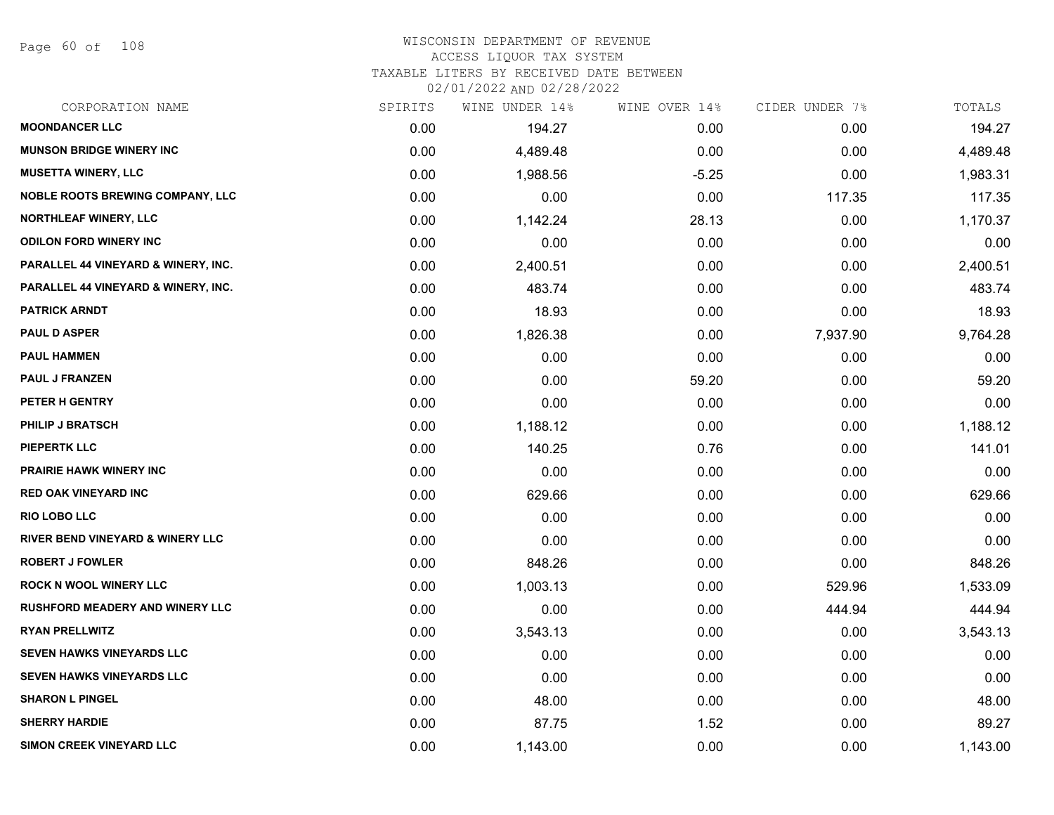# WISCONSIN DEPARTMENT OF REVENUE
ACCESS LIQUOR TAX SYSTEM
TAXABLE LITERS BY RECEIVED DATE BETWEEN
02/01/2022 AND 02/28/2022

| CORPORATION NAME | SPIRITS | WINE UNDER 14% | WINE OVER 14% | CIDER UNDER 7% | TOTALS |
|---|---|---|---|---|---|
| MOONDANCER LLC | 0.00 | 194.27 | 0.00 | 0.00 | 194.27 |
| MUNSON BRIDGE WINERY INC | 0.00 | 4,489.48 | 0.00 | 0.00 | 4,489.48 |
| MUSETTA WINERY, LLC | 0.00 | 1,988.56 | -5.25 | 0.00 | 1,983.31 |
| NOBLE ROOTS BREWING COMPANY, LLC | 0.00 | 0.00 | 0.00 | 117.35 | 117.35 |
| NORTHLEAF WINERY, LLC | 0.00 | 1,142.24 | 28.13 | 0.00 | 1,170.37 |
| ODILON FORD WINERY INC | 0.00 | 0.00 | 0.00 | 0.00 | 0.00 |
| PARALLEL 44 VINEYARD & WINERY, INC. | 0.00 | 2,400.51 | 0.00 | 0.00 | 2,400.51 |
| PARALLEL 44 VINEYARD & WINERY, INC. | 0.00 | 483.74 | 0.00 | 0.00 | 483.74 |
| PATRICK ARNDT | 0.00 | 18.93 | 0.00 | 0.00 | 18.93 |
| PAUL D ASPER | 0.00 | 1,826.38 | 0.00 | 7,937.90 | 9,764.28 |
| PAUL HAMMEN | 0.00 | 0.00 | 0.00 | 0.00 | 0.00 |
| PAUL J FRANZEN | 0.00 | 0.00 | 59.20 | 0.00 | 59.20 |
| PETER H GENTRY | 0.00 | 0.00 | 0.00 | 0.00 | 0.00 |
| PHILIP J BRATSCH | 0.00 | 1,188.12 | 0.00 | 0.00 | 1,188.12 |
| PIEPERTK LLC | 0.00 | 140.25 | 0.76 | 0.00 | 141.01 |
| PRAIRIE HAWK WINERY INC | 0.00 | 0.00 | 0.00 | 0.00 | 0.00 |
| RED OAK VINEYARD INC | 0.00 | 629.66 | 0.00 | 0.00 | 629.66 |
| RIO LOBO LLC | 0.00 | 0.00 | 0.00 | 0.00 | 0.00 |
| RIVER BEND VINEYARD & WINERY LLC | 0.00 | 0.00 | 0.00 | 0.00 | 0.00 |
| ROBERT J FOWLER | 0.00 | 848.26 | 0.00 | 0.00 | 848.26 |
| ROCK N WOOL WINERY LLC | 0.00 | 1,003.13 | 0.00 | 529.96 | 1,533.09 |
| RUSHFORD MEADERY AND WINERY LLC | 0.00 | 0.00 | 0.00 | 444.94 | 444.94 |
| RYAN PRELLWITZ | 0.00 | 3,543.13 | 0.00 | 0.00 | 3,543.13 |
| SEVEN HAWKS VINEYARDS LLC | 0.00 | 0.00 | 0.00 | 0.00 | 0.00 |
| SEVEN HAWKS VINEYARDS LLC | 0.00 | 0.00 | 0.00 | 0.00 | 0.00 |
| SHARON L PINGEL | 0.00 | 48.00 | 0.00 | 0.00 | 48.00 |
| SHERRY HARDIE | 0.00 | 87.75 | 1.52 | 0.00 | 89.27 |
| SIMON CREEK VINEYARD LLC | 0.00 | 1,143.00 | 0.00 | 0.00 | 1,143.00 |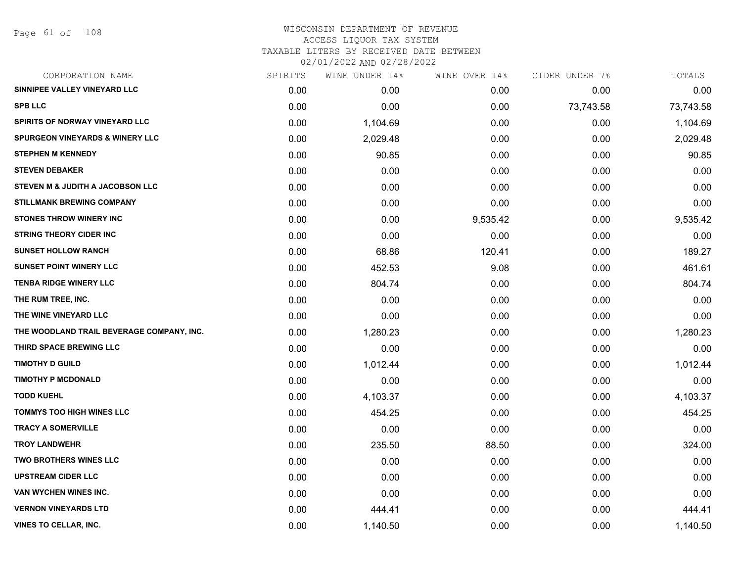# WISCONSIN DEPARTMENT OF REVENUE
## ACCESS LIQUOR TAX SYSTEM
### TAXABLE LITERS BY RECEIVED DATE BETWEEN 02/01/2022 AND 02/28/2022

| CORPORATION NAME | SPIRITS | WINE UNDER 14% | WINE OVER 14% | CIDER UNDER 7% | TOTALS |
|---|---|---|---|---|---|
| SINNIPEE VALLEY VINEYARD LLC | 0.00 | 0.00 | 0.00 | 0.00 | 0.00 |
| SPB LLC | 0.00 | 0.00 | 0.00 | 73,743.58 | 73,743.58 |
| SPIRITS OF NORWAY VINEYARD LLC | 0.00 | 1,104.69 | 0.00 | 0.00 | 1,104.69 |
| SPURGEON VINEYARDS & WINERY LLC | 0.00 | 2,029.48 | 0.00 | 0.00 | 2,029.48 |
| STEPHEN M KENNEDY | 0.00 | 90.85 | 0.00 | 0.00 | 90.85 |
| STEVEN DEBAKER | 0.00 | 0.00 | 0.00 | 0.00 | 0.00 |
| STEVEN M & JUDITH A JACOBSON LLC | 0.00 | 0.00 | 0.00 | 0.00 | 0.00 |
| STILLMANK BREWING COMPANY | 0.00 | 0.00 | 0.00 | 0.00 | 0.00 |
| STONES THROW WINERY INC | 0.00 | 0.00 | 9,535.42 | 0.00 | 9,535.42 |
| STRING THEORY CIDER INC | 0.00 | 0.00 | 0.00 | 0.00 | 0.00 |
| SUNSET HOLLOW RANCH | 0.00 | 68.86 | 120.41 | 0.00 | 189.27 |
| SUNSET POINT WINERY LLC | 0.00 | 452.53 | 9.08 | 0.00 | 461.61 |
| TENBA RIDGE WINERY LLC | 0.00 | 804.74 | 0.00 | 0.00 | 804.74 |
| THE RUM TREE, INC. | 0.00 | 0.00 | 0.00 | 0.00 | 0.00 |
| THE WINE VINEYARD LLC | 0.00 | 0.00 | 0.00 | 0.00 | 0.00 |
| THE WOODLAND TRAIL BEVERAGE COMPANY, INC. | 0.00 | 1,280.23 | 0.00 | 0.00 | 1,280.23 |
| THIRD SPACE BREWING LLC | 0.00 | 0.00 | 0.00 | 0.00 | 0.00 |
| TIMOTHY D GUILD | 0.00 | 1,012.44 | 0.00 | 0.00 | 1,012.44 |
| TIMOTHY P MCDONALD | 0.00 | 0.00 | 0.00 | 0.00 | 0.00 |
| TODD KUEHL | 0.00 | 4,103.37 | 0.00 | 0.00 | 4,103.37 |
| TOMMYS TOO HIGH WINES LLC | 0.00 | 454.25 | 0.00 | 0.00 | 454.25 |
| TRACY A SOMERVILLE | 0.00 | 0.00 | 0.00 | 0.00 | 0.00 |
| TROY LANDWEHR | 0.00 | 235.50 | 88.50 | 0.00 | 324.00 |
| TWO BROTHERS WINES LLC | 0.00 | 0.00 | 0.00 | 0.00 | 0.00 |
| UPSTREAM CIDER LLC | 0.00 | 0.00 | 0.00 | 0.00 | 0.00 |
| VAN WYCHEN WINES INC. | 0.00 | 0.00 | 0.00 | 0.00 | 0.00 |
| VERNON VINEYARDS LTD | 0.00 | 444.41 | 0.00 | 0.00 | 444.41 |
| VINES TO CELLAR, INC. | 0.00 | 1,140.50 | 0.00 | 0.00 | 1,140.50 |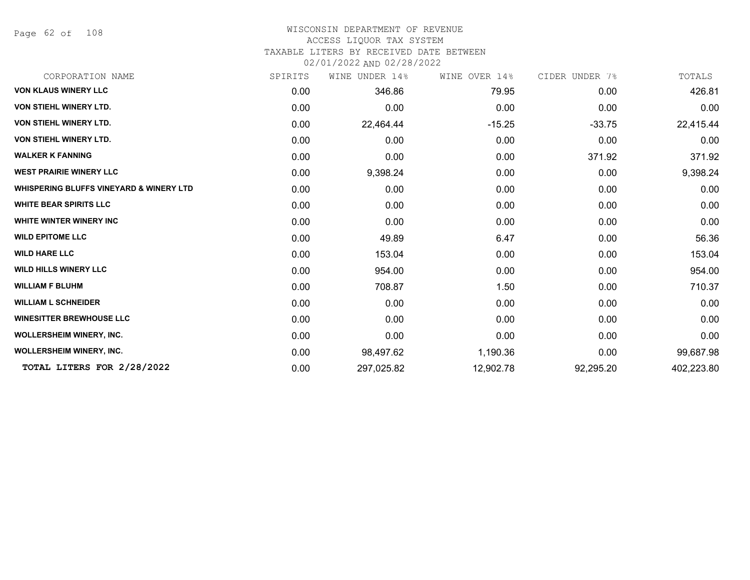# WISCONSIN DEPARTMENT OF REVENUE

ACCESS LIQUOR TAX SYSTEM

TAXABLE LITERS BY RECEIVED DATE BETWEEN

02/01/2022 AND 02/28/2022

| CORPORATION NAME | SPIRITS | WINE UNDER 14% | WINE OVER 14% | CIDER UNDER 7% | TOTALS |
|---|---|---|---|---|---|
| **VON KLAUS WINERY LLC** | 0.00 | 346.86 | 79.95 | 0.00 | 426.81 |
| **VON STIEHL WINERY LTD.** | 0.00 | 0.00 | 0.00 | 0.00 | 0.00 |
| **VON STIEHL WINERY LTD.** | 0.00 | 22,464.44 | -15.25 | -33.75 | 22,415.44 |
| **VON STIEHL WINERY LTD.** | 0.00 | 0.00 | 0.00 | 0.00 | 0.00 |
| **WALKER K FANNING** | 0.00 | 0.00 | 0.00 | 371.92 | 371.92 |
| **WEST PRAIRIE WINERY LLC** | 0.00 | 9,398.24 | 0.00 | 0.00 | 9,398.24 |
| **WHISPERING BLUFFS VINEYARD & WINERY LTD** | 0.00 | 0.00 | 0.00 | 0.00 | 0.00 |
| **WHITE BEAR SPIRITS LLC** | 0.00 | 0.00 | 0.00 | 0.00 | 0.00 |
| **WHITE WINTER WINERY INC** | 0.00 | 0.00 | 0.00 | 0.00 | 0.00 |
| **WILD EPITOME LLC** | 0.00 | 49.89 | 6.47 | 0.00 | 56.36 |
| **WILD HARE LLC** | 0.00 | 153.04 | 0.00 | 0.00 | 153.04 |
| **WILD HILLS WINERY LLC** | 0.00 | 954.00 | 0.00 | 0.00 | 954.00 |
| **WILLIAM F BLUHM** | 0.00 | 708.87 | 1.50 | 0.00 | 710.37 |
| **WILLIAM L SCHNEIDER** | 0.00 | 0.00 | 0.00 | 0.00 | 0.00 |
| **WINESITTER BREWHOUSE LLC** | 0.00 | 0.00 | 0.00 | 0.00 | 0.00 |
| **WOLLERSHEIM WINERY, INC.** | 0.00 | 0.00 | 0.00 | 0.00 | 0.00 |
| **WOLLERSHEIM WINERY, INC.** | 0.00 | 98,497.62 | 1,190.36 | 0.00 | 99,687.98 |
| **TOTAL LITERS FOR 2/28/2022** | 0.00 | 297,025.82 | 12,902.78 | 92,295.20 | 402,223.80 |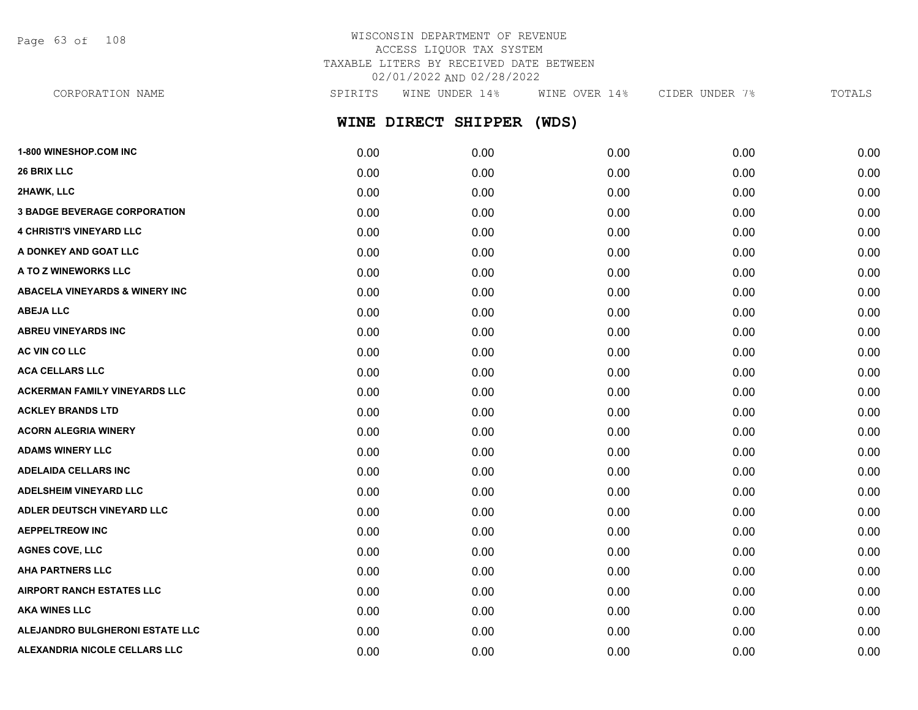WISCONSIN DEPARTMENT OF REVENUE
ACCESS LIQUOR TAX SYSTEM
TAXABLE LITERS BY RECEIVED DATE BETWEEN
02/01/2022 AND 02/28/2022

## WINE DIRECT SHIPPER (WDS)

| CORPORATION NAME | SPIRITS | WINE UNDER 14% | WINE OVER 14% | CIDER UNDER 7% | TOTALS |
|---|---|---|---|---|---|
| 1-800 WINESHOP.COM INC | 0.00 | 0.00 | 0.00 | 0.00 | 0.00 |
| 26 BRIX LLC | 0.00 | 0.00 | 0.00 | 0.00 | 0.00 |
| 2HAWK, LLC | 0.00 | 0.00 | 0.00 | 0.00 | 0.00 |
| 3 BADGE BEVERAGE CORPORATION | 0.00 | 0.00 | 0.00 | 0.00 | 0.00 |
| 4 CHRISTI'S VINEYARD LLC | 0.00 | 0.00 | 0.00 | 0.00 | 0.00 |
| A DONKEY AND GOAT LLC | 0.00 | 0.00 | 0.00 | 0.00 | 0.00 |
| A TO Z WINEWORKS LLC | 0.00 | 0.00 | 0.00 | 0.00 | 0.00 |
| ABACELA VINEYARDS & WINERY INC | 0.00 | 0.00 | 0.00 | 0.00 | 0.00 |
| ABEJA LLC | 0.00 | 0.00 | 0.00 | 0.00 | 0.00 |
| ABREU VINEYARDS INC | 0.00 | 0.00 | 0.00 | 0.00 | 0.00 |
| AC VIN CO LLC | 0.00 | 0.00 | 0.00 | 0.00 | 0.00 |
| ACA CELLARS LLC | 0.00 | 0.00 | 0.00 | 0.00 | 0.00 |
| ACKERMAN FAMILY VINEYARDS LLC | 0.00 | 0.00 | 0.00 | 0.00 | 0.00 |
| ACKLEY BRANDS LTD | 0.00 | 0.00 | 0.00 | 0.00 | 0.00 |
| ACORN ALEGRIA WINERY | 0.00 | 0.00 | 0.00 | 0.00 | 0.00 |
| ADAMS WINERY LLC | 0.00 | 0.00 | 0.00 | 0.00 | 0.00 |
| ADELAIDA CELLARS INC | 0.00 | 0.00 | 0.00 | 0.00 | 0.00 |
| ADELSHEIM VINEYARD LLC | 0.00 | 0.00 | 0.00 | 0.00 | 0.00 |
| ADLER DEUTSCH VINEYARD LLC | 0.00 | 0.00 | 0.00 | 0.00 | 0.00 |
| AEPPELTREOW INC | 0.00 | 0.00 | 0.00 | 0.00 | 0.00 |
| AGNES COVE, LLC | 0.00 | 0.00 | 0.00 | 0.00 | 0.00 |
| AHA PARTNERS LLC | 0.00 | 0.00 | 0.00 | 0.00 | 0.00 |
| AIRPORT RANCH ESTATES LLC | 0.00 | 0.00 | 0.00 | 0.00 | 0.00 |
| AKA WINES LLC | 0.00 | 0.00 | 0.00 | 0.00 | 0.00 |
| ALEJANDRO BULGHERONI ESTATE LLC | 0.00 | 0.00 | 0.00 | 0.00 | 0.00 |
| ALEXANDRIA NICOLE CELLARS LLC | 0.00 | 0.00 | 0.00 | 0.00 | 0.00 |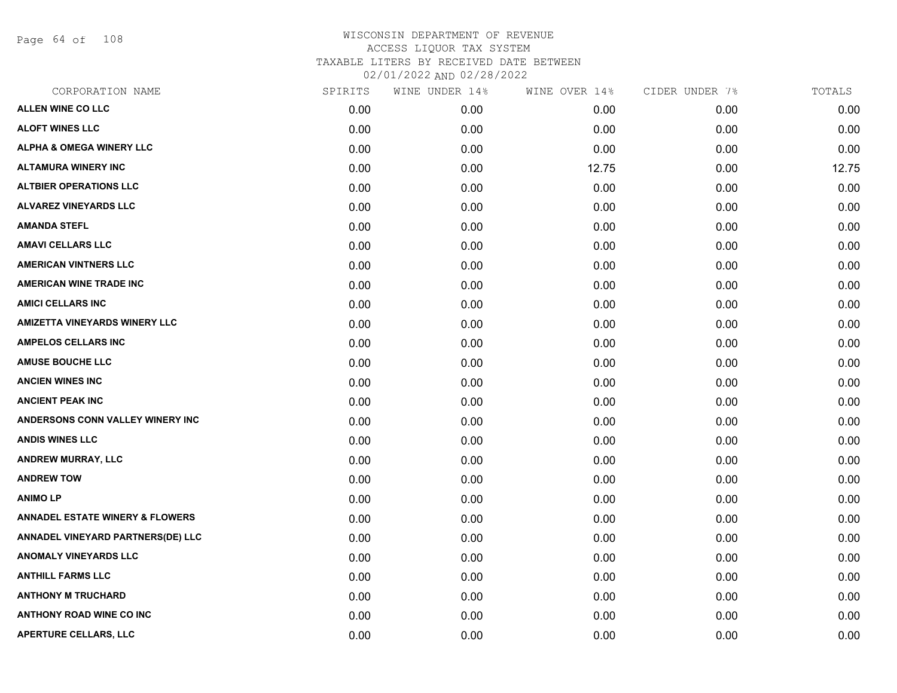# WISCONSIN DEPARTMENT OF REVENUE
## ACCESS LIQUOR TAX SYSTEM
### TAXABLE LITERS BY RECEIVED DATE BETWEEN 02/01/2022 AND 02/28/2022

| CORPORATION NAME | SPIRITS | WINE UNDER 14% | WINE OVER 14% | CIDER UNDER 7% | TOTALS |
|---|---|---|---|---|---|
| ALLEN WINE CO LLC | 0.00 | 0.00 | 0.00 | 0.00 | 0.00 |
| ALOFT WINES LLC | 0.00 | 0.00 | 0.00 | 0.00 | 0.00 |
| ALPHA & OMEGA WINERY LLC | 0.00 | 0.00 | 0.00 | 0.00 | 0.00 |
| ALTAMURA WINERY INC | 0.00 | 0.00 | 12.75 | 0.00 | 12.75 |
| ALTBIER OPERATIONS LLC | 0.00 | 0.00 | 0.00 | 0.00 | 0.00 |
| ALVAREZ VINEYARDS LLC | 0.00 | 0.00 | 0.00 | 0.00 | 0.00 |
| AMANDA STEFL | 0.00 | 0.00 | 0.00 | 0.00 | 0.00 |
| AMAVI CELLARS LLC | 0.00 | 0.00 | 0.00 | 0.00 | 0.00 |
| AMERICAN VINTNERS LLC | 0.00 | 0.00 | 0.00 | 0.00 | 0.00 |
| AMERICAN WINE TRADE INC | 0.00 | 0.00 | 0.00 | 0.00 | 0.00 |
| AMICI CELLARS INC | 0.00 | 0.00 | 0.00 | 0.00 | 0.00 |
| AMIZETTA VINEYARDS WINERY LLC | 0.00 | 0.00 | 0.00 | 0.00 | 0.00 |
| AMPELOS CELLARS INC | 0.00 | 0.00 | 0.00 | 0.00 | 0.00 |
| AMUSE BOUCHE LLC | 0.00 | 0.00 | 0.00 | 0.00 | 0.00 |
| ANCIEN WINES INC | 0.00 | 0.00 | 0.00 | 0.00 | 0.00 |
| ANCIENT PEAK INC | 0.00 | 0.00 | 0.00 | 0.00 | 0.00 |
| ANDERSONS CONN VALLEY WINERY INC | 0.00 | 0.00 | 0.00 | 0.00 | 0.00 |
| ANDIS WINES LLC | 0.00 | 0.00 | 0.00 | 0.00 | 0.00 |
| ANDREW MURRAY, LLC | 0.00 | 0.00 | 0.00 | 0.00 | 0.00 |
| ANDREW TOW | 0.00 | 0.00 | 0.00 | 0.00 | 0.00 |
| ANIMO LP | 0.00 | 0.00 | 0.00 | 0.00 | 0.00 |
| ANNADEL ESTATE WINERY & FLOWERS | 0.00 | 0.00 | 0.00 | 0.00 | 0.00 |
| ANNADEL VINEYARD PARTNERS(DE) LLC | 0.00 | 0.00 | 0.00 | 0.00 | 0.00 |
| ANOMALY VINEYARDS LLC | 0.00 | 0.00 | 0.00 | 0.00 | 0.00 |
| ANTHILL FARMS LLC | 0.00 | 0.00 | 0.00 | 0.00 | 0.00 |
| ANTHONY M TRUCHARD | 0.00 | 0.00 | 0.00 | 0.00 | 0.00 |
| ANTHONY ROAD WINE CO INC | 0.00 | 0.00 | 0.00 | 0.00 | 0.00 |
| APERTURE CELLARS, LLC | 0.00 | 0.00 | 0.00 | 0.00 | 0.00 |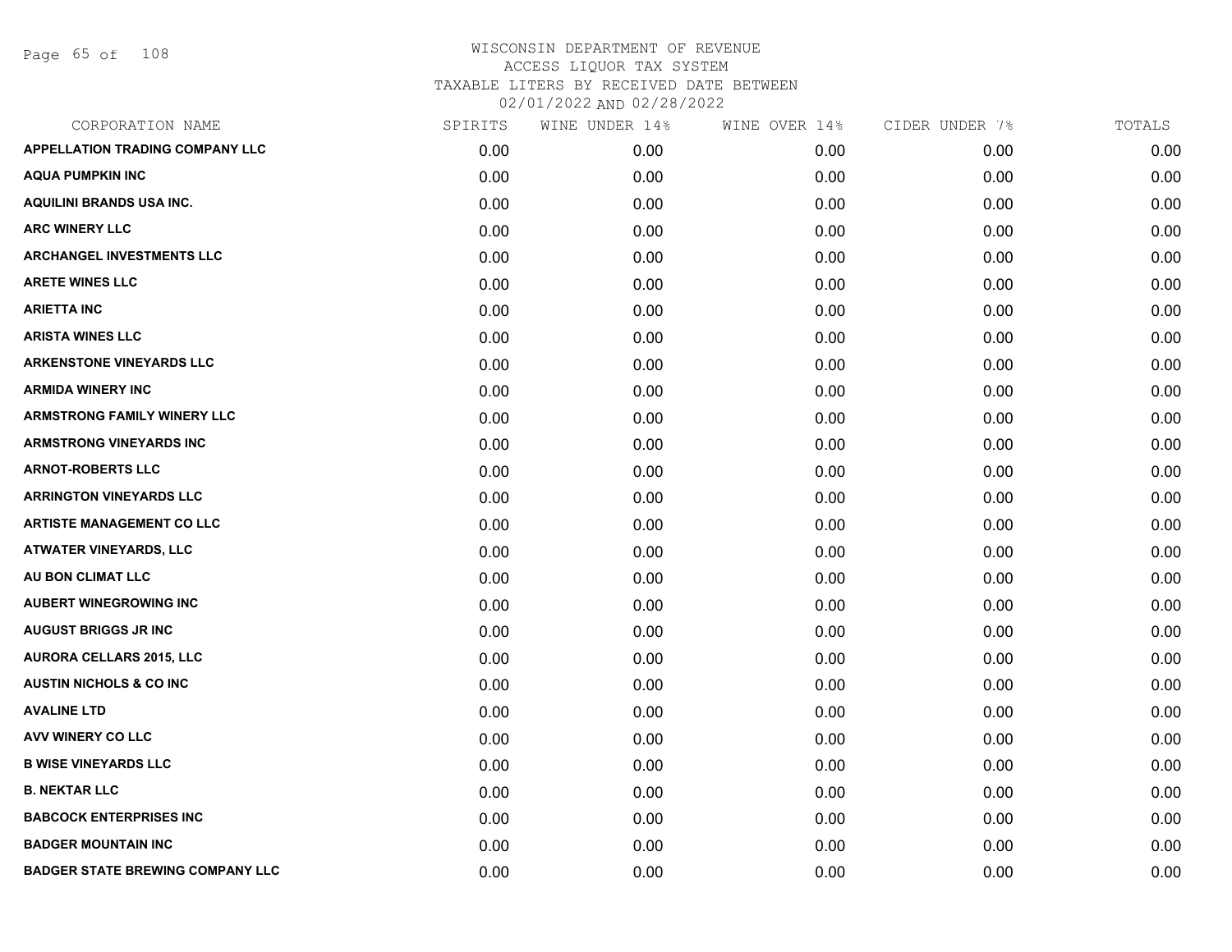# WISCONSIN DEPARTMENT OF REVENUE
## ACCESS LIQUOR TAX SYSTEM
## TAXABLE LITERS BY RECEIVED DATE BETWEEN 02/01/2022 AND 02/28/2022

| CORPORATION NAME | SPIRITS | WINE UNDER 14% | WINE OVER 14% | CIDER UNDER 7% | TOTALS |
|---|---|---|---|---|---|
| APPELLATION TRADING COMPANY LLC | 0.00 | 0.00 | 0.00 | 0.00 | 0.00 |
| AQUA PUMPKIN INC | 0.00 | 0.00 | 0.00 | 0.00 | 0.00 |
| AQUILINI BRANDS USA INC. | 0.00 | 0.00 | 0.00 | 0.00 | 0.00 |
| ARC WINERY LLC | 0.00 | 0.00 | 0.00 | 0.00 | 0.00 |
| ARCHANGEL INVESTMENTS LLC | 0.00 | 0.00 | 0.00 | 0.00 | 0.00 |
| ARETE WINES LLC | 0.00 | 0.00 | 0.00 | 0.00 | 0.00 |
| ARIETTA INC | 0.00 | 0.00 | 0.00 | 0.00 | 0.00 |
| ARISTA WINES LLC | 0.00 | 0.00 | 0.00 | 0.00 | 0.00 |
| ARKENSTONE VINEYARDS LLC | 0.00 | 0.00 | 0.00 | 0.00 | 0.00 |
| ARMIDA WINERY INC | 0.00 | 0.00 | 0.00 | 0.00 | 0.00 |
| ARMSTRONG FAMILY WINERY LLC | 0.00 | 0.00 | 0.00 | 0.00 | 0.00 |
| ARMSTRONG VINEYARDS INC | 0.00 | 0.00 | 0.00 | 0.00 | 0.00 |
| ARNOT-ROBERTS LLC | 0.00 | 0.00 | 0.00 | 0.00 | 0.00 |
| ARRINGTON VINEYARDS LLC | 0.00 | 0.00 | 0.00 | 0.00 | 0.00 |
| ARTISTE MANAGEMENT CO LLC | 0.00 | 0.00 | 0.00 | 0.00 | 0.00 |
| ATWATER VINEYARDS, LLC | 0.00 | 0.00 | 0.00 | 0.00 | 0.00 |
| AU BON CLIMAT LLC | 0.00 | 0.00 | 0.00 | 0.00 | 0.00 |
| AUBERT WINEGROWING INC | 0.00 | 0.00 | 0.00 | 0.00 | 0.00 |
| AUGUST BRIGGS JR INC | 0.00 | 0.00 | 0.00 | 0.00 | 0.00 |
| AURORA CELLARS 2015, LLC | 0.00 | 0.00 | 0.00 | 0.00 | 0.00 |
| AUSTIN NICHOLS & CO INC | 0.00 | 0.00 | 0.00 | 0.00 | 0.00 |
| AVALINE LTD | 0.00 | 0.00 | 0.00 | 0.00 | 0.00 |
| AVV WINERY CO LLC | 0.00 | 0.00 | 0.00 | 0.00 | 0.00 |
| B WISE VINEYARDS LLC | 0.00 | 0.00 | 0.00 | 0.00 | 0.00 |
| B. NEKTAR LLC | 0.00 | 0.00 | 0.00 | 0.00 | 0.00 |
| BABCOCK ENTERPRISES INC | 0.00 | 0.00 | 0.00 | 0.00 | 0.00 |
| BADGER MOUNTAIN INC | 0.00 | 0.00 | 0.00 | 0.00 | 0.00 |
| BADGER STATE BREWING COMPANY LLC | 0.00 | 0.00 | 0.00 | 0.00 | 0.00 |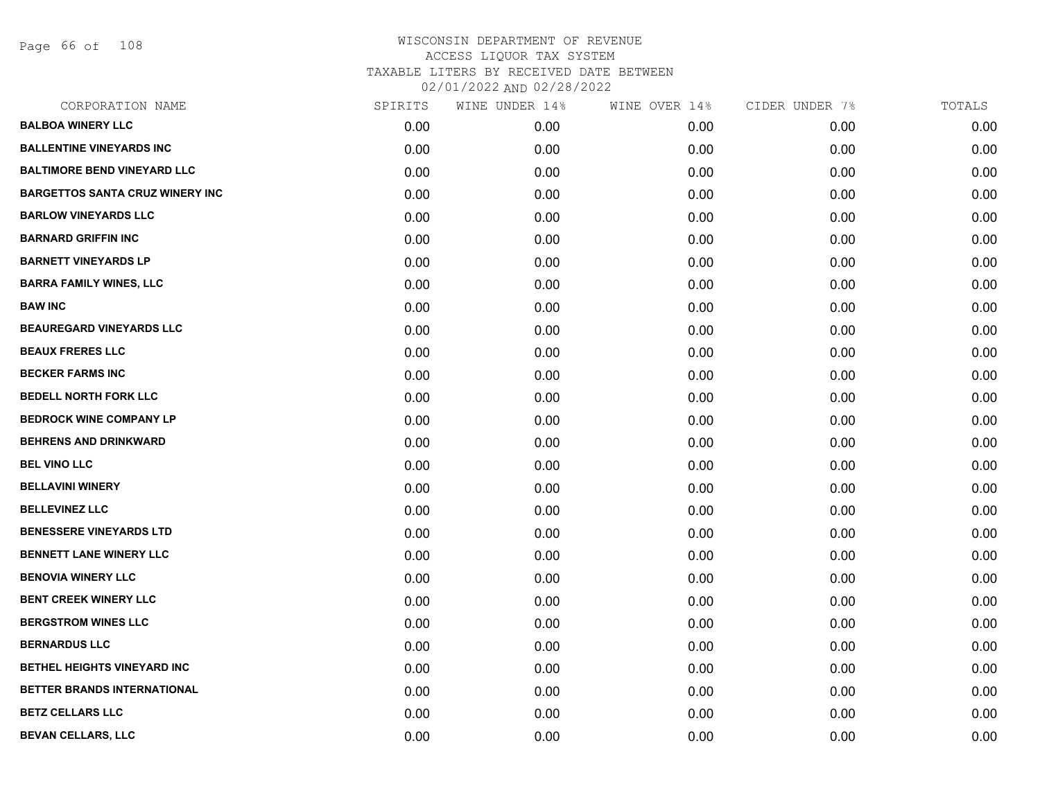# WISCONSIN DEPARTMENT OF REVENUE
## ACCESS LIQUOR TAX SYSTEM
### TAXABLE LITERS BY RECEIVED DATE BETWEEN 02/01/2022 AND 02/28/2022

| CORPORATION NAME | SPIRITS | WINE UNDER 14% | WINE OVER 14% | CIDER UNDER 7% | TOTALS |
|---|---|---|---|---|---|
| BALBOA WINERY LLC | 0.00 | 0.00 | 0.00 | 0.00 | 0.00 |
| BALLENTINE VINEYARDS INC | 0.00 | 0.00 | 0.00 | 0.00 | 0.00 |
| BALTIMORE BEND VINEYARD LLC | 0.00 | 0.00 | 0.00 | 0.00 | 0.00 |
| BARGETTOS SANTA CRUZ WINERY INC | 0.00 | 0.00 | 0.00 | 0.00 | 0.00 |
| BARLOW VINEYARDS LLC | 0.00 | 0.00 | 0.00 | 0.00 | 0.00 |
| BARNARD GRIFFIN INC | 0.00 | 0.00 | 0.00 | 0.00 | 0.00 |
| BARNETT VINEYARDS LP | 0.00 | 0.00 | 0.00 | 0.00 | 0.00 |
| BARRA FAMILY WINES, LLC | 0.00 | 0.00 | 0.00 | 0.00 | 0.00 |
| BAW INC | 0.00 | 0.00 | 0.00 | 0.00 | 0.00 |
| BEAUREGARD VINEYARDS LLC | 0.00 | 0.00 | 0.00 | 0.00 | 0.00 |
| BEAUX FRERES LLC | 0.00 | 0.00 | 0.00 | 0.00 | 0.00 |
| BECKER FARMS INC | 0.00 | 0.00 | 0.00 | 0.00 | 0.00 |
| BEDELL NORTH FORK LLC | 0.00 | 0.00 | 0.00 | 0.00 | 0.00 |
| BEDROCK WINE COMPANY LP | 0.00 | 0.00 | 0.00 | 0.00 | 0.00 |
| BEHRENS AND DRINKWARD | 0.00 | 0.00 | 0.00 | 0.00 | 0.00 |
| BEL VINO LLC | 0.00 | 0.00 | 0.00 | 0.00 | 0.00 |
| BELLAVINI WINERY | 0.00 | 0.00 | 0.00 | 0.00 | 0.00 |
| BELLEVINEZ LLC | 0.00 | 0.00 | 0.00 | 0.00 | 0.00 |
| BENESSERE VINEYARDS LTD | 0.00 | 0.00 | 0.00 | 0.00 | 0.00 |
| BENNETT LANE WINERY LLC | 0.00 | 0.00 | 0.00 | 0.00 | 0.00 |
| BENOVIA WINERY LLC | 0.00 | 0.00 | 0.00 | 0.00 | 0.00 |
| BENT CREEK WINERY LLC | 0.00 | 0.00 | 0.00 | 0.00 | 0.00 |
| BERGSTROM WINES LLC | 0.00 | 0.00 | 0.00 | 0.00 | 0.00 |
| BERNARDUS LLC | 0.00 | 0.00 | 0.00 | 0.00 | 0.00 |
| BETHEL HEIGHTS VINEYARD INC | 0.00 | 0.00 | 0.00 | 0.00 | 0.00 |
| BETTER BRANDS INTERNATIONAL | 0.00 | 0.00 | 0.00 | 0.00 | 0.00 |
| BETZ CELLARS LLC | 0.00 | 0.00 | 0.00 | 0.00 | 0.00 |
| BEVAN CELLARS, LLC | 0.00 | 0.00 | 0.00 | 0.00 | 0.00 |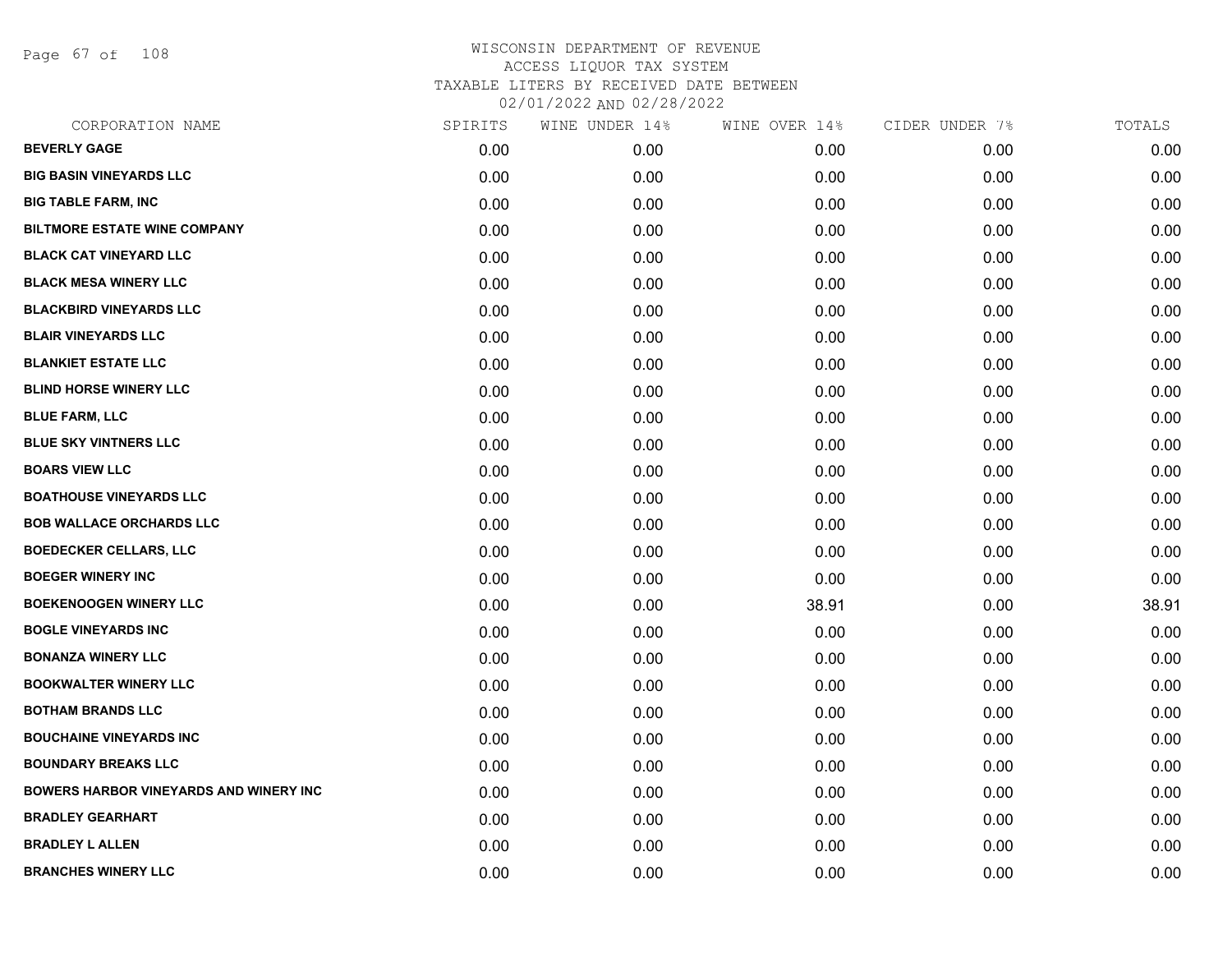WISCONSIN DEPARTMENT OF REVENUE
ACCESS LIQUOR TAX SYSTEM
TAXABLE LITERS BY RECEIVED DATE BETWEEN
02/01/2022 AND 02/28/2022

| CORPORATION NAME | SPIRITS | WINE UNDER 14% | WINE OVER 14% | CIDER UNDER 7% | TOTALS |
|---|---|---|---|---|---|
| BEVERLY GAGE | 0.00 | 0.00 | 0.00 | 0.00 | 0.00 |
| BIG BASIN VINEYARDS LLC | 0.00 | 0.00 | 0.00 | 0.00 | 0.00 |
| BIG TABLE FARM, INC | 0.00 | 0.00 | 0.00 | 0.00 | 0.00 |
| BILTMORE ESTATE WINE COMPANY | 0.00 | 0.00 | 0.00 | 0.00 | 0.00 |
| BLACK CAT VINEYARD LLC | 0.00 | 0.00 | 0.00 | 0.00 | 0.00 |
| BLACK MESA WINERY LLC | 0.00 | 0.00 | 0.00 | 0.00 | 0.00 |
| BLACKBIRD VINEYARDS LLC | 0.00 | 0.00 | 0.00 | 0.00 | 0.00 |
| BLAIR VINEYARDS LLC | 0.00 | 0.00 | 0.00 | 0.00 | 0.00 |
| BLANKIET ESTATE LLC | 0.00 | 0.00 | 0.00 | 0.00 | 0.00 |
| BLIND HORSE WINERY LLC | 0.00 | 0.00 | 0.00 | 0.00 | 0.00 |
| BLUE FARM, LLC | 0.00 | 0.00 | 0.00 | 0.00 | 0.00 |
| BLUE SKY VINTNERS LLC | 0.00 | 0.00 | 0.00 | 0.00 | 0.00 |
| BOARS VIEW LLC | 0.00 | 0.00 | 0.00 | 0.00 | 0.00 |
| BOATHOUSE VINEYARDS LLC | 0.00 | 0.00 | 0.00 | 0.00 | 0.00 |
| BOB WALLACE ORCHARDS LLC | 0.00 | 0.00 | 0.00 | 0.00 | 0.00 |
| BOEDECKER CELLARS, LLC | 0.00 | 0.00 | 0.00 | 0.00 | 0.00 |
| BOEGER WINERY INC | 0.00 | 0.00 | 0.00 | 0.00 | 0.00 |
| BOEKENOOGEN WINERY LLC | 0.00 | 0.00 | 38.91 | 0.00 | 38.91 |
| BOGLE VINEYARDS INC | 0.00 | 0.00 | 0.00 | 0.00 | 0.00 |
| BONANZA WINERY LLC | 0.00 | 0.00 | 0.00 | 0.00 | 0.00 |
| BOOKWALTER WINERY LLC | 0.00 | 0.00 | 0.00 | 0.00 | 0.00 |
| BOTHAM BRANDS LLC | 0.00 | 0.00 | 0.00 | 0.00 | 0.00 |
| BOUCHAINE VINEYARDS INC | 0.00 | 0.00 | 0.00 | 0.00 | 0.00 |
| BOUNDARY BREAKS LLC | 0.00 | 0.00 | 0.00 | 0.00 | 0.00 |
| BOWERS HARBOR VINEYARDS AND WINERY INC | 0.00 | 0.00 | 0.00 | 0.00 | 0.00 |
| BRADLEY GEARHART | 0.00 | 0.00 | 0.00 | 0.00 | 0.00 |
| BRADLEY L ALLEN | 0.00 | 0.00 | 0.00 | 0.00 | 0.00 |
| BRANCHES WINERY LLC | 0.00 | 0.00 | 0.00 | 0.00 | 0.00 |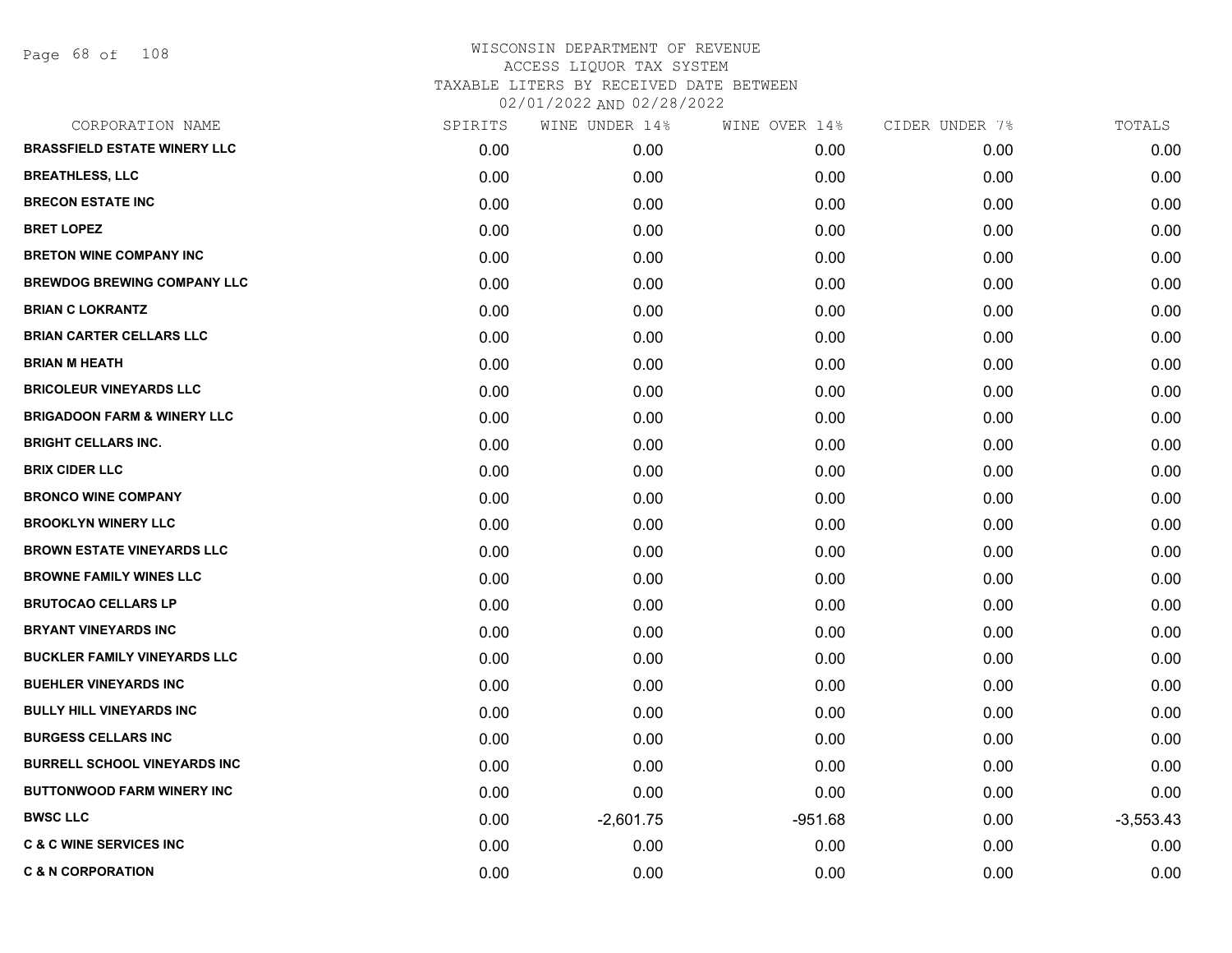# WISCONSIN DEPARTMENT OF REVENUE
## ACCESS LIQUOR TAX SYSTEM
### TAXABLE LITERS BY RECEIVED DATE BETWEEN 02/01/2022 AND 02/28/2022

| CORPORATION NAME | SPIRITS | WINE UNDER 14% | WINE OVER 14% | CIDER UNDER 7% | TOTALS |
|---|---|---|---|---|---|
| BRASSFIELD ESTATE WINERY LLC | 0.00 | 0.00 | 0.00 | 0.00 | 0.00 |
| BREATHLESS, LLC | 0.00 | 0.00 | 0.00 | 0.00 | 0.00 |
| BRECON ESTATE INC | 0.00 | 0.00 | 0.00 | 0.00 | 0.00 |
| BRET LOPEZ | 0.00 | 0.00 | 0.00 | 0.00 | 0.00 |
| BRETON WINE COMPANY INC | 0.00 | 0.00 | 0.00 | 0.00 | 0.00 |
| BREWDOG BREWING COMPANY LLC | 0.00 | 0.00 | 0.00 | 0.00 | 0.00 |
| BRIAN C LOKRANTZ | 0.00 | 0.00 | 0.00 | 0.00 | 0.00 |
| BRIAN CARTER CELLARS LLC | 0.00 | 0.00 | 0.00 | 0.00 | 0.00 |
| BRIAN M HEATH | 0.00 | 0.00 | 0.00 | 0.00 | 0.00 |
| BRICOLEUR VINEYARDS LLC | 0.00 | 0.00 | 0.00 | 0.00 | 0.00 |
| BRIGADOON FARM & WINERY LLC | 0.00 | 0.00 | 0.00 | 0.00 | 0.00 |
| BRIGHT CELLARS INC. | 0.00 | 0.00 | 0.00 | 0.00 | 0.00 |
| BRIX CIDER LLC | 0.00 | 0.00 | 0.00 | 0.00 | 0.00 |
| BRONCO WINE COMPANY | 0.00 | 0.00 | 0.00 | 0.00 | 0.00 |
| BROOKLYN WINERY LLC | 0.00 | 0.00 | 0.00 | 0.00 | 0.00 |
| BROWN ESTATE VINEYARDS LLC | 0.00 | 0.00 | 0.00 | 0.00 | 0.00 |
| BROWNE FAMILY WINES LLC | 0.00 | 0.00 | 0.00 | 0.00 | 0.00 |
| BRUTOCAO CELLARS LP | 0.00 | 0.00 | 0.00 | 0.00 | 0.00 |
| BRYANT VINEYARDS INC | 0.00 | 0.00 | 0.00 | 0.00 | 0.00 |
| BUCKLER FAMILY VINEYARDS LLC | 0.00 | 0.00 | 0.00 | 0.00 | 0.00 |
| BUEHLER VINEYARDS INC | 0.00 | 0.00 | 0.00 | 0.00 | 0.00 |
| BULLY HILL VINEYARDS INC | 0.00 | 0.00 | 0.00 | 0.00 | 0.00 |
| BURGESS CELLARS INC | 0.00 | 0.00 | 0.00 | 0.00 | 0.00 |
| BURRELL SCHOOL VINEYARDS INC | 0.00 | 0.00 | 0.00 | 0.00 | 0.00 |
| BUTTONWOOD FARM WINERY INC | 0.00 | 0.00 | 0.00 | 0.00 | 0.00 |
| BWSC LLC | 0.00 | -2,601.75 | -951.68 | 0.00 | -3,553.43 |
| C & C WINE SERVICES INC | 0.00 | 0.00 | 0.00 | 0.00 | 0.00 |
| C & N CORPORATION | 0.00 | 0.00 | 0.00 | 0.00 | 0.00 |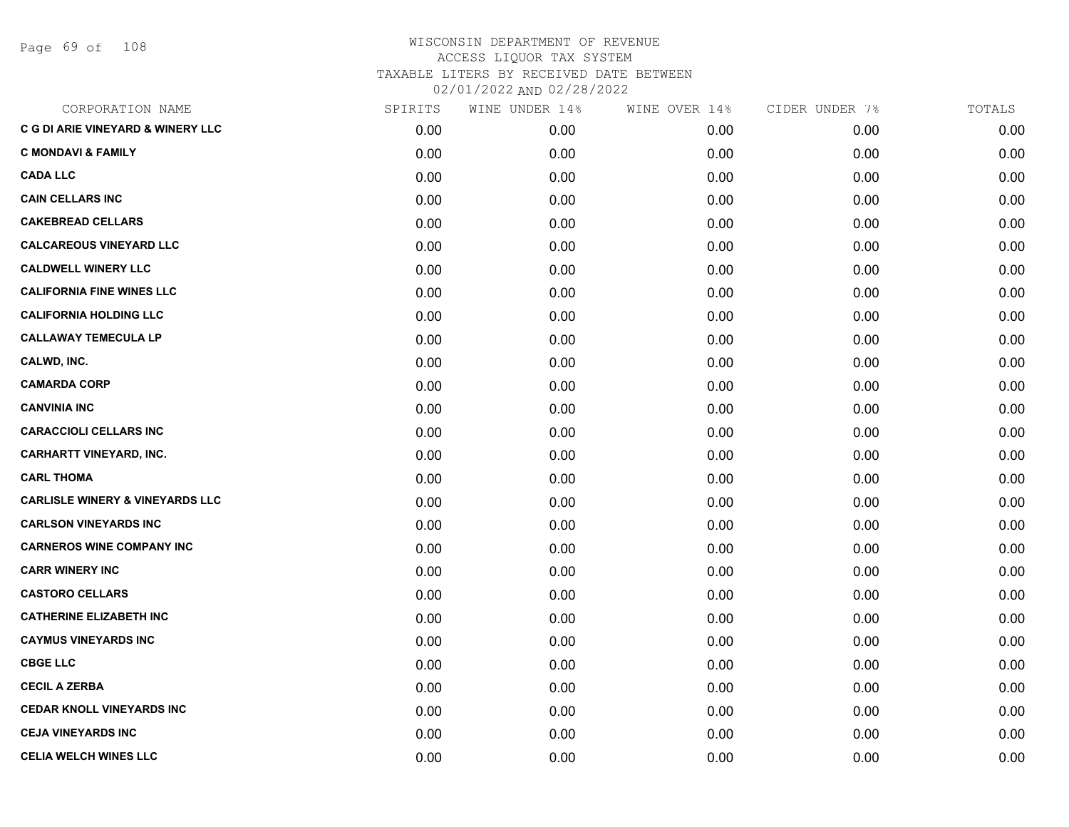# WISCONSIN DEPARTMENT OF REVENUE
## ACCESS LIQUOR TAX SYSTEM
### TAXABLE LITERS BY RECEIVED DATE BETWEEN 02/01/2022 AND 02/28/2022

| CORPORATION NAME | SPIRITS | WINE UNDER 14% | WINE OVER 14% | CIDER UNDER 7% | TOTALS |
|---|---|---|---|---|---|
| C G DI ARIE VINEYARD & WINERY LLC | 0.00 | 0.00 | 0.00 | 0.00 | 0.00 |
| C MONDAVI & FAMILY | 0.00 | 0.00 | 0.00 | 0.00 | 0.00 |
| CADA LLC | 0.00 | 0.00 | 0.00 | 0.00 | 0.00 |
| CAIN CELLARS INC | 0.00 | 0.00 | 0.00 | 0.00 | 0.00 |
| CAKEBREAD CELLARS | 0.00 | 0.00 | 0.00 | 0.00 | 0.00 |
| CALCAREOUS VINEYARD LLC | 0.00 | 0.00 | 0.00 | 0.00 | 0.00 |
| CALDWELL WINERY LLC | 0.00 | 0.00 | 0.00 | 0.00 | 0.00 |
| CALIFORNIA FINE WINES LLC | 0.00 | 0.00 | 0.00 | 0.00 | 0.00 |
| CALIFORNIA HOLDING LLC | 0.00 | 0.00 | 0.00 | 0.00 | 0.00 |
| CALLAWAY TEMECULA LP | 0.00 | 0.00 | 0.00 | 0.00 | 0.00 |
| CALWD, INC. | 0.00 | 0.00 | 0.00 | 0.00 | 0.00 |
| CAMARDA CORP | 0.00 | 0.00 | 0.00 | 0.00 | 0.00 |
| CANVINIA INC | 0.00 | 0.00 | 0.00 | 0.00 | 0.00 |
| CARACCIOLI CELLARS INC | 0.00 | 0.00 | 0.00 | 0.00 | 0.00 |
| CARHARTT VINEYARD, INC. | 0.00 | 0.00 | 0.00 | 0.00 | 0.00 |
| CARL THOMA | 0.00 | 0.00 | 0.00 | 0.00 | 0.00 |
| CARLISLE WINERY & VINEYARDS LLC | 0.00 | 0.00 | 0.00 | 0.00 | 0.00 |
| CARLSON VINEYARDS INC | 0.00 | 0.00 | 0.00 | 0.00 | 0.00 |
| CARNEROS WINE COMPANY INC | 0.00 | 0.00 | 0.00 | 0.00 | 0.00 |
| CARR WINERY INC | 0.00 | 0.00 | 0.00 | 0.00 | 0.00 |
| CASTORO CELLARS | 0.00 | 0.00 | 0.00 | 0.00 | 0.00 |
| CATHERINE ELIZABETH INC | 0.00 | 0.00 | 0.00 | 0.00 | 0.00 |
| CAYMUS VINEYARDS INC | 0.00 | 0.00 | 0.00 | 0.00 | 0.00 |
| CBGE LLC | 0.00 | 0.00 | 0.00 | 0.00 | 0.00 |
| CECIL A ZERBA | 0.00 | 0.00 | 0.00 | 0.00 | 0.00 |
| CEDAR KNOLL VINEYARDS INC | 0.00 | 0.00 | 0.00 | 0.00 | 0.00 |
| CEJA VINEYARDS INC | 0.00 | 0.00 | 0.00 | 0.00 | 0.00 |
| CELIA WELCH WINES LLC | 0.00 | 0.00 | 0.00 | 0.00 | 0.00 |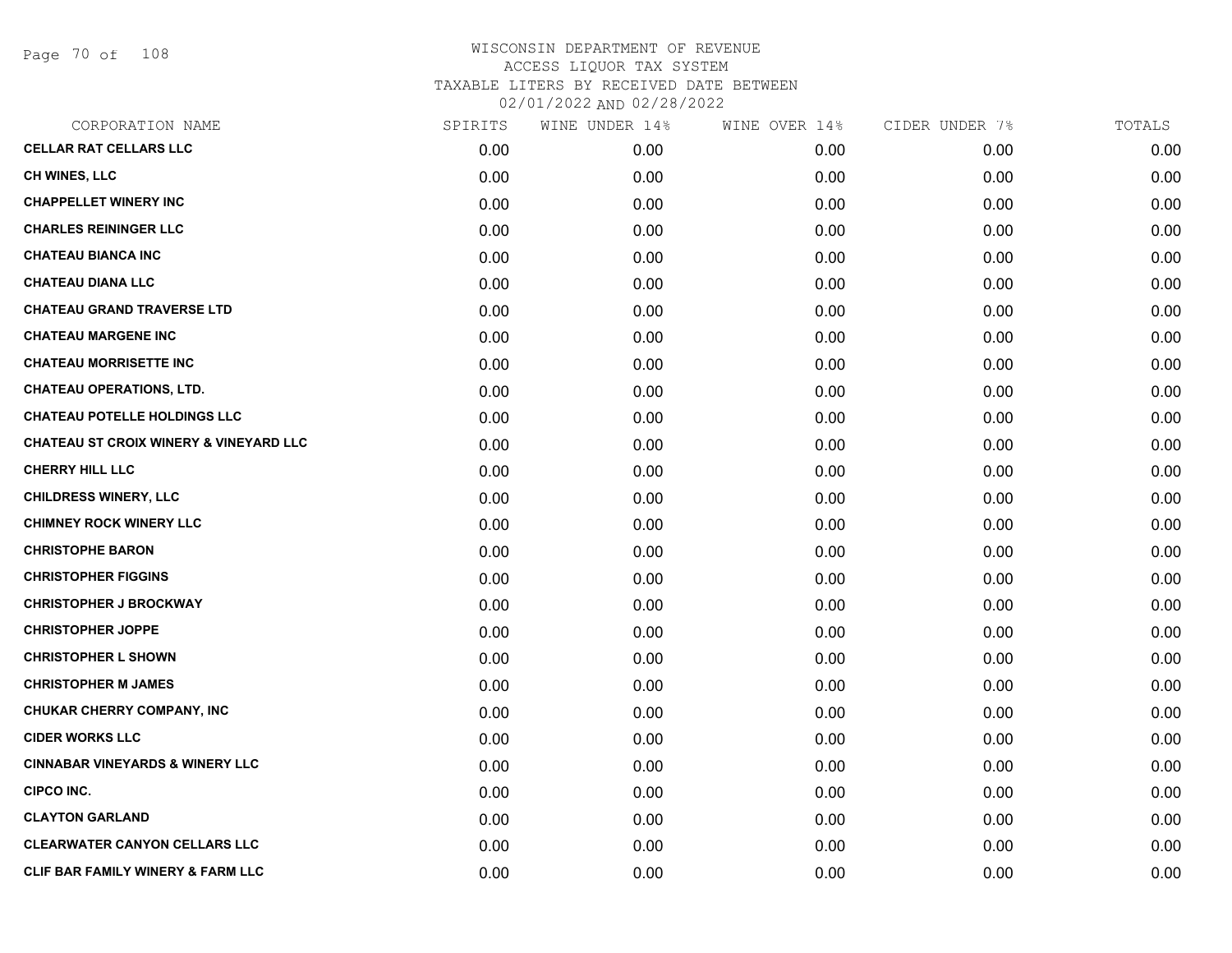WISCONSIN DEPARTMENT OF REVENUE
ACCESS LIQUOR TAX SYSTEM
TAXABLE LITERS BY RECEIVED DATE BETWEEN
02/01/2022 AND 02/28/2022

| CORPORATION NAME | SPIRITS | WINE UNDER 14% | WINE OVER 14% | CIDER UNDER 7% | TOTALS |
|---|---|---|---|---|---|
| CELLAR RAT CELLARS LLC | 0.00 | 0.00 | 0.00 | 0.00 | 0.00 |
| CH WINES, LLC | 0.00 | 0.00 | 0.00 | 0.00 | 0.00 |
| CHAPPELLET WINERY INC | 0.00 | 0.00 | 0.00 | 0.00 | 0.00 |
| CHARLES REININGER LLC | 0.00 | 0.00 | 0.00 | 0.00 | 0.00 |
| CHATEAU BIANCA INC | 0.00 | 0.00 | 0.00 | 0.00 | 0.00 |
| CHATEAU DIANA LLC | 0.00 | 0.00 | 0.00 | 0.00 | 0.00 |
| CHATEAU GRAND TRAVERSE LTD | 0.00 | 0.00 | 0.00 | 0.00 | 0.00 |
| CHATEAU MARGENE INC | 0.00 | 0.00 | 0.00 | 0.00 | 0.00 |
| CHATEAU MORRISETTE INC | 0.00 | 0.00 | 0.00 | 0.00 | 0.00 |
| CHATEAU OPERATIONS, LTD. | 0.00 | 0.00 | 0.00 | 0.00 | 0.00 |
| CHATEAU POTELLE HOLDINGS LLC | 0.00 | 0.00 | 0.00 | 0.00 | 0.00 |
| CHATEAU ST CROIX WINERY & VINEYARD LLC | 0.00 | 0.00 | 0.00 | 0.00 | 0.00 |
| CHERRY HILL LLC | 0.00 | 0.00 | 0.00 | 0.00 | 0.00 |
| CHILDRESS WINERY, LLC | 0.00 | 0.00 | 0.00 | 0.00 | 0.00 |
| CHIMNEY ROCK WINERY LLC | 0.00 | 0.00 | 0.00 | 0.00 | 0.00 |
| CHRISTOPHE BARON | 0.00 | 0.00 | 0.00 | 0.00 | 0.00 |
| CHRISTOPHER FIGGINS | 0.00 | 0.00 | 0.00 | 0.00 | 0.00 |
| CHRISTOPHER J BROCKWAY | 0.00 | 0.00 | 0.00 | 0.00 | 0.00 |
| CHRISTOPHER JOPPE | 0.00 | 0.00 | 0.00 | 0.00 | 0.00 |
| CHRISTOPHER L SHOWN | 0.00 | 0.00 | 0.00 | 0.00 | 0.00 |
| CHRISTOPHER M JAMES | 0.00 | 0.00 | 0.00 | 0.00 | 0.00 |
| CHUKAR CHERRY COMPANY, INC | 0.00 | 0.00 | 0.00 | 0.00 | 0.00 |
| CIDER WORKS LLC | 0.00 | 0.00 | 0.00 | 0.00 | 0.00 |
| CINNABAR VINEYARDS & WINERY LLC | 0.00 | 0.00 | 0.00 | 0.00 | 0.00 |
| CIPCO INC. | 0.00 | 0.00 | 0.00 | 0.00 | 0.00 |
| CLAYTON GARLAND | 0.00 | 0.00 | 0.00 | 0.00 | 0.00 |
| CLEARWATER CANYON CELLARS LLC | 0.00 | 0.00 | 0.00 | 0.00 | 0.00 |
| CLIF BAR FAMILY WINERY & FARM LLC | 0.00 | 0.00 | 0.00 | 0.00 | 0.00 |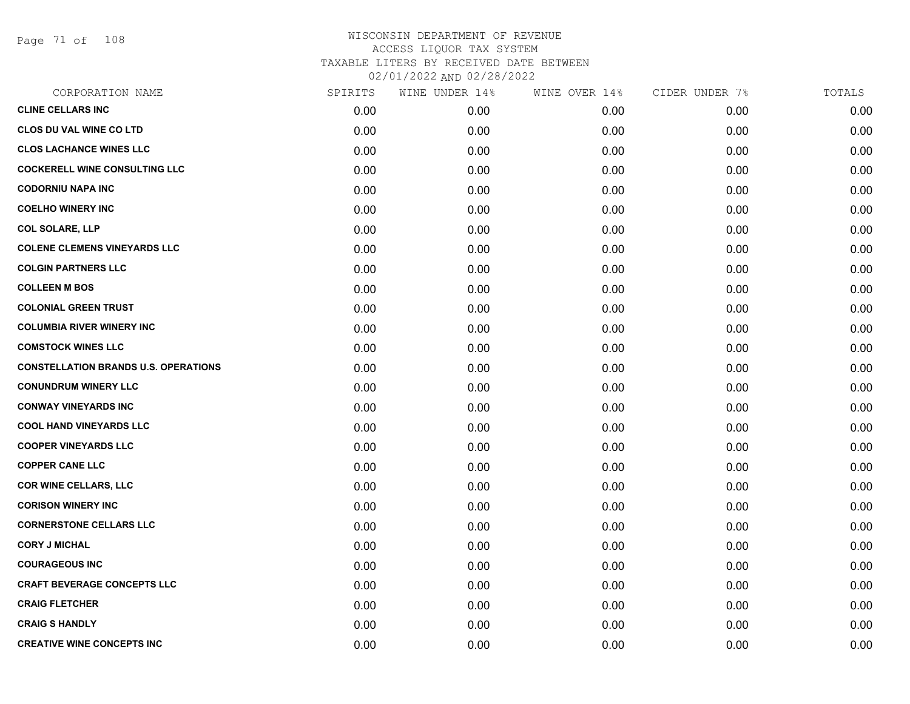# WISCONSIN DEPARTMENT OF REVENUE
## ACCESS LIQUOR TAX SYSTEM
### TAXABLE LITERS BY RECEIVED DATE BETWEEN 02/01/2022 AND 02/28/2022

| CORPORATION NAME | SPIRITS | WINE UNDER 14% | WINE OVER 14% | CIDER UNDER 7% | TOTALS |
|---|---|---|---|---|---|
| CLINE CELLARS INC | 0.00 | 0.00 | 0.00 | 0.00 | 0.00 |
| CLOS DU VAL WINE CO LTD | 0.00 | 0.00 | 0.00 | 0.00 | 0.00 |
| CLOS LACHANCE WINES LLC | 0.00 | 0.00 | 0.00 | 0.00 | 0.00 |
| COCKERELL WINE CONSULTING LLC | 0.00 | 0.00 | 0.00 | 0.00 | 0.00 |
| CODORNIU NAPA INC | 0.00 | 0.00 | 0.00 | 0.00 | 0.00 |
| COELHO WINERY INC | 0.00 | 0.00 | 0.00 | 0.00 | 0.00 |
| COL SOLARE, LLP | 0.00 | 0.00 | 0.00 | 0.00 | 0.00 |
| COLENE CLEMENS VINEYARDS LLC | 0.00 | 0.00 | 0.00 | 0.00 | 0.00 |
| COLGIN PARTNERS LLC | 0.00 | 0.00 | 0.00 | 0.00 | 0.00 |
| COLLEEN M BOS | 0.00 | 0.00 | 0.00 | 0.00 | 0.00 |
| COLONIAL GREEN TRUST | 0.00 | 0.00 | 0.00 | 0.00 | 0.00 |
| COLUMBIA RIVER WINERY INC | 0.00 | 0.00 | 0.00 | 0.00 | 0.00 |
| COMSTOCK WINES LLC | 0.00 | 0.00 | 0.00 | 0.00 | 0.00 |
| CONSTELLATION BRANDS U.S. OPERATIONS | 0.00 | 0.00 | 0.00 | 0.00 | 0.00 |
| CONUNDRUM WINERY LLC | 0.00 | 0.00 | 0.00 | 0.00 | 0.00 |
| CONWAY VINEYARDS INC | 0.00 | 0.00 | 0.00 | 0.00 | 0.00 |
| COOL HAND VINEYARDS LLC | 0.00 | 0.00 | 0.00 | 0.00 | 0.00 |
| COOPER VINEYARDS LLC | 0.00 | 0.00 | 0.00 | 0.00 | 0.00 |
| COPPER CANE LLC | 0.00 | 0.00 | 0.00 | 0.00 | 0.00 |
| COR WINE CELLARS, LLC | 0.00 | 0.00 | 0.00 | 0.00 | 0.00 |
| CORISON WINERY INC | 0.00 | 0.00 | 0.00 | 0.00 | 0.00 |
| CORNERSTONE CELLARS LLC | 0.00 | 0.00 | 0.00 | 0.00 | 0.00 |
| CORY J MICHAL | 0.00 | 0.00 | 0.00 | 0.00 | 0.00 |
| COURAGEOUS INC | 0.00 | 0.00 | 0.00 | 0.00 | 0.00 |
| CRAFT BEVERAGE CONCEPTS LLC | 0.00 | 0.00 | 0.00 | 0.00 | 0.00 |
| CRAIG FLETCHER | 0.00 | 0.00 | 0.00 | 0.00 | 0.00 |
| CRAIG S HANDLY | 0.00 | 0.00 | 0.00 | 0.00 | 0.00 |
| CREATIVE WINE CONCEPTS INC | 0.00 | 0.00 | 0.00 | 0.00 | 0.00 |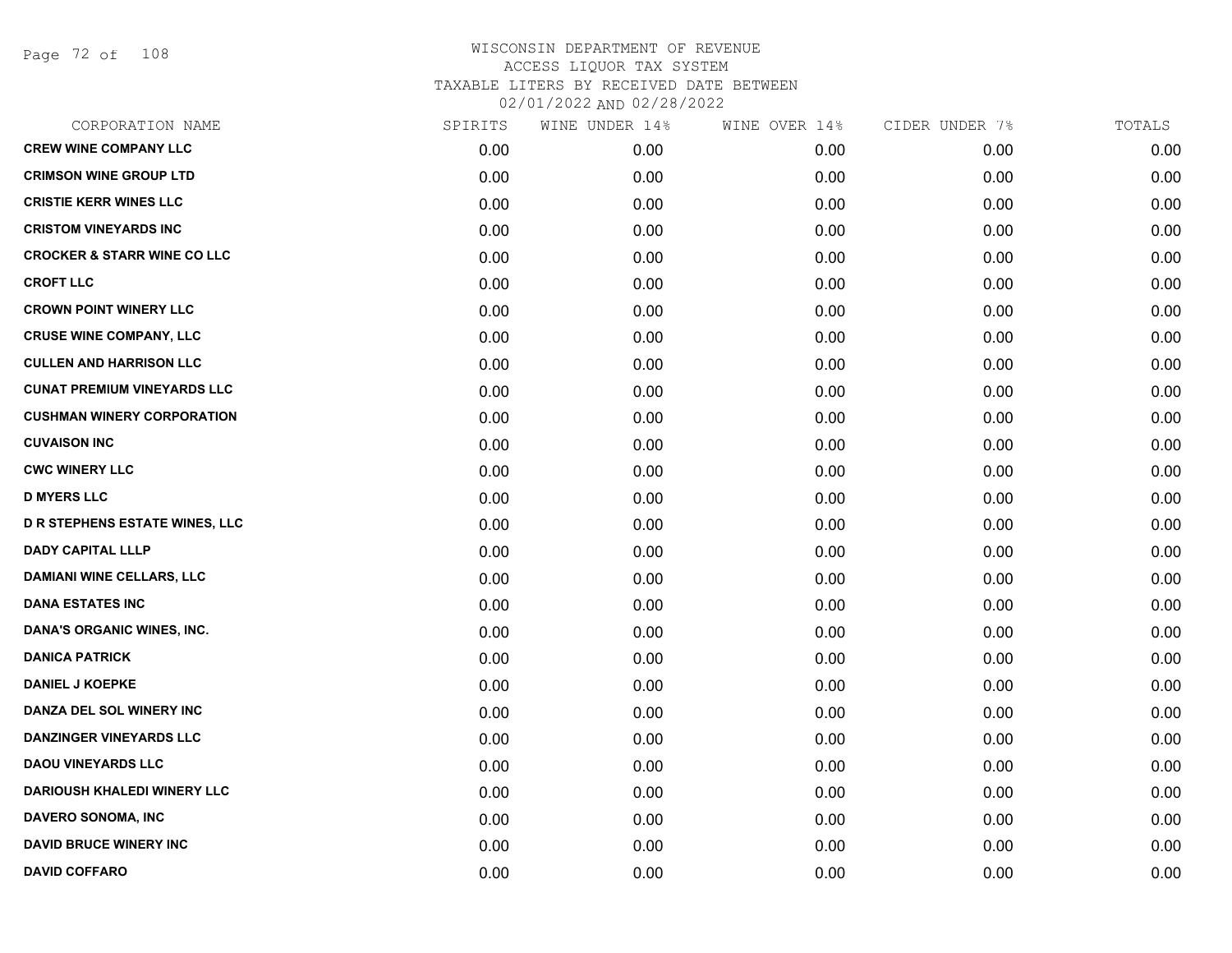# WISCONSIN DEPARTMENT OF REVENUE
## ACCESS LIQUOR TAX SYSTEM
### TAXABLE LITERS BY RECEIVED DATE BETWEEN 02/01/2022 AND 02/28/2022

| CORPORATION NAME | SPIRITS | WINE UNDER 14% | WINE OVER 14% | CIDER UNDER 7% | TOTALS |
|---|---|---|---|---|---|
| CREW WINE COMPANY LLC | 0.00 | 0.00 | 0.00 | 0.00 | 0.00 |
| CRIMSON WINE GROUP LTD | 0.00 | 0.00 | 0.00 | 0.00 | 0.00 |
| CRISTIE KERR WINES LLC | 0.00 | 0.00 | 0.00 | 0.00 | 0.00 |
| CRISTOM VINEYARDS INC | 0.00 | 0.00 | 0.00 | 0.00 | 0.00 |
| CROCKER & STARR WINE CO LLC | 0.00 | 0.00 | 0.00 | 0.00 | 0.00 |
| CROFT LLC | 0.00 | 0.00 | 0.00 | 0.00 | 0.00 |
| CROWN POINT WINERY LLC | 0.00 | 0.00 | 0.00 | 0.00 | 0.00 |
| CRUSE WINE COMPANY, LLC | 0.00 | 0.00 | 0.00 | 0.00 | 0.00 |
| CULLEN AND HARRISON LLC | 0.00 | 0.00 | 0.00 | 0.00 | 0.00 |
| CUNAT PREMIUM VINEYARDS LLC | 0.00 | 0.00 | 0.00 | 0.00 | 0.00 |
| CUSHMAN WINERY CORPORATION | 0.00 | 0.00 | 0.00 | 0.00 | 0.00 |
| CUVAISON INC | 0.00 | 0.00 | 0.00 | 0.00 | 0.00 |
| CWC WINERY LLC | 0.00 | 0.00 | 0.00 | 0.00 | 0.00 |
| D MYERS LLC | 0.00 | 0.00 | 0.00 | 0.00 | 0.00 |
| D R STEPHENS ESTATE WINES, LLC | 0.00 | 0.00 | 0.00 | 0.00 | 0.00 |
| DADY CAPITAL LLLP | 0.00 | 0.00 | 0.00 | 0.00 | 0.00 |
| DAMIANI WINE CELLARS, LLC | 0.00 | 0.00 | 0.00 | 0.00 | 0.00 |
| DANA ESTATES INC | 0.00 | 0.00 | 0.00 | 0.00 | 0.00 |
| DANA'S ORGANIC WINES, INC. | 0.00 | 0.00 | 0.00 | 0.00 | 0.00 |
| DANICA PATRICK | 0.00 | 0.00 | 0.00 | 0.00 | 0.00 |
| DANIEL J KOEPKE | 0.00 | 0.00 | 0.00 | 0.00 | 0.00 |
| DANZA DEL SOL WINERY INC | 0.00 | 0.00 | 0.00 | 0.00 | 0.00 |
| DANZINGER VINEYARDS LLC | 0.00 | 0.00 | 0.00 | 0.00 | 0.00 |
| DAOU VINEYARDS LLC | 0.00 | 0.00 | 0.00 | 0.00 | 0.00 |
| DARIOUSH KHALEDI WINERY LLC | 0.00 | 0.00 | 0.00 | 0.00 | 0.00 |
| DAVERO SONOMA, INC | 0.00 | 0.00 | 0.00 | 0.00 | 0.00 |
| DAVID BRUCE WINERY INC | 0.00 | 0.00 | 0.00 | 0.00 | 0.00 |
| DAVID COFFARO | 0.00 | 0.00 | 0.00 | 0.00 | 0.00 |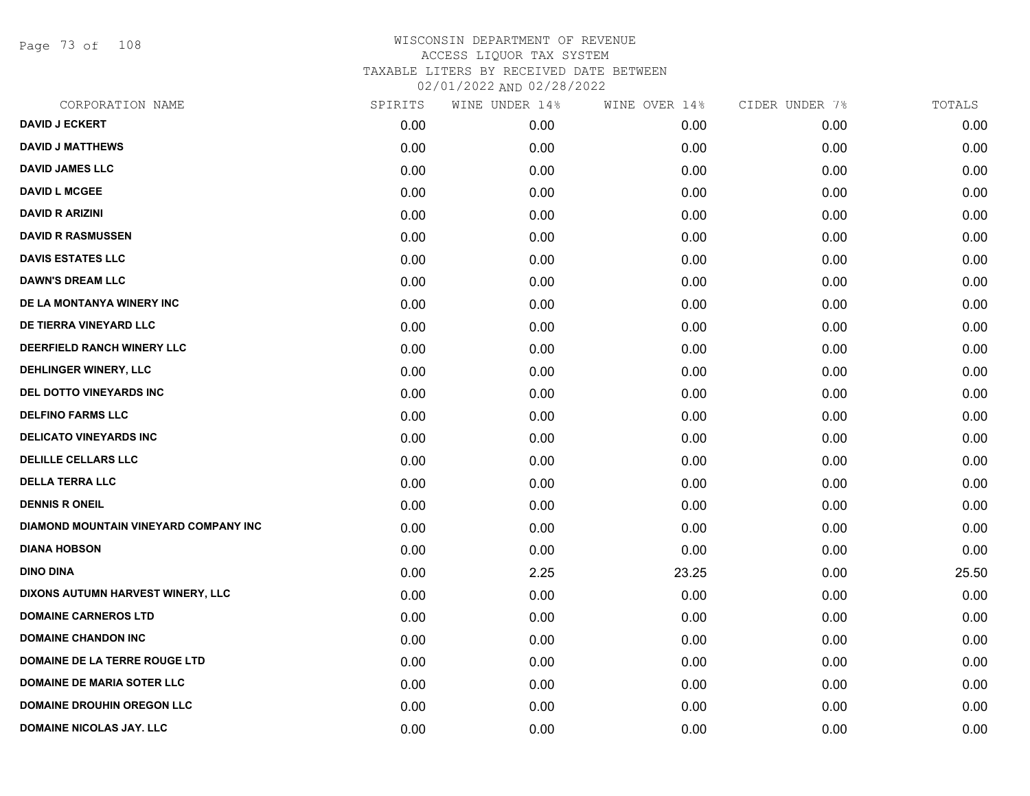WISCONSIN DEPARTMENT OF REVENUE
ACCESS LIQUOR TAX SYSTEM
TAXABLE LITERS BY RECEIVED DATE BETWEEN
02/01/2022 AND 02/28/2022

| CORPORATION NAME | SPIRITS | WINE UNDER 14% | WINE OVER 14% | CIDER UNDER 7% | TOTALS |
|---|---|---|---|---|---|
| DAVID J ECKERT | 0.00 | 0.00 | 0.00 | 0.00 | 0.00 |
| DAVID J MATTHEWS | 0.00 | 0.00 | 0.00 | 0.00 | 0.00 |
| DAVID JAMES LLC | 0.00 | 0.00 | 0.00 | 0.00 | 0.00 |
| DAVID L MCGEE | 0.00 | 0.00 | 0.00 | 0.00 | 0.00 |
| DAVID R ARIZINI | 0.00 | 0.00 | 0.00 | 0.00 | 0.00 |
| DAVID R RASMUSSEN | 0.00 | 0.00 | 0.00 | 0.00 | 0.00 |
| DAVIS ESTATES LLC | 0.00 | 0.00 | 0.00 | 0.00 | 0.00 |
| DAWN'S DREAM LLC | 0.00 | 0.00 | 0.00 | 0.00 | 0.00 |
| DE LA MONTANYA WINERY INC | 0.00 | 0.00 | 0.00 | 0.00 | 0.00 |
| DE TIERRA VINEYARD LLC | 0.00 | 0.00 | 0.00 | 0.00 | 0.00 |
| DEERFIELD RANCH WINERY LLC | 0.00 | 0.00 | 0.00 | 0.00 | 0.00 |
| DEHLINGER WINERY, LLC | 0.00 | 0.00 | 0.00 | 0.00 | 0.00 |
| DEL DOTTO VINEYARDS INC | 0.00 | 0.00 | 0.00 | 0.00 | 0.00 |
| DELFINO FARMS LLC | 0.00 | 0.00 | 0.00 | 0.00 | 0.00 |
| DELICATO VINEYARDS INC | 0.00 | 0.00 | 0.00 | 0.00 | 0.00 |
| DELILLE CELLARS LLC | 0.00 | 0.00 | 0.00 | 0.00 | 0.00 |
| DELLA TERRA LLC | 0.00 | 0.00 | 0.00 | 0.00 | 0.00 |
| DENNIS R ONEIL | 0.00 | 0.00 | 0.00 | 0.00 | 0.00 |
| DIAMOND MOUNTAIN VINEYARD COMPANY INC | 0.00 | 0.00 | 0.00 | 0.00 | 0.00 |
| DIANA HOBSON | 0.00 | 0.00 | 0.00 | 0.00 | 0.00 |
| DINO DINA | 0.00 | 2.25 | 23.25 | 0.00 | 25.50 |
| DIXONS AUTUMN HARVEST WINERY, LLC | 0.00 | 0.00 | 0.00 | 0.00 | 0.00 |
| DOMAINE CARNEROS LTD | 0.00 | 0.00 | 0.00 | 0.00 | 0.00 |
| DOMAINE CHANDON INC | 0.00 | 0.00 | 0.00 | 0.00 | 0.00 |
| DOMAINE DE LA TERRE ROUGE LTD | 0.00 | 0.00 | 0.00 | 0.00 | 0.00 |
| DOMAINE DE MARIA SOTER LLC | 0.00 | 0.00 | 0.00 | 0.00 | 0.00 |
| DOMAINE DROUHIN OREGON LLC | 0.00 | 0.00 | 0.00 | 0.00 | 0.00 |
| DOMAINE NICOLAS JAY. LLC | 0.00 | 0.00 | 0.00 | 0.00 | 0.00 |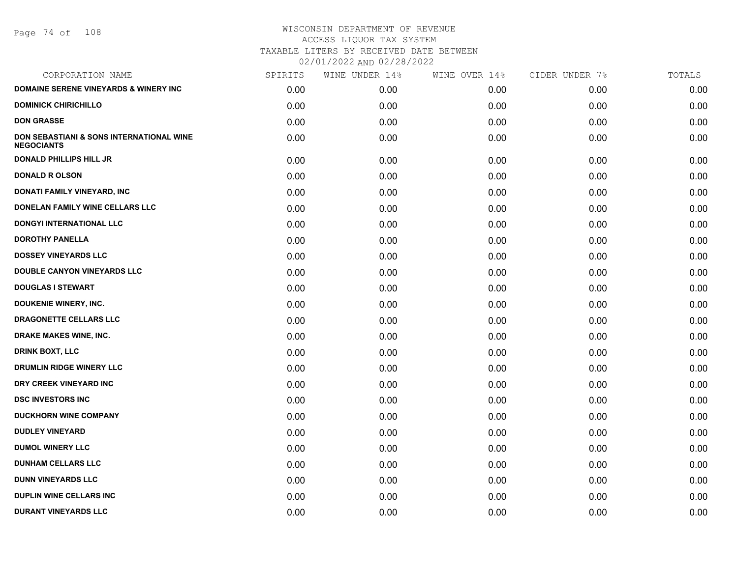# WISCONSIN DEPARTMENT OF REVENUE
## ACCESS LIQUOR TAX SYSTEM
### TAXABLE LITERS BY RECEIVED DATE BETWEEN 02/01/2022 AND 02/28/2022

| CORPORATION NAME | SPIRITS | WINE UNDER 14% | WINE OVER 14% | CIDER UNDER 7% | TOTALS |
|---|---|---|---|---|---|
| DOMAINE SERENE VINEYARDS & WINERY INC | 0.00 | 0.00 | 0.00 | 0.00 | 0.00 |
| DOMINICK CHIRICHILLO | 0.00 | 0.00 | 0.00 | 0.00 | 0.00 |
| DON GRASSE | 0.00 | 0.00 | 0.00 | 0.00 | 0.00 |
| DON SEBASTIANI & SONS INTERNATIONAL WINE NEGOCIANTS | 0.00 | 0.00 | 0.00 | 0.00 | 0.00 |
| DONALD PHILLIPS HILL JR | 0.00 | 0.00 | 0.00 | 0.00 | 0.00 |
| DONALD R OLSON | 0.00 | 0.00 | 0.00 | 0.00 | 0.00 |
| DONATI FAMILY VINEYARD, INC | 0.00 | 0.00 | 0.00 | 0.00 | 0.00 |
| DONELAN FAMILY WINE CELLARS LLC | 0.00 | 0.00 | 0.00 | 0.00 | 0.00 |
| DONGYI INTERNATIONAL LLC | 0.00 | 0.00 | 0.00 | 0.00 | 0.00 |
| DOROTHY PANELLA | 0.00 | 0.00 | 0.00 | 0.00 | 0.00 |
| DOSSEY VINEYARDS LLC | 0.00 | 0.00 | 0.00 | 0.00 | 0.00 |
| DOUBLE CANYON VINEYARDS LLC | 0.00 | 0.00 | 0.00 | 0.00 | 0.00 |
| DOUGLAS I STEWART | 0.00 | 0.00 | 0.00 | 0.00 | 0.00 |
| DOUKENIE WINERY, INC. | 0.00 | 0.00 | 0.00 | 0.00 | 0.00 |
| DRAGONETTE CELLARS LLC | 0.00 | 0.00 | 0.00 | 0.00 | 0.00 |
| DRAKE MAKES WINE, INC. | 0.00 | 0.00 | 0.00 | 0.00 | 0.00 |
| DRINK BOXT, LLC | 0.00 | 0.00 | 0.00 | 0.00 | 0.00 |
| DRUMLIN RIDGE WINERY LLC | 0.00 | 0.00 | 0.00 | 0.00 | 0.00 |
| DRY CREEK VINEYARD INC | 0.00 | 0.00 | 0.00 | 0.00 | 0.00 |
| DSC INVESTORS INC | 0.00 | 0.00 | 0.00 | 0.00 | 0.00 |
| DUCKHORN WINE COMPANY | 0.00 | 0.00 | 0.00 | 0.00 | 0.00 |
| DUDLEY VINEYARD | 0.00 | 0.00 | 0.00 | 0.00 | 0.00 |
| DUMOL WINERY LLC | 0.00 | 0.00 | 0.00 | 0.00 | 0.00 |
| DUNHAM CELLARS LLC | 0.00 | 0.00 | 0.00 | 0.00 | 0.00 |
| DUNN VINEYARDS LLC | 0.00 | 0.00 | 0.00 | 0.00 | 0.00 |
| DUPLIN WINE CELLARS INC | 0.00 | 0.00 | 0.00 | 0.00 | 0.00 |
| DURANT VINEYARDS LLC | 0.00 | 0.00 | 0.00 | 0.00 | 0.00 |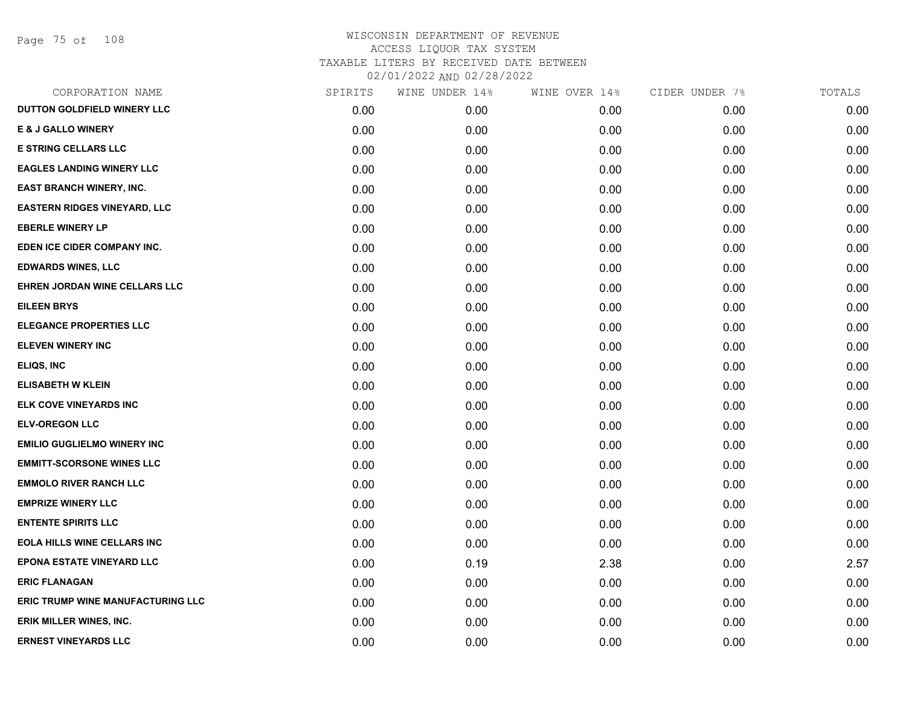WISCONSIN DEPARTMENT OF REVENUE
ACCESS LIQUOR TAX SYSTEM
TAXABLE LITERS BY RECEIVED DATE BETWEEN
02/01/2022 AND 02/28/2022

| CORPORATION NAME | SPIRITS | WINE UNDER 14% | WINE OVER 14% | CIDER UNDER 7% | TOTALS |
|---|---|---|---|---|---|
| DUTTON GOLDFIELD WINERY LLC | 0.00 | 0.00 | 0.00 | 0.00 | 0.00 |
| E & J GALLO WINERY | 0.00 | 0.00 | 0.00 | 0.00 | 0.00 |
| E STRING CELLARS LLC | 0.00 | 0.00 | 0.00 | 0.00 | 0.00 |
| EAGLES LANDING WINERY LLC | 0.00 | 0.00 | 0.00 | 0.00 | 0.00 |
| EAST BRANCH WINERY, INC. | 0.00 | 0.00 | 0.00 | 0.00 | 0.00 |
| EASTERN RIDGES VINEYARD, LLC | 0.00 | 0.00 | 0.00 | 0.00 | 0.00 |
| EBERLE WINERY LP | 0.00 | 0.00 | 0.00 | 0.00 | 0.00 |
| EDEN ICE CIDER COMPANY INC. | 0.00 | 0.00 | 0.00 | 0.00 | 0.00 |
| EDWARDS WINES, LLC | 0.00 | 0.00 | 0.00 | 0.00 | 0.00 |
| EHREN JORDAN WINE CELLARS LLC | 0.00 | 0.00 | 0.00 | 0.00 | 0.00 |
| EILEEN BRYS | 0.00 | 0.00 | 0.00 | 0.00 | 0.00 |
| ELEGANCE PROPERTIES LLC | 0.00 | 0.00 | 0.00 | 0.00 | 0.00 |
| ELEVEN WINERY INC | 0.00 | 0.00 | 0.00 | 0.00 | 0.00 |
| ELIQS, INC | 0.00 | 0.00 | 0.00 | 0.00 | 0.00 |
| ELISABETH W KLEIN | 0.00 | 0.00 | 0.00 | 0.00 | 0.00 |
| ELK COVE VINEYARDS INC | 0.00 | 0.00 | 0.00 | 0.00 | 0.00 |
| ELV-OREGON LLC | 0.00 | 0.00 | 0.00 | 0.00 | 0.00 |
| EMILIO GUGLIELMO WINERY INC | 0.00 | 0.00 | 0.00 | 0.00 | 0.00 |
| EMMITT-SCORSONE WINES LLC | 0.00 | 0.00 | 0.00 | 0.00 | 0.00 |
| EMMOLO RIVER RANCH LLC | 0.00 | 0.00 | 0.00 | 0.00 | 0.00 |
| EMPRIZE WINERY LLC | 0.00 | 0.00 | 0.00 | 0.00 | 0.00 |
| ENTENTE SPIRITS LLC | 0.00 | 0.00 | 0.00 | 0.00 | 0.00 |
| EOLA HILLS WINE CELLARS INC | 0.00 | 0.00 | 0.00 | 0.00 | 0.00 |
| EPONA ESTATE VINEYARD LLC | 0.00 | 0.19 | 2.38 | 0.00 | 2.57 |
| ERIC FLANAGAN | 0.00 | 0.00 | 0.00 | 0.00 | 0.00 |
| ERIC TRUMP WINE MANUFACTURING LLC | 0.00 | 0.00 | 0.00 | 0.00 | 0.00 |
| ERIK MILLER WINES, INC. | 0.00 | 0.00 | 0.00 | 0.00 | 0.00 |
| ERNEST VINEYARDS LLC | 0.00 | 0.00 | 0.00 | 0.00 | 0.00 |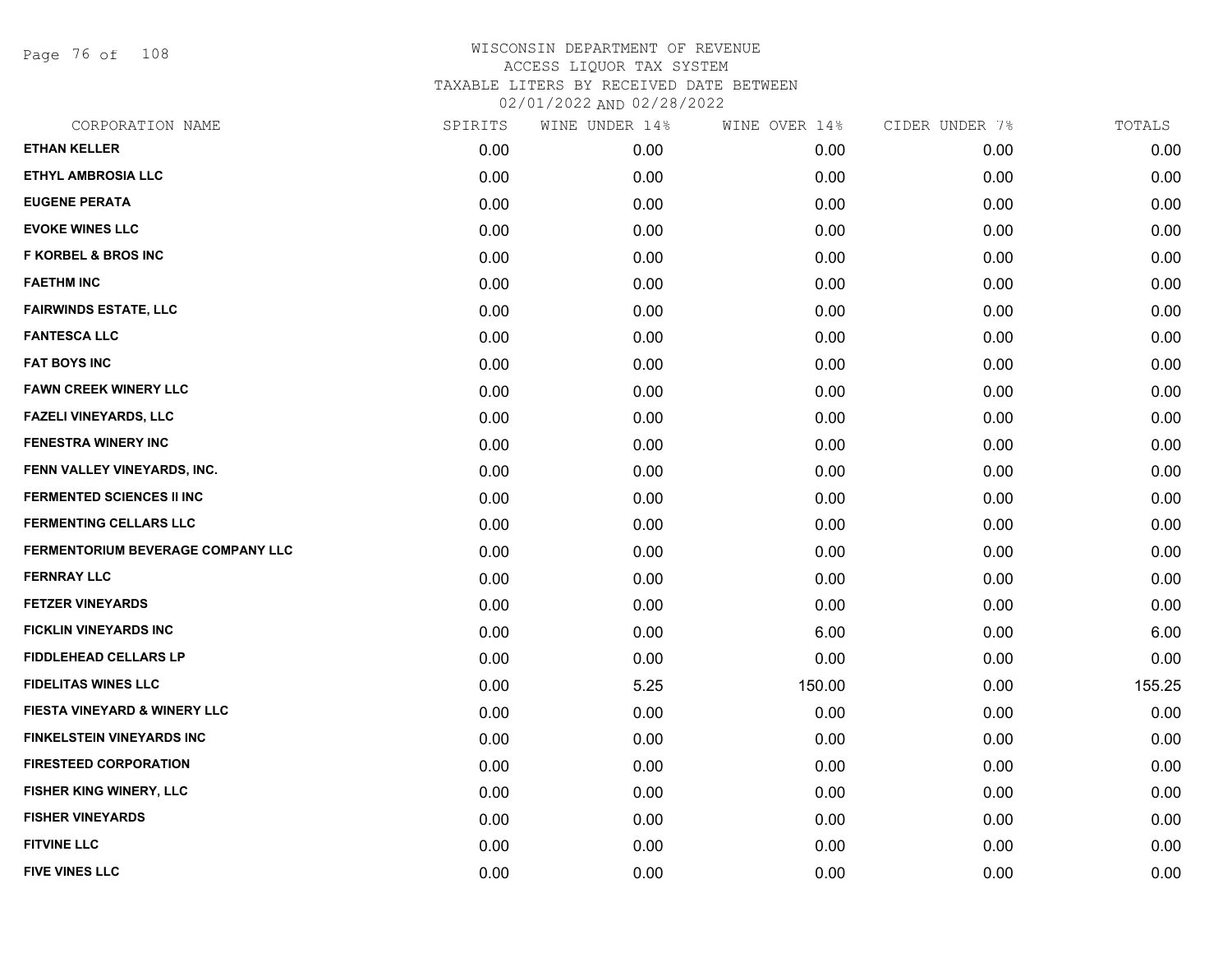# WISCONSIN DEPARTMENT OF REVENUE
## ACCESS LIQUOR TAX SYSTEM
## TAXABLE LITERS BY RECEIVED DATE BETWEEN 02/01/2022 AND 02/28/2022

| CORPORATION NAME | SPIRITS | WINE UNDER 14% | WINE OVER 14% | CIDER UNDER 7% | TOTALS |
|---|---|---|---|---|---|
| ETHAN KELLER | 0.00 | 0.00 | 0.00 | 0.00 | 0.00 |
| ETHYL AMBROSIA LLC | 0.00 | 0.00 | 0.00 | 0.00 | 0.00 |
| EUGENE PERATA | 0.00 | 0.00 | 0.00 | 0.00 | 0.00 |
| EVOKE WINES LLC | 0.00 | 0.00 | 0.00 | 0.00 | 0.00 |
| F KORBEL & BROS INC | 0.00 | 0.00 | 0.00 | 0.00 | 0.00 |
| FAETHM INC | 0.00 | 0.00 | 0.00 | 0.00 | 0.00 |
| FAIRWINDS ESTATE, LLC | 0.00 | 0.00 | 0.00 | 0.00 | 0.00 |
| FANTESCA LLC | 0.00 | 0.00 | 0.00 | 0.00 | 0.00 |
| FAT BOYS INC | 0.00 | 0.00 | 0.00 | 0.00 | 0.00 |
| FAWN CREEK WINERY LLC | 0.00 | 0.00 | 0.00 | 0.00 | 0.00 |
| FAZELI VINEYARDS, LLC | 0.00 | 0.00 | 0.00 | 0.00 | 0.00 |
| FENESTRA WINERY INC | 0.00 | 0.00 | 0.00 | 0.00 | 0.00 |
| FENN VALLEY VINEYARDS, INC. | 0.00 | 0.00 | 0.00 | 0.00 | 0.00 |
| FERMENTED SCIENCES II INC | 0.00 | 0.00 | 0.00 | 0.00 | 0.00 |
| FERMENTING CELLARS LLC | 0.00 | 0.00 | 0.00 | 0.00 | 0.00 |
| FERMENTORIUM BEVERAGE COMPANY LLC | 0.00 | 0.00 | 0.00 | 0.00 | 0.00 |
| FERNRAY LLC | 0.00 | 0.00 | 0.00 | 0.00 | 0.00 |
| FETZER VINEYARDS | 0.00 | 0.00 | 0.00 | 0.00 | 0.00 |
| FICKLIN VINEYARDS INC | 0.00 | 0.00 | 6.00 | 0.00 | 6.00 |
| FIDDLEHEAD CELLARS LP | 0.00 | 0.00 | 0.00 | 0.00 | 0.00 |
| FIDELITAS WINES LLC | 0.00 | 5.25 | 150.00 | 0.00 | 155.25 |
| FIESTA VINEYARD & WINERY LLC | 0.00 | 0.00 | 0.00 | 0.00 | 0.00 |
| FINKELSTEIN VINEYARDS INC | 0.00 | 0.00 | 0.00 | 0.00 | 0.00 |
| FIRESTEED CORPORATION | 0.00 | 0.00 | 0.00 | 0.00 | 0.00 |
| FISHER KING WINERY, LLC | 0.00 | 0.00 | 0.00 | 0.00 | 0.00 |
| FISHER VINEYARDS | 0.00 | 0.00 | 0.00 | 0.00 | 0.00 |
| FITVINE LLC | 0.00 | 0.00 | 0.00 | 0.00 | 0.00 |
| FIVE VINES LLC | 0.00 | 0.00 | 0.00 | 0.00 | 0.00 |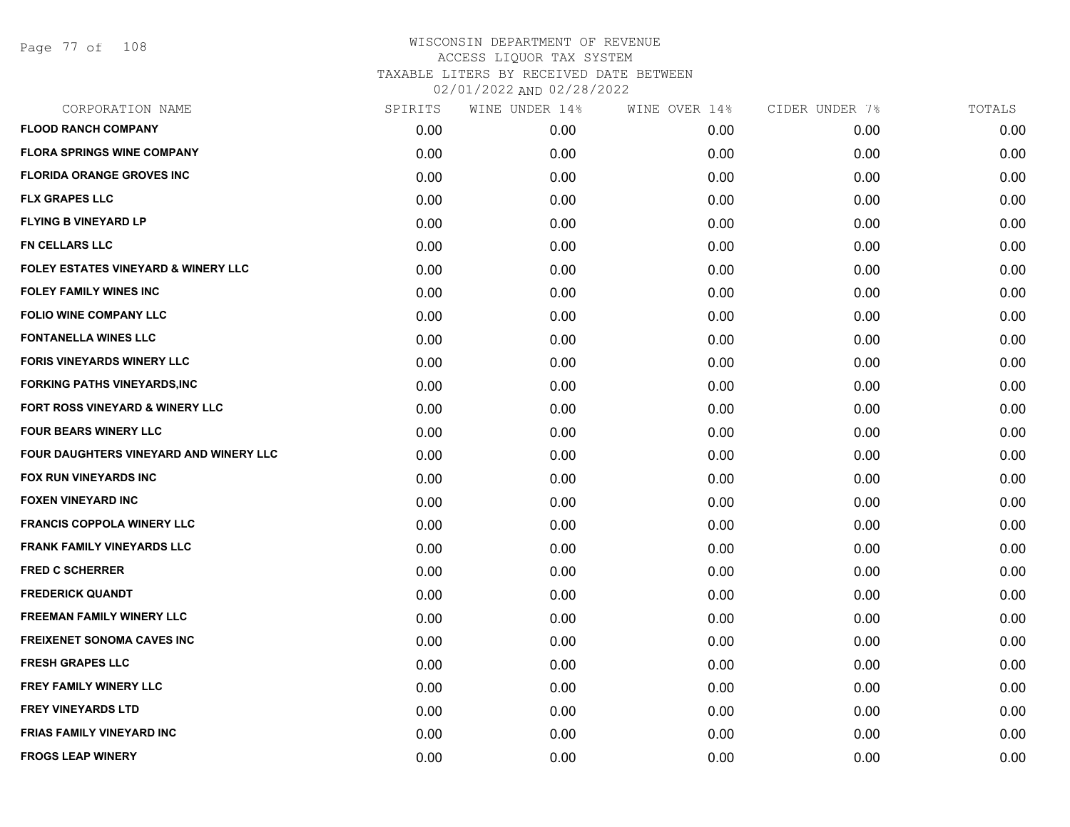WISCONSIN DEPARTMENT OF REVENUE
ACCESS LIQUOR TAX SYSTEM
TAXABLE LITERS BY RECEIVED DATE BETWEEN
02/01/2022 AND 02/28/2022

| CORPORATION NAME | SPIRITS | WINE UNDER 14% | WINE OVER 14% | CIDER UNDER 7% | TOTALS |
|---|---|---|---|---|---|
| FLOOD RANCH COMPANY | 0.00 | 0.00 | 0.00 | 0.00 | 0.00 |
| FLORA SPRINGS WINE COMPANY | 0.00 | 0.00 | 0.00 | 0.00 | 0.00 |
| FLORIDA ORANGE GROVES INC | 0.00 | 0.00 | 0.00 | 0.00 | 0.00 |
| FLX GRAPES LLC | 0.00 | 0.00 | 0.00 | 0.00 | 0.00 |
| FLYING B VINEYARD LP | 0.00 | 0.00 | 0.00 | 0.00 | 0.00 |
| FN CELLARS LLC | 0.00 | 0.00 | 0.00 | 0.00 | 0.00 |
| FOLEY ESTATES VINEYARD & WINERY LLC | 0.00 | 0.00 | 0.00 | 0.00 | 0.00 |
| FOLEY FAMILY WINES INC | 0.00 | 0.00 | 0.00 | 0.00 | 0.00 |
| FOLIO WINE COMPANY LLC | 0.00 | 0.00 | 0.00 | 0.00 | 0.00 |
| FONTANELLA WINES LLC | 0.00 | 0.00 | 0.00 | 0.00 | 0.00 |
| FORIS VINEYARDS WINERY LLC | 0.00 | 0.00 | 0.00 | 0.00 | 0.00 |
| FORKING PATHS VINEYARDS,INC | 0.00 | 0.00 | 0.00 | 0.00 | 0.00 |
| FORT ROSS VINEYARD & WINERY LLC | 0.00 | 0.00 | 0.00 | 0.00 | 0.00 |
| FOUR BEARS WINERY LLC | 0.00 | 0.00 | 0.00 | 0.00 | 0.00 |
| FOUR DAUGHTERS VINEYARD AND WINERY LLC | 0.00 | 0.00 | 0.00 | 0.00 | 0.00 |
| FOX RUN VINEYARDS INC | 0.00 | 0.00 | 0.00 | 0.00 | 0.00 |
| FOXEN VINEYARD INC | 0.00 | 0.00 | 0.00 | 0.00 | 0.00 |
| FRANCIS COPPOLA WINERY LLC | 0.00 | 0.00 | 0.00 | 0.00 | 0.00 |
| FRANK FAMILY VINEYARDS LLC | 0.00 | 0.00 | 0.00 | 0.00 | 0.00 |
| FRED C SCHERRER | 0.00 | 0.00 | 0.00 | 0.00 | 0.00 |
| FREDERICK QUANDT | 0.00 | 0.00 | 0.00 | 0.00 | 0.00 |
| FREEMAN FAMILY WINERY LLC | 0.00 | 0.00 | 0.00 | 0.00 | 0.00 |
| FREIXENET SONOMA CAVES INC | 0.00 | 0.00 | 0.00 | 0.00 | 0.00 |
| FRESH GRAPES LLC | 0.00 | 0.00 | 0.00 | 0.00 | 0.00 |
| FREY FAMILY WINERY LLC | 0.00 | 0.00 | 0.00 | 0.00 | 0.00 |
| FREY VINEYARDS LTD | 0.00 | 0.00 | 0.00 | 0.00 | 0.00 |
| FRIAS FAMILY VINEYARD INC | 0.00 | 0.00 | 0.00 | 0.00 | 0.00 |
| FROGS LEAP WINERY | 0.00 | 0.00 | 0.00 | 0.00 | 0.00 |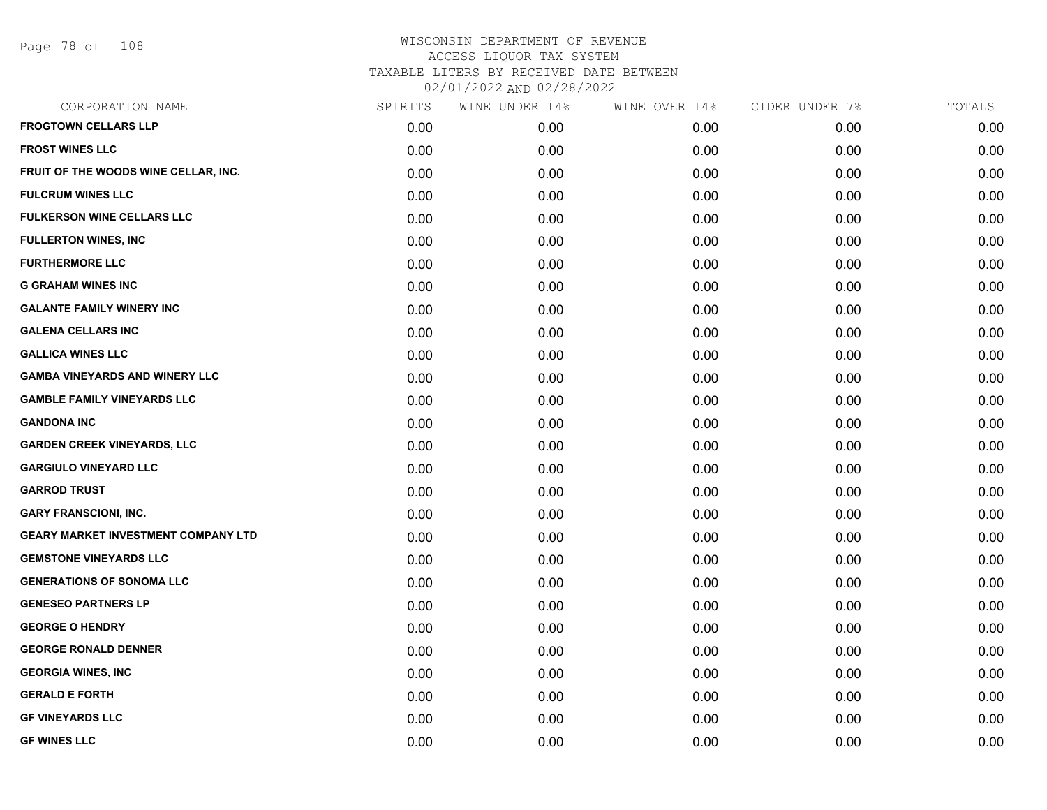WISCONSIN DEPARTMENT OF REVENUE
ACCESS LIQUOR TAX SYSTEM
TAXABLE LITERS BY RECEIVED DATE BETWEEN
02/01/2022 AND 02/28/2022

| CORPORATION NAME | SPIRITS | WINE UNDER 14% | WINE OVER 14% | CIDER UNDER 7% | TOTALS |
|---|---|---|---|---|---|
| FROGTOWN CELLARS LLP | 0.00 | 0.00 | 0.00 | 0.00 | 0.00 |
| FROST WINES LLC | 0.00 | 0.00 | 0.00 | 0.00 | 0.00 |
| FRUIT OF THE WOODS WINE CELLAR, INC. | 0.00 | 0.00 | 0.00 | 0.00 | 0.00 |
| FULCRUM WINES LLC | 0.00 | 0.00 | 0.00 | 0.00 | 0.00 |
| FULKERSON WINE CELLARS LLC | 0.00 | 0.00 | 0.00 | 0.00 | 0.00 |
| FULLERTON WINES, INC | 0.00 | 0.00 | 0.00 | 0.00 | 0.00 |
| FURTHERMORE LLC | 0.00 | 0.00 | 0.00 | 0.00 | 0.00 |
| G GRAHAM WINES INC | 0.00 | 0.00 | 0.00 | 0.00 | 0.00 |
| GALANTE FAMILY WINERY INC | 0.00 | 0.00 | 0.00 | 0.00 | 0.00 |
| GALENA CELLARS INC | 0.00 | 0.00 | 0.00 | 0.00 | 0.00 |
| GALLICA WINES LLC | 0.00 | 0.00 | 0.00 | 0.00 | 0.00 |
| GAMBA VINEYARDS AND WINERY LLC | 0.00 | 0.00 | 0.00 | 0.00 | 0.00 |
| GAMBLE FAMILY VINEYARDS LLC | 0.00 | 0.00 | 0.00 | 0.00 | 0.00 |
| GANDONA INC | 0.00 | 0.00 | 0.00 | 0.00 | 0.00 |
| GARDEN CREEK VINEYARDS, LLC | 0.00 | 0.00 | 0.00 | 0.00 | 0.00 |
| GARGIULO VINEYARD LLC | 0.00 | 0.00 | 0.00 | 0.00 | 0.00 |
| GARROD TRUST | 0.00 | 0.00 | 0.00 | 0.00 | 0.00 |
| GARY FRANSCIONI, INC. | 0.00 | 0.00 | 0.00 | 0.00 | 0.00 |
| GEARY MARKET INVESTMENT COMPANY LTD | 0.00 | 0.00 | 0.00 | 0.00 | 0.00 |
| GEMSTONE VINEYARDS LLC | 0.00 | 0.00 | 0.00 | 0.00 | 0.00 |
| GENERATIONS OF SONOMA LLC | 0.00 | 0.00 | 0.00 | 0.00 | 0.00 |
| GENESEO PARTNERS LP | 0.00 | 0.00 | 0.00 | 0.00 | 0.00 |
| GEORGE O HENDRY | 0.00 | 0.00 | 0.00 | 0.00 | 0.00 |
| GEORGE RONALD DENNER | 0.00 | 0.00 | 0.00 | 0.00 | 0.00 |
| GEORGIA WINES, INC | 0.00 | 0.00 | 0.00 | 0.00 | 0.00 |
| GERALD E FORTH | 0.00 | 0.00 | 0.00 | 0.00 | 0.00 |
| GF VINEYARDS LLC | 0.00 | 0.00 | 0.00 | 0.00 | 0.00 |
| GF WINES LLC | 0.00 | 0.00 | 0.00 | 0.00 | 0.00 |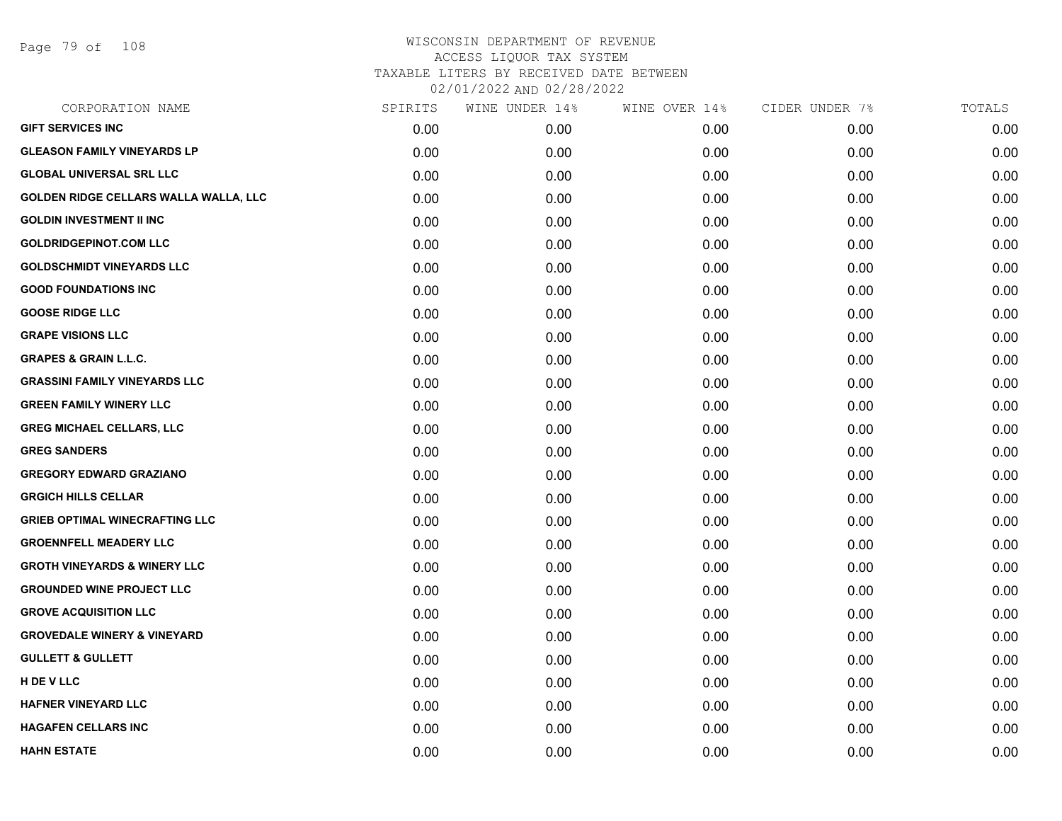WISCONSIN DEPARTMENT OF REVENUE
ACCESS LIQUOR TAX SYSTEM
TAXABLE LITERS BY RECEIVED DATE BETWEEN
02/01/2022 AND 02/28/2022

| CORPORATION NAME | SPIRITS | WINE UNDER 14% | WINE OVER 14% | CIDER UNDER 7% | TOTALS |
|---|---|---|---|---|---|
| GIFT SERVICES INC | 0.00 | 0.00 | 0.00 | 0.00 | 0.00 |
| GLEASON FAMILY VINEYARDS LP | 0.00 | 0.00 | 0.00 | 0.00 | 0.00 |
| GLOBAL UNIVERSAL SRL LLC | 0.00 | 0.00 | 0.00 | 0.00 | 0.00 |
| GOLDEN RIDGE CELLARS WALLA WALLA, LLC | 0.00 | 0.00 | 0.00 | 0.00 | 0.00 |
| GOLDIN INVESTMENT II INC | 0.00 | 0.00 | 0.00 | 0.00 | 0.00 |
| GOLDRIDGEPINOT.COM LLC | 0.00 | 0.00 | 0.00 | 0.00 | 0.00 |
| GOLDSCHMIDT VINEYARDS LLC | 0.00 | 0.00 | 0.00 | 0.00 | 0.00 |
| GOOD FOUNDATIONS INC | 0.00 | 0.00 | 0.00 | 0.00 | 0.00 |
| GOOSE RIDGE LLC | 0.00 | 0.00 | 0.00 | 0.00 | 0.00 |
| GRAPE VISIONS LLC | 0.00 | 0.00 | 0.00 | 0.00 | 0.00 |
| GRAPES & GRAIN L.L.C. | 0.00 | 0.00 | 0.00 | 0.00 | 0.00 |
| GRASSINI FAMILY VINEYARDS LLC | 0.00 | 0.00 | 0.00 | 0.00 | 0.00 |
| GREEN FAMILY WINERY LLC | 0.00 | 0.00 | 0.00 | 0.00 | 0.00 |
| GREG MICHAEL CELLARS, LLC | 0.00 | 0.00 | 0.00 | 0.00 | 0.00 |
| GREG SANDERS | 0.00 | 0.00 | 0.00 | 0.00 | 0.00 |
| GREGORY EDWARD GRAZIANO | 0.00 | 0.00 | 0.00 | 0.00 | 0.00 |
| GRGICH HILLS CELLAR | 0.00 | 0.00 | 0.00 | 0.00 | 0.00 |
| GRIEB OPTIMAL WINECRAFTING LLC | 0.00 | 0.00 | 0.00 | 0.00 | 0.00 |
| GROENNFELL MEADERY LLC | 0.00 | 0.00 | 0.00 | 0.00 | 0.00 |
| GROTH VINEYARDS & WINERY LLC | 0.00 | 0.00 | 0.00 | 0.00 | 0.00 |
| GROUNDED WINE PROJECT LLC | 0.00 | 0.00 | 0.00 | 0.00 | 0.00 |
| GROVE ACQUISITION LLC | 0.00 | 0.00 | 0.00 | 0.00 | 0.00 |
| GROVEDALE WINERY & VINEYARD | 0.00 | 0.00 | 0.00 | 0.00 | 0.00 |
| GULLETT & GULLETT | 0.00 | 0.00 | 0.00 | 0.00 | 0.00 |
| H DE V LLC | 0.00 | 0.00 | 0.00 | 0.00 | 0.00 |
| HAFNER VINEYARD LLC | 0.00 | 0.00 | 0.00 | 0.00 | 0.00 |
| HAGAFEN CELLARS INC | 0.00 | 0.00 | 0.00 | 0.00 | 0.00 |
| HAHN ESTATE | 0.00 | 0.00 | 0.00 | 0.00 | 0.00 |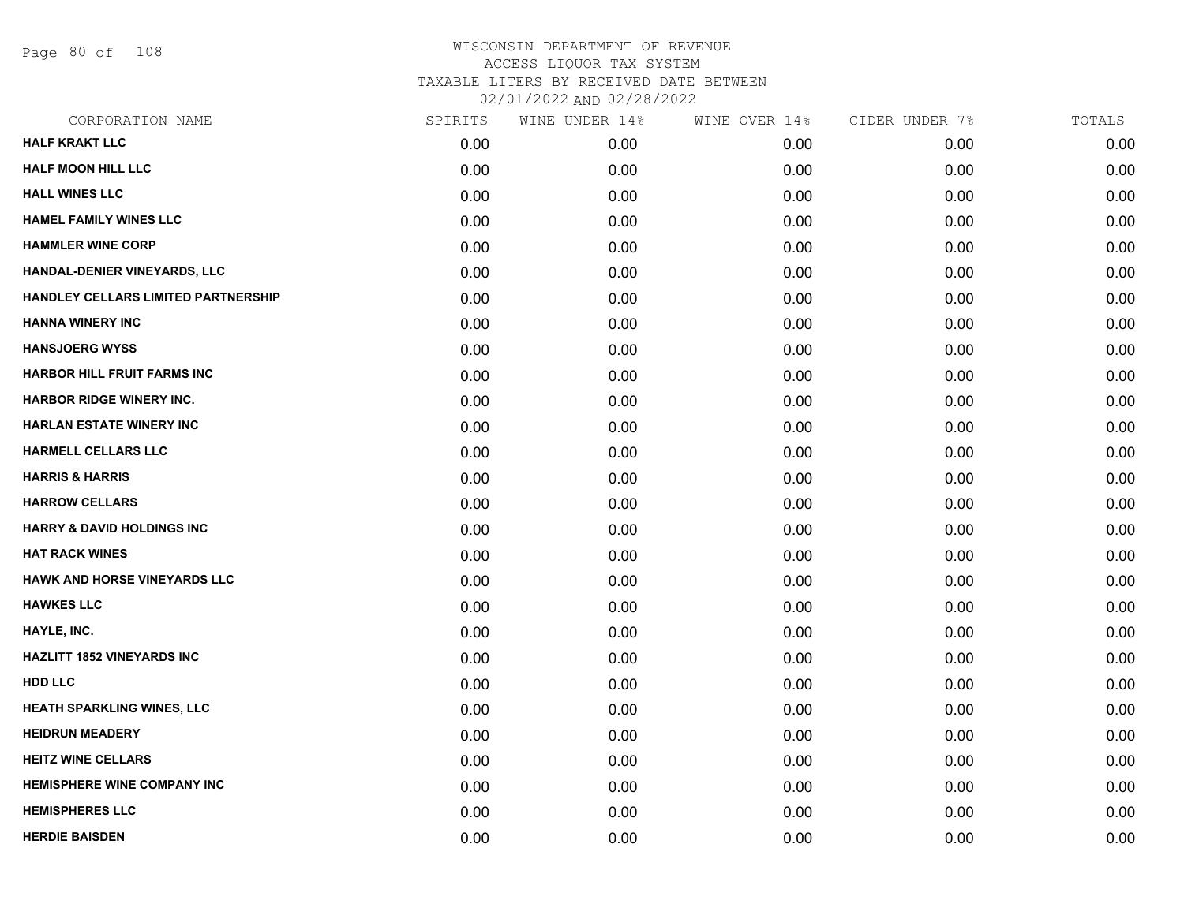# WISCONSIN DEPARTMENT OF REVENUE
## ACCESS LIQUOR TAX SYSTEM
### TAXABLE LITERS BY RECEIVED DATE BETWEEN 02/01/2022 AND 02/28/2022

| CORPORATION NAME | SPIRITS | WINE UNDER 14% | WINE OVER 14% | CIDER UNDER 7% | TOTALS |
|---|---|---|---|---|---|
| HALF KRAKT LLC | 0.00 | 0.00 | 0.00 | 0.00 | 0.00 |
| HALF MOON HILL LLC | 0.00 | 0.00 | 0.00 | 0.00 | 0.00 |
| HALL WINES LLC | 0.00 | 0.00 | 0.00 | 0.00 | 0.00 |
| HAMEL FAMILY WINES LLC | 0.00 | 0.00 | 0.00 | 0.00 | 0.00 |
| HAMMLER WINE CORP | 0.00 | 0.00 | 0.00 | 0.00 | 0.00 |
| HANDAL-DENIER VINEYARDS, LLC | 0.00 | 0.00 | 0.00 | 0.00 | 0.00 |
| HANDLEY CELLARS LIMITED PARTNERSHIP | 0.00 | 0.00 | 0.00 | 0.00 | 0.00 |
| HANNA WINERY INC | 0.00 | 0.00 | 0.00 | 0.00 | 0.00 |
| HANSJOERG WYSS | 0.00 | 0.00 | 0.00 | 0.00 | 0.00 |
| HARBOR HILL FRUIT FARMS INC | 0.00 | 0.00 | 0.00 | 0.00 | 0.00 |
| HARBOR RIDGE WINERY INC. | 0.00 | 0.00 | 0.00 | 0.00 | 0.00 |
| HARLAN ESTATE WINERY INC | 0.00 | 0.00 | 0.00 | 0.00 | 0.00 |
| HARMELL CELLARS LLC | 0.00 | 0.00 | 0.00 | 0.00 | 0.00 |
| HARRIS & HARRIS | 0.00 | 0.00 | 0.00 | 0.00 | 0.00 |
| HARROW CELLARS | 0.00 | 0.00 | 0.00 | 0.00 | 0.00 |
| HARRY & DAVID HOLDINGS INC | 0.00 | 0.00 | 0.00 | 0.00 | 0.00 |
| HAT RACK WINES | 0.00 | 0.00 | 0.00 | 0.00 | 0.00 |
| HAWK AND HORSE VINEYARDS LLC | 0.00 | 0.00 | 0.00 | 0.00 | 0.00 |
| HAWKES LLC | 0.00 | 0.00 | 0.00 | 0.00 | 0.00 |
| HAYLE, INC. | 0.00 | 0.00 | 0.00 | 0.00 | 0.00 |
| HAZLITT 1852 VINEYARDS INC | 0.00 | 0.00 | 0.00 | 0.00 | 0.00 |
| HDD LLC | 0.00 | 0.00 | 0.00 | 0.00 | 0.00 |
| HEATH SPARKLING WINES, LLC | 0.00 | 0.00 | 0.00 | 0.00 | 0.00 |
| HEIDRUN MEADERY | 0.00 | 0.00 | 0.00 | 0.00 | 0.00 |
| HEITZ WINE CELLARS | 0.00 | 0.00 | 0.00 | 0.00 | 0.00 |
| HEMISPHERE WINE COMPANY INC | 0.00 | 0.00 | 0.00 | 0.00 | 0.00 |
| HEMISPHERES LLC | 0.00 | 0.00 | 0.00 | 0.00 | 0.00 |
| HERDIE BAISDEN | 0.00 | 0.00 | 0.00 | 0.00 | 0.00 |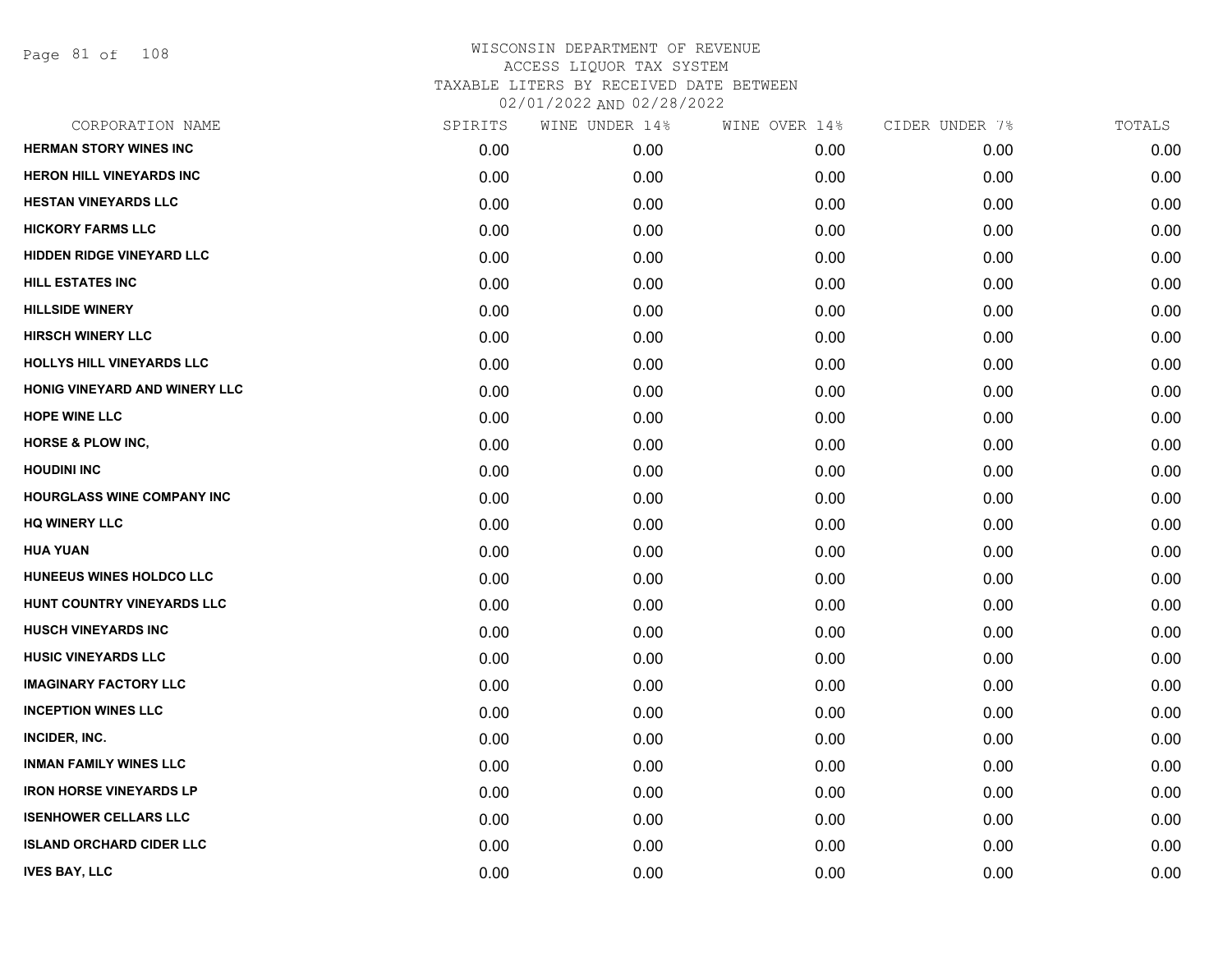# WISCONSIN DEPARTMENT OF REVENUE
ACCESS LIQUOR TAX SYSTEM
TAXABLE LITERS BY RECEIVED DATE BETWEEN
02/01/2022 AND 02/28/2022

| CORPORATION NAME | SPIRITS | WINE UNDER 14% | WINE OVER 14% | CIDER UNDER 7% | TOTALS |
|---|---|---|---|---|---|
| HERMAN STORY WINES INC | 0.00 | 0.00 | 0.00 | 0.00 | 0.00 |
| HERON HILL VINEYARDS INC | 0.00 | 0.00 | 0.00 | 0.00 | 0.00 |
| HESTAN VINEYARDS LLC | 0.00 | 0.00 | 0.00 | 0.00 | 0.00 |
| HICKORY FARMS LLC | 0.00 | 0.00 | 0.00 | 0.00 | 0.00 |
| HIDDEN RIDGE VINEYARD LLC | 0.00 | 0.00 | 0.00 | 0.00 | 0.00 |
| HILL ESTATES INC | 0.00 | 0.00 | 0.00 | 0.00 | 0.00 |
| HILLSIDE WINERY | 0.00 | 0.00 | 0.00 | 0.00 | 0.00 |
| HIRSCH WINERY LLC | 0.00 | 0.00 | 0.00 | 0.00 | 0.00 |
| HOLLYS HILL VINEYARDS LLC | 0.00 | 0.00 | 0.00 | 0.00 | 0.00 |
| HONIG VINEYARD AND WINERY LLC | 0.00 | 0.00 | 0.00 | 0.00 | 0.00 |
| HOPE WINE LLC | 0.00 | 0.00 | 0.00 | 0.00 | 0.00 |
| HORSE & PLOW INC, | 0.00 | 0.00 | 0.00 | 0.00 | 0.00 |
| HOUDINI INC | 0.00 | 0.00 | 0.00 | 0.00 | 0.00 |
| HOURGLASS WINE COMPANY INC | 0.00 | 0.00 | 0.00 | 0.00 | 0.00 |
| HQ WINERY LLC | 0.00 | 0.00 | 0.00 | 0.00 | 0.00 |
| HUA YUAN | 0.00 | 0.00 | 0.00 | 0.00 | 0.00 |
| HUNEEUS WINES HOLDCO LLC | 0.00 | 0.00 | 0.00 | 0.00 | 0.00 |
| HUNT COUNTRY VINEYARDS LLC | 0.00 | 0.00 | 0.00 | 0.00 | 0.00 |
| HUSCH VINEYARDS INC | 0.00 | 0.00 | 0.00 | 0.00 | 0.00 |
| HUSIC VINEYARDS LLC | 0.00 | 0.00 | 0.00 | 0.00 | 0.00 |
| IMAGINARY FACTORY LLC | 0.00 | 0.00 | 0.00 | 0.00 | 0.00 |
| INCEPTION WINES LLC | 0.00 | 0.00 | 0.00 | 0.00 | 0.00 |
| INCIDER, INC. | 0.00 | 0.00 | 0.00 | 0.00 | 0.00 |
| INMAN FAMILY WINES LLC | 0.00 | 0.00 | 0.00 | 0.00 | 0.00 |
| IRON HORSE VINEYARDS LP | 0.00 | 0.00 | 0.00 | 0.00 | 0.00 |
| ISENHOWER CELLARS LLC | 0.00 | 0.00 | 0.00 | 0.00 | 0.00 |
| ISLAND ORCHARD CIDER LLC | 0.00 | 0.00 | 0.00 | 0.00 | 0.00 |
| IVES BAY, LLC | 0.00 | 0.00 | 0.00 | 0.00 | 0.00 |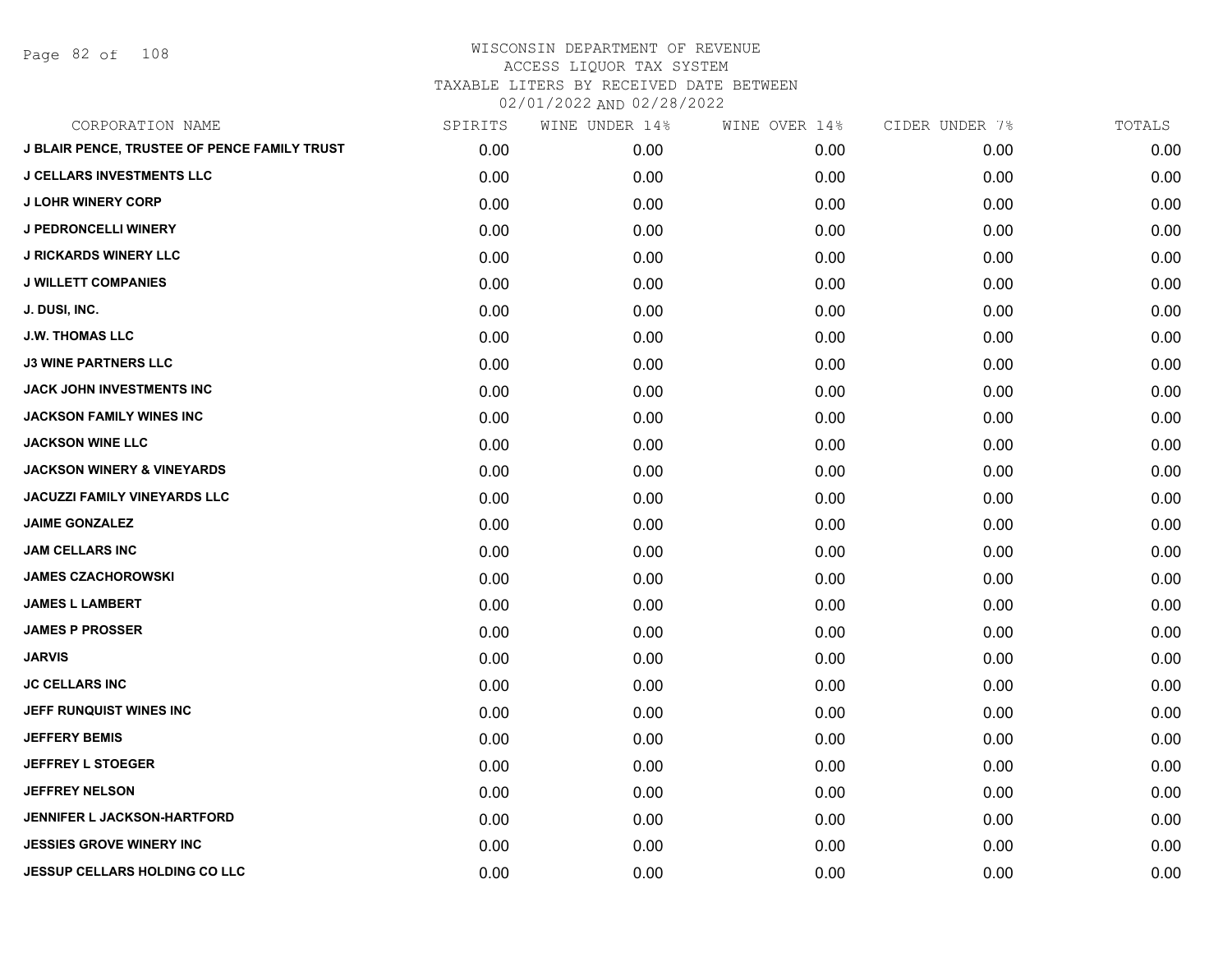# WISCONSIN DEPARTMENT OF REVENUE
## ACCESS LIQUOR TAX SYSTEM
### TAXABLE LITERS BY RECEIVED DATE BETWEEN 02/01/2022 AND 02/28/2022

| CORPORATION NAME | SPIRITS | WINE UNDER 14% | WINE OVER 14% | CIDER UNDER 7% | TOTALS |
|---|---|---|---|---|---|
| J BLAIR PENCE, TRUSTEE OF PENCE FAMILY TRUST | 0.00 | 0.00 | 0.00 | 0.00 | 0.00 |
| J CELLARS INVESTMENTS LLC | 0.00 | 0.00 | 0.00 | 0.00 | 0.00 |
| J LOHR WINERY CORP | 0.00 | 0.00 | 0.00 | 0.00 | 0.00 |
| J PEDRONCELLI WINERY | 0.00 | 0.00 | 0.00 | 0.00 | 0.00 |
| J RICKARDS WINERY LLC | 0.00 | 0.00 | 0.00 | 0.00 | 0.00 |
| J WILLETT COMPANIES | 0.00 | 0.00 | 0.00 | 0.00 | 0.00 |
| J. DUSI, INC. | 0.00 | 0.00 | 0.00 | 0.00 | 0.00 |
| J.W. THOMAS LLC | 0.00 | 0.00 | 0.00 | 0.00 | 0.00 |
| J3 WINE PARTNERS LLC | 0.00 | 0.00 | 0.00 | 0.00 | 0.00 |
| JACK JOHN INVESTMENTS INC | 0.00 | 0.00 | 0.00 | 0.00 | 0.00 |
| JACKSON FAMILY WINES INC | 0.00 | 0.00 | 0.00 | 0.00 | 0.00 |
| JACKSON WINE LLC | 0.00 | 0.00 | 0.00 | 0.00 | 0.00 |
| JACKSON WINERY & VINEYARDS | 0.00 | 0.00 | 0.00 | 0.00 | 0.00 |
| JACUZZI FAMILY VINEYARDS LLC | 0.00 | 0.00 | 0.00 | 0.00 | 0.00 |
| JAIME GONZALEZ | 0.00 | 0.00 | 0.00 | 0.00 | 0.00 |
| JAM CELLARS INC | 0.00 | 0.00 | 0.00 | 0.00 | 0.00 |
| JAMES CZACHOROWSKI | 0.00 | 0.00 | 0.00 | 0.00 | 0.00 |
| JAMES L LAMBERT | 0.00 | 0.00 | 0.00 | 0.00 | 0.00 |
| JAMES P PROSSER | 0.00 | 0.00 | 0.00 | 0.00 | 0.00 |
| JARVIS | 0.00 | 0.00 | 0.00 | 0.00 | 0.00 |
| JC CELLARS INC | 0.00 | 0.00 | 0.00 | 0.00 | 0.00 |
| JEFF RUNQUIST WINES INC | 0.00 | 0.00 | 0.00 | 0.00 | 0.00 |
| JEFFERY BEMIS | 0.00 | 0.00 | 0.00 | 0.00 | 0.00 |
| JEFFREY L STOEGER | 0.00 | 0.00 | 0.00 | 0.00 | 0.00 |
| JEFFREY NELSON | 0.00 | 0.00 | 0.00 | 0.00 | 0.00 |
| JENNIFER L JACKSON-HARTFORD | 0.00 | 0.00 | 0.00 | 0.00 | 0.00 |
| JESSIES GROVE WINERY INC | 0.00 | 0.00 | 0.00 | 0.00 | 0.00 |
| JESSUP CELLARS HOLDING CO LLC | 0.00 | 0.00 | 0.00 | 0.00 | 0.00 |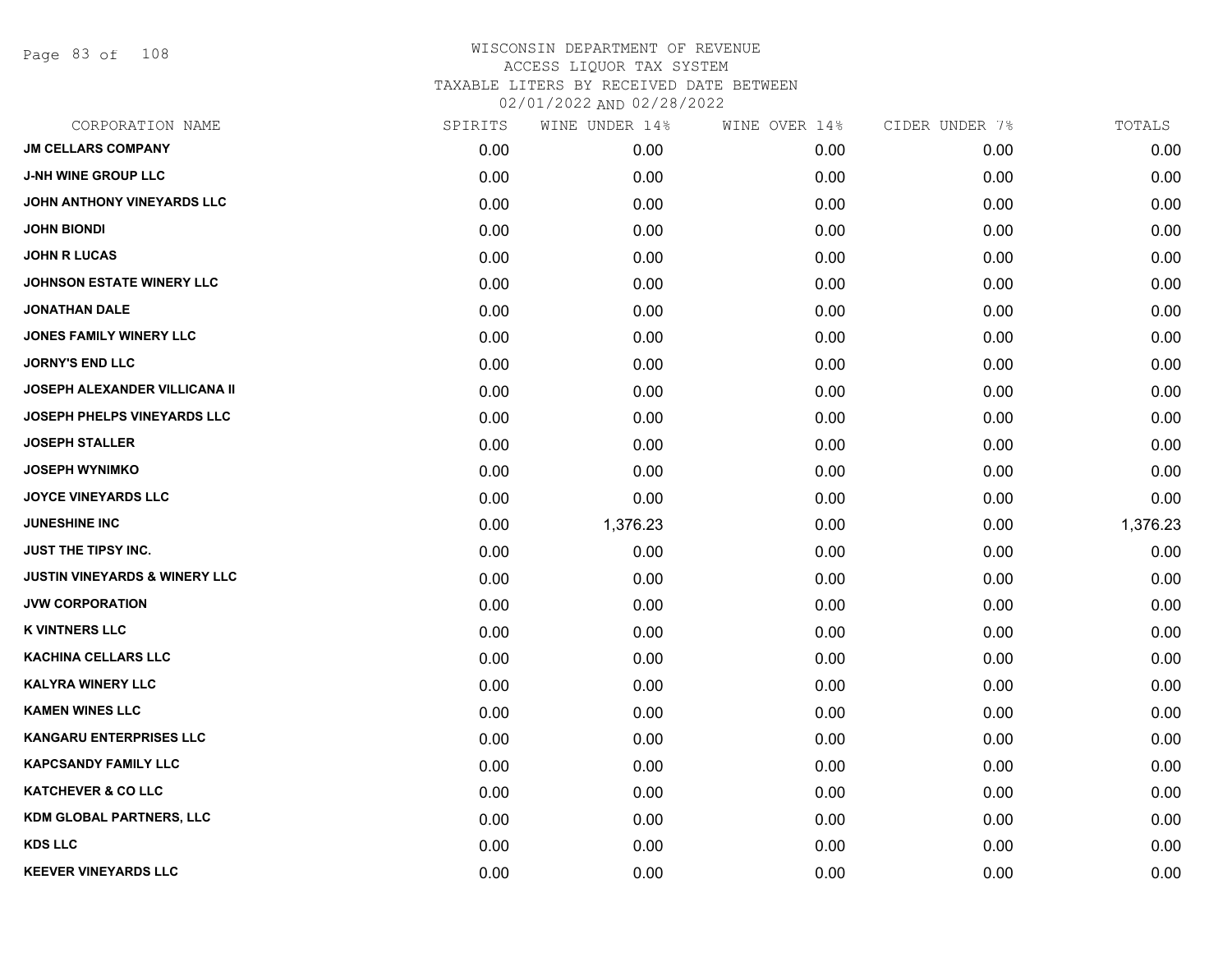WISCONSIN DEPARTMENT OF REVENUE
ACCESS LIQUOR TAX SYSTEM
TAXABLE LITERS BY RECEIVED DATE BETWEEN
02/01/2022 AND 02/28/2022

| CORPORATION NAME | SPIRITS | WINE UNDER 14% | WINE OVER 14% | CIDER UNDER 7% | TOTALS |
|---|---|---|---|---|---|
| JM CELLARS COMPANY | 0.00 | 0.00 | 0.00 | 0.00 | 0.00 |
| J-NH WINE GROUP LLC | 0.00 | 0.00 | 0.00 | 0.00 | 0.00 |
| JOHN ANTHONY VINEYARDS LLC | 0.00 | 0.00 | 0.00 | 0.00 | 0.00 |
| JOHN BIONDI | 0.00 | 0.00 | 0.00 | 0.00 | 0.00 |
| JOHN R LUCAS | 0.00 | 0.00 | 0.00 | 0.00 | 0.00 |
| JOHNSON ESTATE WINERY LLC | 0.00 | 0.00 | 0.00 | 0.00 | 0.00 |
| JONATHAN DALE | 0.00 | 0.00 | 0.00 | 0.00 | 0.00 |
| JONES FAMILY WINERY LLC | 0.00 | 0.00 | 0.00 | 0.00 | 0.00 |
| JORNY'S END LLC | 0.00 | 0.00 | 0.00 | 0.00 | 0.00 |
| JOSEPH ALEXANDER VILLICANA II | 0.00 | 0.00 | 0.00 | 0.00 | 0.00 |
| JOSEPH PHELPS VINEYARDS LLC | 0.00 | 0.00 | 0.00 | 0.00 | 0.00 |
| JOSEPH STALLER | 0.00 | 0.00 | 0.00 | 0.00 | 0.00 |
| JOSEPH WYNIMKO | 0.00 | 0.00 | 0.00 | 0.00 | 0.00 |
| JOYCE VINEYARDS LLC | 0.00 | 0.00 | 0.00 | 0.00 | 0.00 |
| JUNESHINE INC | 0.00 | 1,376.23 | 0.00 | 0.00 | 1,376.23 |
| JUST THE TIPSY INC. | 0.00 | 0.00 | 0.00 | 0.00 | 0.00 |
| JUSTIN VINEYARDS & WINERY LLC | 0.00 | 0.00 | 0.00 | 0.00 | 0.00 |
| JVW CORPORATION | 0.00 | 0.00 | 0.00 | 0.00 | 0.00 |
| K VINTNERS LLC | 0.00 | 0.00 | 0.00 | 0.00 | 0.00 |
| KACHINA CELLARS LLC | 0.00 | 0.00 | 0.00 | 0.00 | 0.00 |
| KALYRA WINERY LLC | 0.00 | 0.00 | 0.00 | 0.00 | 0.00 |
| KAMEN WINES LLC | 0.00 | 0.00 | 0.00 | 0.00 | 0.00 |
| KANGARU ENTERPRISES LLC | 0.00 | 0.00 | 0.00 | 0.00 | 0.00 |
| KAPCSANDY FAMILY LLC | 0.00 | 0.00 | 0.00 | 0.00 | 0.00 |
| KATCHEVER & CO LLC | 0.00 | 0.00 | 0.00 | 0.00 | 0.00 |
| KDM GLOBAL PARTNERS, LLC | 0.00 | 0.00 | 0.00 | 0.00 | 0.00 |
| KDS LLC | 0.00 | 0.00 | 0.00 | 0.00 | 0.00 |
| KEEVER VINEYARDS LLC | 0.00 | 0.00 | 0.00 | 0.00 | 0.00 |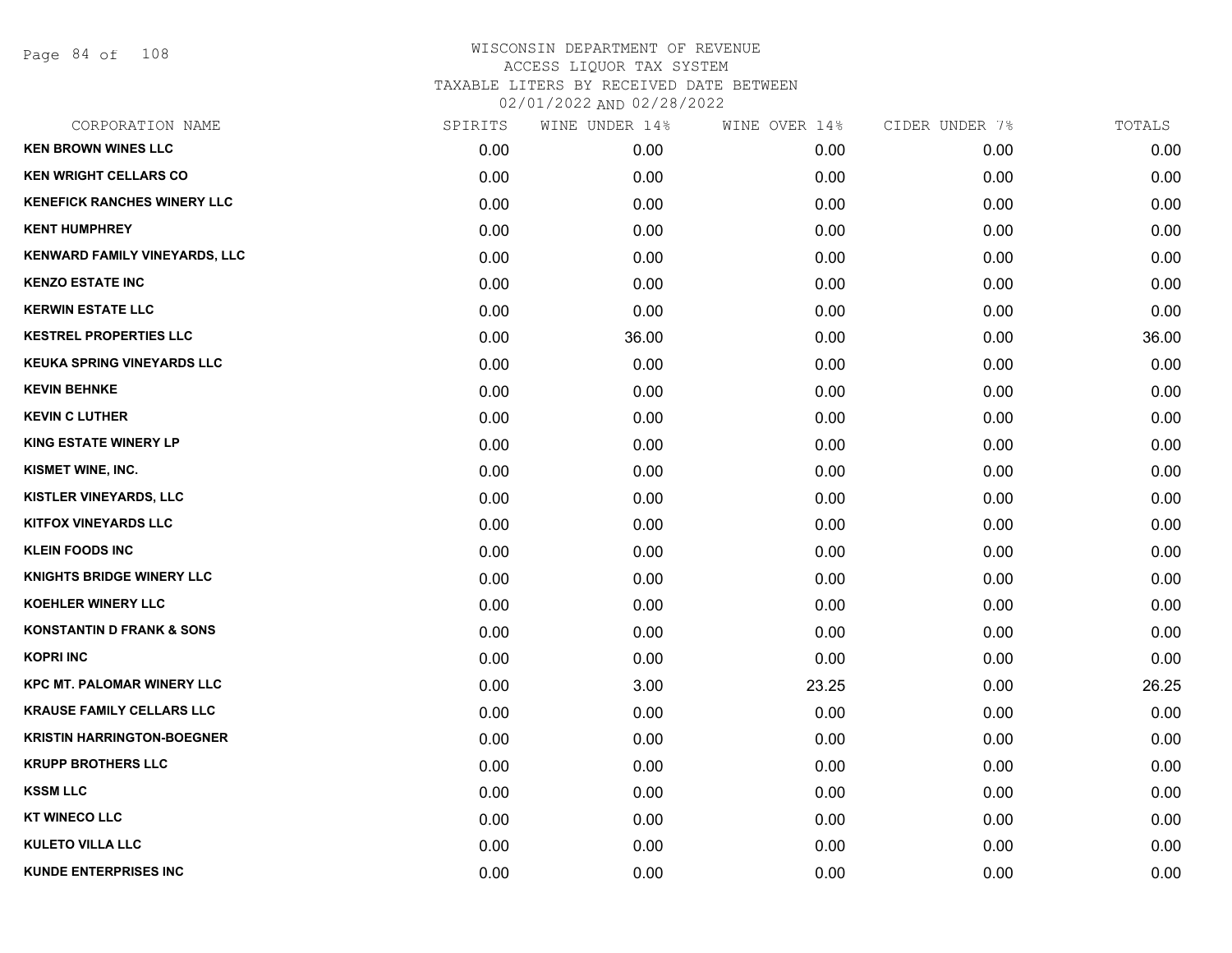# WISCONSIN DEPARTMENT OF REVENUE
## ACCESS LIQUOR TAX SYSTEM
## TAXABLE LITERS BY RECEIVED DATE BETWEEN 02/01/2022 AND 02/28/2022

| CORPORATION NAME | SPIRITS | WINE UNDER 14% | WINE OVER 14% | CIDER UNDER 7% | TOTALS |
|---|---|---|---|---|---|
| KEN BROWN WINES LLC | 0.00 | 0.00 | 0.00 | 0.00 | 0.00 |
| KEN WRIGHT CELLARS CO | 0.00 | 0.00 | 0.00 | 0.00 | 0.00 |
| KENEFICK RANCHES WINERY LLC | 0.00 | 0.00 | 0.00 | 0.00 | 0.00 |
| KENT HUMPHREY | 0.00 | 0.00 | 0.00 | 0.00 | 0.00 |
| KENWARD FAMILY VINEYARDS, LLC | 0.00 | 0.00 | 0.00 | 0.00 | 0.00 |
| KENZO ESTATE INC | 0.00 | 0.00 | 0.00 | 0.00 | 0.00 |
| KERWIN ESTATE LLC | 0.00 | 0.00 | 0.00 | 0.00 | 0.00 |
| KESTREL PROPERTIES LLC | 0.00 | 36.00 | 0.00 | 0.00 | 36.00 |
| KEUKA SPRING VINEYARDS LLC | 0.00 | 0.00 | 0.00 | 0.00 | 0.00 |
| KEVIN BEHNKE | 0.00 | 0.00 | 0.00 | 0.00 | 0.00 |
| KEVIN C LUTHER | 0.00 | 0.00 | 0.00 | 0.00 | 0.00 |
| KING ESTATE WINERY LP | 0.00 | 0.00 | 0.00 | 0.00 | 0.00 |
| KISMET WINE, INC. | 0.00 | 0.00 | 0.00 | 0.00 | 0.00 |
| KISTLER VINEYARDS, LLC | 0.00 | 0.00 | 0.00 | 0.00 | 0.00 |
| KITFOX VINEYARDS LLC | 0.00 | 0.00 | 0.00 | 0.00 | 0.00 |
| KLEIN FOODS INC | 0.00 | 0.00 | 0.00 | 0.00 | 0.00 |
| KNIGHTS BRIDGE WINERY LLC | 0.00 | 0.00 | 0.00 | 0.00 | 0.00 |
| KOEHLER WINERY LLC | 0.00 | 0.00 | 0.00 | 0.00 | 0.00 |
| KONSTANTIN D FRANK & SONS | 0.00 | 0.00 | 0.00 | 0.00 | 0.00 |
| KOPRI INC | 0.00 | 0.00 | 0.00 | 0.00 | 0.00 |
| KPC MT. PALOMAR WINERY LLC | 0.00 | 3.00 | 23.25 | 0.00 | 26.25 |
| KRAUSE FAMILY CELLARS LLC | 0.00 | 0.00 | 0.00 | 0.00 | 0.00 |
| KRISTIN HARRINGTON-BOEGNER | 0.00 | 0.00 | 0.00 | 0.00 | 0.00 |
| KRUPP BROTHERS LLC | 0.00 | 0.00 | 0.00 | 0.00 | 0.00 |
| KSSM LLC | 0.00 | 0.00 | 0.00 | 0.00 | 0.00 |
| KT WINECO LLC | 0.00 | 0.00 | 0.00 | 0.00 | 0.00 |
| KULETO VILLA LLC | 0.00 | 0.00 | 0.00 | 0.00 | 0.00 |
| KUNDE ENTERPRISES INC | 0.00 | 0.00 | 0.00 | 0.00 | 0.00 |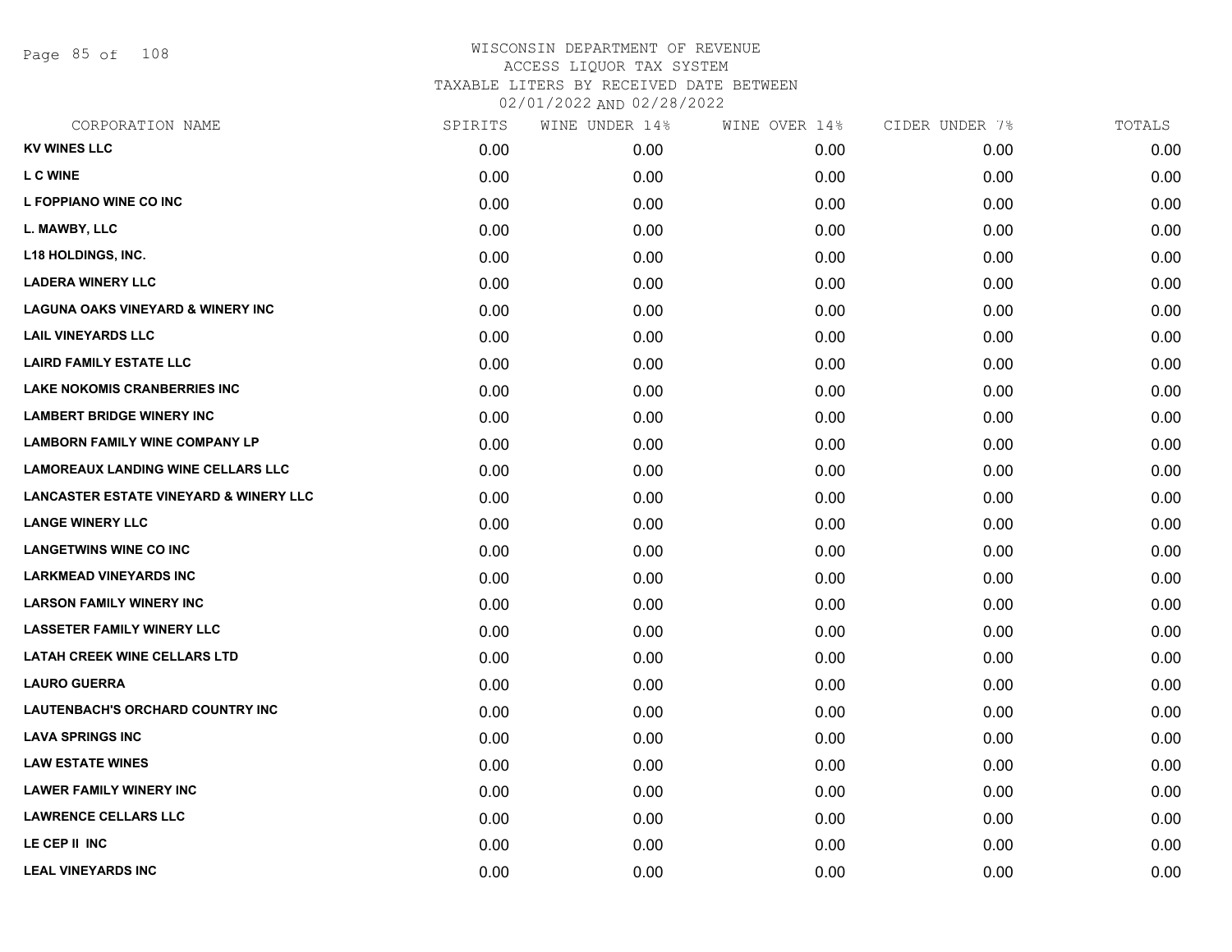# WISCONSIN DEPARTMENT OF REVENUE
## ACCESS LIQUOR TAX SYSTEM
### TAXABLE LITERS BY RECEIVED DATE BETWEEN 02/01/2022 AND 02/28/2022

| CORPORATION NAME | SPIRITS | WINE UNDER 14% | WINE OVER 14% | CIDER UNDER 7% | TOTALS |
|---|---|---|---|---|---|
| KV WINES LLC | 0.00 | 0.00 | 0.00 | 0.00 | 0.00 |
| L C WINE | 0.00 | 0.00 | 0.00 | 0.00 | 0.00 |
| L FOPPIANO WINE CO INC | 0.00 | 0.00 | 0.00 | 0.00 | 0.00 |
| L. MAWBY, LLC | 0.00 | 0.00 | 0.00 | 0.00 | 0.00 |
| L18 HOLDINGS, INC. | 0.00 | 0.00 | 0.00 | 0.00 | 0.00 |
| LADERA WINERY LLC | 0.00 | 0.00 | 0.00 | 0.00 | 0.00 |
| LAGUNA OAKS VINEYARD & WINERY INC | 0.00 | 0.00 | 0.00 | 0.00 | 0.00 |
| LAIL VINEYARDS LLC | 0.00 | 0.00 | 0.00 | 0.00 | 0.00 |
| LAIRD FAMILY ESTATE LLC | 0.00 | 0.00 | 0.00 | 0.00 | 0.00 |
| LAKE NOKOMIS CRANBERRIES INC | 0.00 | 0.00 | 0.00 | 0.00 | 0.00 |
| LAMBERT BRIDGE WINERY INC | 0.00 | 0.00 | 0.00 | 0.00 | 0.00 |
| LAMBORN FAMILY WINE COMPANY LP | 0.00 | 0.00 | 0.00 | 0.00 | 0.00 |
| LAMOREAUX LANDING WINE CELLARS LLC | 0.00 | 0.00 | 0.00 | 0.00 | 0.00 |
| LANCASTER ESTATE VINEYARD & WINERY LLC | 0.00 | 0.00 | 0.00 | 0.00 | 0.00 |
| LANGE WINERY LLC | 0.00 | 0.00 | 0.00 | 0.00 | 0.00 |
| LANGETWINS WINE CO INC | 0.00 | 0.00 | 0.00 | 0.00 | 0.00 |
| LARKMEAD VINEYARDS INC | 0.00 | 0.00 | 0.00 | 0.00 | 0.00 |
| LARSON FAMILY WINERY INC | 0.00 | 0.00 | 0.00 | 0.00 | 0.00 |
| LASSETER FAMILY WINERY LLC | 0.00 | 0.00 | 0.00 | 0.00 | 0.00 |
| LATAH CREEK WINE CELLARS LTD | 0.00 | 0.00 | 0.00 | 0.00 | 0.00 |
| LAURO GUERRA | 0.00 | 0.00 | 0.00 | 0.00 | 0.00 |
| LAUTENBACH'S ORCHARD COUNTRY INC | 0.00 | 0.00 | 0.00 | 0.00 | 0.00 |
| LAVA SPRINGS INC | 0.00 | 0.00 | 0.00 | 0.00 | 0.00 |
| LAW ESTATE WINES | 0.00 | 0.00 | 0.00 | 0.00 | 0.00 |
| LAWER FAMILY WINERY INC | 0.00 | 0.00 | 0.00 | 0.00 | 0.00 |
| LAWRENCE CELLARS LLC | 0.00 | 0.00 | 0.00 | 0.00 | 0.00 |
| LE CEP II INC | 0.00 | 0.00 | 0.00 | 0.00 | 0.00 |
| LEAL VINEYARDS INC | 0.00 | 0.00 | 0.00 | 0.00 | 0.00 |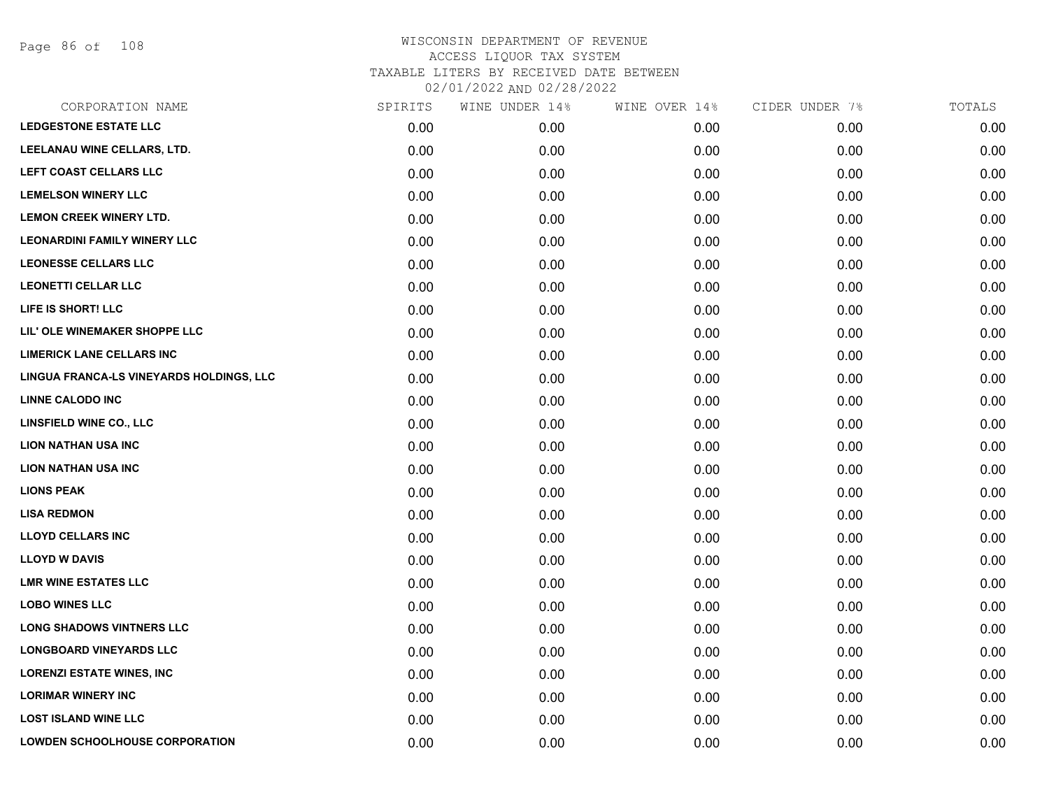# WISCONSIN DEPARTMENT OF REVENUE
## ACCESS LIQUOR TAX SYSTEM
### TAXABLE LITERS BY RECEIVED DATE BETWEEN 02/01/2022 AND 02/28/2022

| CORPORATION NAME | SPIRITS | WINE UNDER 14% | WINE OVER 14% | CIDER UNDER 7% | TOTALS |
|---|---|---|---|---|---|
| LEDGESTONE ESTATE LLC | 0.00 | 0.00 | 0.00 | 0.00 | 0.00 |
| LEELANAU WINE CELLARS, LTD. | 0.00 | 0.00 | 0.00 | 0.00 | 0.00 |
| LEFT COAST CELLARS LLC | 0.00 | 0.00 | 0.00 | 0.00 | 0.00 |
| LEMELSON WINERY LLC | 0.00 | 0.00 | 0.00 | 0.00 | 0.00 |
| LEMON CREEK WINERY LTD. | 0.00 | 0.00 | 0.00 | 0.00 | 0.00 |
| LEONARDINI FAMILY WINERY LLC | 0.00 | 0.00 | 0.00 | 0.00 | 0.00 |
| LEONESSE CELLARS LLC | 0.00 | 0.00 | 0.00 | 0.00 | 0.00 |
| LEONETTI CELLAR LLC | 0.00 | 0.00 | 0.00 | 0.00 | 0.00 |
| LIFE IS SHORT! LLC | 0.00 | 0.00 | 0.00 | 0.00 | 0.00 |
| LIL' OLE WINEMAKER SHOPPE LLC | 0.00 | 0.00 | 0.00 | 0.00 | 0.00 |
| LIMERICK LANE CELLARS INC | 0.00 | 0.00 | 0.00 | 0.00 | 0.00 |
| LINGUA FRANCA-LS VINEYARDS HOLDINGS, LLC | 0.00 | 0.00 | 0.00 | 0.00 | 0.00 |
| LINNE CALODO INC | 0.00 | 0.00 | 0.00 | 0.00 | 0.00 |
| LINSFIELD WINE CO., LLC | 0.00 | 0.00 | 0.00 | 0.00 | 0.00 |
| LION NATHAN USA INC | 0.00 | 0.00 | 0.00 | 0.00 | 0.00 |
| LION NATHAN USA INC | 0.00 | 0.00 | 0.00 | 0.00 | 0.00 |
| LIONS PEAK | 0.00 | 0.00 | 0.00 | 0.00 | 0.00 |
| LISA REDMON | 0.00 | 0.00 | 0.00 | 0.00 | 0.00 |
| LLOYD CELLARS INC | 0.00 | 0.00 | 0.00 | 0.00 | 0.00 |
| LLOYD W DAVIS | 0.00 | 0.00 | 0.00 | 0.00 | 0.00 |
| LMR WINE ESTATES LLC | 0.00 | 0.00 | 0.00 | 0.00 | 0.00 |
| LOBO WINES LLC | 0.00 | 0.00 | 0.00 | 0.00 | 0.00 |
| LONG SHADOWS VINTNERS LLC | 0.00 | 0.00 | 0.00 | 0.00 | 0.00 |
| LONGBOARD VINEYARDS LLC | 0.00 | 0.00 | 0.00 | 0.00 | 0.00 |
| LORENZI ESTATE WINES, INC | 0.00 | 0.00 | 0.00 | 0.00 | 0.00 |
| LORIMAR WINERY INC | 0.00 | 0.00 | 0.00 | 0.00 | 0.00 |
| LOST ISLAND WINE LLC | 0.00 | 0.00 | 0.00 | 0.00 | 0.00 |
| LOWDEN SCHOOLHOUSE CORPORATION | 0.00 | 0.00 | 0.00 | 0.00 | 0.00 |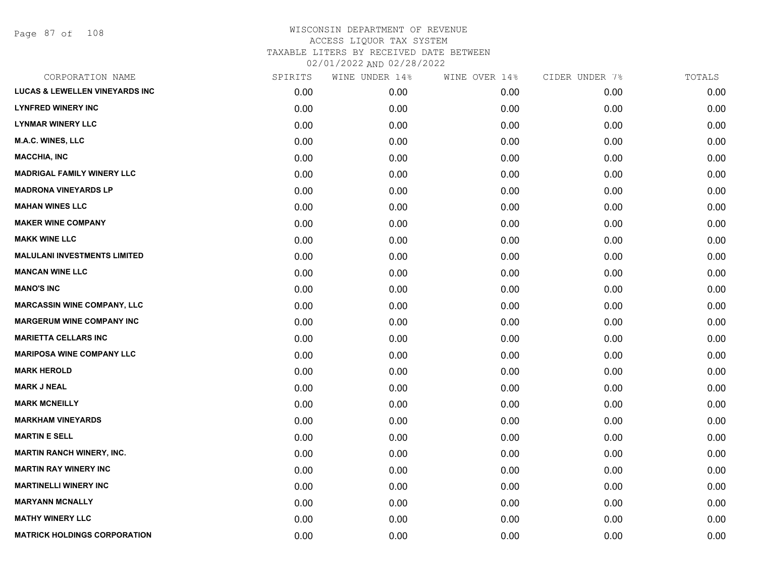WISCONSIN DEPARTMENT OF REVENUE
ACCESS LIQUOR TAX SYSTEM
TAXABLE LITERS BY RECEIVED DATE BETWEEN
02/01/2022 AND 02/28/2022

| CORPORATION NAME | SPIRITS | WINE UNDER 14% | WINE OVER 14% | CIDER UNDER 7% | TOTALS |
|---|---|---|---|---|---|
| LUCAS & LEWELLEN VINEYARDS INC | 0.00 | 0.00 | 0.00 | 0.00 | 0.00 |
| LYNFRED WINERY INC | 0.00 | 0.00 | 0.00 | 0.00 | 0.00 |
| LYNMAR WINERY LLC | 0.00 | 0.00 | 0.00 | 0.00 | 0.00 |
| M.A.C. WINES, LLC | 0.00 | 0.00 | 0.00 | 0.00 | 0.00 |
| MACCHIA, INC | 0.00 | 0.00 | 0.00 | 0.00 | 0.00 |
| MADRIGAL FAMILY WINERY LLC | 0.00 | 0.00 | 0.00 | 0.00 | 0.00 |
| MADRONA VINEYARDS LP | 0.00 | 0.00 | 0.00 | 0.00 | 0.00 |
| MAHAN WINES LLC | 0.00 | 0.00 | 0.00 | 0.00 | 0.00 |
| MAKER WINE COMPANY | 0.00 | 0.00 | 0.00 | 0.00 | 0.00 |
| MAKK WINE LLC | 0.00 | 0.00 | 0.00 | 0.00 | 0.00 |
| MALULANI INVESTMENTS LIMITED | 0.00 | 0.00 | 0.00 | 0.00 | 0.00 |
| MANCAN WINE LLC | 0.00 | 0.00 | 0.00 | 0.00 | 0.00 |
| MANO'S INC | 0.00 | 0.00 | 0.00 | 0.00 | 0.00 |
| MARCASSIN WINE COMPANY, LLC | 0.00 | 0.00 | 0.00 | 0.00 | 0.00 |
| MARGERUM WINE COMPANY INC | 0.00 | 0.00 | 0.00 | 0.00 | 0.00 |
| MARIETTA CELLARS INC | 0.00 | 0.00 | 0.00 | 0.00 | 0.00 |
| MARIPOSA WINE COMPANY LLC | 0.00 | 0.00 | 0.00 | 0.00 | 0.00 |
| MARK HEROLD | 0.00 | 0.00 | 0.00 | 0.00 | 0.00 |
| MARK J NEAL | 0.00 | 0.00 | 0.00 | 0.00 | 0.00 |
| MARK MCNEILLY | 0.00 | 0.00 | 0.00 | 0.00 | 0.00 |
| MARKHAM VINEYARDS | 0.00 | 0.00 | 0.00 | 0.00 | 0.00 |
| MARTIN E SELL | 0.00 | 0.00 | 0.00 | 0.00 | 0.00 |
| MARTIN RANCH WINERY, INC. | 0.00 | 0.00 | 0.00 | 0.00 | 0.00 |
| MARTIN RAY WINERY INC | 0.00 | 0.00 | 0.00 | 0.00 | 0.00 |
| MARTINELLI WINERY INC | 0.00 | 0.00 | 0.00 | 0.00 | 0.00 |
| MARYANN MCNALLY | 0.00 | 0.00 | 0.00 | 0.00 | 0.00 |
| MATHY WINERY LLC | 0.00 | 0.00 | 0.00 | 0.00 | 0.00 |
| MATRICK HOLDINGS CORPORATION | 0.00 | 0.00 | 0.00 | 0.00 | 0.00 |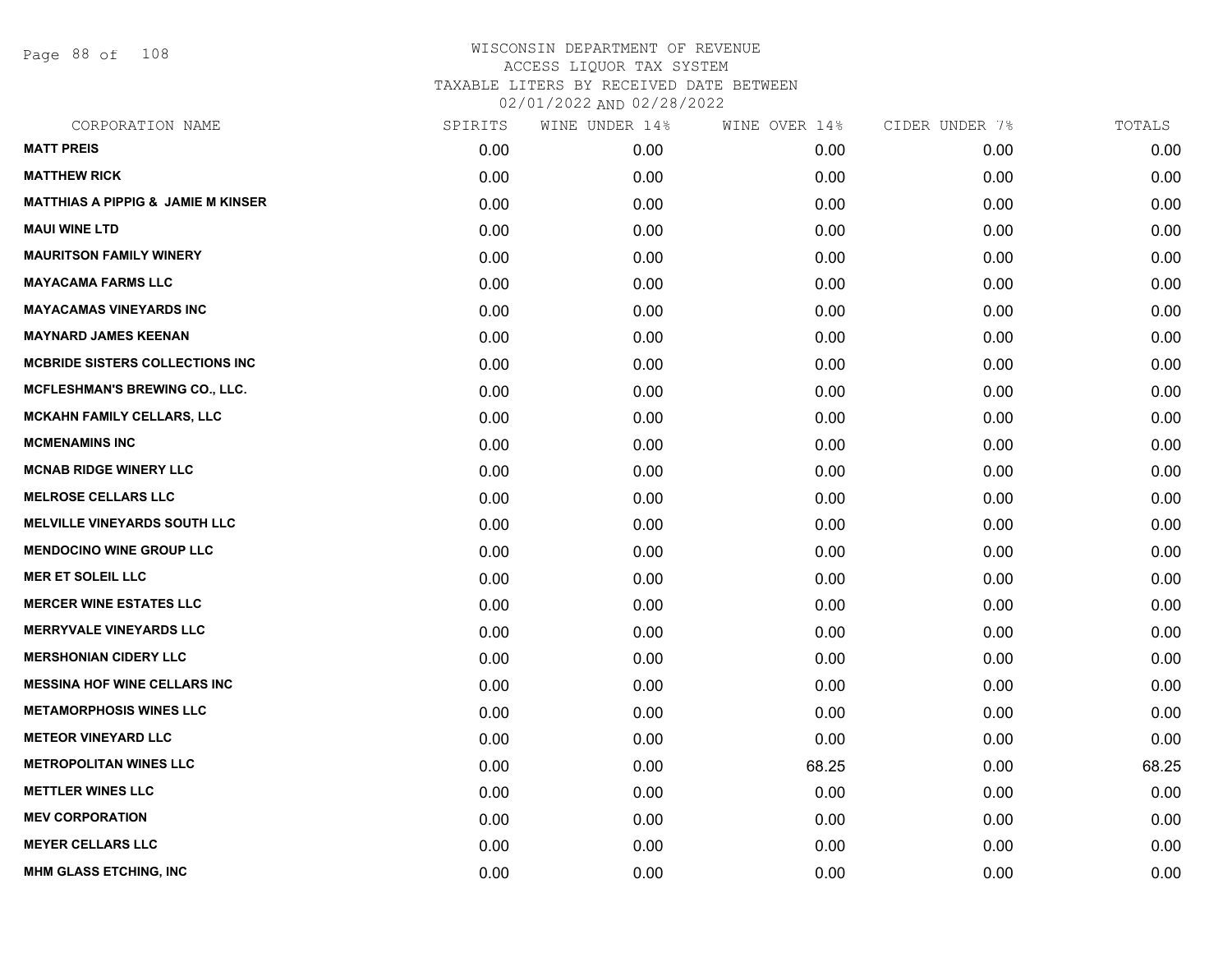# WISCONSIN DEPARTMENT OF REVENUE
## ACCESS LIQUOR TAX SYSTEM
### TAXABLE LITERS BY RECEIVED DATE BETWEEN 02/01/2022 AND 02/28/2022

| CORPORATION NAME | SPIRITS | WINE UNDER 14% | WINE OVER 14% | CIDER UNDER 7% | TOTALS |
|---|---|---|---|---|---|
| MATT PREIS | 0.00 | 0.00 | 0.00 | 0.00 | 0.00 |
| MATTHEW RICK | 0.00 | 0.00 | 0.00 | 0.00 | 0.00 |
| MATTHIAS A PIPPIG & JAMIE M KINSER | 0.00 | 0.00 | 0.00 | 0.00 | 0.00 |
| MAUI WINE LTD | 0.00 | 0.00 | 0.00 | 0.00 | 0.00 |
| MAURITSON FAMILY WINERY | 0.00 | 0.00 | 0.00 | 0.00 | 0.00 |
| MAYACAMA FARMS LLC | 0.00 | 0.00 | 0.00 | 0.00 | 0.00 |
| MAYACAMAS VINEYARDS INC | 0.00 | 0.00 | 0.00 | 0.00 | 0.00 |
| MAYNARD JAMES KEENAN | 0.00 | 0.00 | 0.00 | 0.00 | 0.00 |
| MCBRIDE SISTERS COLLECTIONS INC | 0.00 | 0.00 | 0.00 | 0.00 | 0.00 |
| MCFLESHMAN'S BREWING CO., LLC. | 0.00 | 0.00 | 0.00 | 0.00 | 0.00 |
| MCKAHN FAMILY CELLARS, LLC | 0.00 | 0.00 | 0.00 | 0.00 | 0.00 |
| MCMENAMINS INC | 0.00 | 0.00 | 0.00 | 0.00 | 0.00 |
| MCNAB RIDGE WINERY LLC | 0.00 | 0.00 | 0.00 | 0.00 | 0.00 |
| MELROSE CELLARS LLC | 0.00 | 0.00 | 0.00 | 0.00 | 0.00 |
| MELVILLE VINEYARDS SOUTH LLC | 0.00 | 0.00 | 0.00 | 0.00 | 0.00 |
| MENDOCINO WINE GROUP LLC | 0.00 | 0.00 | 0.00 | 0.00 | 0.00 |
| MER ET SOLEIL LLC | 0.00 | 0.00 | 0.00 | 0.00 | 0.00 |
| MERCER WINE ESTATES LLC | 0.00 | 0.00 | 0.00 | 0.00 | 0.00 |
| MERRYVALE VINEYARDS LLC | 0.00 | 0.00 | 0.00 | 0.00 | 0.00 |
| MERSHONIAN CIDERY LLC | 0.00 | 0.00 | 0.00 | 0.00 | 0.00 |
| MESSINA HOF WINE CELLARS INC | 0.00 | 0.00 | 0.00 | 0.00 | 0.00 |
| METAMORPHOSIS WINES LLC | 0.00 | 0.00 | 0.00 | 0.00 | 0.00 |
| METEOR VINEYARD LLC | 0.00 | 0.00 | 0.00 | 0.00 | 0.00 |
| METROPOLITAN WINES LLC | 0.00 | 0.00 | 68.25 | 0.00 | 68.25 |
| METTLER WINES LLC | 0.00 | 0.00 | 0.00 | 0.00 | 0.00 |
| MEV CORPORATION | 0.00 | 0.00 | 0.00 | 0.00 | 0.00 |
| MEYER CELLARS LLC | 0.00 | 0.00 | 0.00 | 0.00 | 0.00 |
| MHM GLASS ETCHING, INC | 0.00 | 0.00 | 0.00 | 0.00 | 0.00 |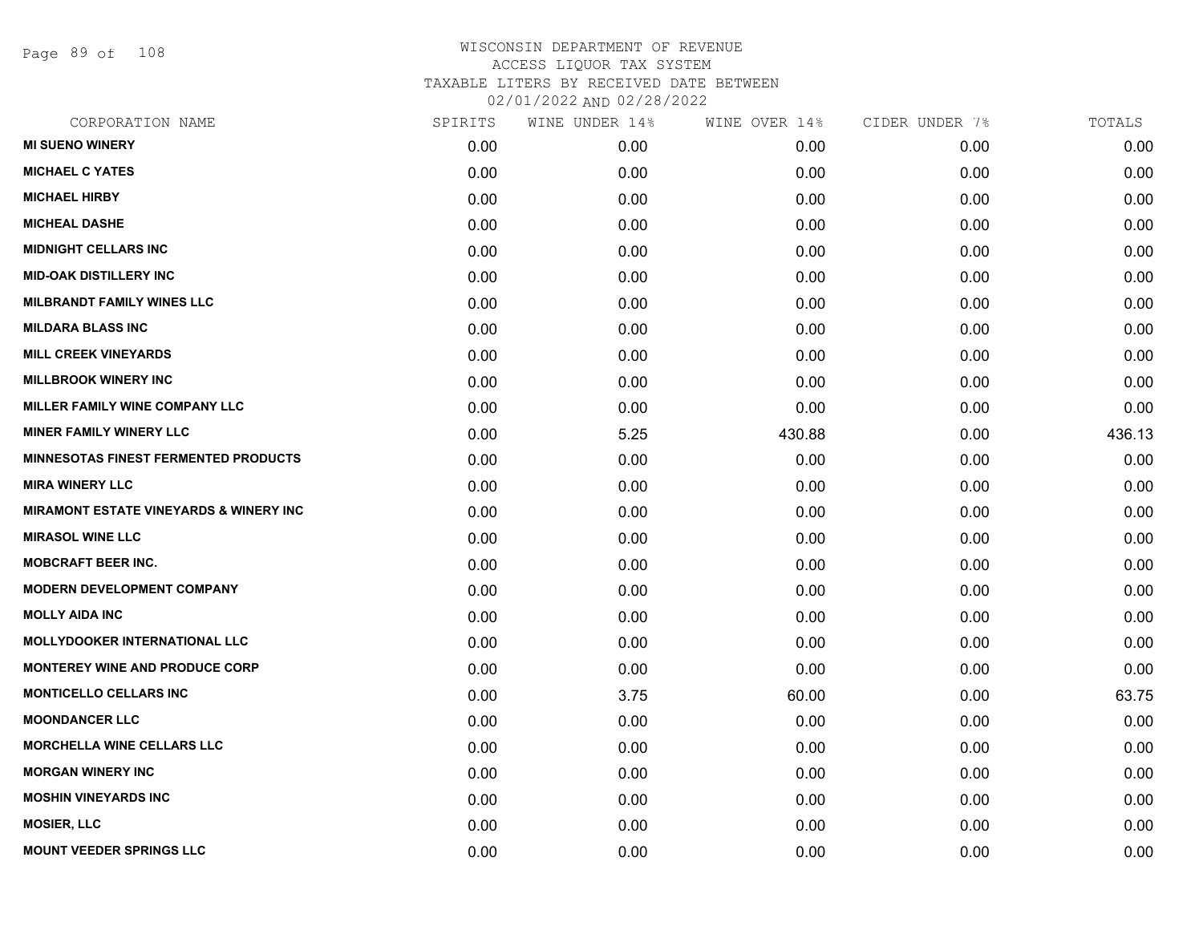WISCONSIN DEPARTMENT OF REVENUE
ACCESS LIQUOR TAX SYSTEM
TAXABLE LITERS BY RECEIVED DATE BETWEEN
02/01/2022 AND 02/28/2022

| CORPORATION NAME | SPIRITS | WINE UNDER 14% | WINE OVER 14% | CIDER UNDER 7% | TOTALS |
|---|---|---|---|---|---|
| **MI SUENO WINERY** | 0.00 | 0.00 | 0.00 | 0.00 | 0.00 |
| **MICHAEL C YATES** | 0.00 | 0.00 | 0.00 | 0.00 | 0.00 |
| **MICHAEL HIRBY** | 0.00 | 0.00 | 0.00 | 0.00 | 0.00 |
| **MICHEAL DASHE** | 0.00 | 0.00 | 0.00 | 0.00 | 0.00 |
| **MIDNIGHT CELLARS INC** | 0.00 | 0.00 | 0.00 | 0.00 | 0.00 |
| **MID-OAK DISTILLERY INC** | 0.00 | 0.00 | 0.00 | 0.00 | 0.00 |
| **MILBRANDT FAMILY WINES LLC** | 0.00 | 0.00 | 0.00 | 0.00 | 0.00 |
| **MILDARA BLASS INC** | 0.00 | 0.00 | 0.00 | 0.00 | 0.00 |
| **MILL CREEK VINEYARDS** | 0.00 | 0.00 | 0.00 | 0.00 | 0.00 |
| **MILLBROOK WINERY INC** | 0.00 | 0.00 | 0.00 | 0.00 | 0.00 |
| **MILLER FAMILY WINE COMPANY LLC** | 0.00 | 0.00 | 0.00 | 0.00 | 0.00 |
| **MINER FAMILY WINERY LLC** | 0.00 | 5.25 | 430.88 | 0.00 | 436.13 |
| **MINNESOTAS FINEST FERMENTED PRODUCTS** | 0.00 | 0.00 | 0.00 | 0.00 | 0.00 |
| **MIRA WINERY LLC** | 0.00 | 0.00 | 0.00 | 0.00 | 0.00 |
| **MIRAMONT ESTATE VINEYARDS & WINERY INC** | 0.00 | 0.00 | 0.00 | 0.00 | 0.00 |
| **MIRASOL WINE LLC** | 0.00 | 0.00 | 0.00 | 0.00 | 0.00 |
| **MOBCRAFT BEER INC.** | 0.00 | 0.00 | 0.00 | 0.00 | 0.00 |
| **MODERN DEVELOPMENT COMPANY** | 0.00 | 0.00 | 0.00 | 0.00 | 0.00 |
| **MOLLY AIDA INC** | 0.00 | 0.00 | 0.00 | 0.00 | 0.00 |
| **MOLLYDOOKER INTERNATIONAL LLC** | 0.00 | 0.00 | 0.00 | 0.00 | 0.00 |
| **MONTEREY WINE AND PRODUCE CORP** | 0.00 | 0.00 | 0.00 | 0.00 | 0.00 |
| **MONTICELLO CELLARS INC** | 0.00 | 3.75 | 60.00 | 0.00 | 63.75 |
| **MOONDANCER LLC** | 0.00 | 0.00 | 0.00 | 0.00 | 0.00 |
| **MORCHELLA WINE CELLARS LLC** | 0.00 | 0.00 | 0.00 | 0.00 | 0.00 |
| **MORGAN WINERY INC** | 0.00 | 0.00 | 0.00 | 0.00 | 0.00 |
| **MOSHIN VINEYARDS INC** | 0.00 | 0.00 | 0.00 | 0.00 | 0.00 |
| **MOSIER, LLC** | 0.00 | 0.00 | 0.00 | 0.00 | 0.00 |
| **MOUNT VEEDER SPRINGS LLC** | 0.00 | 0.00 | 0.00 | 0.00 | 0.00 |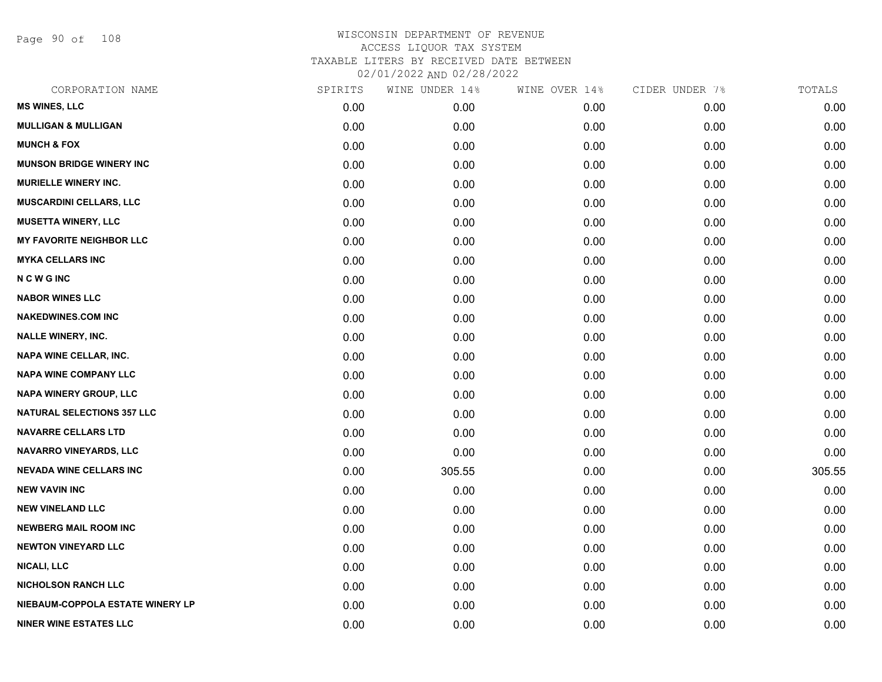WISCONSIN DEPARTMENT OF REVENUE
ACCESS LIQUOR TAX SYSTEM
TAXABLE LITERS BY RECEIVED DATE BETWEEN
02/01/2022 AND 02/28/2022

| CORPORATION NAME | SPIRITS | WINE UNDER 14% | WINE OVER 14% | CIDER UNDER 7% | TOTALS |
|---|---|---|---|---|---|
| MS WINES, LLC | 0.00 | 0.00 | 0.00 | 0.00 | 0.00 |
| MULLIGAN & MULLIGAN | 0.00 | 0.00 | 0.00 | 0.00 | 0.00 |
| MUNCH & FOX | 0.00 | 0.00 | 0.00 | 0.00 | 0.00 |
| MUNSON BRIDGE WINERY INC | 0.00 | 0.00 | 0.00 | 0.00 | 0.00 |
| MURIELLE WINERY INC. | 0.00 | 0.00 | 0.00 | 0.00 | 0.00 |
| MUSCARDINI CELLARS, LLC | 0.00 | 0.00 | 0.00 | 0.00 | 0.00 |
| MUSETTA WINERY, LLC | 0.00 | 0.00 | 0.00 | 0.00 | 0.00 |
| MY FAVORITE NEIGHBOR LLC | 0.00 | 0.00 | 0.00 | 0.00 | 0.00 |
| MYKA CELLARS INC | 0.00 | 0.00 | 0.00 | 0.00 | 0.00 |
| N C W G INC | 0.00 | 0.00 | 0.00 | 0.00 | 0.00 |
| NABOR WINES LLC | 0.00 | 0.00 | 0.00 | 0.00 | 0.00 |
| NAKEDWINES.COM INC | 0.00 | 0.00 | 0.00 | 0.00 | 0.00 |
| NALLE WINERY, INC. | 0.00 | 0.00 | 0.00 | 0.00 | 0.00 |
| NAPA WINE CELLAR, INC. | 0.00 | 0.00 | 0.00 | 0.00 | 0.00 |
| NAPA WINE COMPANY LLC | 0.00 | 0.00 | 0.00 | 0.00 | 0.00 |
| NAPA WINERY GROUP, LLC | 0.00 | 0.00 | 0.00 | 0.00 | 0.00 |
| NATURAL SELECTIONS 357 LLC | 0.00 | 0.00 | 0.00 | 0.00 | 0.00 |
| NAVARRE CELLARS LTD | 0.00 | 0.00 | 0.00 | 0.00 | 0.00 |
| NAVARRO VINEYARDS, LLC | 0.00 | 0.00 | 0.00 | 0.00 | 0.00 |
| NEVADA WINE CELLARS INC | 0.00 | 305.55 | 0.00 | 0.00 | 305.55 |
| NEW VAVIN INC | 0.00 | 0.00 | 0.00 | 0.00 | 0.00 |
| NEW VINELAND LLC | 0.00 | 0.00 | 0.00 | 0.00 | 0.00 |
| NEWBERG MAIL ROOM INC | 0.00 | 0.00 | 0.00 | 0.00 | 0.00 |
| NEWTON VINEYARD LLC | 0.00 | 0.00 | 0.00 | 0.00 | 0.00 |
| NICALI, LLC | 0.00 | 0.00 | 0.00 | 0.00 | 0.00 |
| NICHOLSON RANCH LLC | 0.00 | 0.00 | 0.00 | 0.00 | 0.00 |
| NIEBAUM-COPPOLA ESTATE WINERY LP | 0.00 | 0.00 | 0.00 | 0.00 | 0.00 |
| NINER WINE ESTATES LLC | 0.00 | 0.00 | 0.00 | 0.00 | 0.00 |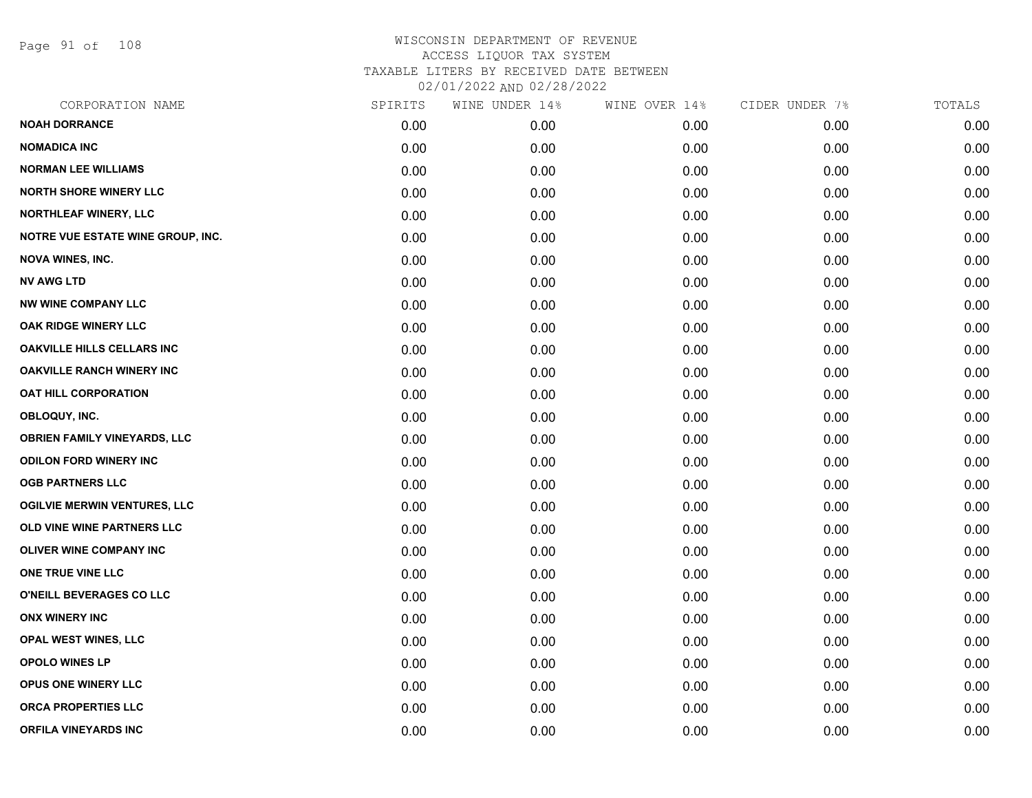# WISCONSIN DEPARTMENT OF REVENUE
## ACCESS LIQUOR TAX SYSTEM
## TAXABLE LITERS BY RECEIVED DATE BETWEEN 02/01/2022 AND 02/28/2022

| CORPORATION NAME | SPIRITS | WINE UNDER 14% | WINE OVER 14% | CIDER UNDER 7% | TOTALS |
|---|---|---|---|---|---|
| NOAH DORRANCE | 0.00 | 0.00 | 0.00 | 0.00 | 0.00 |
| NOMADICA INC | 0.00 | 0.00 | 0.00 | 0.00 | 0.00 |
| NORMAN LEE WILLIAMS | 0.00 | 0.00 | 0.00 | 0.00 | 0.00 |
| NORTH SHORE WINERY LLC | 0.00 | 0.00 | 0.00 | 0.00 | 0.00 |
| NORTHLEAF WINERY, LLC | 0.00 | 0.00 | 0.00 | 0.00 | 0.00 |
| NOTRE VUE ESTATE WINE GROUP, INC. | 0.00 | 0.00 | 0.00 | 0.00 | 0.00 |
| NOVA WINES, INC. | 0.00 | 0.00 | 0.00 | 0.00 | 0.00 |
| NV AWG LTD | 0.00 | 0.00 | 0.00 | 0.00 | 0.00 |
| NW WINE COMPANY LLC | 0.00 | 0.00 | 0.00 | 0.00 | 0.00 |
| OAK RIDGE WINERY LLC | 0.00 | 0.00 | 0.00 | 0.00 | 0.00 |
| OAKVILLE HILLS CELLARS INC | 0.00 | 0.00 | 0.00 | 0.00 | 0.00 |
| OAKVILLE RANCH WINERY INC | 0.00 | 0.00 | 0.00 | 0.00 | 0.00 |
| OAT HILL CORPORATION | 0.00 | 0.00 | 0.00 | 0.00 | 0.00 |
| OBLOQUY, INC. | 0.00 | 0.00 | 0.00 | 0.00 | 0.00 |
| OBRIEN FAMILY VINEYARDS, LLC | 0.00 | 0.00 | 0.00 | 0.00 | 0.00 |
| ODILON FORD WINERY INC | 0.00 | 0.00 | 0.00 | 0.00 | 0.00 |
| OGB PARTNERS LLC | 0.00 | 0.00 | 0.00 | 0.00 | 0.00 |
| OGILVIE MERWIN VENTURES, LLC | 0.00 | 0.00 | 0.00 | 0.00 | 0.00 |
| OLD VINE WINE PARTNERS LLC | 0.00 | 0.00 | 0.00 | 0.00 | 0.00 |
| OLIVER WINE COMPANY INC | 0.00 | 0.00 | 0.00 | 0.00 | 0.00 |
| ONE TRUE VINE LLC | 0.00 | 0.00 | 0.00 | 0.00 | 0.00 |
| O'NEILL BEVERAGES CO LLC | 0.00 | 0.00 | 0.00 | 0.00 | 0.00 |
| ONX WINERY INC | 0.00 | 0.00 | 0.00 | 0.00 | 0.00 |
| OPAL WEST WINES, LLC | 0.00 | 0.00 | 0.00 | 0.00 | 0.00 |
| OPOLO WINES LP | 0.00 | 0.00 | 0.00 | 0.00 | 0.00 |
| OPUS ONE WINERY LLC | 0.00 | 0.00 | 0.00 | 0.00 | 0.00 |
| ORCA PROPERTIES LLC | 0.00 | 0.00 | 0.00 | 0.00 | 0.00 |
| ORFILA VINEYARDS INC | 0.00 | 0.00 | 0.00 | 0.00 | 0.00 |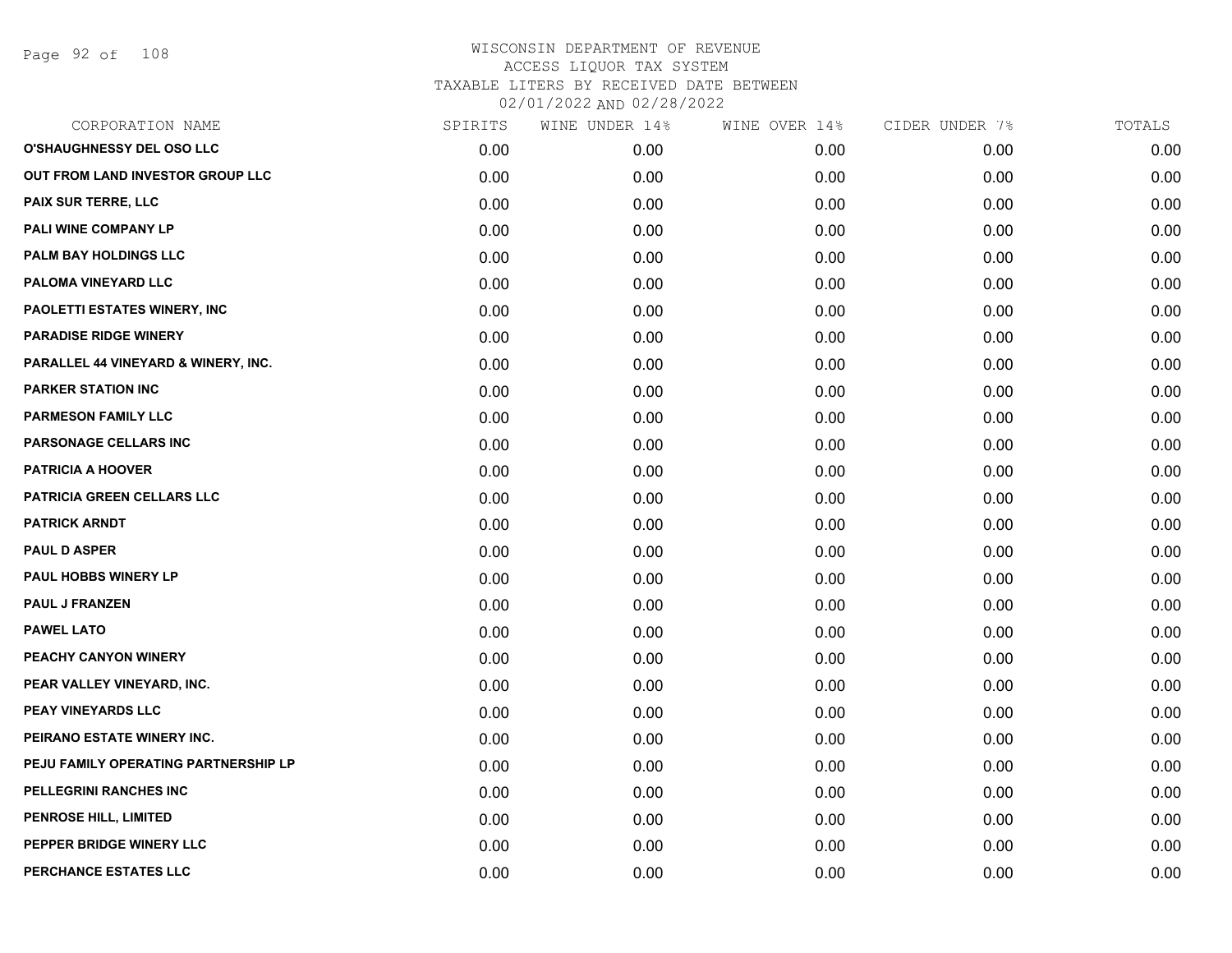# WISCONSIN DEPARTMENT OF REVENUE
ACCESS LIQUOR TAX SYSTEM
TAXABLE LITERS BY RECEIVED DATE BETWEEN
02/01/2022 AND 02/28/2022

| CORPORATION NAME | SPIRITS | WINE UNDER 14% | WINE OVER 14% | CIDER UNDER 7% | TOTALS |
|---|---|---|---|---|---|
| O'SHAUGHNESSY DEL OSO LLC | 0.00 | 0.00 | 0.00 | 0.00 | 0.00 |
| OUT FROM LAND INVESTOR GROUP LLC | 0.00 | 0.00 | 0.00 | 0.00 | 0.00 |
| PAIX SUR TERRE, LLC | 0.00 | 0.00 | 0.00 | 0.00 | 0.00 |
| PALI WINE COMPANY LP | 0.00 | 0.00 | 0.00 | 0.00 | 0.00 |
| PALM BAY HOLDINGS LLC | 0.00 | 0.00 | 0.00 | 0.00 | 0.00 |
| PALOMA VINEYARD LLC | 0.00 | 0.00 | 0.00 | 0.00 | 0.00 |
| PAOLETTI ESTATES WINERY, INC | 0.00 | 0.00 | 0.00 | 0.00 | 0.00 |
| PARADISE RIDGE WINERY | 0.00 | 0.00 | 0.00 | 0.00 | 0.00 |
| PARALLEL 44 VINEYARD & WINERY, INC. | 0.00 | 0.00 | 0.00 | 0.00 | 0.00 |
| PARKER STATION INC | 0.00 | 0.00 | 0.00 | 0.00 | 0.00 |
| PARMESON FAMILY LLC | 0.00 | 0.00 | 0.00 | 0.00 | 0.00 |
| PARSONAGE CELLARS INC | 0.00 | 0.00 | 0.00 | 0.00 | 0.00 |
| PATRICIA A HOOVER | 0.00 | 0.00 | 0.00 | 0.00 | 0.00 |
| PATRICIA GREEN CELLARS LLC | 0.00 | 0.00 | 0.00 | 0.00 | 0.00 |
| PATRICK ARNDT | 0.00 | 0.00 | 0.00 | 0.00 | 0.00 |
| PAUL D ASPER | 0.00 | 0.00 | 0.00 | 0.00 | 0.00 |
| PAUL HOBBS WINERY LP | 0.00 | 0.00 | 0.00 | 0.00 | 0.00 |
| PAUL J FRANZEN | 0.00 | 0.00 | 0.00 | 0.00 | 0.00 |
| PAWEL LATO | 0.00 | 0.00 | 0.00 | 0.00 | 0.00 |
| PEACHY CANYON WINERY | 0.00 | 0.00 | 0.00 | 0.00 | 0.00 |
| PEAR VALLEY VINEYARD, INC. | 0.00 | 0.00 | 0.00 | 0.00 | 0.00 |
| PEAY VINEYARDS LLC | 0.00 | 0.00 | 0.00 | 0.00 | 0.00 |
| PEIRANO ESTATE WINERY INC. | 0.00 | 0.00 | 0.00 | 0.00 | 0.00 |
| PEJU FAMILY OPERATING PARTNERSHIP LP | 0.00 | 0.00 | 0.00 | 0.00 | 0.00 |
| PELLEGRINI RANCHES INC | 0.00 | 0.00 | 0.00 | 0.00 | 0.00 |
| PENROSE HILL, LIMITED | 0.00 | 0.00 | 0.00 | 0.00 | 0.00 |
| PEPPER BRIDGE WINERY LLC | 0.00 | 0.00 | 0.00 | 0.00 | 0.00 |
| PERCHANCE ESTATES LLC | 0.00 | 0.00 | 0.00 | 0.00 | 0.00 |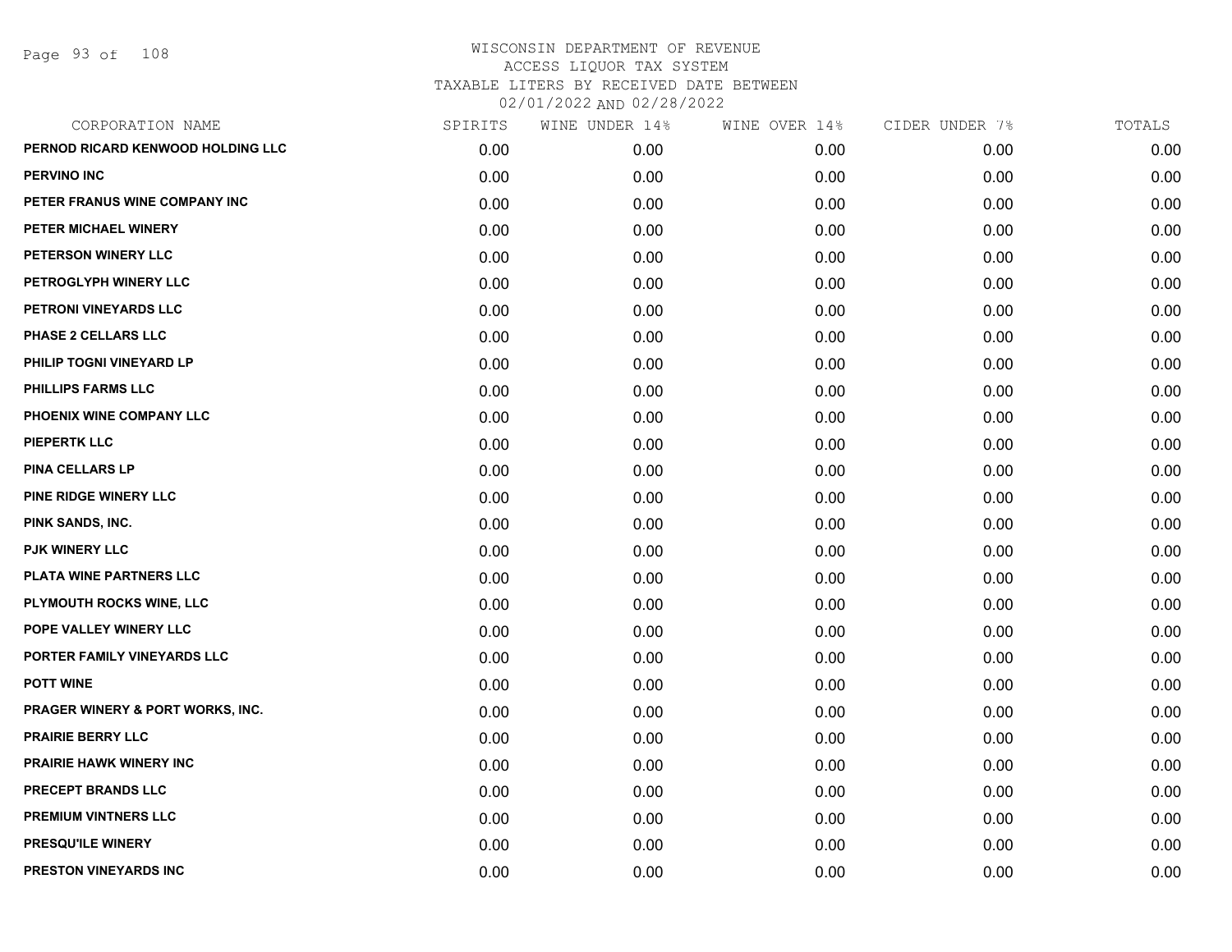# WISCONSIN DEPARTMENT OF REVENUE
## ACCESS LIQUOR TAX SYSTEM
### TAXABLE LITERS BY RECEIVED DATE BETWEEN 02/01/2022 AND 02/28/2022

| CORPORATION NAME | SPIRITS | WINE UNDER 14% | WINE OVER 14% | CIDER UNDER 7% | TOTALS |
|---|---|---|---|---|---|
| PERNOD RICARD KENWOOD HOLDING LLC | 0.00 | 0.00 | 0.00 | 0.00 | 0.00 |
| PERVINO INC | 0.00 | 0.00 | 0.00 | 0.00 | 0.00 |
| PETER FRANUS WINE COMPANY INC | 0.00 | 0.00 | 0.00 | 0.00 | 0.00 |
| PETER MICHAEL WINERY | 0.00 | 0.00 | 0.00 | 0.00 | 0.00 |
| PETERSON WINERY LLC | 0.00 | 0.00 | 0.00 | 0.00 | 0.00 |
| PETROGLYPH WINERY LLC | 0.00 | 0.00 | 0.00 | 0.00 | 0.00 |
| PETRONI VINEYARDS LLC | 0.00 | 0.00 | 0.00 | 0.00 | 0.00 |
| PHASE 2 CELLARS LLC | 0.00 | 0.00 | 0.00 | 0.00 | 0.00 |
| PHILIP TOGNI VINEYARD LP | 0.00 | 0.00 | 0.00 | 0.00 | 0.00 |
| PHILLIPS FARMS LLC | 0.00 | 0.00 | 0.00 | 0.00 | 0.00 |
| PHOENIX WINE COMPANY LLC | 0.00 | 0.00 | 0.00 | 0.00 | 0.00 |
| PIEPERTK LLC | 0.00 | 0.00 | 0.00 | 0.00 | 0.00 |
| PINA CELLARS LP | 0.00 | 0.00 | 0.00 | 0.00 | 0.00 |
| PINE RIDGE WINERY LLC | 0.00 | 0.00 | 0.00 | 0.00 | 0.00 |
| PINK SANDS, INC. | 0.00 | 0.00 | 0.00 | 0.00 | 0.00 |
| PJK WINERY LLC | 0.00 | 0.00 | 0.00 | 0.00 | 0.00 |
| PLATA WINE PARTNERS LLC | 0.00 | 0.00 | 0.00 | 0.00 | 0.00 |
| PLYMOUTH ROCKS WINE, LLC | 0.00 | 0.00 | 0.00 | 0.00 | 0.00 |
| POPE VALLEY WINERY LLC | 0.00 | 0.00 | 0.00 | 0.00 | 0.00 |
| PORTER FAMILY VINEYARDS LLC | 0.00 | 0.00 | 0.00 | 0.00 | 0.00 |
| POTT WINE | 0.00 | 0.00 | 0.00 | 0.00 | 0.00 |
| PRAGER WINERY & PORT WORKS, INC. | 0.00 | 0.00 | 0.00 | 0.00 | 0.00 |
| PRAIRIE BERRY LLC | 0.00 | 0.00 | 0.00 | 0.00 | 0.00 |
| PRAIRIE HAWK WINERY INC | 0.00 | 0.00 | 0.00 | 0.00 | 0.00 |
| PRECEPT BRANDS LLC | 0.00 | 0.00 | 0.00 | 0.00 | 0.00 |
| PREMIUM VINTNERS LLC | 0.00 | 0.00 | 0.00 | 0.00 | 0.00 |
| PRESQU'ILE WINERY | 0.00 | 0.00 | 0.00 | 0.00 | 0.00 |
| PRESTON VINEYARDS INC | 0.00 | 0.00 | 0.00 | 0.00 | 0.00 |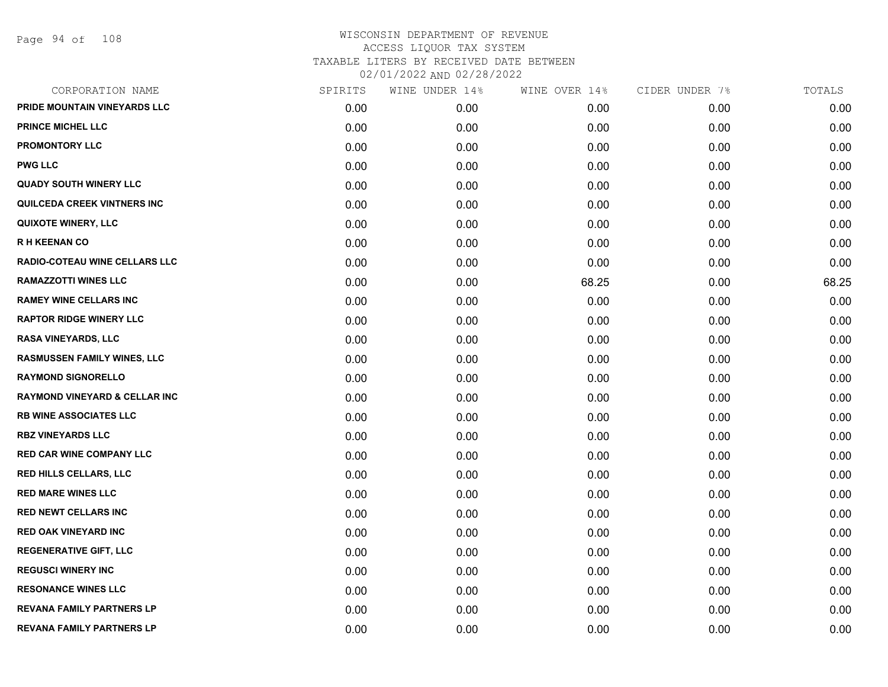WISCONSIN DEPARTMENT OF REVENUE
ACCESS LIQUOR TAX SYSTEM
TAXABLE LITERS BY RECEIVED DATE BETWEEN
02/01/2022 AND 02/28/2022

| CORPORATION NAME | SPIRITS | WINE UNDER 14% | WINE OVER 14% | CIDER UNDER 7% | TOTALS |
|---|---|---|---|---|---|
| PRIDE MOUNTAIN VINEYARDS LLC | 0.00 | 0.00 | 0.00 | 0.00 | 0.00 |
| PRINCE MICHEL LLC | 0.00 | 0.00 | 0.00 | 0.00 | 0.00 |
| PROMONTORY LLC | 0.00 | 0.00 | 0.00 | 0.00 | 0.00 |
| PWG LLC | 0.00 | 0.00 | 0.00 | 0.00 | 0.00 |
| QUADY SOUTH WINERY LLC | 0.00 | 0.00 | 0.00 | 0.00 | 0.00 |
| QUILCEDA CREEK VINTNERS INC | 0.00 | 0.00 | 0.00 | 0.00 | 0.00 |
| QUIXOTE WINERY, LLC | 0.00 | 0.00 | 0.00 | 0.00 | 0.00 |
| R H KEENAN CO | 0.00 | 0.00 | 0.00 | 0.00 | 0.00 |
| RADIO-COTEAU WINE CELLARS LLC | 0.00 | 0.00 | 0.00 | 0.00 | 0.00 |
| RAMAZZOTTI WINES LLC | 0.00 | 0.00 | 68.25 | 0.00 | 68.25 |
| RAMEY WINE CELLARS INC | 0.00 | 0.00 | 0.00 | 0.00 | 0.00 |
| RAPTOR RIDGE WINERY LLC | 0.00 | 0.00 | 0.00 | 0.00 | 0.00 |
| RASA VINEYARDS, LLC | 0.00 | 0.00 | 0.00 | 0.00 | 0.00 |
| RASMUSSEN FAMILY WINES, LLC | 0.00 | 0.00 | 0.00 | 0.00 | 0.00 |
| RAYMOND SIGNORELLO | 0.00 | 0.00 | 0.00 | 0.00 | 0.00 |
| RAYMOND VINEYARD & CELLAR INC | 0.00 | 0.00 | 0.00 | 0.00 | 0.00 |
| RB WINE ASSOCIATES LLC | 0.00 | 0.00 | 0.00 | 0.00 | 0.00 |
| RBZ VINEYARDS LLC | 0.00 | 0.00 | 0.00 | 0.00 | 0.00 |
| RED CAR WINE COMPANY LLC | 0.00 | 0.00 | 0.00 | 0.00 | 0.00 |
| RED HILLS CELLARS, LLC | 0.00 | 0.00 | 0.00 | 0.00 | 0.00 |
| RED MARE WINES LLC | 0.00 | 0.00 | 0.00 | 0.00 | 0.00 |
| RED NEWT CELLARS INC | 0.00 | 0.00 | 0.00 | 0.00 | 0.00 |
| RED OAK VINEYARD INC | 0.00 | 0.00 | 0.00 | 0.00 | 0.00 |
| REGENERATIVE GIFT, LLC | 0.00 | 0.00 | 0.00 | 0.00 | 0.00 |
| REGUSCI WINERY INC | 0.00 | 0.00 | 0.00 | 0.00 | 0.00 |
| RESONANCE WINES LLC | 0.00 | 0.00 | 0.00 | 0.00 | 0.00 |
| REVANA FAMILY PARTNERS LP | 0.00 | 0.00 | 0.00 | 0.00 | 0.00 |
| REVANA FAMILY PARTNERS LP | 0.00 | 0.00 | 0.00 | 0.00 | 0.00 |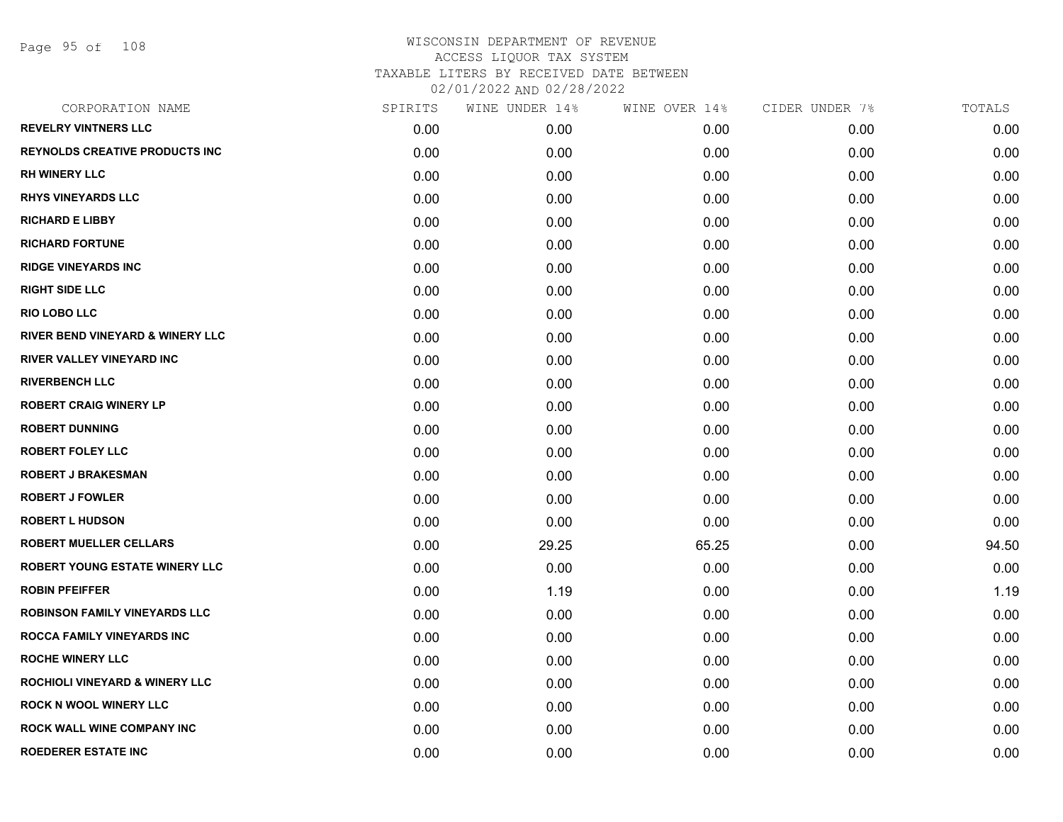# WISCONSIN DEPARTMENT OF REVENUE
ACCESS LIQUOR TAX SYSTEM
TAXABLE LITERS BY RECEIVED DATE BETWEEN
02/01/2022 AND 02/28/2022

| CORPORATION NAME | SPIRITS | WINE UNDER 14% | WINE OVER 14% | CIDER UNDER 7% | TOTALS |
|---|---|---|---|---|---|
| REVELRY VINTNERS LLC | 0.00 | 0.00 | 0.00 | 0.00 | 0.00 |
| REYNOLDS CREATIVE PRODUCTS INC | 0.00 | 0.00 | 0.00 | 0.00 | 0.00 |
| RH WINERY LLC | 0.00 | 0.00 | 0.00 | 0.00 | 0.00 |
| RHYS VINEYARDS LLC | 0.00 | 0.00 | 0.00 | 0.00 | 0.00 |
| RICHARD E LIBBY | 0.00 | 0.00 | 0.00 | 0.00 | 0.00 |
| RICHARD FORTUNE | 0.00 | 0.00 | 0.00 | 0.00 | 0.00 |
| RIDGE VINEYARDS INC | 0.00 | 0.00 | 0.00 | 0.00 | 0.00 |
| RIGHT SIDE LLC | 0.00 | 0.00 | 0.00 | 0.00 | 0.00 |
| RIO LOBO LLC | 0.00 | 0.00 | 0.00 | 0.00 | 0.00 |
| RIVER BEND VINEYARD & WINERY LLC | 0.00 | 0.00 | 0.00 | 0.00 | 0.00 |
| RIVER VALLEY VINEYARD INC | 0.00 | 0.00 | 0.00 | 0.00 | 0.00 |
| RIVERBENCH LLC | 0.00 | 0.00 | 0.00 | 0.00 | 0.00 |
| ROBERT CRAIG WINERY LP | 0.00 | 0.00 | 0.00 | 0.00 | 0.00 |
| ROBERT DUNNING | 0.00 | 0.00 | 0.00 | 0.00 | 0.00 |
| ROBERT FOLEY LLC | 0.00 | 0.00 | 0.00 | 0.00 | 0.00 |
| ROBERT J BRAKESMAN | 0.00 | 0.00 | 0.00 | 0.00 | 0.00 |
| ROBERT J FOWLER | 0.00 | 0.00 | 0.00 | 0.00 | 0.00 |
| ROBERT L HUDSON | 0.00 | 0.00 | 0.00 | 0.00 | 0.00 |
| ROBERT MUELLER CELLARS | 0.00 | 29.25 | 65.25 | 0.00 | 94.50 |
| ROBERT YOUNG ESTATE WINERY LLC | 0.00 | 0.00 | 0.00 | 0.00 | 0.00 |
| ROBIN PFEIFFER | 0.00 | 1.19 | 0.00 | 0.00 | 1.19 |
| ROBINSON FAMILY VINEYARDS LLC | 0.00 | 0.00 | 0.00 | 0.00 | 0.00 |
| ROCCA FAMILY VINEYARDS INC | 0.00 | 0.00 | 0.00 | 0.00 | 0.00 |
| ROCHE WINERY LLC | 0.00 | 0.00 | 0.00 | 0.00 | 0.00 |
| ROCHIOLI VINEYARD & WINERY LLC | 0.00 | 0.00 | 0.00 | 0.00 | 0.00 |
| ROCK N WOOL WINERY LLC | 0.00 | 0.00 | 0.00 | 0.00 | 0.00 |
| ROCK WALL WINE COMPANY INC | 0.00 | 0.00 | 0.00 | 0.00 | 0.00 |
| ROEDERER ESTATE INC | 0.00 | 0.00 | 0.00 | 0.00 | 0.00 |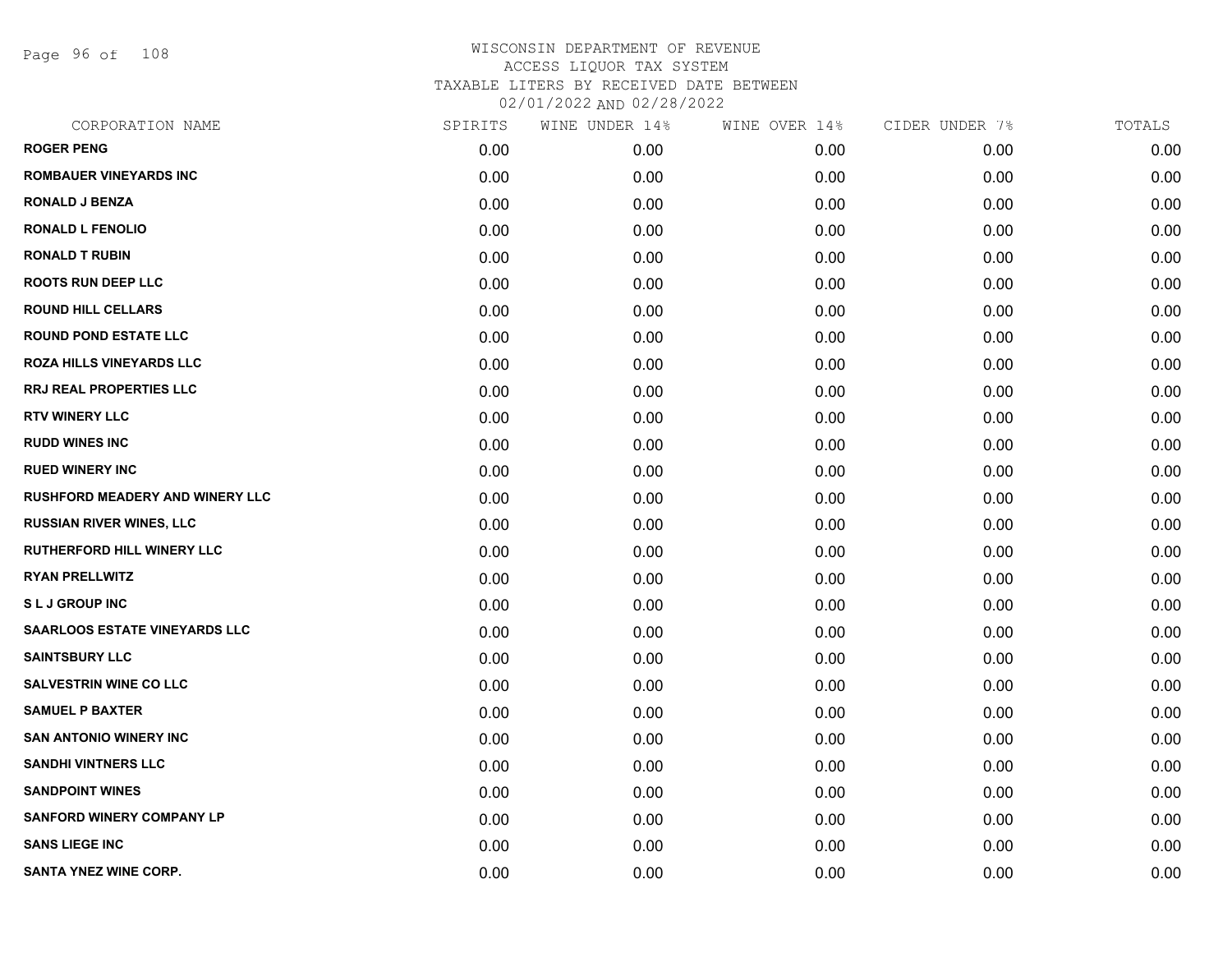# WISCONSIN DEPARTMENT OF REVENUE
## ACCESS LIQUOR TAX SYSTEM
### TAXABLE LITERS BY RECEIVED DATE BETWEEN 02/01/2022 AND 02/28/2022

| CORPORATION NAME | SPIRITS | WINE UNDER 14% | WINE OVER 14% | CIDER UNDER 7% | TOTALS |
|---|---|---|---|---|---|
| ROGER PENG | 0.00 | 0.00 | 0.00 | 0.00 | 0.00 |
| ROMBAUER VINEYARDS INC | 0.00 | 0.00 | 0.00 | 0.00 | 0.00 |
| RONALD J BENZA | 0.00 | 0.00 | 0.00 | 0.00 | 0.00 |
| RONALD L FENOLIO | 0.00 | 0.00 | 0.00 | 0.00 | 0.00 |
| RONALD T RUBIN | 0.00 | 0.00 | 0.00 | 0.00 | 0.00 |
| ROOTS RUN DEEP LLC | 0.00 | 0.00 | 0.00 | 0.00 | 0.00 |
| ROUND HILL CELLARS | 0.00 | 0.00 | 0.00 | 0.00 | 0.00 |
| ROUND POND ESTATE LLC | 0.00 | 0.00 | 0.00 | 0.00 | 0.00 |
| ROZA HILLS VINEYARDS LLC | 0.00 | 0.00 | 0.00 | 0.00 | 0.00 |
| RRJ REAL PROPERTIES LLC | 0.00 | 0.00 | 0.00 | 0.00 | 0.00 |
| RTV WINERY LLC | 0.00 | 0.00 | 0.00 | 0.00 | 0.00 |
| RUDD WINES INC | 0.00 | 0.00 | 0.00 | 0.00 | 0.00 |
| RUED WINERY INC | 0.00 | 0.00 | 0.00 | 0.00 | 0.00 |
| RUSHFORD MEADERY AND WINERY LLC | 0.00 | 0.00 | 0.00 | 0.00 | 0.00 |
| RUSSIAN RIVER WINES, LLC | 0.00 | 0.00 | 0.00 | 0.00 | 0.00 |
| RUTHERFORD HILL WINERY LLC | 0.00 | 0.00 | 0.00 | 0.00 | 0.00 |
| RYAN PRELLWITZ | 0.00 | 0.00 | 0.00 | 0.00 | 0.00 |
| S L J GROUP INC | 0.00 | 0.00 | 0.00 | 0.00 | 0.00 |
| SAARLOOS ESTATE VINEYARDS LLC | 0.00 | 0.00 | 0.00 | 0.00 | 0.00 |
| SAINTSBURY LLC | 0.00 | 0.00 | 0.00 | 0.00 | 0.00 |
| SALVESTRIN WINE CO LLC | 0.00 | 0.00 | 0.00 | 0.00 | 0.00 |
| SAMUEL P BAXTER | 0.00 | 0.00 | 0.00 | 0.00 | 0.00 |
| SAN ANTONIO WINERY INC | 0.00 | 0.00 | 0.00 | 0.00 | 0.00 |
| SANDHI VINTNERS LLC | 0.00 | 0.00 | 0.00 | 0.00 | 0.00 |
| SANDPOINT WINES | 0.00 | 0.00 | 0.00 | 0.00 | 0.00 |
| SANFORD WINERY COMPANY LP | 0.00 | 0.00 | 0.00 | 0.00 | 0.00 |
| SANS LIEGE INC | 0.00 | 0.00 | 0.00 | 0.00 | 0.00 |
| SANTA YNEZ WINE CORP. | 0.00 | 0.00 | 0.00 | 0.00 | 0.00 |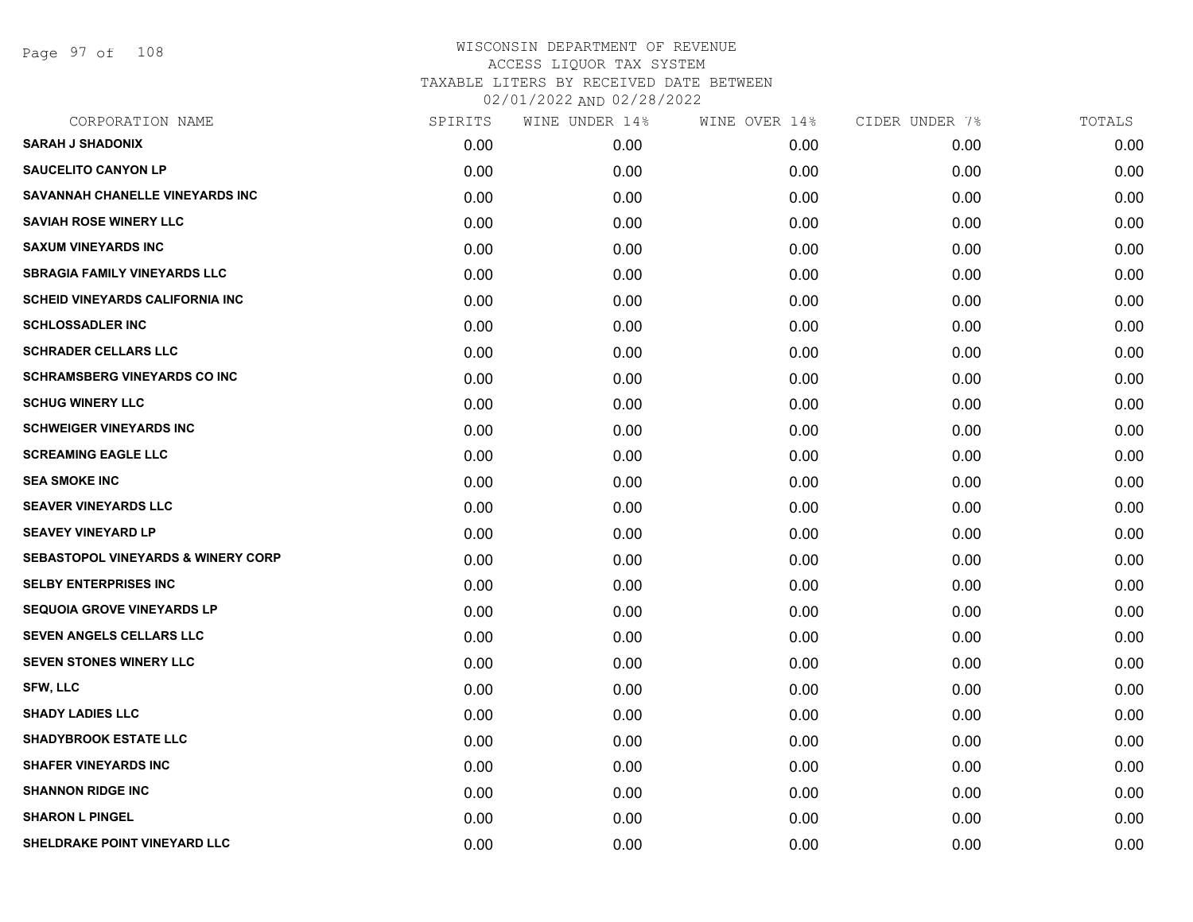WISCONSIN DEPARTMENT OF REVENUE
ACCESS LIQUOR TAX SYSTEM
TAXABLE LITERS BY RECEIVED DATE BETWEEN
02/01/2022 AND 02/28/2022

| CORPORATION NAME | SPIRITS | WINE UNDER 14% | WINE OVER 14% | CIDER UNDER 7% | TOTALS |
|---|---|---|---|---|---|
| SARAH J SHADONIX | 0.00 | 0.00 | 0.00 | 0.00 | 0.00 |
| SAUCELITO CANYON LP | 0.00 | 0.00 | 0.00 | 0.00 | 0.00 |
| SAVANNAH CHANELLE VINEYARDS INC | 0.00 | 0.00 | 0.00 | 0.00 | 0.00 |
| SAVIAH ROSE WINERY LLC | 0.00 | 0.00 | 0.00 | 0.00 | 0.00 |
| SAXUM VINEYARDS INC | 0.00 | 0.00 | 0.00 | 0.00 | 0.00 |
| SBRAGIA FAMILY VINEYARDS LLC | 0.00 | 0.00 | 0.00 | 0.00 | 0.00 |
| SCHEID VINEYARDS CALIFORNIA INC | 0.00 | 0.00 | 0.00 | 0.00 | 0.00 |
| SCHLOSSADLER INC | 0.00 | 0.00 | 0.00 | 0.00 | 0.00 |
| SCHRADER CELLARS LLC | 0.00 | 0.00 | 0.00 | 0.00 | 0.00 |
| SCHRAMSBERG VINEYARDS CO INC | 0.00 | 0.00 | 0.00 | 0.00 | 0.00 |
| SCHUG WINERY LLC | 0.00 | 0.00 | 0.00 | 0.00 | 0.00 |
| SCHWEIGER VINEYARDS INC | 0.00 | 0.00 | 0.00 | 0.00 | 0.00 |
| SCREAMING EAGLE LLC | 0.00 | 0.00 | 0.00 | 0.00 | 0.00 |
| SEA SMOKE INC | 0.00 | 0.00 | 0.00 | 0.00 | 0.00 |
| SEAVER VINEYARDS LLC | 0.00 | 0.00 | 0.00 | 0.00 | 0.00 |
| SEAVEY VINEYARD LP | 0.00 | 0.00 | 0.00 | 0.00 | 0.00 |
| SEBASTOPOL VINEYARDS & WINERY CORP | 0.00 | 0.00 | 0.00 | 0.00 | 0.00 |
| SELBY ENTERPRISES INC | 0.00 | 0.00 | 0.00 | 0.00 | 0.00 |
| SEQUOIA GROVE VINEYARDS LP | 0.00 | 0.00 | 0.00 | 0.00 | 0.00 |
| SEVEN ANGELS CELLARS LLC | 0.00 | 0.00 | 0.00 | 0.00 | 0.00 |
| SEVEN STONES WINERY LLC | 0.00 | 0.00 | 0.00 | 0.00 | 0.00 |
| SFW, LLC | 0.00 | 0.00 | 0.00 | 0.00 | 0.00 |
| SHADY LADIES LLC | 0.00 | 0.00 | 0.00 | 0.00 | 0.00 |
| SHADYBROOK ESTATE LLC | 0.00 | 0.00 | 0.00 | 0.00 | 0.00 |
| SHAFER VINEYARDS INC | 0.00 | 0.00 | 0.00 | 0.00 | 0.00 |
| SHANNON RIDGE INC | 0.00 | 0.00 | 0.00 | 0.00 | 0.00 |
| SHARON L PINGEL | 0.00 | 0.00 | 0.00 | 0.00 | 0.00 |
| SHELDRAKE POINT VINEYARD LLC | 0.00 | 0.00 | 0.00 | 0.00 | 0.00 |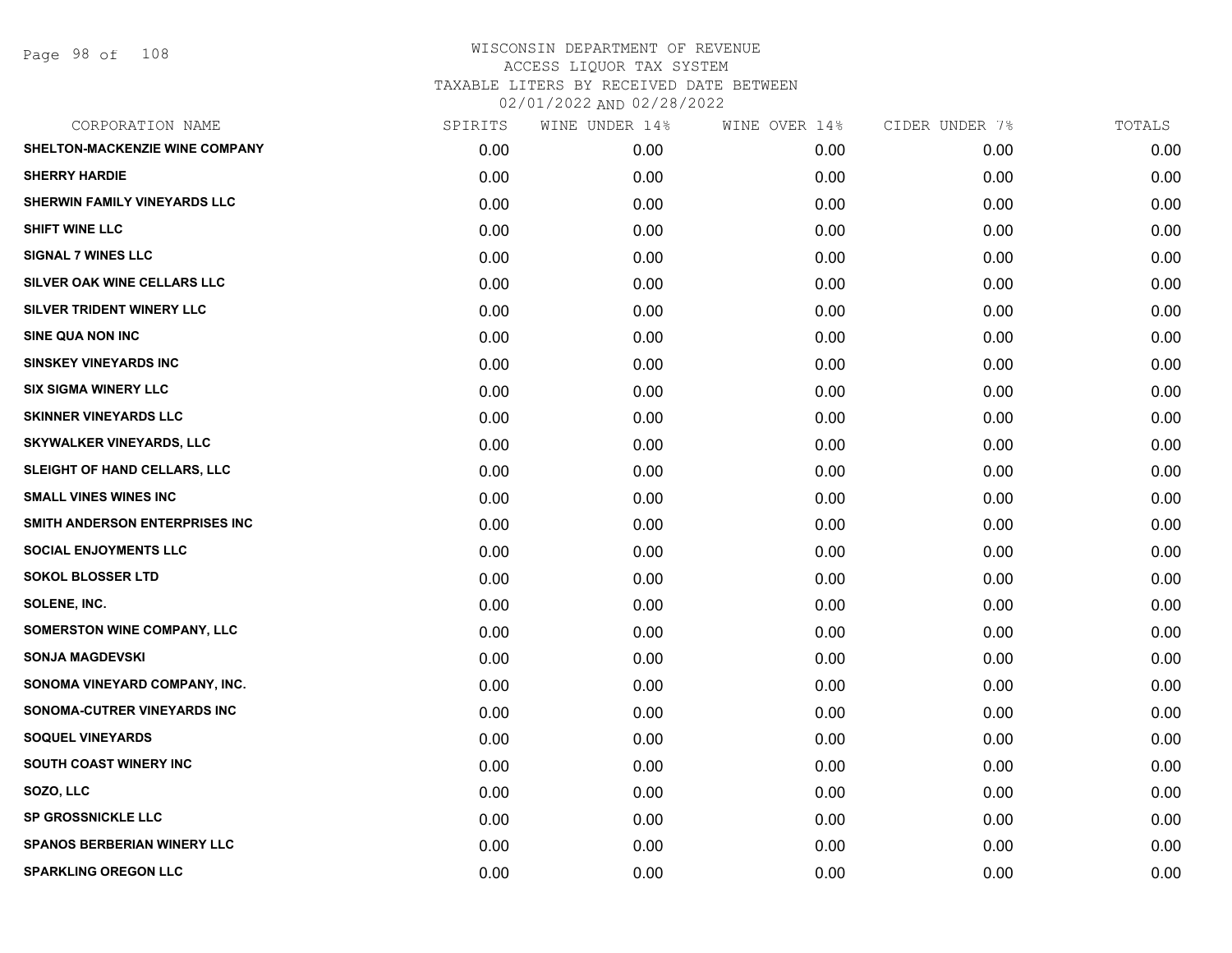# WISCONSIN DEPARTMENT OF REVENUE
## ACCESS LIQUOR TAX SYSTEM
### TAXABLE LITERS BY RECEIVED DATE BETWEEN 02/01/2022 AND 02/28/2022

| CORPORATION NAME | SPIRITS | WINE UNDER 14% | WINE OVER 14% | CIDER UNDER 7% | TOTALS |
|---|---|---|---|---|---|
| SHELTON-MACKENZIE WINE COMPANY | 0.00 | 0.00 | 0.00 | 0.00 | 0.00 |
| SHERRY HARDIE | 0.00 | 0.00 | 0.00 | 0.00 | 0.00 |
| SHERWIN FAMILY VINEYARDS LLC | 0.00 | 0.00 | 0.00 | 0.00 | 0.00 |
| SHIFT WINE LLC | 0.00 | 0.00 | 0.00 | 0.00 | 0.00 |
| SIGNAL 7 WINES LLC | 0.00 | 0.00 | 0.00 | 0.00 | 0.00 |
| SILVER OAK WINE CELLARS LLC | 0.00 | 0.00 | 0.00 | 0.00 | 0.00 |
| SILVER TRIDENT WINERY LLC | 0.00 | 0.00 | 0.00 | 0.00 | 0.00 |
| SINE QUA NON INC | 0.00 | 0.00 | 0.00 | 0.00 | 0.00 |
| SINSKEY VINEYARDS INC | 0.00 | 0.00 | 0.00 | 0.00 | 0.00 |
| SIX SIGMA WINERY LLC | 0.00 | 0.00 | 0.00 | 0.00 | 0.00 |
| SKINNER VINEYARDS LLC | 0.00 | 0.00 | 0.00 | 0.00 | 0.00 |
| SKYWALKER VINEYARDS, LLC | 0.00 | 0.00 | 0.00 | 0.00 | 0.00 |
| SLEIGHT OF HAND CELLARS, LLC | 0.00 | 0.00 | 0.00 | 0.00 | 0.00 |
| SMALL VINES WINES INC | 0.00 | 0.00 | 0.00 | 0.00 | 0.00 |
| SMITH ANDERSON ENTERPRISES INC | 0.00 | 0.00 | 0.00 | 0.00 | 0.00 |
| SOCIAL ENJOYMENTS LLC | 0.00 | 0.00 | 0.00 | 0.00 | 0.00 |
| SOKOL BLOSSER LTD | 0.00 | 0.00 | 0.00 | 0.00 | 0.00 |
| SOLENE, INC. | 0.00 | 0.00 | 0.00 | 0.00 | 0.00 |
| SOMERSTON WINE COMPANY, LLC | 0.00 | 0.00 | 0.00 | 0.00 | 0.00 |
| SONJA MAGDEVSKI | 0.00 | 0.00 | 0.00 | 0.00 | 0.00 |
| SONOMA VINEYARD COMPANY, INC. | 0.00 | 0.00 | 0.00 | 0.00 | 0.00 |
| SONOMA-CUTRER VINEYARDS INC | 0.00 | 0.00 | 0.00 | 0.00 | 0.00 |
| SOQUEL VINEYARDS | 0.00 | 0.00 | 0.00 | 0.00 | 0.00 |
| SOUTH COAST WINERY INC | 0.00 | 0.00 | 0.00 | 0.00 | 0.00 |
| SOZO, LLC | 0.00 | 0.00 | 0.00 | 0.00 | 0.00 |
| SP GROSSNICKLE LLC | 0.00 | 0.00 | 0.00 | 0.00 | 0.00 |
| SPANOS BERBERIAN WINERY LLC | 0.00 | 0.00 | 0.00 | 0.00 | 0.00 |
| SPARKLING OREGON LLC | 0.00 | 0.00 | 0.00 | 0.00 | 0.00 |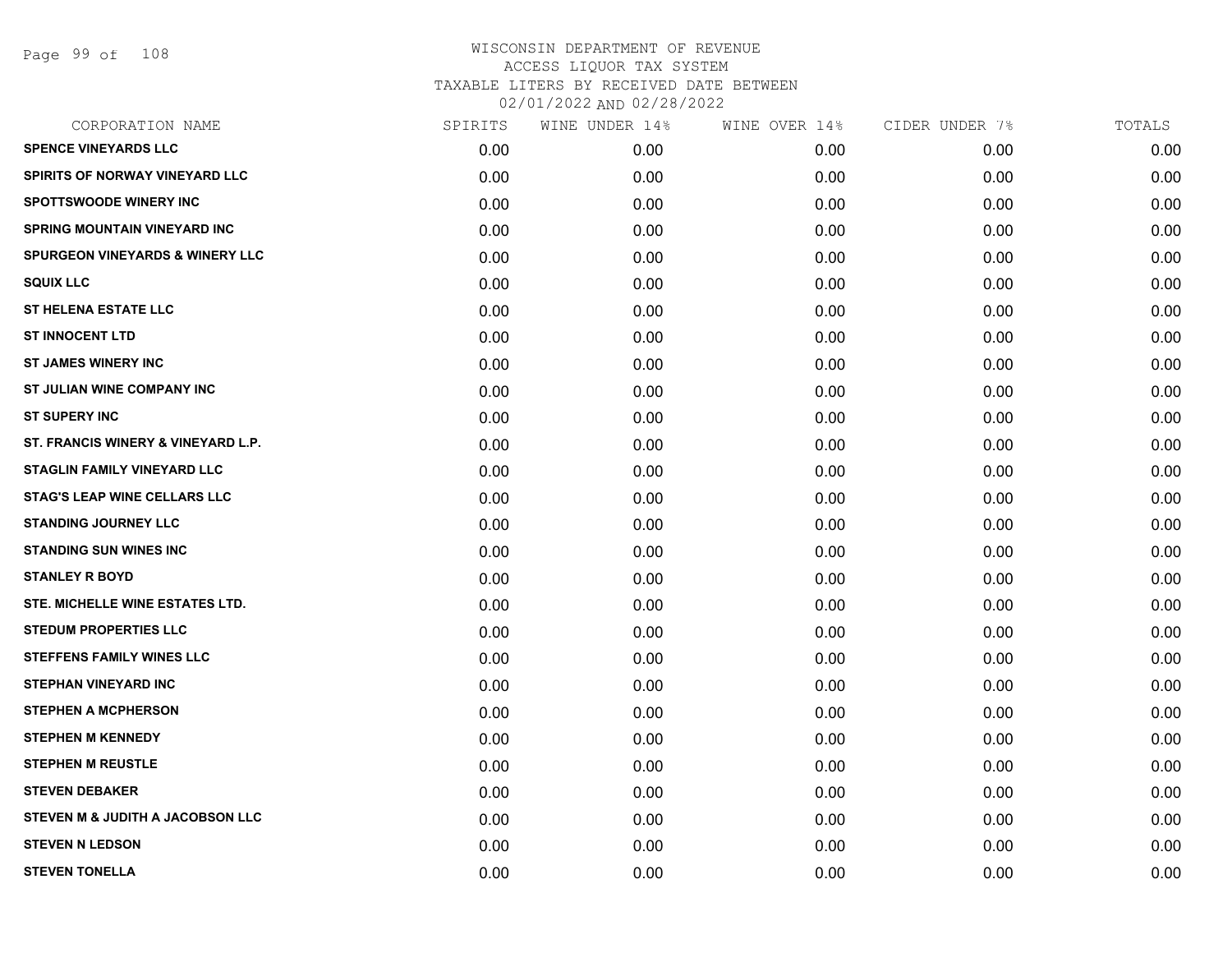# WISCONSIN DEPARTMENT OF REVENUE
## ACCESS LIQUOR TAX SYSTEM
## TAXABLE LITERS BY RECEIVED DATE BETWEEN 02/01/2022 AND 02/28/2022

| CORPORATION NAME | SPIRITS | WINE UNDER 14% | WINE OVER 14% | CIDER UNDER 7% | TOTALS |
|---|---|---|---|---|---|
| SPENCE VINEYARDS LLC | 0.00 | 0.00 | 0.00 | 0.00 | 0.00 |
| SPIRITS OF NORWAY VINEYARD LLC | 0.00 | 0.00 | 0.00 | 0.00 | 0.00 |
| SPOTTSWOODE WINERY INC | 0.00 | 0.00 | 0.00 | 0.00 | 0.00 |
| SPRING MOUNTAIN VINEYARD INC | 0.00 | 0.00 | 0.00 | 0.00 | 0.00 |
| SPURGEON VINEYARDS & WINERY LLC | 0.00 | 0.00 | 0.00 | 0.00 | 0.00 |
| SQUIX LLC | 0.00 | 0.00 | 0.00 | 0.00 | 0.00 |
| ST HELENA ESTATE LLC | 0.00 | 0.00 | 0.00 | 0.00 | 0.00 |
| ST INNOCENT LTD | 0.00 | 0.00 | 0.00 | 0.00 | 0.00 |
| ST JAMES WINERY INC | 0.00 | 0.00 | 0.00 | 0.00 | 0.00 |
| ST JULIAN WINE COMPANY INC | 0.00 | 0.00 | 0.00 | 0.00 | 0.00 |
| ST SUPERY INC | 0.00 | 0.00 | 0.00 | 0.00 | 0.00 |
| ST. FRANCIS WINERY & VINEYARD L.P. | 0.00 | 0.00 | 0.00 | 0.00 | 0.00 |
| STAGLIN FAMILY VINEYARD LLC | 0.00 | 0.00 | 0.00 | 0.00 | 0.00 |
| STAG'S LEAP WINE CELLARS LLC | 0.00 | 0.00 | 0.00 | 0.00 | 0.00 |
| STANDING JOURNEY LLC | 0.00 | 0.00 | 0.00 | 0.00 | 0.00 |
| STANDING SUN WINES INC | 0.00 | 0.00 | 0.00 | 0.00 | 0.00 |
| STANLEY R BOYD | 0.00 | 0.00 | 0.00 | 0.00 | 0.00 |
| STE. MICHELLE WINE ESTATES LTD. | 0.00 | 0.00 | 0.00 | 0.00 | 0.00 |
| STEDUM PROPERTIES LLC | 0.00 | 0.00 | 0.00 | 0.00 | 0.00 |
| STEFFENS FAMILY WINES LLC | 0.00 | 0.00 | 0.00 | 0.00 | 0.00 |
| STEPHAN VINEYARD INC | 0.00 | 0.00 | 0.00 | 0.00 | 0.00 |
| STEPHEN A MCPHERSON | 0.00 | 0.00 | 0.00 | 0.00 | 0.00 |
| STEPHEN M KENNEDY | 0.00 | 0.00 | 0.00 | 0.00 | 0.00 |
| STEPHEN M REUSTLE | 0.00 | 0.00 | 0.00 | 0.00 | 0.00 |
| STEVEN DEBAKER | 0.00 | 0.00 | 0.00 | 0.00 | 0.00 |
| STEVEN M & JUDITH A JACOBSON LLC | 0.00 | 0.00 | 0.00 | 0.00 | 0.00 |
| STEVEN N LEDSON | 0.00 | 0.00 | 0.00 | 0.00 | 0.00 |
| STEVEN TONELLA | 0.00 | 0.00 | 0.00 | 0.00 | 0.00 |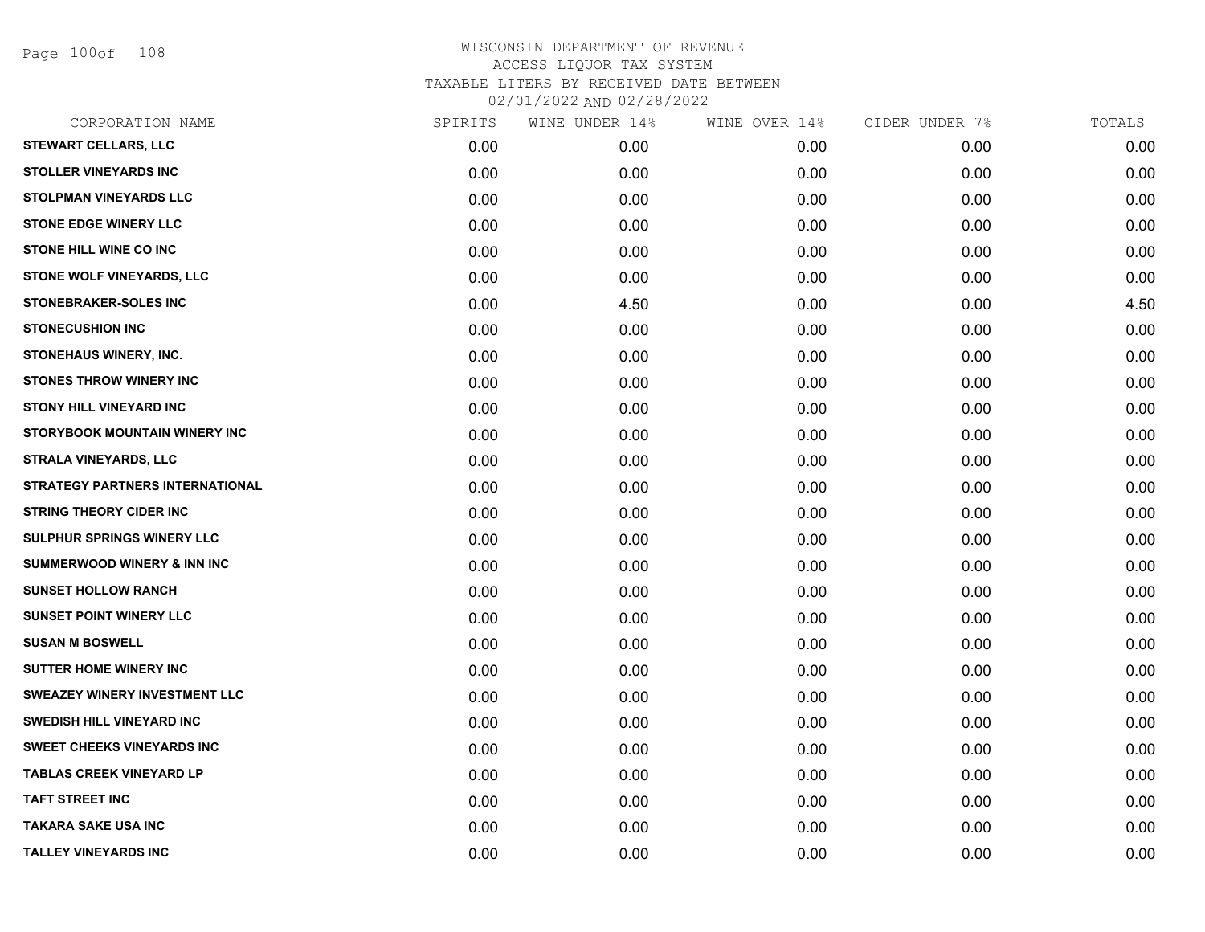# WISCONSIN DEPARTMENT OF REVENUE
## ACCESS LIQUOR TAX SYSTEM
### TAXABLE LITERS BY RECEIVED DATE BETWEEN 02/01/2022 AND 02/28/2022

| CORPORATION NAME | SPIRITS | WINE UNDER 14% | WINE OVER 14% | CIDER UNDER 7% | TOTALS |
|---|---|---|---|---|---|
| STEWART CELLARS, LLC | 0.00 | 0.00 | 0.00 | 0.00 | 0.00 |
| STOLLER VINEYARDS INC | 0.00 | 0.00 | 0.00 | 0.00 | 0.00 |
| STOLPMAN VINEYARDS LLC | 0.00 | 0.00 | 0.00 | 0.00 | 0.00 |
| STONE EDGE WINERY LLC | 0.00 | 0.00 | 0.00 | 0.00 | 0.00 |
| STONE HILL WINE CO INC | 0.00 | 0.00 | 0.00 | 0.00 | 0.00 |
| STONE WOLF VINEYARDS, LLC | 0.00 | 0.00 | 0.00 | 0.00 | 0.00 |
| STONEBRAKER-SOLES INC | 0.00 | 4.50 | 0.00 | 0.00 | 4.50 |
| STONECUSHION INC | 0.00 | 0.00 | 0.00 | 0.00 | 0.00 |
| STONEHAUS WINERY, INC. | 0.00 | 0.00 | 0.00 | 0.00 | 0.00 |
| STONES THROW WINERY INC | 0.00 | 0.00 | 0.00 | 0.00 | 0.00 |
| STONY HILL VINEYARD INC | 0.00 | 0.00 | 0.00 | 0.00 | 0.00 |
| STORYBOOK MOUNTAIN WINERY INC | 0.00 | 0.00 | 0.00 | 0.00 | 0.00 |
| STRALA VINEYARDS, LLC | 0.00 | 0.00 | 0.00 | 0.00 | 0.00 |
| STRATEGY PARTNERS INTERNATIONAL | 0.00 | 0.00 | 0.00 | 0.00 | 0.00 |
| STRING THEORY CIDER INC | 0.00 | 0.00 | 0.00 | 0.00 | 0.00 |
| SULPHUR SPRINGS WINERY LLC | 0.00 | 0.00 | 0.00 | 0.00 | 0.00 |
| SUMMERWOOD WINERY & INN INC | 0.00 | 0.00 | 0.00 | 0.00 | 0.00 |
| SUNSET HOLLOW RANCH | 0.00 | 0.00 | 0.00 | 0.00 | 0.00 |
| SUNSET POINT WINERY LLC | 0.00 | 0.00 | 0.00 | 0.00 | 0.00 |
| SUSAN M BOSWELL | 0.00 | 0.00 | 0.00 | 0.00 | 0.00 |
| SUTTER HOME WINERY INC | 0.00 | 0.00 | 0.00 | 0.00 | 0.00 |
| SWEAZEY WINERY INVESTMENT LLC | 0.00 | 0.00 | 0.00 | 0.00 | 0.00 |
| SWEDISH HILL VINEYARD INC | 0.00 | 0.00 | 0.00 | 0.00 | 0.00 |
| SWEET CHEEKS VINEYARDS INC | 0.00 | 0.00 | 0.00 | 0.00 | 0.00 |
| TABLAS CREEK VINEYARD LP | 0.00 | 0.00 | 0.00 | 0.00 | 0.00 |
| TAFT STREET INC | 0.00 | 0.00 | 0.00 | 0.00 | 0.00 |
| TAKARA SAKE USA INC | 0.00 | 0.00 | 0.00 | 0.00 | 0.00 |
| TALLEY VINEYARDS INC | 0.00 | 0.00 | 0.00 | 0.00 | 0.00 |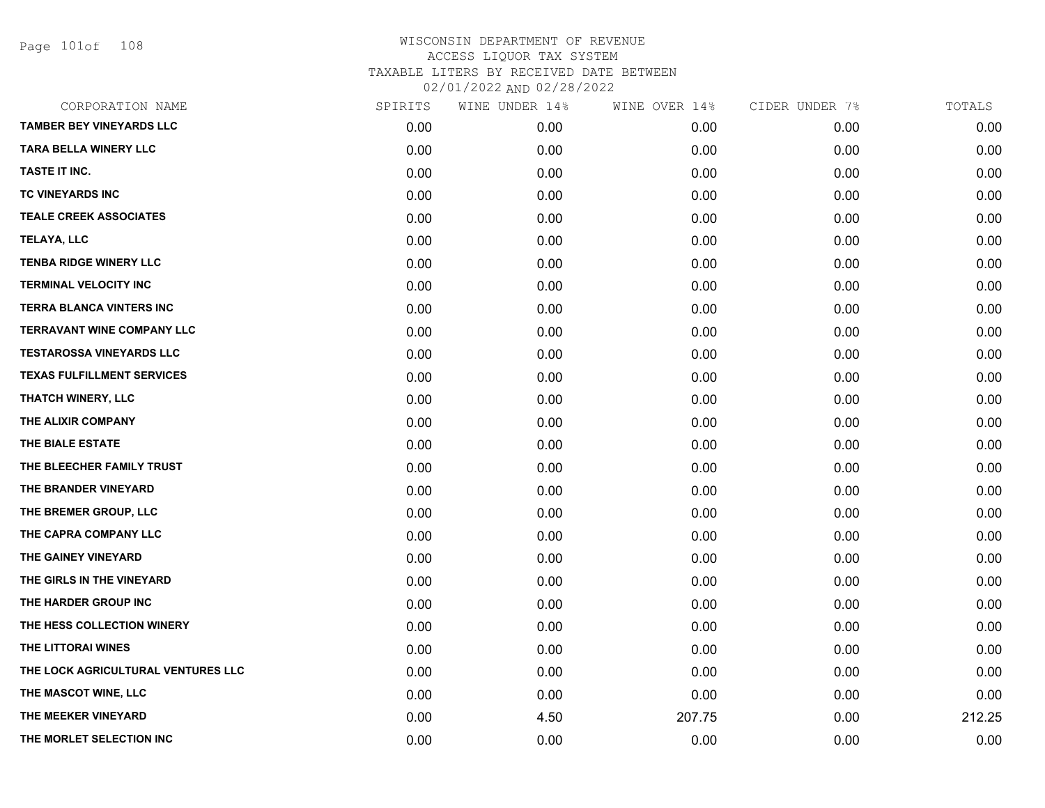WISCONSIN DEPARTMENT OF REVENUE
ACCESS LIQUOR TAX SYSTEM
TAXABLE LITERS BY RECEIVED DATE BETWEEN
02/01/2022 AND 02/28/2022

| CORPORATION NAME | SPIRITS | WINE UNDER 14% | WINE OVER 14% | CIDER UNDER 7% | TOTALS |
|---|---|---|---|---|---|
| TAMBER BEY VINEYARDS LLC | 0.00 | 0.00 | 0.00 | 0.00 | 0.00 |
| TARA BELLA WINERY LLC | 0.00 | 0.00 | 0.00 | 0.00 | 0.00 |
| TASTE IT INC. | 0.00 | 0.00 | 0.00 | 0.00 | 0.00 |
| TC VINEYARDS INC | 0.00 | 0.00 | 0.00 | 0.00 | 0.00 |
| TEALE CREEK ASSOCIATES | 0.00 | 0.00 | 0.00 | 0.00 | 0.00 |
| TELAYA, LLC | 0.00 | 0.00 | 0.00 | 0.00 | 0.00 |
| TENBA RIDGE WINERY LLC | 0.00 | 0.00 | 0.00 | 0.00 | 0.00 |
| TERMINAL VELOCITY INC | 0.00 | 0.00 | 0.00 | 0.00 | 0.00 |
| TERRA BLANCA VINTERS INC | 0.00 | 0.00 | 0.00 | 0.00 | 0.00 |
| TERRAVANT WINE COMPANY LLC | 0.00 | 0.00 | 0.00 | 0.00 | 0.00 |
| TESTAROSSA VINEYARDS LLC | 0.00 | 0.00 | 0.00 | 0.00 | 0.00 |
| TEXAS FULFILLMENT SERVICES | 0.00 | 0.00 | 0.00 | 0.00 | 0.00 |
| THATCH WINERY, LLC | 0.00 | 0.00 | 0.00 | 0.00 | 0.00 |
| THE ALIXIR COMPANY | 0.00 | 0.00 | 0.00 | 0.00 | 0.00 |
| THE BIALE ESTATE | 0.00 | 0.00 | 0.00 | 0.00 | 0.00 |
| THE BLEECHER FAMILY TRUST | 0.00 | 0.00 | 0.00 | 0.00 | 0.00 |
| THE BRANDER VINEYARD | 0.00 | 0.00 | 0.00 | 0.00 | 0.00 |
| THE BREMER GROUP, LLC | 0.00 | 0.00 | 0.00 | 0.00 | 0.00 |
| THE CAPRA COMPANY LLC | 0.00 | 0.00 | 0.00 | 0.00 | 0.00 |
| THE GAINEY VINEYARD | 0.00 | 0.00 | 0.00 | 0.00 | 0.00 |
| THE GIRLS IN THE VINEYARD | 0.00 | 0.00 | 0.00 | 0.00 | 0.00 |
| THE HARDER GROUP INC | 0.00 | 0.00 | 0.00 | 0.00 | 0.00 |
| THE HESS COLLECTION WINERY | 0.00 | 0.00 | 0.00 | 0.00 | 0.00 |
| THE LITTORAI WINES | 0.00 | 0.00 | 0.00 | 0.00 | 0.00 |
| THE LOCK AGRICULTURAL VENTURES LLC | 0.00 | 0.00 | 0.00 | 0.00 | 0.00 |
| THE MASCOT WINE, LLC | 0.00 | 0.00 | 0.00 | 0.00 | 0.00 |
| THE MEEKER VINEYARD | 0.00 | 4.50 | 207.75 | 0.00 | 212.25 |
| THE MORLET SELECTION INC | 0.00 | 0.00 | 0.00 | 0.00 | 0.00 |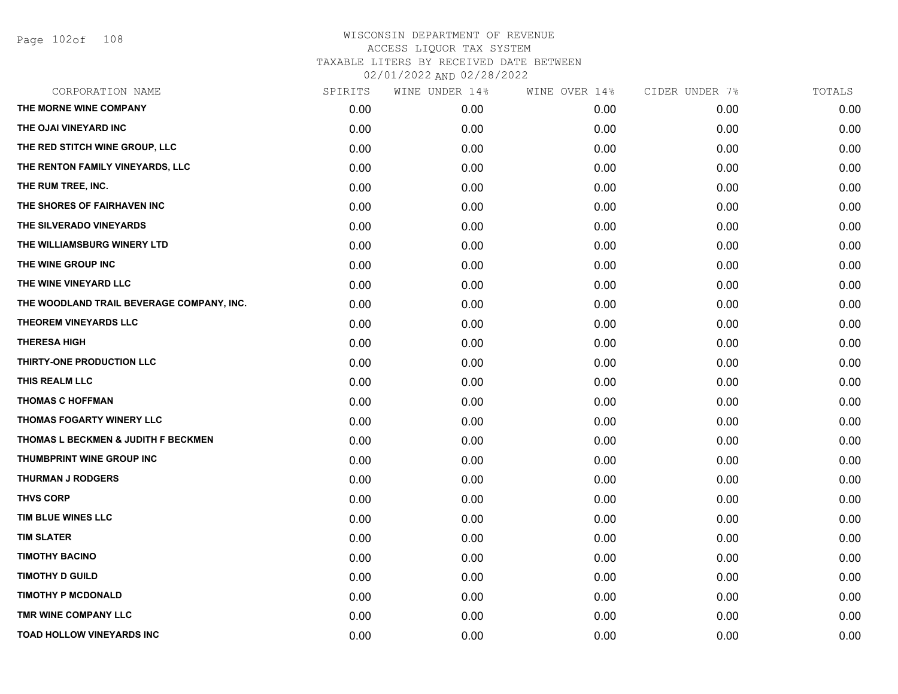WISCONSIN DEPARTMENT OF REVENUE
ACCESS LIQUOR TAX SYSTEM
TAXABLE LITERS BY RECEIVED DATE BETWEEN
02/01/2022 AND 02/28/2022

| CORPORATION NAME | SPIRITS | WINE UNDER 14% | WINE OVER 14% | CIDER UNDER 7% | TOTALS |
|---|---|---|---|---|---|
| THE MORNE WINE COMPANY | 0.00 | 0.00 | 0.00 | 0.00 | 0.00 |
| THE OJAI VINEYARD INC | 0.00 | 0.00 | 0.00 | 0.00 | 0.00 |
| THE RED STITCH WINE GROUP, LLC | 0.00 | 0.00 | 0.00 | 0.00 | 0.00 |
| THE RENTON FAMILY VINEYARDS, LLC | 0.00 | 0.00 | 0.00 | 0.00 | 0.00 |
| THE RUM TREE, INC. | 0.00 | 0.00 | 0.00 | 0.00 | 0.00 |
| THE SHORES OF FAIRHAVEN INC | 0.00 | 0.00 | 0.00 | 0.00 | 0.00 |
| THE SILVERADO VINEYARDS | 0.00 | 0.00 | 0.00 | 0.00 | 0.00 |
| THE WILLIAMSBURG WINERY LTD | 0.00 | 0.00 | 0.00 | 0.00 | 0.00 |
| THE WINE GROUP INC | 0.00 | 0.00 | 0.00 | 0.00 | 0.00 |
| THE WINE VINEYARD LLC | 0.00 | 0.00 | 0.00 | 0.00 | 0.00 |
| THE WOODLAND TRAIL BEVERAGE COMPANY, INC. | 0.00 | 0.00 | 0.00 | 0.00 | 0.00 |
| THEOREM VINEYARDS LLC | 0.00 | 0.00 | 0.00 | 0.00 | 0.00 |
| THERESA HIGH | 0.00 | 0.00 | 0.00 | 0.00 | 0.00 |
| THIRTY-ONE PRODUCTION LLC | 0.00 | 0.00 | 0.00 | 0.00 | 0.00 |
| THIS REALM LLC | 0.00 | 0.00 | 0.00 | 0.00 | 0.00 |
| THOMAS C HOFFMAN | 0.00 | 0.00 | 0.00 | 0.00 | 0.00 |
| THOMAS FOGARTY WINERY LLC | 0.00 | 0.00 | 0.00 | 0.00 | 0.00 |
| THOMAS L BECKMEN & JUDITH F BECKMEN | 0.00 | 0.00 | 0.00 | 0.00 | 0.00 |
| THUMBPRINT WINE GROUP INC | 0.00 | 0.00 | 0.00 | 0.00 | 0.00 |
| THURMAN J RODGERS | 0.00 | 0.00 | 0.00 | 0.00 | 0.00 |
| THVS CORP | 0.00 | 0.00 | 0.00 | 0.00 | 0.00 |
| TIM BLUE WINES LLC | 0.00 | 0.00 | 0.00 | 0.00 | 0.00 |
| TIM SLATER | 0.00 | 0.00 | 0.00 | 0.00 | 0.00 |
| TIMOTHY BACINO | 0.00 | 0.00 | 0.00 | 0.00 | 0.00 |
| TIMOTHY D GUILD | 0.00 | 0.00 | 0.00 | 0.00 | 0.00 |
| TIMOTHY P MCDONALD | 0.00 | 0.00 | 0.00 | 0.00 | 0.00 |
| TMR WINE COMPANY LLC | 0.00 | 0.00 | 0.00 | 0.00 | 0.00 |
| TOAD HOLLOW VINEYARDS INC | 0.00 | 0.00 | 0.00 | 0.00 | 0.00 |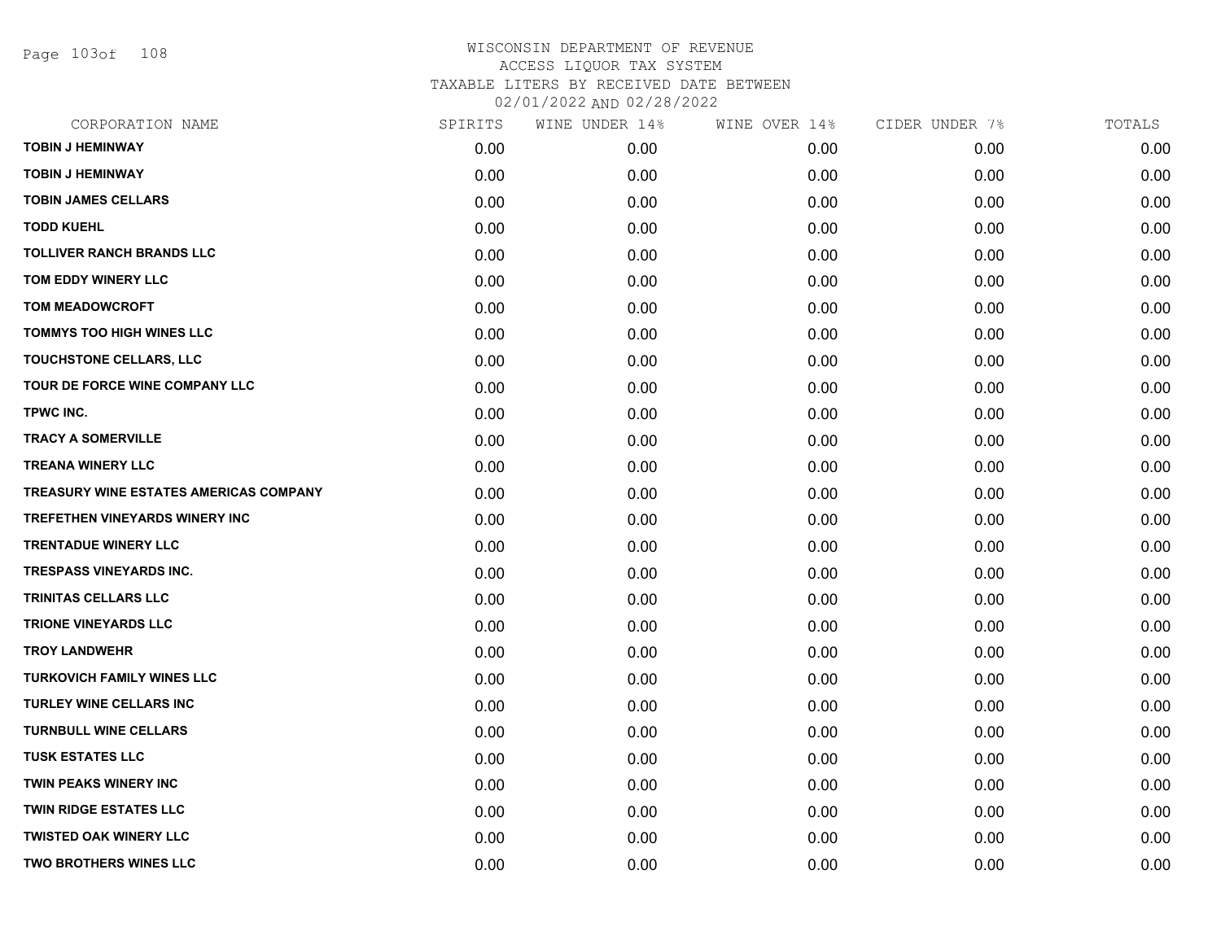WISCONSIN DEPARTMENT OF REVENUE
ACCESS LIQUOR TAX SYSTEM
TAXABLE LITERS BY RECEIVED DATE BETWEEN
02/01/2022 AND 02/28/2022

| CORPORATION NAME | SPIRITS | WINE UNDER 14% | WINE OVER 14% | CIDER UNDER 7% | TOTALS |
|---|---|---|---|---|---|
| TOBIN J HEMINWAY | 0.00 | 0.00 | 0.00 | 0.00 | 0.00 |
| TOBIN J HEMINWAY | 0.00 | 0.00 | 0.00 | 0.00 | 0.00 |
| TOBIN JAMES CELLARS | 0.00 | 0.00 | 0.00 | 0.00 | 0.00 |
| TODD KUEHL | 0.00 | 0.00 | 0.00 | 0.00 | 0.00 |
| TOLLIVER RANCH BRANDS LLC | 0.00 | 0.00 | 0.00 | 0.00 | 0.00 |
| TOM EDDY WINERY LLC | 0.00 | 0.00 | 0.00 | 0.00 | 0.00 |
| TOM MEADOWCROFT | 0.00 | 0.00 | 0.00 | 0.00 | 0.00 |
| TOMMYS TOO HIGH WINES LLC | 0.00 | 0.00 | 0.00 | 0.00 | 0.00 |
| TOUCHSTONE CELLARS, LLC | 0.00 | 0.00 | 0.00 | 0.00 | 0.00 |
| TOUR DE FORCE WINE COMPANY LLC | 0.00 | 0.00 | 0.00 | 0.00 | 0.00 |
| TPWC INC. | 0.00 | 0.00 | 0.00 | 0.00 | 0.00 |
| TRACY A SOMERVILLE | 0.00 | 0.00 | 0.00 | 0.00 | 0.00 |
| TREANA WINERY LLC | 0.00 | 0.00 | 0.00 | 0.00 | 0.00 |
| TREASURY WINE ESTATES AMERICAS COMPANY | 0.00 | 0.00 | 0.00 | 0.00 | 0.00 |
| TREFETHEN VINEYARDS WINERY INC | 0.00 | 0.00 | 0.00 | 0.00 | 0.00 |
| TRENTADUE WINERY LLC | 0.00 | 0.00 | 0.00 | 0.00 | 0.00 |
| TRESPASS VINEYARDS INC. | 0.00 | 0.00 | 0.00 | 0.00 | 0.00 |
| TRINITAS CELLARS LLC | 0.00 | 0.00 | 0.00 | 0.00 | 0.00 |
| TRIONE VINEYARDS LLC | 0.00 | 0.00 | 0.00 | 0.00 | 0.00 |
| TROY LANDWEHR | 0.00 | 0.00 | 0.00 | 0.00 | 0.00 |
| TURKOVICH FAMILY WINES LLC | 0.00 | 0.00 | 0.00 | 0.00 | 0.00 |
| TURLEY WINE CELLARS INC | 0.00 | 0.00 | 0.00 | 0.00 | 0.00 |
| TURNBULL WINE CELLARS | 0.00 | 0.00 | 0.00 | 0.00 | 0.00 |
| TUSK ESTATES LLC | 0.00 | 0.00 | 0.00 | 0.00 | 0.00 |
| TWIN PEAKS WINERY INC | 0.00 | 0.00 | 0.00 | 0.00 | 0.00 |
| TWIN RIDGE ESTATES LLC | 0.00 | 0.00 | 0.00 | 0.00 | 0.00 |
| TWISTED OAK WINERY LLC | 0.00 | 0.00 | 0.00 | 0.00 | 0.00 |
| TWO BROTHERS WINES LLC | 0.00 | 0.00 | 0.00 | 0.00 | 0.00 |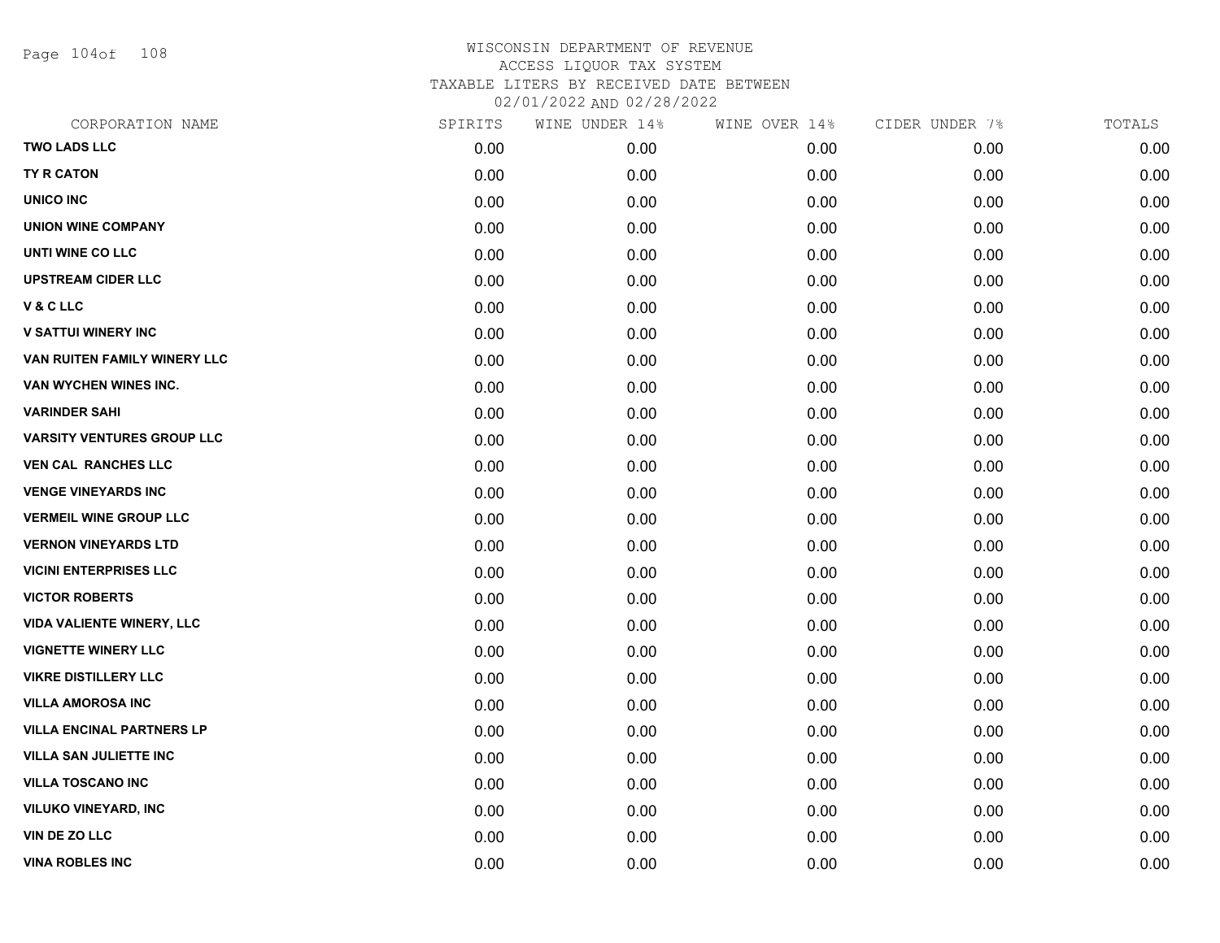WISCONSIN DEPARTMENT OF REVENUE
ACCESS LIQUOR TAX SYSTEM
TAXABLE LITERS BY RECEIVED DATE BETWEEN
02/01/2022 AND 02/28/2022

| CORPORATION NAME | SPIRITS | WINE UNDER 14% | WINE OVER 14% | CIDER UNDER 7% | TOTALS |
|---|---|---|---|---|---|
| TWO LADS LLC | 0.00 | 0.00 | 0.00 | 0.00 | 0.00 |
| TY R CATON | 0.00 | 0.00 | 0.00 | 0.00 | 0.00 |
| UNICO INC | 0.00 | 0.00 | 0.00 | 0.00 | 0.00 |
| UNION WINE COMPANY | 0.00 | 0.00 | 0.00 | 0.00 | 0.00 |
| UNTI WINE CO LLC | 0.00 | 0.00 | 0.00 | 0.00 | 0.00 |
| UPSTREAM CIDER LLC | 0.00 | 0.00 | 0.00 | 0.00 | 0.00 |
| V & C LLC | 0.00 | 0.00 | 0.00 | 0.00 | 0.00 |
| V SATTUI WINERY INC | 0.00 | 0.00 | 0.00 | 0.00 | 0.00 |
| VAN RUITEN FAMILY WINERY LLC | 0.00 | 0.00 | 0.00 | 0.00 | 0.00 |
| VAN WYCHEN WINES INC. | 0.00 | 0.00 | 0.00 | 0.00 | 0.00 |
| VARINDER SAHI | 0.00 | 0.00 | 0.00 | 0.00 | 0.00 |
| VARSITY VENTURES GROUP LLC | 0.00 | 0.00 | 0.00 | 0.00 | 0.00 |
| VEN CAL RANCHES LLC | 0.00 | 0.00 | 0.00 | 0.00 | 0.00 |
| VENGE VINEYARDS INC | 0.00 | 0.00 | 0.00 | 0.00 | 0.00 |
| VERMEIL WINE GROUP LLC | 0.00 | 0.00 | 0.00 | 0.00 | 0.00 |
| VERNON VINEYARDS LTD | 0.00 | 0.00 | 0.00 | 0.00 | 0.00 |
| VICINI ENTERPRISES LLC | 0.00 | 0.00 | 0.00 | 0.00 | 0.00 |
| VICTOR ROBERTS | 0.00 | 0.00 | 0.00 | 0.00 | 0.00 |
| VIDA VALIENTE WINERY, LLC | 0.00 | 0.00 | 0.00 | 0.00 | 0.00 |
| VIGNETTE WINERY LLC | 0.00 | 0.00 | 0.00 | 0.00 | 0.00 |
| VIKRE DISTILLERY LLC | 0.00 | 0.00 | 0.00 | 0.00 | 0.00 |
| VILLA AMOROSA INC | 0.00 | 0.00 | 0.00 | 0.00 | 0.00 |
| VILLA ENCINAL PARTNERS LP | 0.00 | 0.00 | 0.00 | 0.00 | 0.00 |
| VILLA SAN JULIETTE INC | 0.00 | 0.00 | 0.00 | 0.00 | 0.00 |
| VILLA TOSCANO INC | 0.00 | 0.00 | 0.00 | 0.00 | 0.00 |
| VILUKO VINEYARD, INC | 0.00 | 0.00 | 0.00 | 0.00 | 0.00 |
| VIN DE ZO LLC | 0.00 | 0.00 | 0.00 | 0.00 | 0.00 |
| VINA ROBLES INC | 0.00 | 0.00 | 0.00 | 0.00 | 0.00 |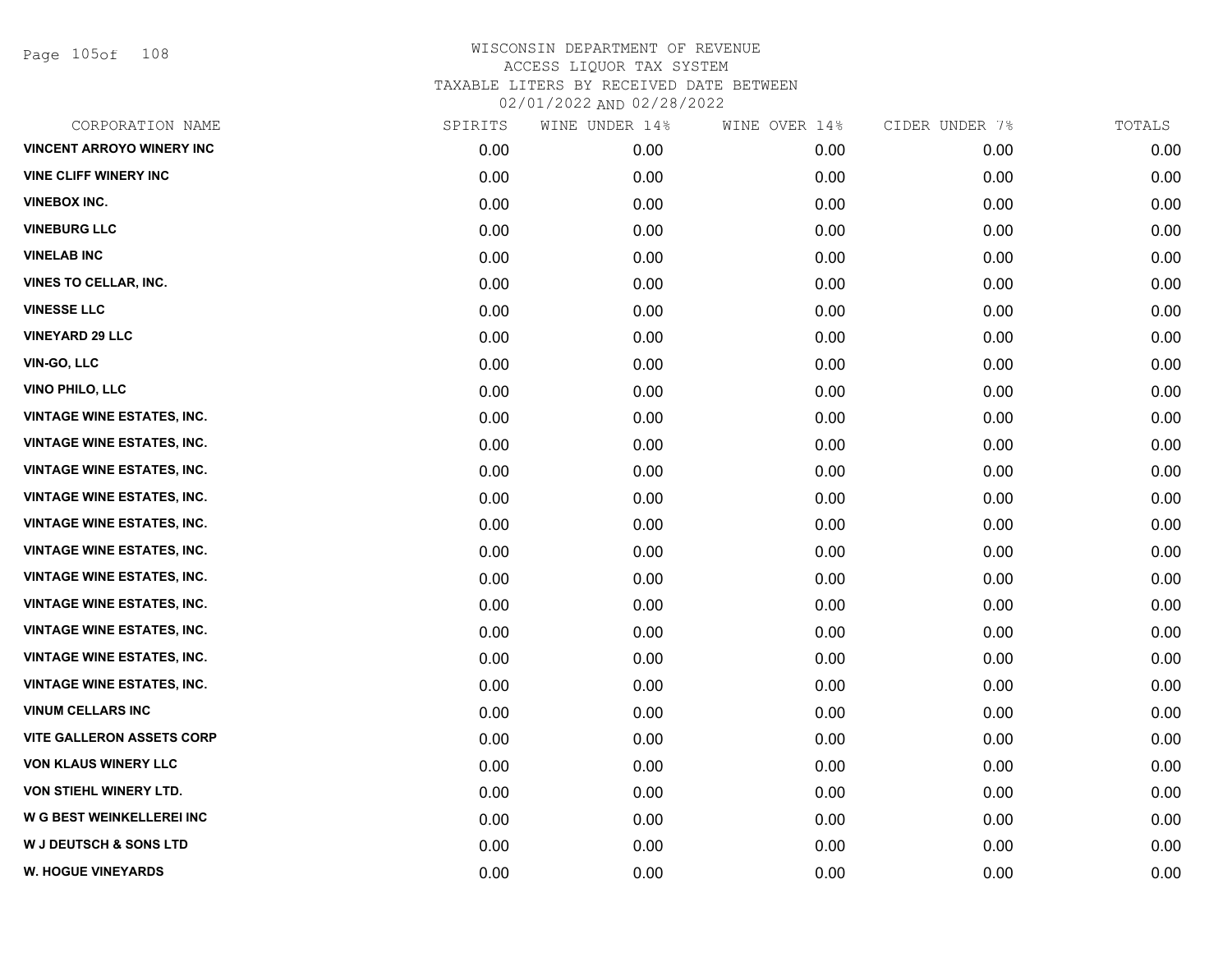WISCONSIN DEPARTMENT OF REVENUE
ACCESS LIQUOR TAX SYSTEM
TAXABLE LITERS BY RECEIVED DATE BETWEEN
02/01/2022 AND 02/28/2022

| CORPORATION NAME | SPIRITS | WINE UNDER 14% | WINE OVER 14% | CIDER UNDER 7% | TOTALS |
|---|---|---|---|---|---|
| VINCENT ARROYO WINERY INC | 0.00 | 0.00 | 0.00 | 0.00 | 0.00 |
| VINE CLIFF WINERY INC | 0.00 | 0.00 | 0.00 | 0.00 | 0.00 |
| VINEBOX INC. | 0.00 | 0.00 | 0.00 | 0.00 | 0.00 |
| VINEBURG LLC | 0.00 | 0.00 | 0.00 | 0.00 | 0.00 |
| VINELAB INC | 0.00 | 0.00 | 0.00 | 0.00 | 0.00 |
| VINES TO CELLAR, INC. | 0.00 | 0.00 | 0.00 | 0.00 | 0.00 |
| VINESSE LLC | 0.00 | 0.00 | 0.00 | 0.00 | 0.00 |
| VINEYARD 29 LLC | 0.00 | 0.00 | 0.00 | 0.00 | 0.00 |
| VIN-GO, LLC | 0.00 | 0.00 | 0.00 | 0.00 | 0.00 |
| VINO PHILO, LLC | 0.00 | 0.00 | 0.00 | 0.00 | 0.00 |
| VINTAGE WINE ESTATES, INC. | 0.00 | 0.00 | 0.00 | 0.00 | 0.00 |
| VINTAGE WINE ESTATES, INC. | 0.00 | 0.00 | 0.00 | 0.00 | 0.00 |
| VINTAGE WINE ESTATES, INC. | 0.00 | 0.00 | 0.00 | 0.00 | 0.00 |
| VINTAGE WINE ESTATES, INC. | 0.00 | 0.00 | 0.00 | 0.00 | 0.00 |
| VINTAGE WINE ESTATES, INC. | 0.00 | 0.00 | 0.00 | 0.00 | 0.00 |
| VINTAGE WINE ESTATES, INC. | 0.00 | 0.00 | 0.00 | 0.00 | 0.00 |
| VINTAGE WINE ESTATES, INC. | 0.00 | 0.00 | 0.00 | 0.00 | 0.00 |
| VINTAGE WINE ESTATES, INC. | 0.00 | 0.00 | 0.00 | 0.00 | 0.00 |
| VINTAGE WINE ESTATES, INC. | 0.00 | 0.00 | 0.00 | 0.00 | 0.00 |
| VINTAGE WINE ESTATES, INC. | 0.00 | 0.00 | 0.00 | 0.00 | 0.00 |
| VINTAGE WINE ESTATES, INC. | 0.00 | 0.00 | 0.00 | 0.00 | 0.00 |
| VINUM CELLARS INC | 0.00 | 0.00 | 0.00 | 0.00 | 0.00 |
| VITE GALLERON ASSETS CORP | 0.00 | 0.00 | 0.00 | 0.00 | 0.00 |
| VON KLAUS WINERY LLC | 0.00 | 0.00 | 0.00 | 0.00 | 0.00 |
| VON STIEHL WINERY LTD. | 0.00 | 0.00 | 0.00 | 0.00 | 0.00 |
| W G BEST WEINKELLEREI INC | 0.00 | 0.00 | 0.00 | 0.00 | 0.00 |
| W J DEUTSCH & SONS LTD | 0.00 | 0.00 | 0.00 | 0.00 | 0.00 |
| W. HOGUE VINEYARDS | 0.00 | 0.00 | 0.00 | 0.00 | 0.00 |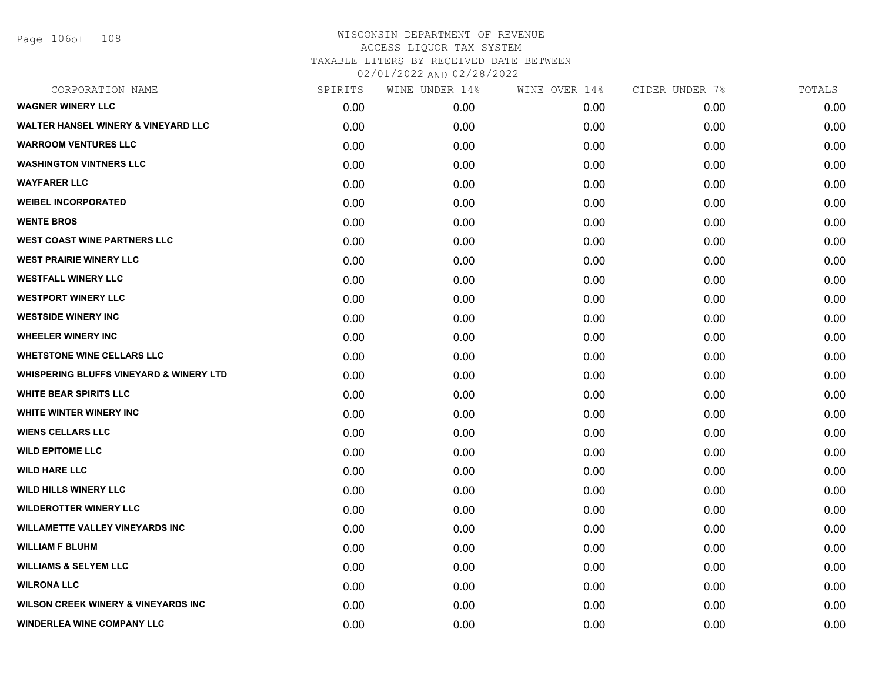WISCONSIN DEPARTMENT OF REVENUE
ACCESS LIQUOR TAX SYSTEM
TAXABLE LITERS BY RECEIVED DATE BETWEEN
02/01/2022 AND 02/28/2022

| CORPORATION NAME | SPIRITS | WINE UNDER 14% | WINE OVER 14% | CIDER UNDER 7% | TOTALS |
|---|---|---|---|---|---|
| WAGNER WINERY LLC | 0.00 | 0.00 | 0.00 | 0.00 | 0.00 |
| WALTER HANSEL WINERY & VINEYARD LLC | 0.00 | 0.00 | 0.00 | 0.00 | 0.00 |
| WARROOM VENTURES LLC | 0.00 | 0.00 | 0.00 | 0.00 | 0.00 |
| WASHINGTON VINTNERS LLC | 0.00 | 0.00 | 0.00 | 0.00 | 0.00 |
| WAYFARER LLC | 0.00 | 0.00 | 0.00 | 0.00 | 0.00 |
| WEIBEL INCORPORATED | 0.00 | 0.00 | 0.00 | 0.00 | 0.00 |
| WENTE BROS | 0.00 | 0.00 | 0.00 | 0.00 | 0.00 |
| WEST COAST WINE PARTNERS LLC | 0.00 | 0.00 | 0.00 | 0.00 | 0.00 |
| WEST PRAIRIE WINERY LLC | 0.00 | 0.00 | 0.00 | 0.00 | 0.00 |
| WESTFALL WINERY LLC | 0.00 | 0.00 | 0.00 | 0.00 | 0.00 |
| WESTPORT WINERY LLC | 0.00 | 0.00 | 0.00 | 0.00 | 0.00 |
| WESTSIDE WINERY INC | 0.00 | 0.00 | 0.00 | 0.00 | 0.00 |
| WHEELER WINERY INC | 0.00 | 0.00 | 0.00 | 0.00 | 0.00 |
| WHETSTONE WINE CELLARS LLC | 0.00 | 0.00 | 0.00 | 0.00 | 0.00 |
| WHISPERING BLUFFS VINEYARD & WINERY LTD | 0.00 | 0.00 | 0.00 | 0.00 | 0.00 |
| WHITE BEAR SPIRITS LLC | 0.00 | 0.00 | 0.00 | 0.00 | 0.00 |
| WHITE WINTER WINERY INC | 0.00 | 0.00 | 0.00 | 0.00 | 0.00 |
| WIENS CELLARS LLC | 0.00 | 0.00 | 0.00 | 0.00 | 0.00 |
| WILD EPITOME LLC | 0.00 | 0.00 | 0.00 | 0.00 | 0.00 |
| WILD HARE LLC | 0.00 | 0.00 | 0.00 | 0.00 | 0.00 |
| WILD HILLS WINERY LLC | 0.00 | 0.00 | 0.00 | 0.00 | 0.00 |
| WILDEROTTER WINERY LLC | 0.00 | 0.00 | 0.00 | 0.00 | 0.00 |
| WILLAMETTE VALLEY VINEYARDS INC | 0.00 | 0.00 | 0.00 | 0.00 | 0.00 |
| WILLIAM F BLUHM | 0.00 | 0.00 | 0.00 | 0.00 | 0.00 |
| WILLIAMS & SELYEM LLC | 0.00 | 0.00 | 0.00 | 0.00 | 0.00 |
| WILRONA LLC | 0.00 | 0.00 | 0.00 | 0.00 | 0.00 |
| WILSON CREEK WINERY & VINEYARDS INC | 0.00 | 0.00 | 0.00 | 0.00 | 0.00 |
| WINDERLEA WINE COMPANY LLC | 0.00 | 0.00 | 0.00 | 0.00 | 0.00 |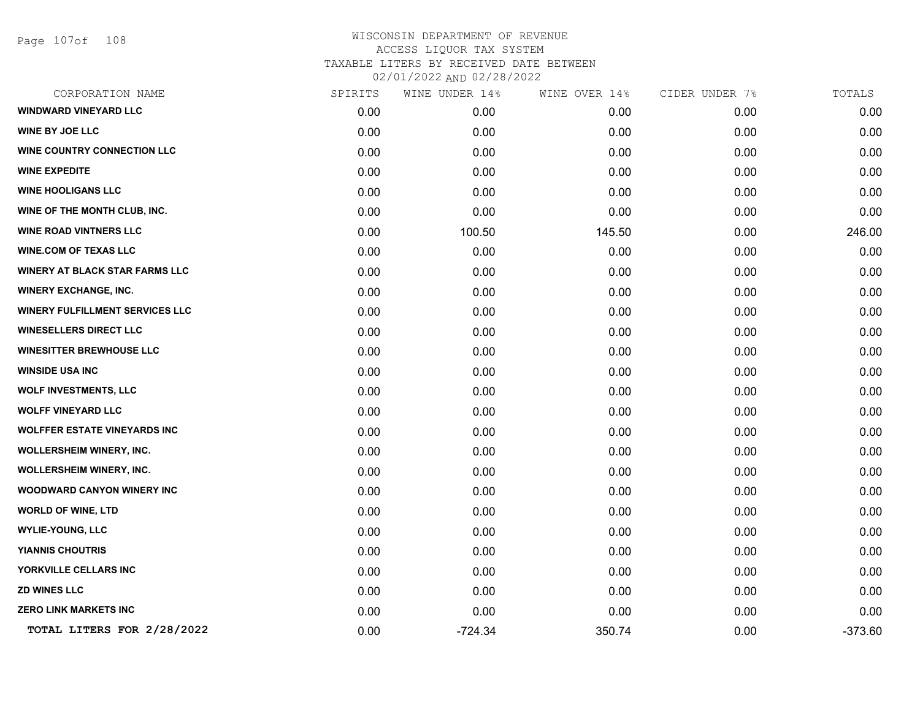WISCONSIN DEPARTMENT OF REVENUE
ACCESS LIQUOR TAX SYSTEM
TAXABLE LITERS BY RECEIVED DATE BETWEEN
02/01/2022 AND 02/28/2022

| CORPORATION NAME | SPIRITS | WINE UNDER 14% | WINE OVER 14% | CIDER UNDER 7% | TOTALS |
|---|---|---|---|---|---|
| WINDWARD VINEYARD LLC | 0.00 | 0.00 | 0.00 | 0.00 | 0.00 |
| WINE BY JOE LLC | 0.00 | 0.00 | 0.00 | 0.00 | 0.00 |
| WINE COUNTRY CONNECTION LLC | 0.00 | 0.00 | 0.00 | 0.00 | 0.00 |
| WINE EXPEDITE | 0.00 | 0.00 | 0.00 | 0.00 | 0.00 |
| WINE HOOLIGANS LLC | 0.00 | 0.00 | 0.00 | 0.00 | 0.00 |
| WINE OF THE MONTH CLUB, INC. | 0.00 | 0.00 | 0.00 | 0.00 | 0.00 |
| WINE ROAD VINTNERS LLC | 0.00 | 100.50 | 145.50 | 0.00 | 246.00 |
| WINE.COM OF TEXAS LLC | 0.00 | 0.00 | 0.00 | 0.00 | 0.00 |
| WINERY AT BLACK STAR FARMS LLC | 0.00 | 0.00 | 0.00 | 0.00 | 0.00 |
| WINERY EXCHANGE, INC. | 0.00 | 0.00 | 0.00 | 0.00 | 0.00 |
| WINERY FULFILLMENT SERVICES LLC | 0.00 | 0.00 | 0.00 | 0.00 | 0.00 |
| WINESELLERS DIRECT LLC | 0.00 | 0.00 | 0.00 | 0.00 | 0.00 |
| WINESITTER BREWHOUSE LLC | 0.00 | 0.00 | 0.00 | 0.00 | 0.00 |
| WINSIDE USA INC | 0.00 | 0.00 | 0.00 | 0.00 | 0.00 |
| WOLF INVESTMENTS, LLC | 0.00 | 0.00 | 0.00 | 0.00 | 0.00 |
| WOLFF VINEYARD LLC | 0.00 | 0.00 | 0.00 | 0.00 | 0.00 |
| WOLFFER ESTATE VINEYARDS INC | 0.00 | 0.00 | 0.00 | 0.00 | 0.00 |
| WOLLERSHEIM WINERY, INC. | 0.00 | 0.00 | 0.00 | 0.00 | 0.00 |
| WOLLERSHEIM WINERY, INC. | 0.00 | 0.00 | 0.00 | 0.00 | 0.00 |
| WOODWARD CANYON WINERY INC | 0.00 | 0.00 | 0.00 | 0.00 | 0.00 |
| WORLD OF WINE, LTD | 0.00 | 0.00 | 0.00 | 0.00 | 0.00 |
| WYLIE-YOUNG, LLC | 0.00 | 0.00 | 0.00 | 0.00 | 0.00 |
| YIANNIS CHOUTRIS | 0.00 | 0.00 | 0.00 | 0.00 | 0.00 |
| YORKVILLE CELLARS INC | 0.00 | 0.00 | 0.00 | 0.00 | 0.00 |
| ZD WINES LLC | 0.00 | 0.00 | 0.00 | 0.00 | 0.00 |
| ZERO LINK MARKETS INC | 0.00 | 0.00 | 0.00 | 0.00 | 0.00 |
| **TOTAL LITERS FOR 2/28/2022** | 0.00 | -724.34 | 350.74 | 0.00 | -373.60 |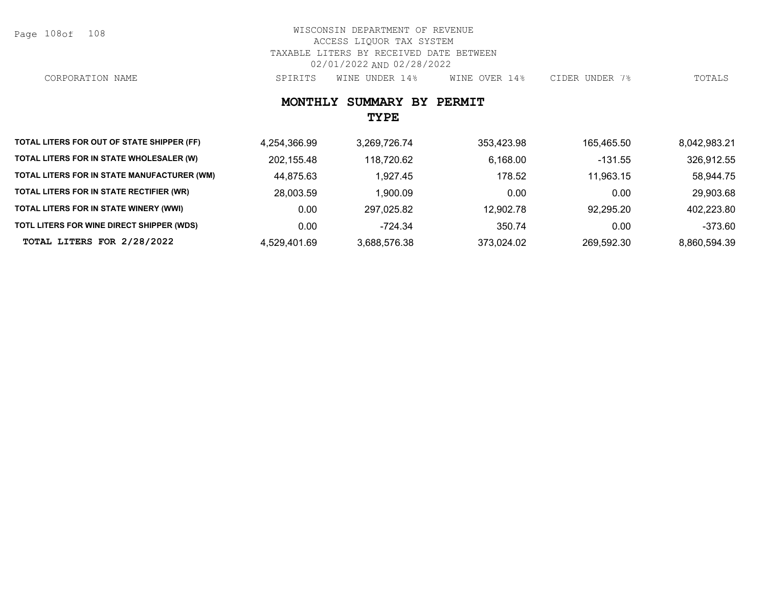WISCONSIN DEPARTMENT OF REVENUE
ACCESS LIQUOR TAX SYSTEM
TAXABLE LITERS BY RECEIVED DATE BETWEEN
02/01/2022 AND 02/28/2022

## MONTHLY SUMMARY BY PERMIT TYPE

| CORPORATION NAME | SPIRITS | WINE UNDER 14% | WINE OVER 14% | CIDER UNDER 7% | TOTALS |
|---|---|---|---|---|---|
| **TOTAL LITERS FOR OUT OF STATE SHIPPER (FF)** | 4,254,366.99 | 3,269,726.74 | 353,423.98 | 165,465.50 | 8,042,983.21 |
| **TOTAL LITERS FOR IN STATE WHOLESALER (W)** | 202,155.48 | 118,720.62 | 6,168.00 | -131.55 | 326,912.55 |
| **TOTAL LITERS FOR IN STATE MANUFACTURER (WM)** | 44,875.63 | 1,927.45 | 178.52 | 11,963.15 | 58,944.75 |
| **TOTAL LITERS FOR IN STATE RECTIFIER (WR)** | 28,003.59 | 1,900.09 | 0.00 | 0.00 | 29,903.68 |
| **TOTAL LITERS FOR IN STATE WINERY (WWI)** | 0.00 | 297,025.82 | 12,902.78 | 92,295.20 | 402,223.80 |
| **TOTL LITERS FOR WINE DIRECT SHIPPER (WDS)** | 0.00 | -724.34 | 350.74 | 0.00 | -373.60 |
| **TOTAL LITERS FOR 2/28/2022** | 4,529,401.69 | 3,688,576.38 | 373,024.02 | 269,592.30 | 8,860,594.39 |